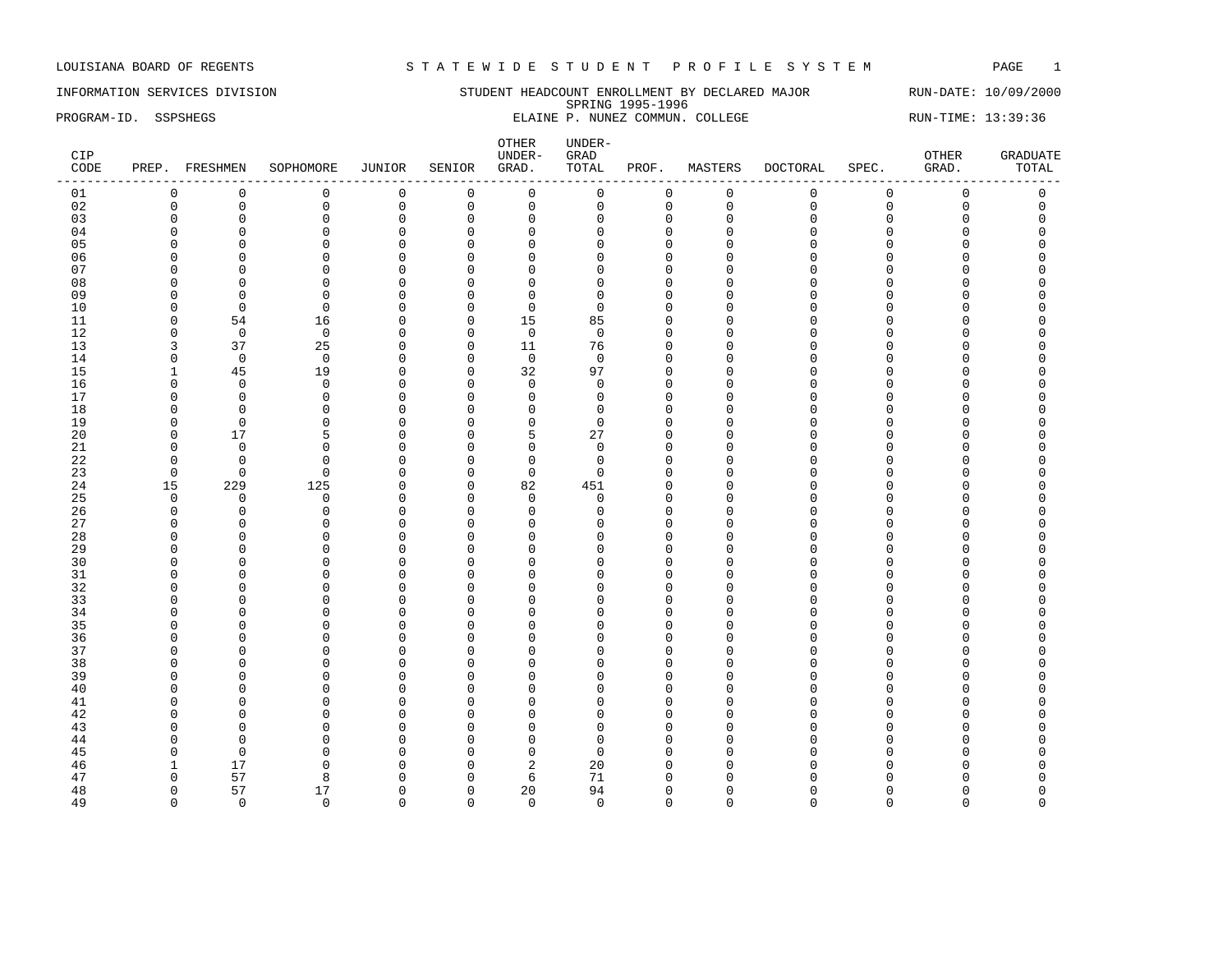LOUISIANA BOARD OF REGENTS — S T A T E W I D E S T U D E N T P R O F I L E S Y S T E M

INFORMATION SERVICES DIVISION — STUDENT HEADCOUNT ENROLLMENT BY DECLARED MAJOR — RUN-DATE: 10/09/2000

SPRING 1995-1996

PROGRAM-ID. SSPSHEGS — ELAINE P. NUNEZ COMMUN. COLLEGE — RUN-TIME: 13:39:36

| CIP CODE | PREP. | FRESHMEN | SOPHOMORE | JUNIOR | SENIOR | OTHER UNDER-GRAD. | UNDER-GRAD TOTAL | PROF. | MASTERS | DOCTORAL | SPEC. | OTHER GRAD. | GRADUATE TOTAL |
|---|---|---|---|---|---|---|---|---|---|---|---|---|---|
| 01 | 0 | 0 | 0 | 0 | 0 | 0 | 0 | 0 | 0 | 0 | 0 | 0 | 0 |
| 02 | 0 | 0 | 0 | 0 | 0 | 0 | 0 | 0 | 0 | 0 | 0 | 0 | 0 |
| 03 | 0 | 0 | 0 | 0 | 0 | 0 | 0 | 0 | 0 | 0 | 0 | 0 | 0 |
| 04 | 0 | 0 | 0 | 0 | 0 | 0 | 0 | 0 | 0 | 0 | 0 | 0 | 0 |
| 05 | 0 | 0 | 0 | 0 | 0 | 0 | 0 | 0 | 0 | 0 | 0 | 0 | 0 |
| 06 | 0 | 0 | 0 | 0 | 0 | 0 | 0 | 0 | 0 | 0 | 0 | 0 | 0 |
| 07 | 0 | 0 | 0 | 0 | 0 | 0 | 0 | 0 | 0 | 0 | 0 | 0 | 0 |
| 08 | 0 | 0 | 0 | 0 | 0 | 0 | 0 | 0 | 0 | 0 | 0 | 0 | 0 |
| 09 | 0 | 0 | 0 | 0 | 0 | 0 | 0 | 0 | 0 | 0 | 0 | 0 | 0 |
| 10 | 0 | 0 | 0 | 0 | 0 | 0 | 0 | 0 | 0 | 0 | 0 | 0 | 0 |
| 11 | 0 | 54 | 16 | 0 | 0 | 15 | 85 | 0 | 0 | 0 | 0 | 0 | 0 |
| 12 | 0 | 0 | 0 | 0 | 0 | 0 | 0 | 0 | 0 | 0 | 0 | 0 | 0 |
| 13 | 3 | 37 | 25 | 0 | 0 | 11 | 76 | 0 | 0 | 0 | 0 | 0 | 0 |
| 14 | 0 | 0 | 0 | 0 | 0 | 0 | 0 | 0 | 0 | 0 | 0 | 0 | 0 |
| 15 | 1 | 45 | 19 | 0 | 0 | 32 | 97 | 0 | 0 | 0 | 0 | 0 | 0 |
| 16 | 0 | 0 | 0 | 0 | 0 | 0 | 0 | 0 | 0 | 0 | 0 | 0 | 0 |
| 17 | 0 | 0 | 0 | 0 | 0 | 0 | 0 | 0 | 0 | 0 | 0 | 0 | 0 |
| 18 | 0 | 0 | 0 | 0 | 0 | 0 | 0 | 0 | 0 | 0 | 0 | 0 | 0 |
| 19 | 0 | 0 | 0 | 0 | 0 | 0 | 0 | 0 | 0 | 0 | 0 | 0 | 0 |
| 20 | 0 | 17 | 5 | 0 | 0 | 5 | 27 | 0 | 0 | 0 | 0 | 0 | 0 |
| 21 | 0 | 0 | 0 | 0 | 0 | 0 | 0 | 0 | 0 | 0 | 0 | 0 | 0 |
| 22 | 0 | 0 | 0 | 0 | 0 | 0 | 0 | 0 | 0 | 0 | 0 | 0 | 0 |
| 23 | 0 | 0 | 0 | 0 | 0 | 0 | 0 | 0 | 0 | 0 | 0 | 0 | 0 |
| 24 | 15 | 229 | 125 | 0 | 0 | 82 | 451 | 0 | 0 | 0 | 0 | 0 | 0 |
| 25 | 0 | 0 | 0 | 0 | 0 | 0 | 0 | 0 | 0 | 0 | 0 | 0 | 0 |
| 26 | 0 | 0 | 0 | 0 | 0 | 0 | 0 | 0 | 0 | 0 | 0 | 0 | 0 |
| 27 | 0 | 0 | 0 | 0 | 0 | 0 | 0 | 0 | 0 | 0 | 0 | 0 | 0 |
| 28 | 0 | 0 | 0 | 0 | 0 | 0 | 0 | 0 | 0 | 0 | 0 | 0 | 0 |
| 29 | 0 | 0 | 0 | 0 | 0 | 0 | 0 | 0 | 0 | 0 | 0 | 0 | 0 |
| 30 | 0 | 0 | 0 | 0 | 0 | 0 | 0 | 0 | 0 | 0 | 0 | 0 | 0 |
| 31 | 0 | 0 | 0 | 0 | 0 | 0 | 0 | 0 | 0 | 0 | 0 | 0 | 0 |
| 32 | 0 | 0 | 0 | 0 | 0 | 0 | 0 | 0 | 0 | 0 | 0 | 0 | 0 |
| 33 | 0 | 0 | 0 | 0 | 0 | 0 | 0 | 0 | 0 | 0 | 0 | 0 | 0 |
| 34 | 0 | 0 | 0 | 0 | 0 | 0 | 0 | 0 | 0 | 0 | 0 | 0 | 0 |
| 35 | 0 | 0 | 0 | 0 | 0 | 0 | 0 | 0 | 0 | 0 | 0 | 0 | 0 |
| 36 | 0 | 0 | 0 | 0 | 0 | 0 | 0 | 0 | 0 | 0 | 0 | 0 | 0 |
| 37 | 0 | 0 | 0 | 0 | 0 | 0 | 0 | 0 | 0 | 0 | 0 | 0 | 0 |
| 38 | 0 | 0 | 0 | 0 | 0 | 0 | 0 | 0 | 0 | 0 | 0 | 0 | 0 |
| 39 | 0 | 0 | 0 | 0 | 0 | 0 | 0 | 0 | 0 | 0 | 0 | 0 | 0 |
| 40 | 0 | 0 | 0 | 0 | 0 | 0 | 0 | 0 | 0 | 0 | 0 | 0 | 0 |
| 41 | 0 | 0 | 0 | 0 | 0 | 0 | 0 | 0 | 0 | 0 | 0 | 0 | 0 |
| 42 | 0 | 0 | 0 | 0 | 0 | 0 | 0 | 0 | 0 | 0 | 0 | 0 | 0 |
| 43 | 0 | 0 | 0 | 0 | 0 | 0 | 0 | 0 | 0 | 0 | 0 | 0 | 0 |
| 44 | 0 | 0 | 0 | 0 | 0 | 0 | 0 | 0 | 0 | 0 | 0 | 0 | 0 |
| 45 | 0 | 0 | 0 | 0 | 0 | 0 | 0 | 0 | 0 | 0 | 0 | 0 | 0 |
| 46 | 1 | 17 | 0 | 0 | 0 | 2 | 20 | 0 | 0 | 0 | 0 | 0 | 0 |
| 47 | 0 | 57 | 8 | 0 | 0 | 6 | 71 | 0 | 0 | 0 | 0 | 0 | 0 |
| 48 | 0 | 57 | 17 | 0 | 0 | 20 | 94 | 0 | 0 | 0 | 0 | 0 | 0 |
| 49 | 0 | 0 | 0 | 0 | 0 | 0 | 0 | 0 | 0 | 0 | 0 | 0 | 0 |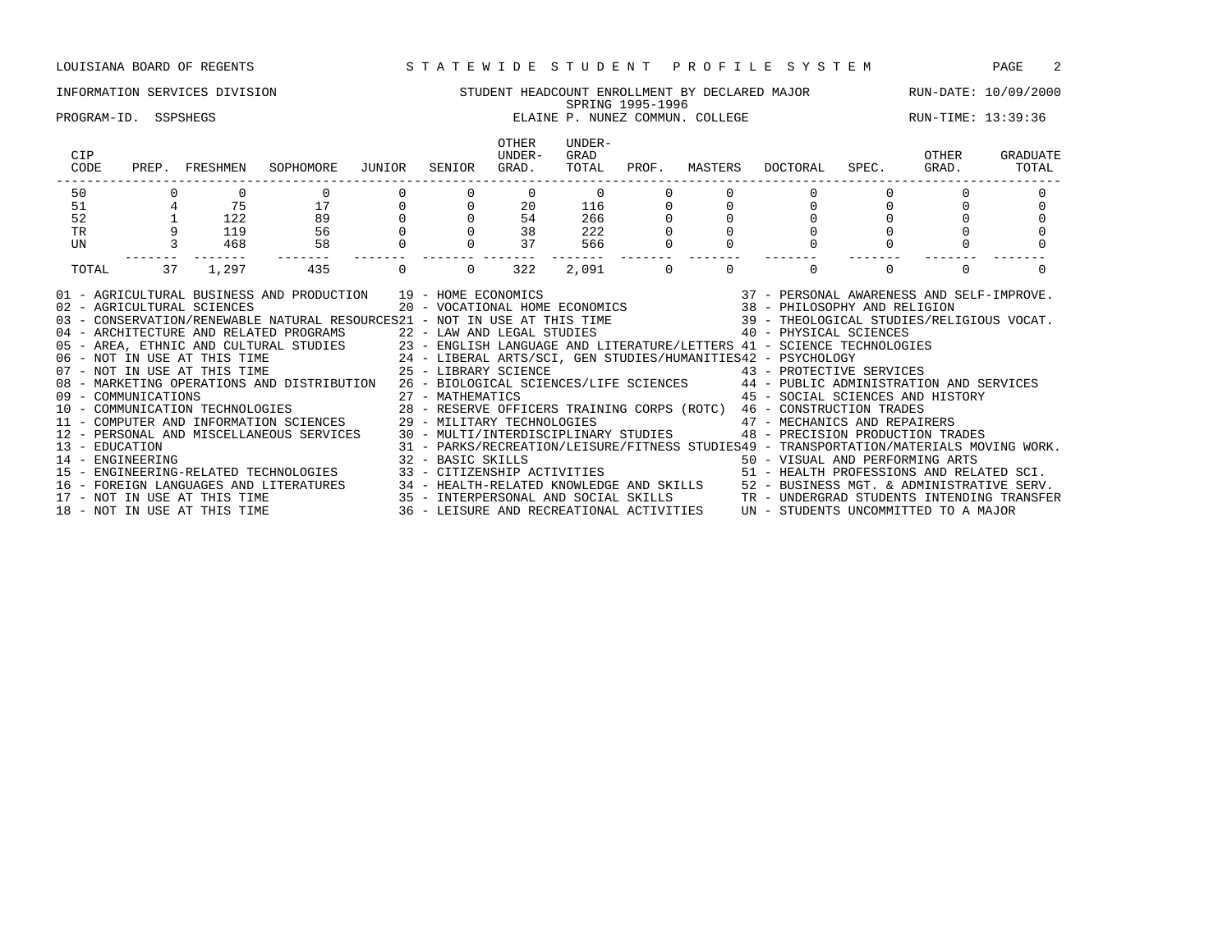LOUISIANA BOARD OF REGENTS — STATEWIDE STUDENT PROFILE SYSTEM

INFORMATION SERVICES DIVISION — STUDENT HEADCOUNT ENROLLMENT BY DECLARED MAJOR — RUN-DATE: 10/09/2000

SPRING 1995-1996

PROGRAM-ID. SSPSHEGS — ELAINE P. NUNEZ COMMUN. COLLEGE — RUN-TIME: 13:39:36

| CIP CODE | PREP. | FRESHMEN | SOPHOMORE | JUNIOR | SENIOR | OTHER UNDER-GRAD. | UNDER-GRAD TOTAL | PROF. | MASTERS | DOCTORAL | SPEC. | OTHER GRAD. | GRADUATE TOTAL |
|---|---|---|---|---|---|---|---|---|---|---|---|---|---|
| 50 | 0 | 0 | 0 | 0 | 0 | 0 | 0 | 0 | 0 | 0 | 0 | 0 | 0 |
| 51 | 4 | 75 | 17 | 0 | 0 | 20 | 116 | 0 | 0 | 0 | 0 | 0 | 0 |
| 52 | 1 | 122 | 89 | 0 | 0 | 54 | 266 | 0 | 0 | 0 | 0 | 0 | 0 |
| TR | 9 | 119 | 56 | 0 | 0 | 38 | 222 | 0 | 0 | 0 | 0 | 0 | 0 |
| UN | 3 | 468 | 58 | 0 | 0 | 37 | 566 | 0 | 0 | 0 | 0 | 0 | 0 |
| TOTAL | 37 | 1,297 | 435 | 0 | 0 | 322 | 2,091 | 0 | 0 | 0 | 0 | 0 | 0 |

01 - AGRICULTURAL BUSINESS AND PRODUCTION
02 - AGRICULTURAL SCIENCES
03 - CONSERVATION/RENEWABLE NATURAL RESOURCES
04 - ARCHITECTURE AND RELATED PROGRAMS
05 - AREA, ETHNIC AND CULTURAL STUDIES
06 - NOT IN USE AT THIS TIME
07 - NOT IN USE AT THIS TIME
08 - MARKETING OPERATIONS AND DISTRIBUTION
09 - COMMUNICATIONS
10 - COMMUNICATION TECHNOLOGIES
11 - COMPUTER AND INFORMATION SCIENCES
12 - PERSONAL AND MISCELLANEOUS SERVICES
13 - EDUCATION
14 - ENGINEERING
15 - ENGINEERING-RELATED TECHNOLOGIES
16 - FOREIGN LANGUAGES AND LITERATURES
17 - NOT IN USE AT THIS TIME
18 - NOT IN USE AT THIS TIME
19 - HOME ECONOMICS
20 - VOCATIONAL HOME ECONOMICS
21 - NOT IN USE AT THIS TIME
22 - LAW AND LEGAL STUDIES
23 - ENGLISH LANGUAGE AND LITERATURE/LETTERS
24 - LIBERAL ARTS/SCI, GEN STUDIES/HUMANITIES
25 - LIBRARY SCIENCE
26 - BIOLOGICAL SCIENCES/LIFE SCIENCES
27 - MATHEMATICS
28 - RESERVE OFFICERS TRAINING CORPS (ROTC)
29 - MILITARY TECHNOLOGIES
30 - MULTI/INTERDISCIPLINARY STUDIES
31 - PARKS/RECREATION/LEISURE/FITNESS STUDIES
32 - BASIC SKILLS
33 - CITIZENSHIP ACTIVITIES
34 - HEALTH-RELATED KNOWLEDGE AND SKILLS
35 - INTERPERSONAL AND SOCIAL SKILLS
36 - LEISURE AND RECREATIONAL ACTIVITIES
37 - PERSONAL AWARENESS AND SELF-IMPROVE.
38 - PHILOSOPHY AND RELIGION
39 - THEOLOGICAL STUDIES/RELIGIOUS VOCAT.
40 - PHYSICAL SCIENCES
41 - SCIENCE TECHNOLOGIES
42 - PSYCHOLOGY
43 - PROTECTIVE SERVICES
44 - PUBLIC ADMINISTRATION AND SERVICES
45 - SOCIAL SCIENCES AND HISTORY
46 - CONSTRUCTION TRADES
47 - MECHANICS AND REPAIRERS
48 - PRECISION PRODUCTION TRADES
49 - TRANSPORTATION/MATERIALS MOVING WORK.
50 - VISUAL AND PERFORMING ARTS
51 - HEALTH PROFESSIONS AND RELATED SCI.
52 - BUSINESS MGT. & ADMINISTRATIVE SERV.
TR - UNDERGRAD STUDENTS INTENDING TRANSFER
UN - STUDENTS UNCOMMITTED TO A MAJOR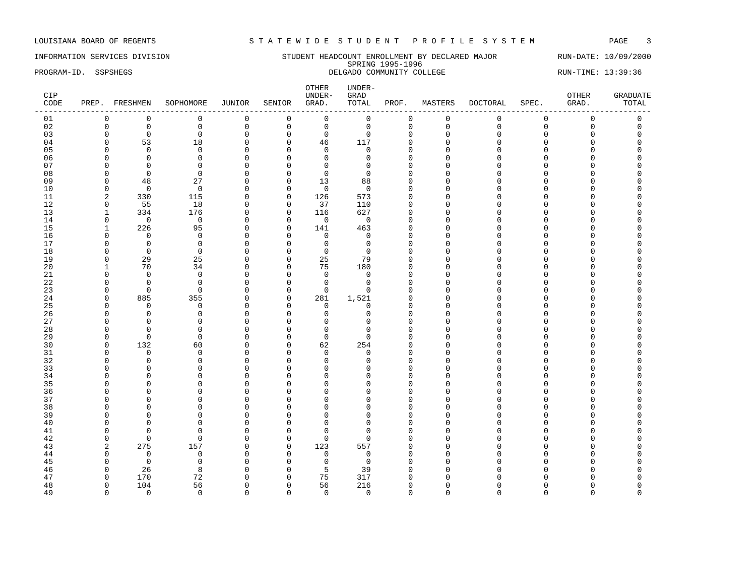LOUISIANA BOARD OF REGENTS — STATEWIDE STUDENT PROFILE SYSTEM

INFORMATION SERVICES DIVISION — STUDENT HEADCOUNT ENROLLMENT BY DECLARED MAJOR — RUN-DATE: 10/09/2000

SPRING 1995-1996

PROGRAM-ID. SSPSHEGS — DELGADO COMMUNITY COLLEGE — RUN-TIME: 13:39:36

| CIP CODE | PREP. | FRESHMEN | SOPHOMORE | JUNIOR | SENIOR | OTHER UNDER-GRAD. | UNDER-GRAD TOTAL | PROF. | MASTERS | DOCTORAL | SPEC. | OTHER GRAD. | GRADUATE TOTAL |
|---|---|---|---|---|---|---|---|---|---|---|---|---|---|
| 01 | 0 | 0 | 0 | 0 | 0 | 0 | 0 | 0 | 0 | 0 | 0 | 0 | 0 |
| 02 | 0 | 0 | 0 | 0 | 0 | 0 | 0 | 0 | 0 | 0 | 0 | 0 | 0 |
| 03 | 0 | 0 | 0 | 0 | 0 | 0 | 0 | 0 | 0 | 0 | 0 | 0 | 0 |
| 04 | 0 | 53 | 18 | 0 | 0 | 46 | 117 | 0 | 0 | 0 | 0 | 0 | 0 |
| 05 | 0 | 0 | 0 | 0 | 0 | 0 | 0 | 0 | 0 | 0 | 0 | 0 | 0 |
| 06 | 0 | 0 | 0 | 0 | 0 | 0 | 0 | 0 | 0 | 0 | 0 | 0 | 0 |
| 07 | 0 | 0 | 0 | 0 | 0 | 0 | 0 | 0 | 0 | 0 | 0 | 0 | 0 |
| 08 | 0 | 0 | 0 | 0 | 0 | 0 | 0 | 0 | 0 | 0 | 0 | 0 | 0 |
| 09 | 0 | 48 | 27 | 0 | 0 | 13 | 88 | 0 | 0 | 0 | 0 | 0 | 0 |
| 10 | 0 | 0 | 0 | 0 | 0 | 0 | 0 | 0 | 0 | 0 | 0 | 0 | 0 |
| 11 | 2 | 330 | 115 | 0 | 0 | 126 | 573 | 0 | 0 | 0 | 0 | 0 | 0 |
| 12 | 0 | 55 | 18 | 0 | 0 | 37 | 110 | 0 | 0 | 0 | 0 | 0 | 0 |
| 13 | 1 | 334 | 176 | 0 | 0 | 116 | 627 | 0 | 0 | 0 | 0 | 0 | 0 |
| 14 | 0 | 0 | 0 | 0 | 0 | 0 | 0 | 0 | 0 | 0 | 0 | 0 | 0 |
| 15 | 1 | 226 | 95 | 0 | 0 | 141 | 463 | 0 | 0 | 0 | 0 | 0 | 0 |
| 16 | 0 | 0 | 0 | 0 | 0 | 0 | 0 | 0 | 0 | 0 | 0 | 0 | 0 |
| 17 | 0 | 0 | 0 | 0 | 0 | 0 | 0 | 0 | 0 | 0 | 0 | 0 | 0 |
| 18 | 0 | 0 | 0 | 0 | 0 | 0 | 0 | 0 | 0 | 0 | 0 | 0 | 0 |
| 19 | 0 | 29 | 25 | 0 | 0 | 25 | 79 | 0 | 0 | 0 | 0 | 0 | 0 |
| 20 | 1 | 70 | 34 | 0 | 0 | 75 | 180 | 0 | 0 | 0 | 0 | 0 | 0 |
| 21 | 0 | 0 | 0 | 0 | 0 | 0 | 0 | 0 | 0 | 0 | 0 | 0 | 0 |
| 22 | 0 | 0 | 0 | 0 | 0 | 0 | 0 | 0 | 0 | 0 | 0 | 0 | 0 |
| 23 | 0 | 0 | 0 | 0 | 0 | 0 | 0 | 0 | 0 | 0 | 0 | 0 | 0 |
| 24 | 0 | 885 | 355 | 0 | 0 | 281 | 1,521 | 0 | 0 | 0 | 0 | 0 | 0 |
| 25 | 0 | 0 | 0 | 0 | 0 | 0 | 0 | 0 | 0 | 0 | 0 | 0 | 0 |
| 26 | 0 | 0 | 0 | 0 | 0 | 0 | 0 | 0 | 0 | 0 | 0 | 0 | 0 |
| 27 | 0 | 0 | 0 | 0 | 0 | 0 | 0 | 0 | 0 | 0 | 0 | 0 | 0 |
| 28 | 0 | 0 | 0 | 0 | 0 | 0 | 0 | 0 | 0 | 0 | 0 | 0 | 0 |
| 29 | 0 | 0 | 0 | 0 | 0 | 0 | 0 | 0 | 0 | 0 | 0 | 0 | 0 |
| 30 | 0 | 132 | 60 | 0 | 0 | 62 | 254 | 0 | 0 | 0 | 0 | 0 | 0 |
| 31 | 0 | 0 | 0 | 0 | 0 | 0 | 0 | 0 | 0 | 0 | 0 | 0 | 0 |
| 32 | 0 | 0 | 0 | 0 | 0 | 0 | 0 | 0 | 0 | 0 | 0 | 0 | 0 |
| 33 | 0 | 0 | 0 | 0 | 0 | 0 | 0 | 0 | 0 | 0 | 0 | 0 | 0 |
| 34 | 0 | 0 | 0 | 0 | 0 | 0 | 0 | 0 | 0 | 0 | 0 | 0 | 0 |
| 35 | 0 | 0 | 0 | 0 | 0 | 0 | 0 | 0 | 0 | 0 | 0 | 0 | 0 |
| 36 | 0 | 0 | 0 | 0 | 0 | 0 | 0 | 0 | 0 | 0 | 0 | 0 | 0 |
| 37 | 0 | 0 | 0 | 0 | 0 | 0 | 0 | 0 | 0 | 0 | 0 | 0 | 0 |
| 38 | 0 | 0 | 0 | 0 | 0 | 0 | 0 | 0 | 0 | 0 | 0 | 0 | 0 |
| 39 | 0 | 0 | 0 | 0 | 0 | 0 | 0 | 0 | 0 | 0 | 0 | 0 | 0 |
| 40 | 0 | 0 | 0 | 0 | 0 | 0 | 0 | 0 | 0 | 0 | 0 | 0 | 0 |
| 41 | 0 | 0 | 0 | 0 | 0 | 0 | 0 | 0 | 0 | 0 | 0 | 0 | 0 |
| 42 | 0 | 0 | 0 | 0 | 0 | 0 | 0 | 0 | 0 | 0 | 0 | 0 | 0 |
| 43 | 2 | 275 | 157 | 0 | 0 | 123 | 557 | 0 | 0 | 0 | 0 | 0 | 0 |
| 44 | 0 | 0 | 0 | 0 | 0 | 0 | 0 | 0 | 0 | 0 | 0 | 0 | 0 |
| 45 | 0 | 0 | 0 | 0 | 0 | 0 | 0 | 0 | 0 | 0 | 0 | 0 | 0 |
| 46 | 0 | 26 | 8 | 0 | 0 | 5 | 39 | 0 | 0 | 0 | 0 | 0 | 0 |
| 47 | 0 | 170 | 72 | 0 | 0 | 75 | 317 | 0 | 0 | 0 | 0 | 0 | 0 |
| 48 | 0 | 104 | 56 | 0 | 0 | 56 | 216 | 0 | 0 | 0 | 0 | 0 | 0 |
| 49 | 0 | 0 | 0 | 0 | 0 | 0 | 0 | 0 | 0 | 0 | 0 | 0 | 0 |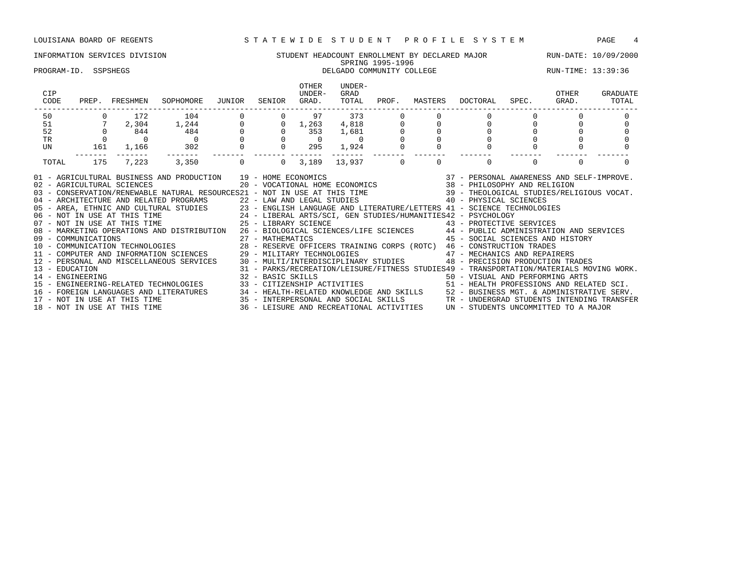LOUISIANA BOARD OF REGENTS — STATEWIDE STUDENT PROFILE SYSTEM

INFORMATION SERVICES DIVISION — STUDENT HEADCOUNT ENROLLMENT BY DECLARED MAJOR — RUN-DATE: 10/09/2000

SPRING 1995-1996

PROGRAM-ID. SSPSHEGS — DELGADO COMMUNITY COLLEGE — RUN-TIME: 13:39:36

| CIP CODE | PREP. | FRESHMEN | SOPHOMORE | JUNIOR | SENIOR | OTHER UNDER-GRAD. | UNDER-GRAD TOTAL | PROF. | MASTERS | DOCTORAL | SPEC. | OTHER GRAD. | GRADUATE TOTAL |
|---|---|---|---|---|---|---|---|---|---|---|---|---|---|
| 50 | 0 | 172 | 104 | 0 | 0 | 97 | 373 | 0 | 0 | 0 | 0 | 0 | 0 |
| 51 | 7 | 2,304 | 1,244 | 0 | 0 | 1,263 | 4,818 | 0 | 0 | 0 | 0 | 0 | 0 |
| 52 | 0 | 844 | 484 | 0 | 0 | 353 | 1,681 | 0 | 0 | 0 | 0 | 0 | 0 |
| TR | 0 | 0 | 0 | 0 | 0 | 0 | 0 | 0 | 0 | 0 | 0 | 0 | 0 |
| UN | 161 | 1,166 | 302 | 0 | 0 | 295 | 1,924 | 0 | 0 | 0 | 0 | 0 | 0 |
| TOTAL | 175 | 7,223 | 3,350 | 0 | 0 | 3,189 | 13,937 | 0 | 0 | 0 | 0 | 0 | 0 |

01 - AGRICULTURAL BUSINESS AND PRODUCTION
02 - AGRICULTURAL SCIENCES
03 - CONSERVATION/RENEWABLE NATURAL RESOURCES
04 - ARCHITECTURE AND RELATED PROGRAMS
05 - AREA, ETHNIC AND CULTURAL STUDIES
06 - NOT IN USE AT THIS TIME
07 - NOT IN USE AT THIS TIME
08 - MARKETING OPERATIONS AND DISTRIBUTION
09 - COMMUNICATIONS
10 - COMMUNICATION TECHNOLOGIES
11 - COMPUTER AND INFORMATION SCIENCES
12 - PERSONAL AND MISCELLANEOUS SERVICES
13 - EDUCATION
14 - ENGINEERING
15 - ENGINEERING-RELATED TECHNOLOGIES
16 - FOREIGN LANGUAGES AND LITERATURES
17 - NOT IN USE AT THIS TIME
18 - NOT IN USE AT THIS TIME
19 - HOME ECONOMICS
20 - VOCATIONAL HOME ECONOMICS
21 - NOT IN USE AT THIS TIME
22 - LAW AND LEGAL STUDIES
23 - ENGLISH LANGUAGE AND LITERATURE/LETTERS
24 - LIBERAL ARTS/SCI, GEN STUDIES/HUMANITIES
25 - LIBRARY SCIENCE
26 - BIOLOGICAL SCIENCES/LIFE SCIENCES
27 - MATHEMATICS
28 - RESERVE OFFICERS TRAINING CORPS (ROTC)
29 - MILITARY TECHNOLOGIES
30 - MULTI/INTERDISCIPLINARY STUDIES
31 - PARKS/RECREATION/LEISURE/FITNESS STUDIES
32 - BASIC SKILLS
33 - CITIZENSHIP ACTIVITIES
34 - HEALTH-RELATED KNOWLEDGE AND SKILLS
35 - INTERPERSONAL AND SOCIAL SKILLS
36 - LEISURE AND RECREATIONAL ACTIVITIES
37 - PERSONAL AWARENESS AND SELF-IMPROVE.
38 - PHILOSOPHY AND RELIGION
39 - THEOLOGICAL STUDIES/RELIGIOUS VOCAT.
40 - PHYSICAL SCIENCES
41 - SCIENCE TECHNOLOGIES
42 - PSYCHOLOGY
43 - PROTECTIVE SERVICES
44 - PUBLIC ADMINISTRATION AND SERVICES
45 - SOCIAL SCIENCES AND HISTORY
46 - CONSTRUCTION TRADES
47 - MECHANICS AND REPAIRERS
48 - PRECISION PRODUCTION TRADES
49 - TRANSPORTATION/MATERIALS MOVING WORK.
50 - VISUAL AND PERFORMING ARTS
51 - HEALTH PROFESSIONS AND RELATED SCI.
52 - BUSINESS MGT. & ADMINISTRATIVE SERV.
TR - UNDERGRAD STUDENTS INTENDING TRANSFER
UN - STUDENTS UNCOMMITTED TO A MAJOR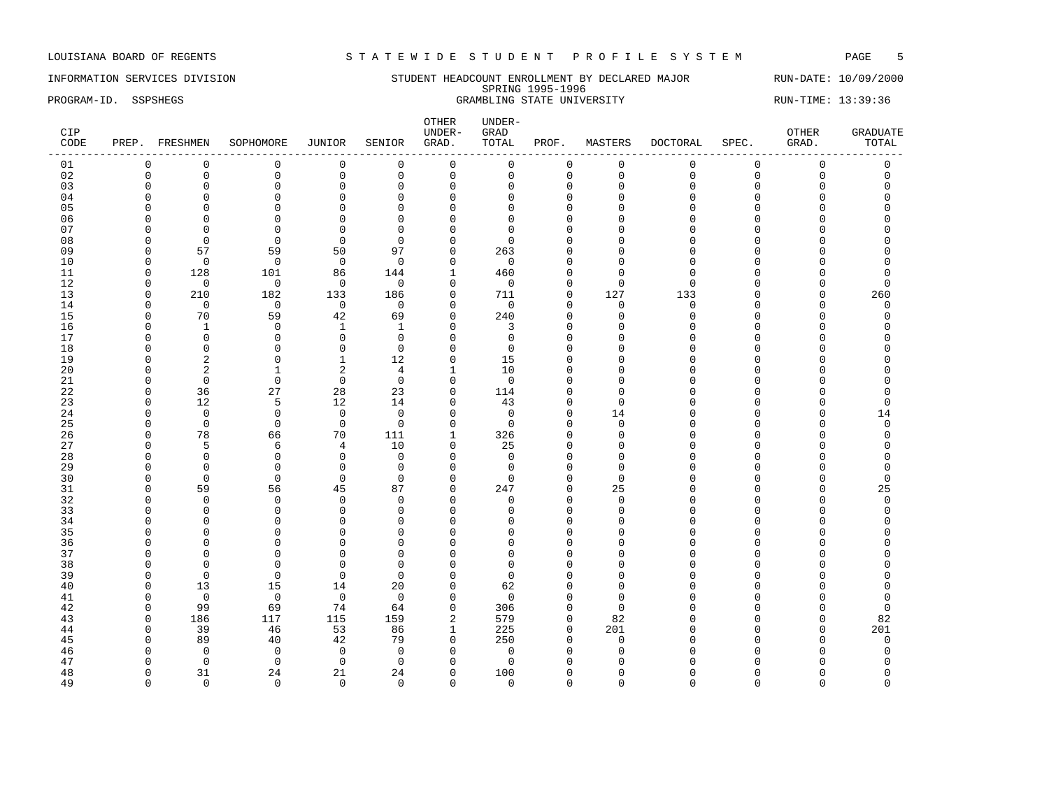LOUISIANA BOARD OF REGENTS — STATEWIDE STUDENT PROFILE SYSTEM

INFORMATION SERVICES DIVISION — STUDENT HEADCOUNT ENROLLMENT BY DECLARED MAJOR — RUN-DATE: 10/09/2000

SPRING 1995-1996

PROGRAM-ID. SSPSHEGS — GRAMBLING STATE UNIVERSITY — RUN-TIME: 13:39:36

| CIP CODE | PREP. | FRESHMEN | SOPHOMORE | JUNIOR | SENIOR | OTHER UNDER-GRAD. | UNDER-GRAD TOTAL | PROF. | MASTERS | DOCTORAL | SPEC. | OTHER GRAD. | GRADUATE TOTAL |
|---|---|---|---|---|---|---|---|---|---|---|---|---|---|
| 01 | 0 | 0 | 0 | 0 | 0 | 0 | 0 | 0 | 0 | 0 | 0 | 0 | 0 |
| 02 | 0 | 0 | 0 | 0 | 0 | 0 | 0 | 0 | 0 | 0 | 0 | 0 | 0 |
| 03 | 0 | 0 | 0 | 0 | 0 | 0 | 0 | 0 | 0 | 0 | 0 | 0 | 0 |
| 04 | 0 | 0 | 0 | 0 | 0 | 0 | 0 | 0 | 0 | 0 | 0 | 0 | 0 |
| 05 | 0 | 0 | 0 | 0 | 0 | 0 | 0 | 0 | 0 | 0 | 0 | 0 | 0 |
| 06 | 0 | 0 | 0 | 0 | 0 | 0 | 0 | 0 | 0 | 0 | 0 | 0 | 0 |
| 07 | 0 | 0 | 0 | 0 | 0 | 0 | 0 | 0 | 0 | 0 | 0 | 0 | 0 |
| 08 | 0 | 0 | 0 | 0 | 0 | 0 | 0 | 0 | 0 | 0 | 0 | 0 | 0 |
| 09 | 0 | 57 | 59 | 50 | 97 | 0 | 263 | 0 | 0 | 0 | 0 | 0 | 0 |
| 10 | 0 | 0 | 0 | 0 | 0 | 0 | 0 | 0 | 0 | 0 | 0 | 0 | 0 |
| 11 | 0 | 128 | 101 | 86 | 144 | 1 | 460 | 0 | 0 | 0 | 0 | 0 | 0 |
| 12 | 0 | 0 | 0 | 0 | 0 | 0 | 0 | 0 | 0 | 0 | 0 | 0 | 0 |
| 13 | 0 | 210 | 182 | 133 | 186 | 0 | 711 | 0 | 127 | 133 | 0 | 0 | 260 |
| 14 | 0 | 0 | 0 | 0 | 0 | 0 | 0 | 0 | 0 | 0 | 0 | 0 | 0 |
| 15 | 0 | 70 | 59 | 42 | 69 | 0 | 240 | 0 | 0 | 0 | 0 | 0 | 0 |
| 16 | 0 | 1 | 0 | 1 | 1 | 0 | 3 | 0 | 0 | 0 | 0 | 0 | 0 |
| 17 | 0 | 0 | 0 | 0 | 0 | 0 | 0 | 0 | 0 | 0 | 0 | 0 | 0 |
| 18 | 0 | 0 | 0 | 0 | 0 | 0 | 0 | 0 | 0 | 0 | 0 | 0 | 0 |
| 19 | 0 | 2 | 0 | 1 | 12 | 0 | 15 | 0 | 0 | 0 | 0 | 0 | 0 |
| 20 | 0 | 2 | 1 | 2 | 4 | 1 | 10 | 0 | 0 | 0 | 0 | 0 | 0 |
| 21 | 0 | 0 | 0 | 0 | 0 | 0 | 0 | 0 | 0 | 0 | 0 | 0 | 0 |
| 22 | 0 | 36 | 27 | 28 | 23 | 0 | 114 | 0 | 0 | 0 | 0 | 0 | 0 |
| 23 | 0 | 12 | 5 | 12 | 14 | 0 | 43 | 0 | 0 | 0 | 0 | 0 | 0 |
| 24 | 0 | 0 | 0 | 0 | 0 | 0 | 0 | 0 | 14 | 0 | 0 | 0 | 14 |
| 25 | 0 | 0 | 0 | 0 | 0 | 0 | 0 | 0 | 0 | 0 | 0 | 0 | 0 |
| 26 | 0 | 78 | 66 | 70 | 111 | 1 | 326 | 0 | 0 | 0 | 0 | 0 | 0 |
| 27 | 0 | 5 | 6 | 4 | 10 | 0 | 25 | 0 | 0 | 0 | 0 | 0 | 0 |
| 28 | 0 | 0 | 0 | 0 | 0 | 0 | 0 | 0 | 0 | 0 | 0 | 0 | 0 |
| 29 | 0 | 0 | 0 | 0 | 0 | 0 | 0 | 0 | 0 | 0 | 0 | 0 | 0 |
| 30 | 0 | 0 | 0 | 0 | 0 | 0 | 0 | 0 | 0 | 0 | 0 | 0 | 0 |
| 31 | 0 | 59 | 56 | 45 | 87 | 0 | 247 | 0 | 25 | 0 | 0 | 0 | 25 |
| 32 | 0 | 0 | 0 | 0 | 0 | 0 | 0 | 0 | 0 | 0 | 0 | 0 | 0 |
| 33 | 0 | 0 | 0 | 0 | 0 | 0 | 0 | 0 | 0 | 0 | 0 | 0 | 0 |
| 34 | 0 | 0 | 0 | 0 | 0 | 0 | 0 | 0 | 0 | 0 | 0 | 0 | 0 |
| 35 | 0 | 0 | 0 | 0 | 0 | 0 | 0 | 0 | 0 | 0 | 0 | 0 | 0 |
| 36 | 0 | 0 | 0 | 0 | 0 | 0 | 0 | 0 | 0 | 0 | 0 | 0 | 0 |
| 37 | 0 | 0 | 0 | 0 | 0 | 0 | 0 | 0 | 0 | 0 | 0 | 0 | 0 |
| 38 | 0 | 0 | 0 | 0 | 0 | 0 | 0 | 0 | 0 | 0 | 0 | 0 | 0 |
| 39 | 0 | 0 | 0 | 0 | 0 | 0 | 0 | 0 | 0 | 0 | 0 | 0 | 0 |
| 40 | 0 | 13 | 15 | 14 | 20 | 0 | 62 | 0 | 0 | 0 | 0 | 0 | 0 |
| 41 | 0 | 0 | 0 | 0 | 0 | 0 | 0 | 0 | 0 | 0 | 0 | 0 | 0 |
| 42 | 0 | 99 | 69 | 74 | 64 | 0 | 306 | 0 | 0 | 0 | 0 | 0 | 0 |
| 43 | 0 | 186 | 117 | 115 | 159 | 2 | 579 | 0 | 82 | 0 | 0 | 0 | 82 |
| 44 | 0 | 39 | 46 | 53 | 86 | 1 | 225 | 0 | 201 | 0 | 0 | 0 | 201 |
| 45 | 0 | 89 | 40 | 42 | 79 | 0 | 250 | 0 | 0 | 0 | 0 | 0 | 0 |
| 46 | 0 | 0 | 0 | 0 | 0 | 0 | 0 | 0 | 0 | 0 | 0 | 0 | 0 |
| 47 | 0 | 0 | 0 | 0 | 0 | 0 | 0 | 0 | 0 | 0 | 0 | 0 | 0 |
| 48 | 0 | 31 | 24 | 21 | 24 | 0 | 100 | 0 | 0 | 0 | 0 | 0 | 0 |
| 49 | 0 | 0 | 0 | 0 | 0 | 0 | 0 | 0 | 0 | 0 | 0 | 0 | 0 |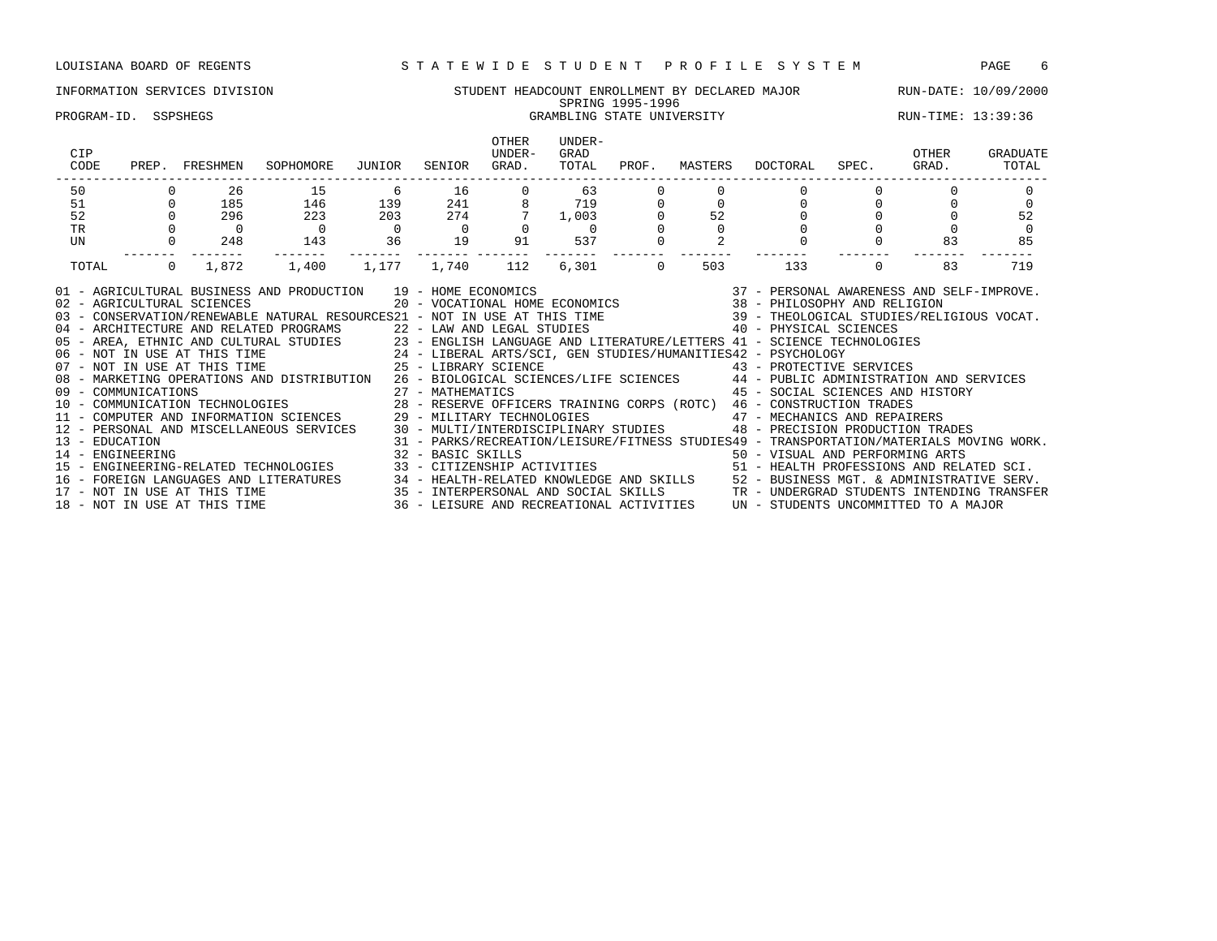LOUISIANA BOARD OF REGENTS — STATEWIDE STUDENT PROFILE SYSTEM

INFORMATION SERVICES DIVISION — STUDENT HEADCOUNT ENROLLMENT BY DECLARED MAJOR — RUN-DATE: 10/09/2000

SPRING 1995-1996

PROGRAM-ID. SSPSHEGS — GRAMBLING STATE UNIVERSITY — RUN-TIME: 13:39:36

| CIP CODE | PREP. | FRESHMEN | SOPHOMORE | JUNIOR | SENIOR | OTHER UNDER-GRAD. | UNDER-GRAD TOTAL | PROF. | MASTERS | DOCTORAL | SPEC. | OTHER GRAD. | GRADUATE TOTAL |
|---|---|---|---|---|---|---|---|---|---|---|---|---|---|
| 50 | 0 | 26 | 15 | 6 | 16 | 0 | 63 | 0 | 0 | 0 | 0 | 0 | 0 |
| 51 | 0 | 185 | 146 | 139 | 241 | 8 | 719 | 0 | 0 | 0 | 0 | 0 | 0 |
| 52 | 0 | 296 | 223 | 203 | 274 | 7 | 1,003 | 0 | 52 | 0 | 0 | 0 | 52 |
| TR | 0 | 0 | 0 | 0 | 0 | 0 | 0 | 0 | 0 | 0 | 0 | 0 | 0 |
| UN | 0 | 248 | 143 | 36 | 19 | 91 | 537 | 0 | 2 | 0 | 0 | 83 | 85 |
| TOTAL | 0 | 1,872 | 1,400 | 1,177 | 1,740 | 112 | 6,301 | 0 | 503 | 133 | 0 | 83 | 719 |

01 - AGRICULTURAL BUSINESS AND PRODUCTION
02 - AGRICULTURAL SCIENCES
03 - CONSERVATION/RENEWABLE NATURAL RESOURCES
04 - ARCHITECTURE AND RELATED PROGRAMS
05 - AREA, ETHNIC AND CULTURAL STUDIES
06 - NOT IN USE AT THIS TIME
07 - NOT IN USE AT THIS TIME
08 - MARKETING OPERATIONS AND DISTRIBUTION
09 - COMMUNICATIONS
10 - COMMUNICATION TECHNOLOGIES
11 - COMPUTER AND INFORMATION SCIENCES
12 - PERSONAL AND MISCELLANEOUS SERVICES
13 - EDUCATION
14 - ENGINEERING
15 - ENGINEERING-RELATED TECHNOLOGIES
16 - FOREIGN LANGUAGES AND LITERATURES
17 - NOT IN USE AT THIS TIME
18 - NOT IN USE AT THIS TIME
19 - HOME ECONOMICS
20 - VOCATIONAL HOME ECONOMICS
21 - NOT IN USE AT THIS TIME
22 - LAW AND LEGAL STUDIES
23 - ENGLISH LANGUAGE AND LITERATURE/LETTERS
24 - LIBERAL ARTS/SCI, GEN STUDIES/HUMANITIES
25 - LIBRARY SCIENCE
26 - BIOLOGICAL SCIENCES/LIFE SCIENCES
27 - MATHEMATICS
28 - RESERVE OFFICERS TRAINING CORPS (ROTC)
29 - MILITARY TECHNOLOGIES
30 - MULTI/INTERDISCIPLINARY STUDIES
31 - PARKS/RECREATION/LEISURE/FITNESS STUDIES
32 - BASIC SKILLS
33 - CITIZENSHIP ACTIVITIES
34 - HEALTH-RELATED KNOWLEDGE AND SKILLS
35 - INTERPERSONAL AND SOCIAL SKILLS
36 - LEISURE AND RECREATIONAL ACTIVITIES
37 - PERSONAL AWARENESS AND SELF-IMPROVE.
38 - PHILOSOPHY AND RELIGION
39 - THEOLOGICAL STUDIES/RELIGIOUS VOCAT.
40 - PHYSICAL SCIENCES
41 - SCIENCE TECHNOLOGIES
42 - PSYCHOLOGY
43 - PROTECTIVE SERVICES
44 - PUBLIC ADMINISTRATION AND SERVICES
45 - SOCIAL SCIENCES AND HISTORY
46 - CONSTRUCTION TRADES
47 - MECHANICS AND REPAIRERS
48 - PRECISION PRODUCTION TRADES
49 - TRANSPORTATION/MATERIALS MOVING WORK.
50 - VISUAL AND PERFORMING ARTS
51 - HEALTH PROFESSIONS AND RELATED SCI.
52 - BUSINESS MGT. & ADMINISTRATIVE SERV.
TR - UNDERGRAD STUDENTS INTENDING TRANSFER
UN - STUDENTS UNCOMMITTED TO A MAJOR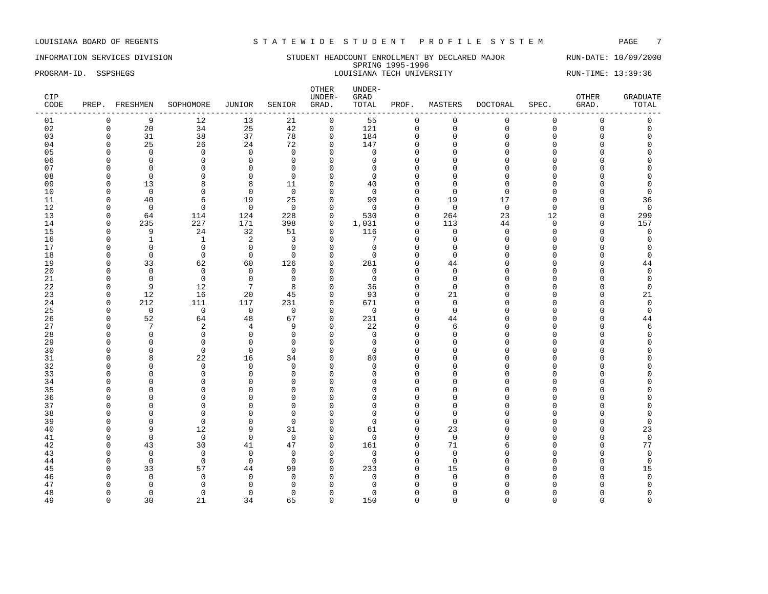LOUISIANA BOARD OF REGENTS — STATEWIDE STUDENT PROFILE SYSTEM

INFORMATION SERVICES DIVISION — STUDENT HEADCOUNT ENROLLMENT BY DECLARED MAJOR — RUN-DATE: 10/09/2000

SPRING 1995-1996

PROGRAM-ID. SSPSHEGS — LOUISIANA TECH UNIVERSITY — RUN-TIME: 13:39:36

| CIP CODE | PREP. | FRESHMEN | SOPHOMORE | JUNIOR | SENIOR | OTHER UNDER-GRAD. | UNDER-GRAD TOTAL | PROF. | MASTERS | DOCTORAL | SPEC. | OTHER GRAD. | GRADUATE TOTAL |
|---|---|---|---|---|---|---|---|---|---|---|---|---|---|
| 01 | 0 | 9 | 12 | 13 | 21 | 0 | 55 | 0 | 0 | 0 | 0 | 0 | 0 |
| 02 | 0 | 20 | 34 | 25 | 42 | 0 | 121 | 0 | 0 | 0 | 0 | 0 | 0 |
| 03 | 0 | 31 | 38 | 37 | 78 | 0 | 184 | 0 | 0 | 0 | 0 | 0 | 0 |
| 04 | 0 | 25 | 26 | 24 | 72 | 0 | 147 | 0 | 0 | 0 | 0 | 0 | 0 |
| 05 | 0 | 0 | 0 | 0 | 0 | 0 | 0 | 0 | 0 | 0 | 0 | 0 | 0 |
| 06 | 0 | 0 | 0 | 0 | 0 | 0 | 0 | 0 | 0 | 0 | 0 | 0 | 0 |
| 07 | 0 | 0 | 0 | 0 | 0 | 0 | 0 | 0 | 0 | 0 | 0 | 0 | 0 |
| 08 | 0 | 0 | 0 | 0 | 0 | 0 | 0 | 0 | 0 | 0 | 0 | 0 | 0 |
| 09 | 0 | 13 | 8 | 8 | 11 | 0 | 40 | 0 | 0 | 0 | 0 | 0 | 0 |
| 10 | 0 | 0 | 0 | 0 | 0 | 0 | 0 | 0 | 0 | 0 | 0 | 0 | 0 |
| 11 | 0 | 40 | 6 | 19 | 25 | 0 | 90 | 0 | 19 | 17 | 0 | 0 | 36 |
| 12 | 0 | 0 | 0 | 0 | 0 | 0 | 0 | 0 | 0 | 0 | 0 | 0 | 0 |
| 13 | 0 | 64 | 114 | 124 | 228 | 0 | 530 | 0 | 264 | 23 | 12 | 0 | 299 |
| 14 | 0 | 235 | 227 | 171 | 398 | 0 | 1,031 | 0 | 113 | 44 | 0 | 0 | 157 |
| 15 | 0 | 9 | 24 | 32 | 51 | 0 | 116 | 0 | 0 | 0 | 0 | 0 | 0 |
| 16 | 0 | 1 | 1 | 2 | 3 | 0 | 7 | 0 | 0 | 0 | 0 | 0 | 0 |
| 17 | 0 | 0 | 0 | 0 | 0 | 0 | 0 | 0 | 0 | 0 | 0 | 0 | 0 |
| 18 | 0 | 0 | 0 | 0 | 0 | 0 | 0 | 0 | 0 | 0 | 0 | 0 | 0 |
| 19 | 0 | 33 | 62 | 60 | 126 | 0 | 281 | 0 | 44 | 0 | 0 | 0 | 44 |
| 20 | 0 | 0 | 0 | 0 | 0 | 0 | 0 | 0 | 0 | 0 | 0 | 0 | 0 |
| 21 | 0 | 0 | 0 | 0 | 0 | 0 | 0 | 0 | 0 | 0 | 0 | 0 | 0 |
| 22 | 0 | 9 | 12 | 7 | 8 | 0 | 36 | 0 | 0 | 0 | 0 | 0 | 0 |
| 23 | 0 | 12 | 16 | 20 | 45 | 0 | 93 | 0 | 21 | 0 | 0 | 0 | 21 |
| 24 | 0 | 212 | 111 | 117 | 231 | 0 | 671 | 0 | 0 | 0 | 0 | 0 | 0 |
| 25 | 0 | 0 | 0 | 0 | 0 | 0 | 0 | 0 | 0 | 0 | 0 | 0 | 0 |
| 26 | 0 | 52 | 64 | 48 | 67 | 0 | 231 | 0 | 44 | 0 | 0 | 0 | 44 |
| 27 | 0 | 7 | 2 | 4 | 9 | 0 | 22 | 0 | 6 | 0 | 0 | 0 | 6 |
| 28 | 0 | 0 | 0 | 0 | 0 | 0 | 0 | 0 | 0 | 0 | 0 | 0 | 0 |
| 29 | 0 | 0 | 0 | 0 | 0 | 0 | 0 | 0 | 0 | 0 | 0 | 0 | 0 |
| 30 | 0 | 0 | 0 | 0 | 0 | 0 | 0 | 0 | 0 | 0 | 0 | 0 | 0 |
| 31 | 0 | 8 | 22 | 16 | 34 | 0 | 80 | 0 | 0 | 0 | 0 | 0 | 0 |
| 32 | 0 | 0 | 0 | 0 | 0 | 0 | 0 | 0 | 0 | 0 | 0 | 0 | 0 |
| 33 | 0 | 0 | 0 | 0 | 0 | 0 | 0 | 0 | 0 | 0 | 0 | 0 | 0 |
| 34 | 0 | 0 | 0 | 0 | 0 | 0 | 0 | 0 | 0 | 0 | 0 | 0 | 0 |
| 35 | 0 | 0 | 0 | 0 | 0 | 0 | 0 | 0 | 0 | 0 | 0 | 0 | 0 |
| 36 | 0 | 0 | 0 | 0 | 0 | 0 | 0 | 0 | 0 | 0 | 0 | 0 | 0 |
| 37 | 0 | 0 | 0 | 0 | 0 | 0 | 0 | 0 | 0 | 0 | 0 | 0 | 0 |
| 38 | 0 | 0 | 0 | 0 | 0 | 0 | 0 | 0 | 0 | 0 | 0 | 0 | 0 |
| 39 | 0 | 0 | 0 | 0 | 0 | 0 | 0 | 0 | 0 | 0 | 0 | 0 | 0 |
| 40 | 0 | 9 | 12 | 9 | 31 | 0 | 61 | 0 | 23 | 0 | 0 | 0 | 23 |
| 41 | 0 | 0 | 0 | 0 | 0 | 0 | 0 | 0 | 0 | 0 | 0 | 0 | 0 |
| 42 | 0 | 43 | 30 | 41 | 47 | 0 | 161 | 0 | 71 | 6 | 0 | 0 | 77 |
| 43 | 0 | 0 | 0 | 0 | 0 | 0 | 0 | 0 | 0 | 0 | 0 | 0 | 0 |
| 44 | 0 | 0 | 0 | 0 | 0 | 0 | 0 | 0 | 0 | 0 | 0 | 0 | 0 |
| 45 | 0 | 33 | 57 | 44 | 99 | 0 | 233 | 0 | 15 | 0 | 0 | 0 | 15 |
| 46 | 0 | 0 | 0 | 0 | 0 | 0 | 0 | 0 | 0 | 0 | 0 | 0 | 0 |
| 47 | 0 | 0 | 0 | 0 | 0 | 0 | 0 | 0 | 0 | 0 | 0 | 0 | 0 |
| 48 | 0 | 0 | 0 | 0 | 0 | 0 | 0 | 0 | 0 | 0 | 0 | 0 | 0 |
| 49 | 0 | 30 | 21 | 34 | 65 | 0 | 150 | 0 | 0 | 0 | 0 | 0 | 0 |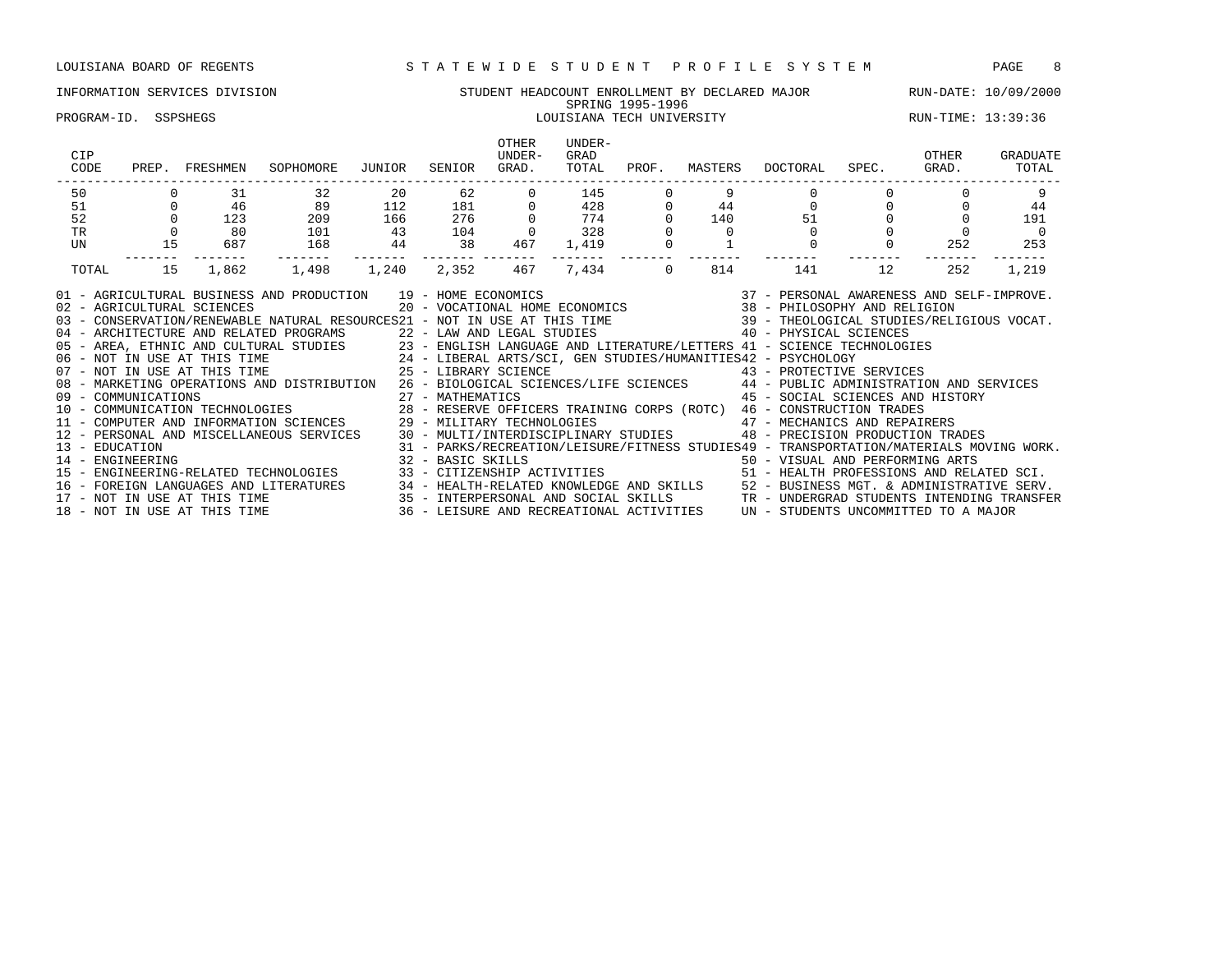LOUISIANA BOARD OF REGENTS — STATEWIDE STUDENT PROFILE SYSTEM

INFORMATION SERVICES DIVISION — STUDENT HEADCOUNT ENROLLMENT BY DECLARED MAJOR — RUN-DATE: 10/09/2000

SPRING 1995-1996

PROGRAM-ID. SSPSHEGS — LOUISIANA TECH UNIVERSITY — RUN-TIME: 13:39:36

| CIP CODE | PREP. | FRESHMEN | SOPHOMORE | JUNIOR | SENIOR | OTHER UNDER-GRAD. | UNDER-GRAD TOTAL | PROF. | MASTERS | DOCTORAL | SPEC. | OTHER GRAD. | GRADUATE TOTAL |
|---|---|---|---|---|---|---|---|---|---|---|---|---|---|
| 50 | 0 | 31 | 32 | 20 | 62 | 0 | 145 | 0 | 9 | 0 | 0 | 0 | 9 |
| 51 | 0 | 46 | 89 | 112 | 181 | 0 | 428 | 0 | 44 | 0 | 0 | 0 | 44 |
| 52 | 0 | 123 | 209 | 166 | 276 | 0 | 774 | 0 | 140 | 51 | 0 | 0 | 191 |
| TR | 0 | 80 | 101 | 43 | 104 | 0 | 328 | 0 | 0 | 0 | 0 | 0 | 0 |
| UN | 15 | 687 | 168 | 44 | 38 | 467 | 1,419 | 0 | 1 | 0 | 0 | 252 | 253 |
| TOTAL | 15 | 1,862 | 1,498 | 1,240 | 2,352 | 467 | 7,434 | 0 | 814 | 141 | 12 | 252 | 1,219 |

01 - AGRICULTURAL BUSINESS AND PRODUCTION
02 - AGRICULTURAL SCIENCES
03 - CONSERVATION/RENEWABLE NATURAL RESOURCES
04 - ARCHITECTURE AND RELATED PROGRAMS
05 - AREA, ETHNIC AND CULTURAL STUDIES
06 - NOT IN USE AT THIS TIME
07 - NOT IN USE AT THIS TIME
08 - MARKETING OPERATIONS AND DISTRIBUTION
09 - COMMUNICATIONS
10 - COMMUNICATION TECHNOLOGIES
11 - COMPUTER AND INFORMATION SCIENCES
12 - PERSONAL AND MISCELLANEOUS SERVICES
13 - EDUCATION
14 - ENGINEERING
15 - ENGINEERING-RELATED TECHNOLOGIES
16 - FOREIGN LANGUAGES AND LITERATURES
17 - NOT IN USE AT THIS TIME
18 - NOT IN USE AT THIS TIME
19 - HOME ECONOMICS
20 - VOCATIONAL HOME ECONOMICS
21 - NOT IN USE AT THIS TIME
22 - LAW AND LEGAL STUDIES
23 - ENGLISH LANGUAGE AND LITERATURE/LETTERS
24 - LIBERAL ARTS/SCI, GEN STUDIES/HUMANITIES
25 - LIBRARY SCIENCE
26 - BIOLOGICAL SCIENCES/LIFE SCIENCES
27 - MATHEMATICS
28 - RESERVE OFFICERS TRAINING CORPS (ROTC)
29 - MILITARY TECHNOLOGIES
30 - MULTI/INTERDISCIPLINARY STUDIES
31 - PARKS/RECREATION/LEISURE/FITNESS STUDIES
32 - BASIC SKILLS
33 - CITIZENSHIP ACTIVITIES
34 - HEALTH-RELATED KNOWLEDGE AND SKILLS
35 - INTERPERSONAL AND SOCIAL SKILLS
36 - LEISURE AND RECREATIONAL ACTIVITIES
37 - PERSONAL AWARENESS AND SELF-IMPROVE.
38 - PHILOSOPHY AND RELIGION
39 - THEOLOGICAL STUDIES/RELIGIOUS VOCAT.
40 - PHYSICAL SCIENCES
41 - SCIENCE TECHNOLOGIES
42 - PSYCHOLOGY
43 - PROTECTIVE SERVICES
44 - PUBLIC ADMINISTRATION AND SERVICES
45 - SOCIAL SCIENCES AND HISTORY
46 - CONSTRUCTION TRADES
47 - MECHANICS AND REPAIRERS
48 - PRECISION PRODUCTION TRADES
49 - TRANSPORTATION/MATERIALS MOVING WORK.
50 - VISUAL AND PERFORMING ARTS
51 - HEALTH PROFESSIONS AND RELATED SCI.
52 - BUSINESS MGT. & ADMINISTRATIVE SERV.
TR - UNDERGRAD STUDENTS INTENDING TRANSFER
UN - STUDENTS UNCOMMITTED TO A MAJOR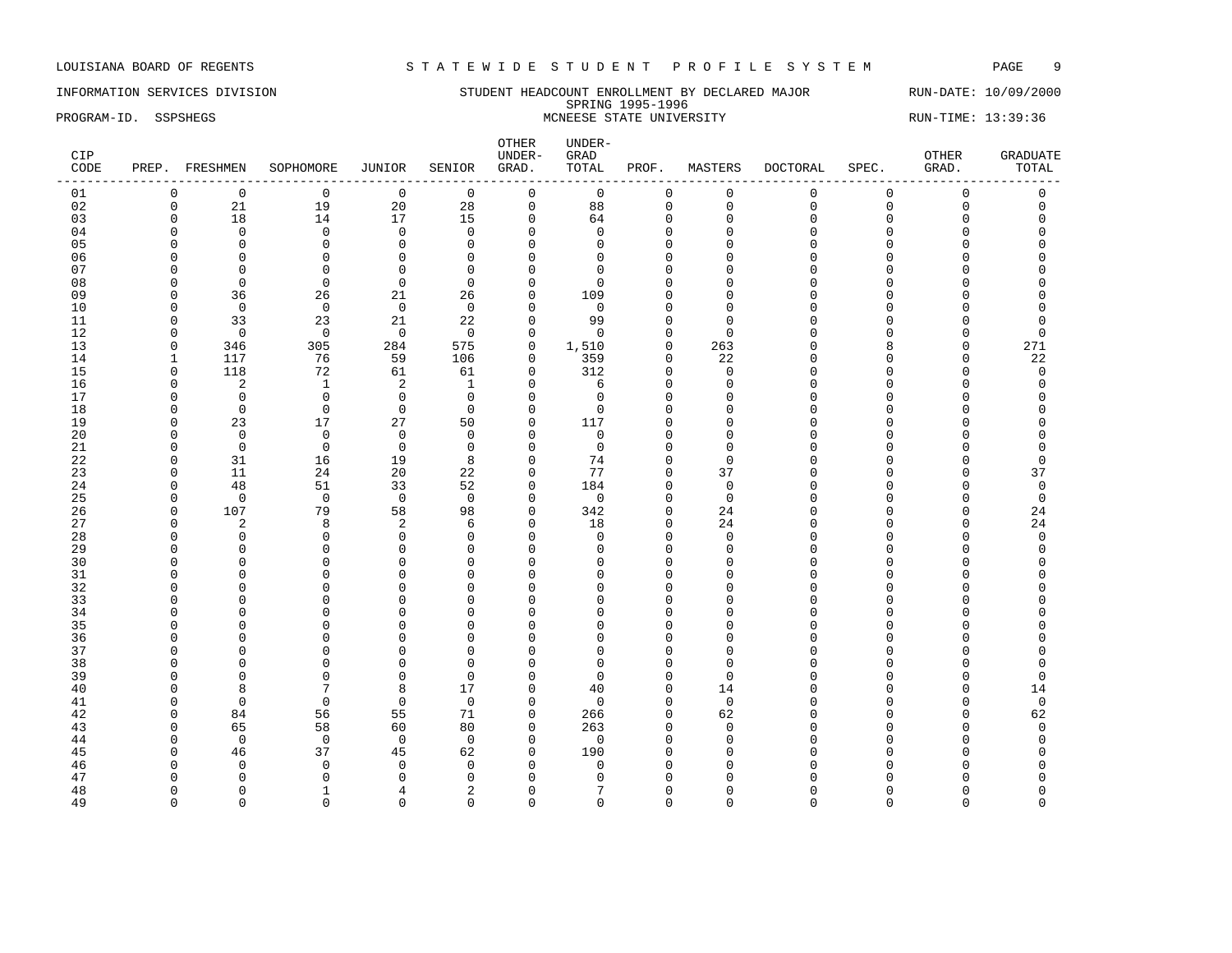LOUISIANA BOARD OF REGENTS — STATEWIDE STUDENT PROFILE SYSTEM

INFORMATION SERVICES DIVISION — STUDENT HEADCOUNT ENROLLMENT BY DECLARED MAJOR — RUN-DATE: 10/09/2000

SPRING 1995-1996

PROGRAM-ID. SSPSHEGS — MCNEESE STATE UNIVERSITY — RUN-TIME: 13:39:36

| CIP CODE | PREP. | FRESHMEN | SOPHOMORE | JUNIOR | SENIOR | OTHER UNDER-GRAD. | UNDER-GRAD TOTAL | PROF. | MASTERS | DOCTORAL | SPEC. | OTHER GRAD. | GRADUATE TOTAL |
|---|---|---|---|---|---|---|---|---|---|---|---|---|---|
| 01 | 0 | 0 | 0 | 0 | 0 | 0 | 0 | 0 | 0 | 0 | 0 | 0 | 0 |
| 02 | 0 | 21 | 19 | 20 | 28 | 0 | 88 | 0 | 0 | 0 | 0 | 0 | 0 |
| 03 | 0 | 18 | 14 | 17 | 15 | 0 | 64 | 0 | 0 | 0 | 0 | 0 | 0 |
| 04 | 0 | 0 | 0 | 0 | 0 | 0 | 0 | 0 | 0 | 0 | 0 | 0 | 0 |
| 05 | 0 | 0 | 0 | 0 | 0 | 0 | 0 | 0 | 0 | 0 | 0 | 0 | 0 |
| 06 | 0 | 0 | 0 | 0 | 0 | 0 | 0 | 0 | 0 | 0 | 0 | 0 | 0 |
| 07 | 0 | 0 | 0 | 0 | 0 | 0 | 0 | 0 | 0 | 0 | 0 | 0 | 0 |
| 08 | 0 | 0 | 0 | 0 | 0 | 0 | 0 | 0 | 0 | 0 | 0 | 0 | 0 |
| 09 | 0 | 36 | 26 | 21 | 26 | 0 | 109 | 0 | 0 | 0 | 0 | 0 | 0 |
| 10 | 0 | 0 | 0 | 0 | 0 | 0 | 0 | 0 | 0 | 0 | 0 | 0 | 0 |
| 11 | 0 | 33 | 23 | 21 | 22 | 0 | 99 | 0 | 0 | 0 | 0 | 0 | 0 |
| 12 | 0 | 0 | 0 | 0 | 0 | 0 | 0 | 0 | 0 | 0 | 0 | 0 | 0 |
| 13 | 0 | 346 | 305 | 284 | 575 | 0 | 1,510 | 0 | 263 | 0 | 8 | 0 | 271 |
| 14 | 1 | 117 | 76 | 59 | 106 | 0 | 359 | 0 | 22 | 0 | 0 | 0 | 22 |
| 15 | 0 | 118 | 72 | 61 | 61 | 0 | 312 | 0 | 0 | 0 | 0 | 0 | 0 |
| 16 | 0 | 2 | 1 | 2 | 1 | 0 | 6 | 0 | 0 | 0 | 0 | 0 | 0 |
| 17 | 0 | 0 | 0 | 0 | 0 | 0 | 0 | 0 | 0 | 0 | 0 | 0 | 0 |
| 18 | 0 | 0 | 0 | 0 | 0 | 0 | 0 | 0 | 0 | 0 | 0 | 0 | 0 |
| 19 | 0 | 23 | 17 | 27 | 50 | 0 | 117 | 0 | 0 | 0 | 0 | 0 | 0 |
| 20 | 0 | 0 | 0 | 0 | 0 | 0 | 0 | 0 | 0 | 0 | 0 | 0 | 0 |
| 21 | 0 | 0 | 0 | 0 | 0 | 0 | 0 | 0 | 0 | 0 | 0 | 0 | 0 |
| 22 | 0 | 31 | 16 | 19 | 8 | 0 | 74 | 0 | 0 | 0 | 0 | 0 | 0 |
| 23 | 0 | 11 | 24 | 20 | 22 | 0 | 77 | 0 | 37 | 0 | 0 | 0 | 37 |
| 24 | 0 | 48 | 51 | 33 | 52 | 0 | 184 | 0 | 0 | 0 | 0 | 0 | 0 |
| 25 | 0 | 0 | 0 | 0 | 0 | 0 | 0 | 0 | 0 | 0 | 0 | 0 | 0 |
| 26 | 0 | 107 | 79 | 58 | 98 | 0 | 342 | 0 | 24 | 0 | 0 | 0 | 24 |
| 27 | 0 | 2 | 8 | 2 | 6 | 0 | 18 | 0 | 24 | 0 | 0 | 0 | 24 |
| 28 | 0 | 0 | 0 | 0 | 0 | 0 | 0 | 0 | 0 | 0 | 0 | 0 | 0 |
| 29 | 0 | 0 | 0 | 0 | 0 | 0 | 0 | 0 | 0 | 0 | 0 | 0 | 0 |
| 30 | 0 | 0 | 0 | 0 | 0 | 0 | 0 | 0 | 0 | 0 | 0 | 0 | 0 |
| 31 | 0 | 0 | 0 | 0 | 0 | 0 | 0 | 0 | 0 | 0 | 0 | 0 | 0 |
| 32 | 0 | 0 | 0 | 0 | 0 | 0 | 0 | 0 | 0 | 0 | 0 | 0 | 0 |
| 33 | 0 | 0 | 0 | 0 | 0 | 0 | 0 | 0 | 0 | 0 | 0 | 0 | 0 |
| 34 | 0 | 0 | 0 | 0 | 0 | 0 | 0 | 0 | 0 | 0 | 0 | 0 | 0 |
| 35 | 0 | 0 | 0 | 0 | 0 | 0 | 0 | 0 | 0 | 0 | 0 | 0 | 0 |
| 36 | 0 | 0 | 0 | 0 | 0 | 0 | 0 | 0 | 0 | 0 | 0 | 0 | 0 |
| 37 | 0 | 0 | 0 | 0 | 0 | 0 | 0 | 0 | 0 | 0 | 0 | 0 | 0 |
| 38 | 0 | 0 | 0 | 0 | 0 | 0 | 0 | 0 | 0 | 0 | 0 | 0 | 0 |
| 39 | 0 | 0 | 0 | 0 | 0 | 0 | 0 | 0 | 0 | 0 | 0 | 0 | 0 |
| 40 | 0 | 8 | 7 | 8 | 17 | 0 | 40 | 0 | 14 | 0 | 0 | 0 | 14 |
| 41 | 0 | 0 | 0 | 0 | 0 | 0 | 0 | 0 | 0 | 0 | 0 | 0 | 0 |
| 42 | 0 | 84 | 56 | 55 | 71 | 0 | 266 | 0 | 62 | 0 | 0 | 0 | 62 |
| 43 | 0 | 65 | 58 | 60 | 80 | 0 | 263 | 0 | 0 | 0 | 0 | 0 | 0 |
| 44 | 0 | 0 | 0 | 0 | 0 | 0 | 0 | 0 | 0 | 0 | 0 | 0 | 0 |
| 45 | 0 | 46 | 37 | 45 | 62 | 0 | 190 | 0 | 0 | 0 | 0 | 0 | 0 |
| 46 | 0 | 0 | 0 | 0 | 0 | 0 | 0 | 0 | 0 | 0 | 0 | 0 | 0 |
| 47 | 0 | 0 | 0 | 0 | 0 | 0 | 0 | 0 | 0 | 0 | 0 | 0 | 0 |
| 48 | 0 | 0 | 1 | 4 | 2 | 0 | 7 | 0 | 0 | 0 | 0 | 0 | 0 |
| 49 | 0 | 0 | 0 | 0 | 0 | 0 | 0 | 0 | 0 | 0 | 0 | 0 | 0 |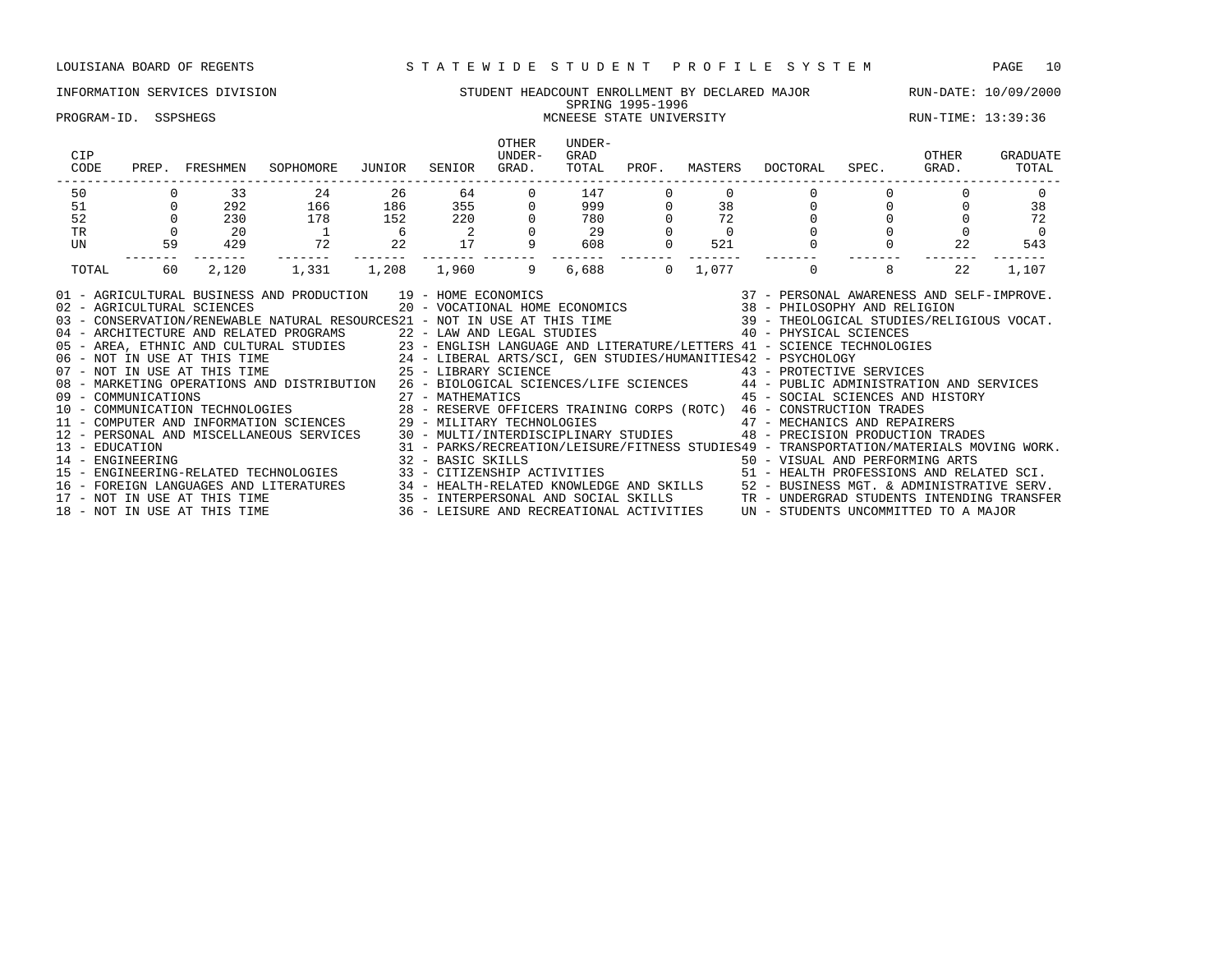LOUISIANA BOARD OF REGENTS — STATEWIDE STUDENT PROFILE SYSTEM

INFORMATION SERVICES DIVISION — STUDENT HEADCOUNT ENROLLMENT BY DECLARED MAJOR — RUN-DATE: 10/09/2000

SPRING 1995-1996

PROGRAM-ID. SSPSHEGS — MCNEESE STATE UNIVERSITY — RUN-TIME: 13:39:36

| CIP CODE | PREP. | FRESHMEN | SOPHOMORE | JUNIOR | SENIOR | OTHER UNDER-GRAD. | UNDER-GRAD TOTAL | PROF. | MASTERS | DOCTORAL | SPEC. | OTHER GRAD. | GRADUATE TOTAL |
|---|---|---|---|---|---|---|---|---|---|---|---|---|---|
| 50 | 0 | 33 | 24 | 26 | 64 | 0 | 147 | 0 | 0 | 0 | 0 | 0 | 0 |
| 51 | 0 | 292 | 166 | 186 | 355 | 0 | 999 | 0 | 38 | 0 | 0 | 0 | 38 |
| 52 | 0 | 230 | 178 | 152 | 220 | 0 | 780 | 0 | 72 | 0 | 0 | 0 | 72 |
| TR | 0 | 20 | 1 | 6 | 2 | 0 | 29 | 0 | 0 | 0 | 0 | 0 | 0 |
| UN | 59 | 429 | 72 | 22 | 17 | 9 | 608 | 0 | 521 | 0 | 0 | 22 | 543 |
| TOTAL | 60 | 2,120 | 1,331 | 1,208 | 1,960 | 9 | 6,688 | 0 | 1,077 | 0 | 8 | 22 | 1,107 |

01 - AGRICULTURAL BUSINESS AND PRODUCTION
02 - AGRICULTURAL SCIENCES
03 - CONSERVATION/RENEWABLE NATURAL RESOURCES
04 - ARCHITECTURE AND RELATED PROGRAMS
05 - AREA, ETHNIC AND CULTURAL STUDIES
06 - NOT IN USE AT THIS TIME
07 - NOT IN USE AT THIS TIME
08 - MARKETING OPERATIONS AND DISTRIBUTION
09 - COMMUNICATIONS
10 - COMMUNICATION TECHNOLOGIES
11 - COMPUTER AND INFORMATION SCIENCES
12 - PERSONAL AND MISCELLANEOUS SERVICES
13 - EDUCATION
14 - ENGINEERING
15 - ENGINEERING-RELATED TECHNOLOGIES
16 - FOREIGN LANGUAGES AND LITERATURES
17 - NOT IN USE AT THIS TIME
18 - NOT IN USE AT THIS TIME
19 - HOME ECONOMICS
20 - VOCATIONAL HOME ECONOMICS
21 - NOT IN USE AT THIS TIME
22 - LAW AND LEGAL STUDIES
23 - ENGLISH LANGUAGE AND LITERATURE/LETTERS
24 - LIBERAL ARTS/SCI, GEN STUDIES/HUMANITIES
25 - LIBRARY SCIENCE
26 - BIOLOGICAL SCIENCES/LIFE SCIENCES
27 - MATHEMATICS
28 - RESERVE OFFICERS TRAINING CORPS (ROTC)
29 - MILITARY TECHNOLOGIES
30 - MULTI/INTERDISCIPLINARY STUDIES
31 - PARKS/RECREATION/LEISURE/FITNESS STUDIES
32 - BASIC SKILLS
33 - CITIZENSHIP ACTIVITIES
34 - HEALTH-RELATED KNOWLEDGE AND SKILLS
35 - INTERPERSONAL AND SOCIAL SKILLS
36 - LEISURE AND RECREATIONAL ACTIVITIES
37 - PERSONAL AWARENESS AND SELF-IMPROVE.
38 - PHILOSOPHY AND RELIGION
39 - THEOLOGICAL STUDIES/RELIGIOUS VOCAT.
40 - PHYSICAL SCIENCES
41 - SCIENCE TECHNOLOGIES
42 - PSYCHOLOGY
43 - PROTECTIVE SERVICES
44 - PUBLIC ADMINISTRATION AND SERVICES
45 - SOCIAL SCIENCES AND HISTORY
46 - CONSTRUCTION TRADES
47 - MECHANICS AND REPAIRERS
48 - PRECISION PRODUCTION TRADES
49 - TRANSPORTATION/MATERIALS MOVING WORK.
50 - VISUAL AND PERFORMING ARTS
51 - HEALTH PROFESSIONS AND RELATED SCI.
52 - BUSINESS MGT. & ADMINISTRATIVE SERV.
TR - UNDERGRAD STUDENTS INTENDING TRANSFER
UN - STUDENTS UNCOMMITTED TO A MAJOR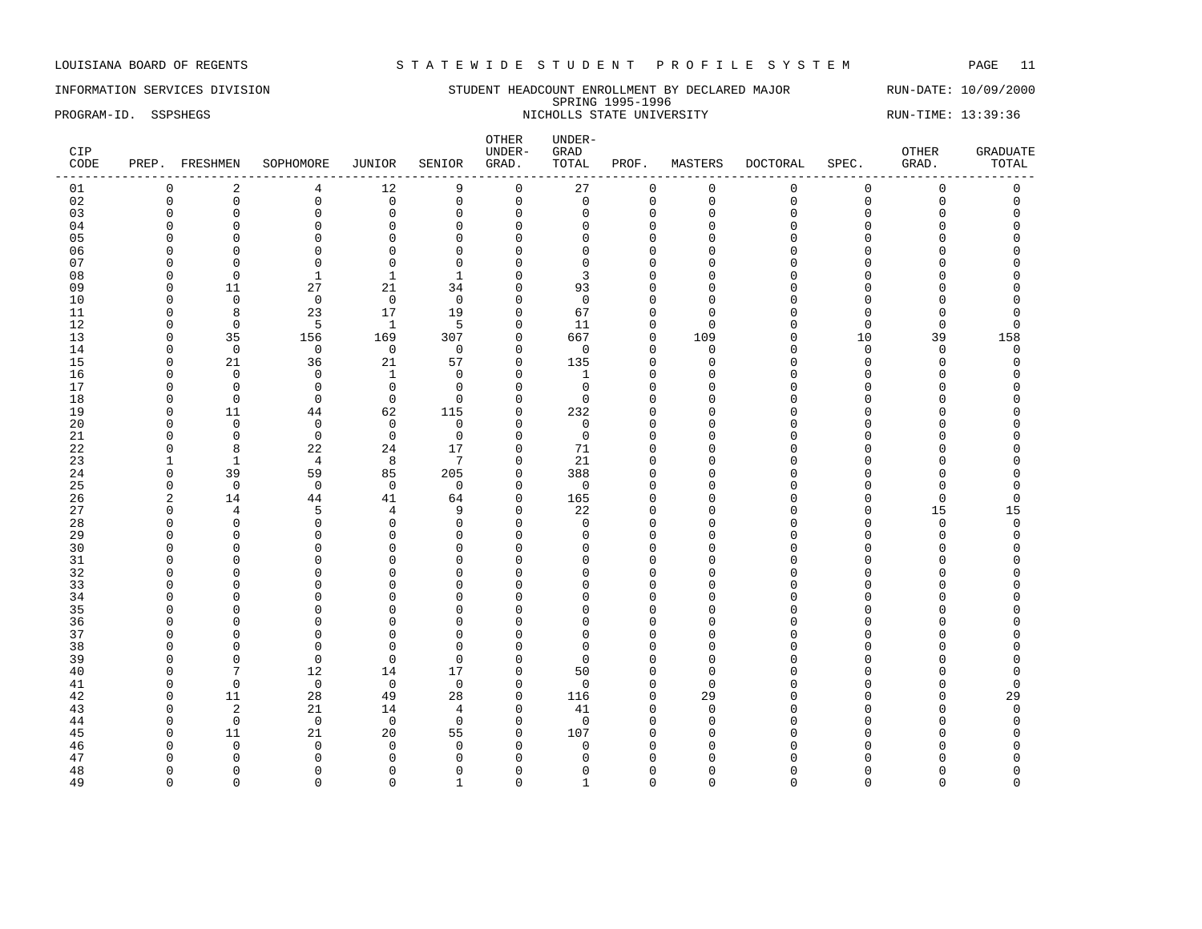LOUISIANA BOARD OF REGENTS — S T A T E W I D E   S T U D E N T   P R O F I L E   S Y S T E M

INFORMATION SERVICES DIVISION — STUDENT HEADCOUNT ENROLLMENT BY DECLARED MAJOR — RUN-DATE: 10/09/2000

SPRING 1995-1996

PROGRAM-ID. SSPSHEGS — NICHOLLS STATE UNIVERSITY — RUN-TIME: 13:39:36

| CIP CODE | PREP. | FRESHMEN | SOPHOMORE | JUNIOR | SENIOR | OTHER UNDER-GRAD. | UNDER-GRAD TOTAL | PROF. | MASTERS | DOCTORAL | SPEC. | OTHER GRAD. | GRADUATE TOTAL |
|---|---|---|---|---|---|---|---|---|---|---|---|---|---|
| 01 | 0 | 2 | 4 | 12 | 9 | 0 | 27 | 0 | 0 | 0 | 0 | 0 | 0 |
| 02 | 0 | 0 | 0 | 0 | 0 | 0 | 0 | 0 | 0 | 0 | 0 | 0 | 0 |
| 03 | 0 | 0 | 0 | 0 | 0 | 0 | 0 | 0 | 0 | 0 | 0 | 0 | 0 |
| 04 | 0 | 0 | 0 | 0 | 0 | 0 | 0 | 0 | 0 | 0 | 0 | 0 | 0 |
| 05 | 0 | 0 | 0 | 0 | 0 | 0 | 0 | 0 | 0 | 0 | 0 | 0 | 0 |
| 06 | 0 | 0 | 0 | 0 | 0 | 0 | 0 | 0 | 0 | 0 | 0 | 0 | 0 |
| 07 | 0 | 0 | 0 | 0 | 0 | 0 | 0 | 0 | 0 | 0 | 0 | 0 | 0 |
| 08 | 0 | 0 | 1 | 1 | 1 | 0 | 3 | 0 | 0 | 0 | 0 | 0 | 0 |
| 09 | 0 | 11 | 27 | 21 | 34 | 0 | 93 | 0 | 0 | 0 | 0 | 0 | 0 |
| 10 | 0 | 0 | 0 | 0 | 0 | 0 | 0 | 0 | 0 | 0 | 0 | 0 | 0 |
| 11 | 0 | 8 | 23 | 17 | 19 | 0 | 67 | 0 | 0 | 0 | 0 | 0 | 0 |
| 12 | 0 | 0 | 5 | 1 | 5 | 0 | 11 | 0 | 0 | 0 | 0 | 0 | 0 |
| 13 | 0 | 35 | 156 | 169 | 307 | 0 | 667 | 0 | 109 | 0 | 10 | 39 | 158 |
| 14 | 0 | 0 | 0 | 0 | 0 | 0 | 0 | 0 | 0 | 0 | 0 | 0 | 0 |
| 15 | 0 | 21 | 36 | 21 | 57 | 0 | 135 | 0 | 0 | 0 | 0 | 0 | 0 |
| 16 | 0 | 0 | 0 | 1 | 0 | 0 | 1 | 0 | 0 | 0 | 0 | 0 | 0 |
| 17 | 0 | 0 | 0 | 0 | 0 | 0 | 0 | 0 | 0 | 0 | 0 | 0 | 0 |
| 18 | 0 | 0 | 0 | 0 | 0 | 0 | 0 | 0 | 0 | 0 | 0 | 0 | 0 |
| 19 | 0 | 11 | 44 | 62 | 115 | 0 | 232 | 0 | 0 | 0 | 0 | 0 | 0 |
| 20 | 0 | 0 | 0 | 0 | 0 | 0 | 0 | 0 | 0 | 0 | 0 | 0 | 0 |
| 21 | 0 | 0 | 0 | 0 | 0 | 0 | 0 | 0 | 0 | 0 | 0 | 0 | 0 |
| 22 | 0 | 8 | 22 | 24 | 17 | 0 | 71 | 0 | 0 | 0 | 0 | 0 | 0 |
| 23 | 1 | 1 | 4 | 8 | 7 | 0 | 21 | 0 | 0 | 0 | 0 | 0 | 0 |
| 24 | 0 | 39 | 59 | 85 | 205 | 0 | 388 | 0 | 0 | 0 | 0 | 0 | 0 |
| 25 | 0 | 0 | 0 | 0 | 0 | 0 | 0 | 0 | 0 | 0 | 0 | 0 | 0 |
| 26 | 2 | 14 | 44 | 41 | 64 | 0 | 165 | 0 | 0 | 0 | 0 | 0 | 0 |
| 27 | 0 | 4 | 5 | 4 | 9 | 0 | 22 | 0 | 0 | 0 | 0 | 15 | 15 |
| 28 | 0 | 0 | 0 | 0 | 0 | 0 | 0 | 0 | 0 | 0 | 0 | 0 | 0 |
| 29 | 0 | 0 | 0 | 0 | 0 | 0 | 0 | 0 | 0 | 0 | 0 | 0 | 0 |
| 30 | 0 | 0 | 0 | 0 | 0 | 0 | 0 | 0 | 0 | 0 | 0 | 0 | 0 |
| 31 | 0 | 0 | 0 | 0 | 0 | 0 | 0 | 0 | 0 | 0 | 0 | 0 | 0 |
| 32 | 0 | 0 | 0 | 0 | 0 | 0 | 0 | 0 | 0 | 0 | 0 | 0 | 0 |
| 33 | 0 | 0 | 0 | 0 | 0 | 0 | 0 | 0 | 0 | 0 | 0 | 0 | 0 |
| 34 | 0 | 0 | 0 | 0 | 0 | 0 | 0 | 0 | 0 | 0 | 0 | 0 | 0 |
| 35 | 0 | 0 | 0 | 0 | 0 | 0 | 0 | 0 | 0 | 0 | 0 | 0 | 0 |
| 36 | 0 | 0 | 0 | 0 | 0 | 0 | 0 | 0 | 0 | 0 | 0 | 0 | 0 |
| 37 | 0 | 0 | 0 | 0 | 0 | 0 | 0 | 0 | 0 | 0 | 0 | 0 | 0 |
| 38 | 0 | 0 | 0 | 0 | 0 | 0 | 0 | 0 | 0 | 0 | 0 | 0 | 0 |
| 39 | 0 | 0 | 0 | 0 | 0 | 0 | 0 | 0 | 0 | 0 | 0 | 0 | 0 |
| 40 | 0 | 7 | 12 | 14 | 17 | 0 | 50 | 0 | 0 | 0 | 0 | 0 | 0 |
| 41 | 0 | 0 | 0 | 0 | 0 | 0 | 0 | 0 | 0 | 0 | 0 | 0 | 0 |
| 42 | 0 | 11 | 28 | 49 | 28 | 0 | 116 | 0 | 29 | 0 | 0 | 0 | 29 |
| 43 | 0 | 2 | 21 | 14 | 4 | 0 | 41 | 0 | 0 | 0 | 0 | 0 | 0 |
| 44 | 0 | 0 | 0 | 0 | 0 | 0 | 0 | 0 | 0 | 0 | 0 | 0 | 0 |
| 45 | 0 | 11 | 21 | 20 | 55 | 0 | 107 | 0 | 0 | 0 | 0 | 0 | 0 |
| 46 | 0 | 0 | 0 | 0 | 0 | 0 | 0 | 0 | 0 | 0 | 0 | 0 | 0 |
| 47 | 0 | 0 | 0 | 0 | 0 | 0 | 0 | 0 | 0 | 0 | 0 | 0 | 0 |
| 48 | 0 | 0 | 0 | 0 | 0 | 0 | 0 | 0 | 0 | 0 | 0 | 0 | 0 |
| 49 | 0 | 0 | 0 | 0 | 1 | 0 | 1 | 0 | 0 | 0 | 0 | 0 | 0 |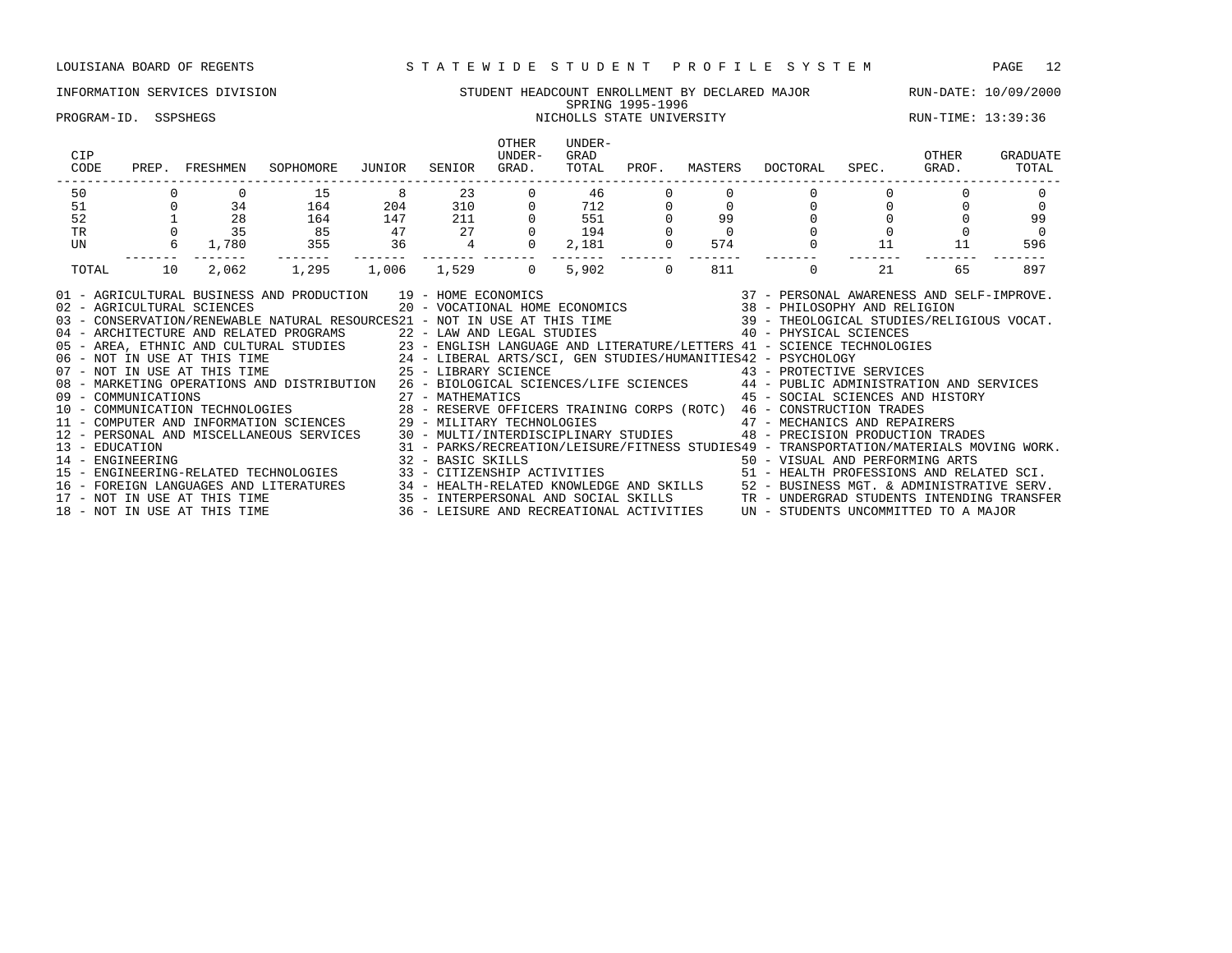LOUISIANA BOARD OF REGENTS — S T A T E W I D E   S T U D E N T   P R O F I L E   S Y S T E M

INFORMATION SERVICES DIVISION — STUDENT HEADCOUNT ENROLLMENT BY DECLARED MAJOR — RUN-DATE: 10/09/2000

SPRING 1995-1996

PROGRAM-ID. SSPSHEGS — NICHOLLS STATE UNIVERSITY — RUN-TIME: 13:39:36

| CIP CODE | PREP. | FRESHMEN | SOPHOMORE | JUNIOR | SENIOR | OTHER UNDER-GRAD. | UNDER-GRAD TOTAL | PROF. | MASTERS | DOCTORAL | SPEC. | OTHER GRAD. | GRADUATE TOTAL |
|---|---|---|---|---|---|---|---|---|---|---|---|---|---|
| 50 | 0 | 0 | 15 | 8 | 23 | 0 | 46 | 0 | 0 | 0 | 0 | 0 | 0 |
| 51 | 0 | 34 | 164 | 204 | 310 | 0 | 712 | 0 | 0 | 0 | 0 | 0 | 0 |
| 52 | 1 | 28 | 164 | 147 | 211 | 0 | 551 | 0 | 99 | 0 | 0 | 0 | 99 |
| TR | 0 | 35 | 85 | 47 | 27 | 0 | 194 | 0 | 0 | 0 | 0 | 0 | 0 |
| UN | 6 | 1,780 | 355 | 36 | 4 | 0 | 2,181 | 0 | 574 | 0 | 11 | 11 | 596 |
| TOTAL | 10 | 2,062 | 1,295 | 1,006 | 1,529 | 0 | 5,902 | 0 | 811 | 0 | 21 | 65 | 897 |

01 - AGRICULTURAL BUSINESS AND PRODUCTION
02 - AGRICULTURAL SCIENCES
03 - CONSERVATION/RENEWABLE NATURAL RESOURCES
04 - ARCHITECTURE AND RELATED PROGRAMS
05 - AREA, ETHNIC AND CULTURAL STUDIES
06 - NOT IN USE AT THIS TIME
07 - NOT IN USE AT THIS TIME
08 - MARKETING OPERATIONS AND DISTRIBUTION
09 - COMMUNICATIONS
10 - COMMUNICATION TECHNOLOGIES
11 - COMPUTER AND INFORMATION SCIENCES
12 - PERSONAL AND MISCELLANEOUS SERVICES
13 - EDUCATION
14 - ENGINEERING
15 - ENGINEERING-RELATED TECHNOLOGIES
16 - FOREIGN LANGUAGES AND LITERATURES
17 - NOT IN USE AT THIS TIME
18 - NOT IN USE AT THIS TIME
19 - HOME ECONOMICS
20 - VOCATIONAL HOME ECONOMICS
21 - NOT IN USE AT THIS TIME
22 - LAW AND LEGAL STUDIES
23 - ENGLISH LANGUAGE AND LITERATURE/LETTERS
24 - LIBERAL ARTS/SCI, GEN STUDIES/HUMANITIES
25 - LIBRARY SCIENCE
26 - BIOLOGICAL SCIENCES/LIFE SCIENCES
27 - MATHEMATICS
28 - RESERVE OFFICERS TRAINING CORPS (ROTC)
29 - MILITARY TECHNOLOGIES
30 - MULTI/INTERDISCIPLINARY STUDIES
31 - PARKS/RECREATION/LEISURE/FITNESS STUDIES
32 - BASIC SKILLS
33 - CITIZENSHIP ACTIVITIES
34 - HEALTH-RELATED KNOWLEDGE AND SKILLS
35 - INTERPERSONAL AND SOCIAL SKILLS
36 - LEISURE AND RECREATIONAL ACTIVITIES
37 - PERSONAL AWARENESS AND SELF-IMPROVE.
38 - PHILOSOPHY AND RELIGION
39 - THEOLOGICAL STUDIES/RELIGIOUS VOCAT.
40 - PHYSICAL SCIENCES
41 - SCIENCE TECHNOLOGIES
42 - PSYCHOLOGY
43 - PROTECTIVE SERVICES
44 - PUBLIC ADMINISTRATION AND SERVICES
45 - SOCIAL SCIENCES AND HISTORY
46 - CONSTRUCTION TRADES
47 - MECHANICS AND REPAIRERS
48 - PRECISION PRODUCTION TRADES
49 - TRANSPORTATION/MATERIALS MOVING WORK.
50 - VISUAL AND PERFORMING ARTS
51 - HEALTH PROFESSIONS AND RELATED SCI.
52 - BUSINESS MGT. & ADMINISTRATIVE SERV.
TR - UNDERGRAD STUDENTS INTENDING TRANSFER
UN - STUDENTS UNCOMMITTED TO A MAJOR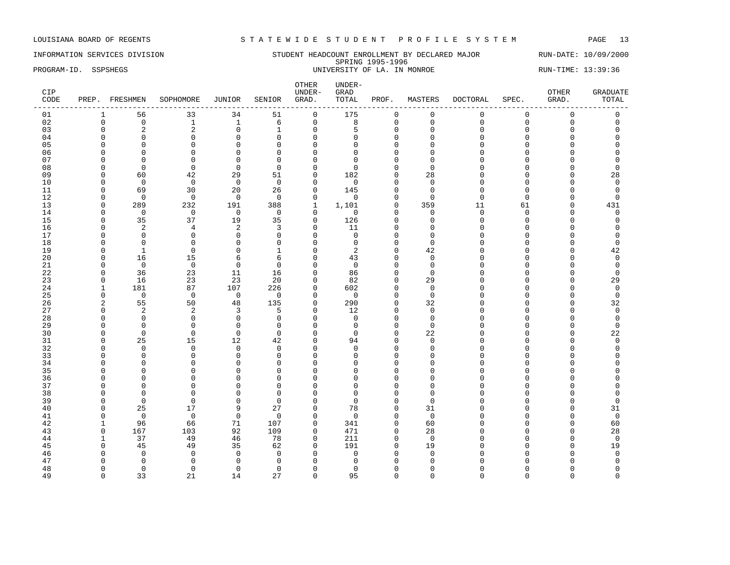LOUISIANA BOARD OF REGENTS — STATEWIDE STUDENT PROFILE SYSTEM

INFORMATION SERVICES DIVISION — STUDENT HEADCOUNT ENROLLMENT BY DECLARED MAJOR — RUN-DATE: 10/09/2000

SPRING 1995-1996

PROGRAM-ID. SSPSHEGS — UNIVERSITY OF LA. IN MONROE — RUN-TIME: 13:39:36

| CIP CODE | PREP. | FRESHMEN | SOPHOMORE | JUNIOR | SENIOR | OTHER UNDER-GRAD. | UNDER-GRAD TOTAL | PROF. | MASTERS | DOCTORAL | SPEC. | OTHER GRAD. | GRADUATE TOTAL |
|---|---|---|---|---|---|---|---|---|---|---|---|---|---|
| 01 | 1 | 56 | 33 | 34 | 51 | 0 | 175 | 0 | 0 | 0 | 0 | 0 | 0 |
| 02 | 0 | 0 | 1 | 1 | 6 | 0 | 8 | 0 | 0 | 0 | 0 | 0 | 0 |
| 03 | 0 | 2 | 2 | 0 | 1 | 0 | 5 | 0 | 0 | 0 | 0 | 0 | 0 |
| 04 | 0 | 0 | 0 | 0 | 0 | 0 | 0 | 0 | 0 | 0 | 0 | 0 | 0 |
| 05 | 0 | 0 | 0 | 0 | 0 | 0 | 0 | 0 | 0 | 0 | 0 | 0 | 0 |
| 06 | 0 | 0 | 0 | 0 | 0 | 0 | 0 | 0 | 0 | 0 | 0 | 0 | 0 |
| 07 | 0 | 0 | 0 | 0 | 0 | 0 | 0 | 0 | 0 | 0 | 0 | 0 | 0 |
| 08 | 0 | 0 | 0 | 0 | 0 | 0 | 0 | 0 | 0 | 0 | 0 | 0 | 0 |
| 09 | 0 | 60 | 42 | 29 | 51 | 0 | 182 | 0 | 28 | 0 | 0 | 0 | 28 |
| 10 | 0 | 0 | 0 | 0 | 0 | 0 | 0 | 0 | 0 | 0 | 0 | 0 | 0 |
| 11 | 0 | 69 | 30 | 20 | 26 | 0 | 145 | 0 | 0 | 0 | 0 | 0 | 0 |
| 12 | 0 | 0 | 0 | 0 | 0 | 0 | 0 | 0 | 0 | 0 | 0 | 0 | 0 |
| 13 | 0 | 289 | 232 | 191 | 388 | 1 | 1,101 | 0 | 359 | 11 | 61 | 0 | 431 |
| 14 | 0 | 0 | 0 | 0 | 0 | 0 | 0 | 0 | 0 | 0 | 0 | 0 | 0 |
| 15 | 0 | 35 | 37 | 19 | 35 | 0 | 126 | 0 | 0 | 0 | 0 | 0 | 0 |
| 16 | 0 | 2 | 4 | 2 | 3 | 0 | 11 | 0 | 0 | 0 | 0 | 0 | 0 |
| 17 | 0 | 0 | 0 | 0 | 0 | 0 | 0 | 0 | 0 | 0 | 0 | 0 | 0 |
| 18 | 0 | 0 | 0 | 0 | 0 | 0 | 0 | 0 | 0 | 0 | 0 | 0 | 0 |
| 19 | 0 | 1 | 0 | 0 | 1 | 0 | 2 | 0 | 42 | 0 | 0 | 0 | 42 |
| 20 | 0 | 16 | 15 | 6 | 6 | 0 | 43 | 0 | 0 | 0 | 0 | 0 | 0 |
| 21 | 0 | 0 | 0 | 0 | 0 | 0 | 0 | 0 | 0 | 0 | 0 | 0 | 0 |
| 22 | 0 | 36 | 23 | 11 | 16 | 0 | 86 | 0 | 0 | 0 | 0 | 0 | 0 |
| 23 | 0 | 16 | 23 | 23 | 20 | 0 | 82 | 0 | 29 | 0 | 0 | 0 | 29 |
| 24 | 1 | 181 | 87 | 107 | 226 | 0 | 602 | 0 | 0 | 0 | 0 | 0 | 0 |
| 25 | 0 | 0 | 0 | 0 | 0 | 0 | 0 | 0 | 0 | 0 | 0 | 0 | 0 |
| 26 | 2 | 55 | 50 | 48 | 135 | 0 | 290 | 0 | 32 | 0 | 0 | 0 | 32 |
| 27 | 0 | 2 | 2 | 3 | 5 | 0 | 12 | 0 | 0 | 0 | 0 | 0 | 0 |
| 28 | 0 | 0 | 0 | 0 | 0 | 0 | 0 | 0 | 0 | 0 | 0 | 0 | 0 |
| 29 | 0 | 0 | 0 | 0 | 0 | 0 | 0 | 0 | 0 | 0 | 0 | 0 | 0 |
| 30 | 0 | 0 | 0 | 0 | 0 | 0 | 0 | 0 | 22 | 0 | 0 | 0 | 22 |
| 31 | 0 | 25 | 15 | 12 | 42 | 0 | 94 | 0 | 0 | 0 | 0 | 0 | 0 |
| 32 | 0 | 0 | 0 | 0 | 0 | 0 | 0 | 0 | 0 | 0 | 0 | 0 | 0 |
| 33 | 0 | 0 | 0 | 0 | 0 | 0 | 0 | 0 | 0 | 0 | 0 | 0 | 0 |
| 34 | 0 | 0 | 0 | 0 | 0 | 0 | 0 | 0 | 0 | 0 | 0 | 0 | 0 |
| 35 | 0 | 0 | 0 | 0 | 0 | 0 | 0 | 0 | 0 | 0 | 0 | 0 | 0 |
| 36 | 0 | 0 | 0 | 0 | 0 | 0 | 0 | 0 | 0 | 0 | 0 | 0 | 0 |
| 37 | 0 | 0 | 0 | 0 | 0 | 0 | 0 | 0 | 0 | 0 | 0 | 0 | 0 |
| 38 | 0 | 0 | 0 | 0 | 0 | 0 | 0 | 0 | 0 | 0 | 0 | 0 | 0 |
| 39 | 0 | 0 | 0 | 0 | 0 | 0 | 0 | 0 | 0 | 0 | 0 | 0 | 0 |
| 40 | 0 | 25 | 17 | 9 | 27 | 0 | 78 | 0 | 31 | 0 | 0 | 0 | 31 |
| 41 | 0 | 0 | 0 | 0 | 0 | 0 | 0 | 0 | 0 | 0 | 0 | 0 | 0 |
| 42 | 1 | 96 | 66 | 71 | 107 | 0 | 341 | 0 | 60 | 0 | 0 | 0 | 60 |
| 43 | 0 | 167 | 103 | 92 | 109 | 0 | 471 | 0 | 28 | 0 | 0 | 0 | 28 |
| 44 | 1 | 37 | 49 | 46 | 78 | 0 | 211 | 0 | 0 | 0 | 0 | 0 | 0 |
| 45 | 0 | 45 | 49 | 35 | 62 | 0 | 191 | 0 | 19 | 0 | 0 | 0 | 19 |
| 46 | 0 | 0 | 0 | 0 | 0 | 0 | 0 | 0 | 0 | 0 | 0 | 0 | 0 |
| 47 | 0 | 0 | 0 | 0 | 0 | 0 | 0 | 0 | 0 | 0 | 0 | 0 | 0 |
| 48 | 0 | 0 | 0 | 0 | 0 | 0 | 0 | 0 | 0 | 0 | 0 | 0 | 0 |
| 49 | 0 | 33 | 21 | 14 | 27 | 0 | 95 | 0 | 0 | 0 | 0 | 0 | 0 |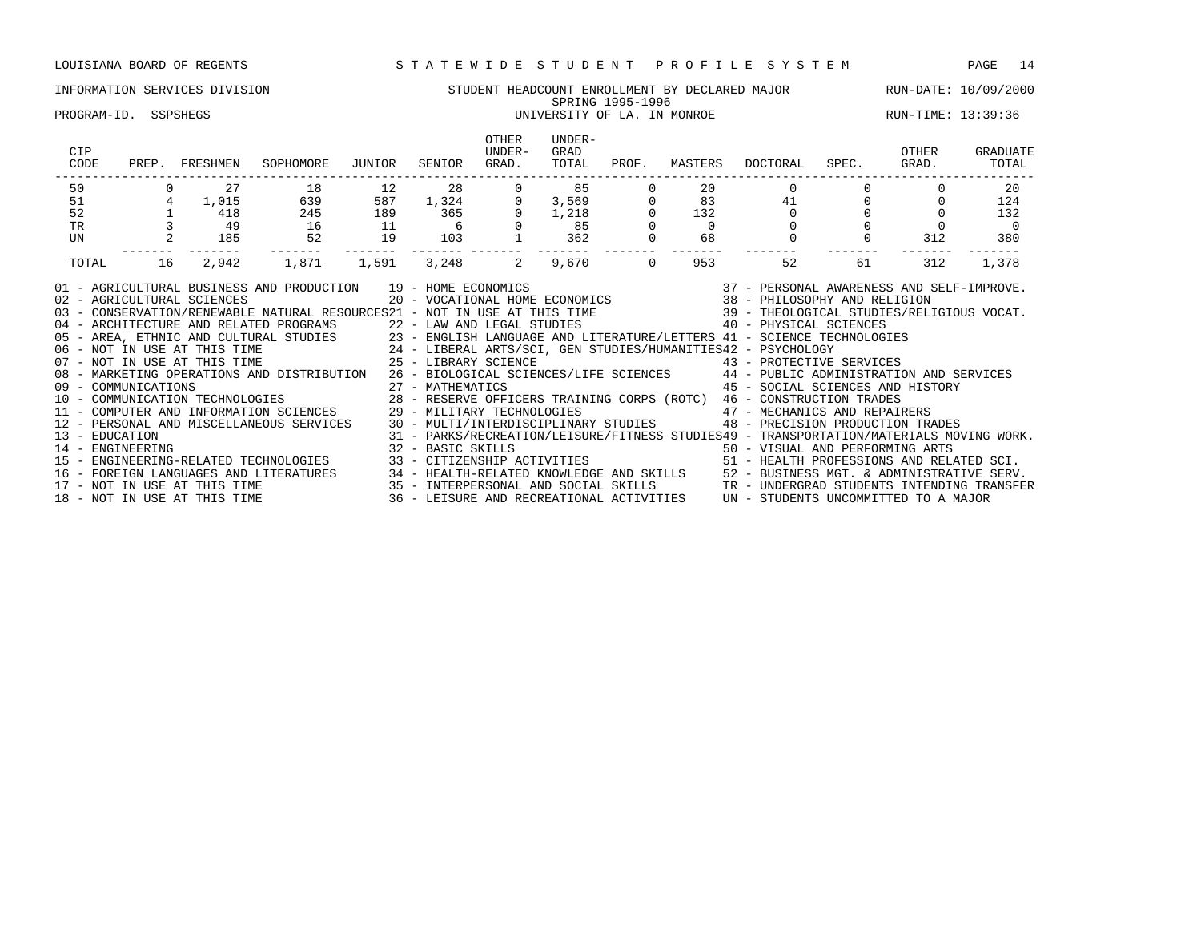LOUISIANA BOARD OF REGENTS — STATEWIDE STUDENT PROFILE SYSTEM

INFORMATION SERVICES DIVISION — STUDENT HEADCOUNT ENROLLMENT BY DECLARED MAJOR — RUN-DATE: 10/09/2000

SPRING 1995-1996

PROGRAM-ID. SSPSHEGS — UNIVERSITY OF LA. IN MONROE — RUN-TIME: 13:39:36

| CIP CODE | PREP. | FRESHMEN | SOPHOMORE | JUNIOR | SENIOR | OTHER UNDER-GRAD. | UNDER-GRAD TOTAL | PROF. | MASTERS | DOCTORAL | SPEC. | OTHER GRAD. | GRADUATE TOTAL |
|---|---|---|---|---|---|---|---|---|---|---|---|---|---|
| 50 | 0 | 27 | 18 | 12 | 28 | 0 | 85 | 0 | 20 | 0 | 0 | 0 | 20 |
| 51 | 4 | 1,015 | 639 | 587 | 1,324 | 0 | 3,569 | 0 | 83 | 41 | 0 | 0 | 124 |
| 52 | 1 | 418 | 245 | 189 | 365 | 0 | 1,218 | 0 | 132 | 0 | 0 | 0 | 132 |
| TR | 3 | 49 | 16 | 11 | 6 | 0 | 85 | 0 | 0 | 0 | 0 | 0 | 0 |
| UN | 2 | 185 | 52 | 19 | 103 | 1 | 362 | 0 | 68 | 0 | 0 | 312 | 380 |
| TOTAL | 16 | 2,942 | 1,871 | 1,591 | 3,248 | 2 | 9,670 | 0 | 953 | 52 | 61 | 312 | 1,378 |

01 - AGRICULTURAL BUSINESS AND PRODUCTION
02 - AGRICULTURAL SCIENCES
03 - CONSERVATION/RENEWABLE NATURAL RESOURCES
04 - ARCHITECTURE AND RELATED PROGRAMS
05 - AREA, ETHNIC AND CULTURAL STUDIES
06 - NOT IN USE AT THIS TIME
07 - NOT IN USE AT THIS TIME
08 - MARKETING OPERATIONS AND DISTRIBUTION
09 - COMMUNICATIONS
10 - COMMUNICATION TECHNOLOGIES
11 - COMPUTER AND INFORMATION SCIENCES
12 - PERSONAL AND MISCELLANEOUS SERVICES
13 - EDUCATION
14 - ENGINEERING
15 - ENGINEERING-RELATED TECHNOLOGIES
16 - FOREIGN LANGUAGES AND LITERATURES
17 - NOT IN USE AT THIS TIME
18 - NOT IN USE AT THIS TIME
19 - HOME ECONOMICS
20 - VOCATIONAL HOME ECONOMICS
21 - NOT IN USE AT THIS TIME
22 - LAW AND LEGAL STUDIES
23 - ENGLISH LANGUAGE AND LITERATURE/LETTERS
24 - LIBERAL ARTS/SCI, GEN STUDIES/HUMANITIES
25 - LIBRARY SCIENCE
26 - BIOLOGICAL SCIENCES/LIFE SCIENCES
27 - MATHEMATICS
28 - RESERVE OFFICERS TRAINING CORPS (ROTC)
29 - MILITARY TECHNOLOGIES
30 - MULTI/INTERDISCIPLINARY STUDIES
31 - PARKS/RECREATION/LEISURE/FITNESS STUDIES
32 - BASIC SKILLS
33 - CITIZENSHIP ACTIVITIES
34 - HEALTH-RELATED KNOWLEDGE AND SKILLS
35 - INTERPERSONAL AND SOCIAL SKILLS
36 - LEISURE AND RECREATIONAL ACTIVITIES
37 - PERSONAL AWARENESS AND SELF-IMPROVE.
38 - PHILOSOPHY AND RELIGION
39 - THEOLOGICAL STUDIES/RELIGIOUS VOCAT.
40 - PHYSICAL SCIENCES
41 - SCIENCE TECHNOLOGIES
42 - PSYCHOLOGY
43 - PROTECTIVE SERVICES
44 - PUBLIC ADMINISTRATION AND SERVICES
45 - SOCIAL SCIENCES AND HISTORY
46 - CONSTRUCTION TRADES
47 - MECHANICS AND REPAIRERS
48 - PRECISION PRODUCTION TRADES
49 - TRANSPORTATION/MATERIALS MOVING WORK.
50 - VISUAL AND PERFORMING ARTS
51 - HEALTH PROFESSIONS AND RELATED SCI.
52 - BUSINESS MGT. & ADMINISTRATIVE SERV.
TR - UNDERGRAD STUDENTS INTENDING TRANSFER
UN - STUDENTS UNCOMMITTED TO A MAJOR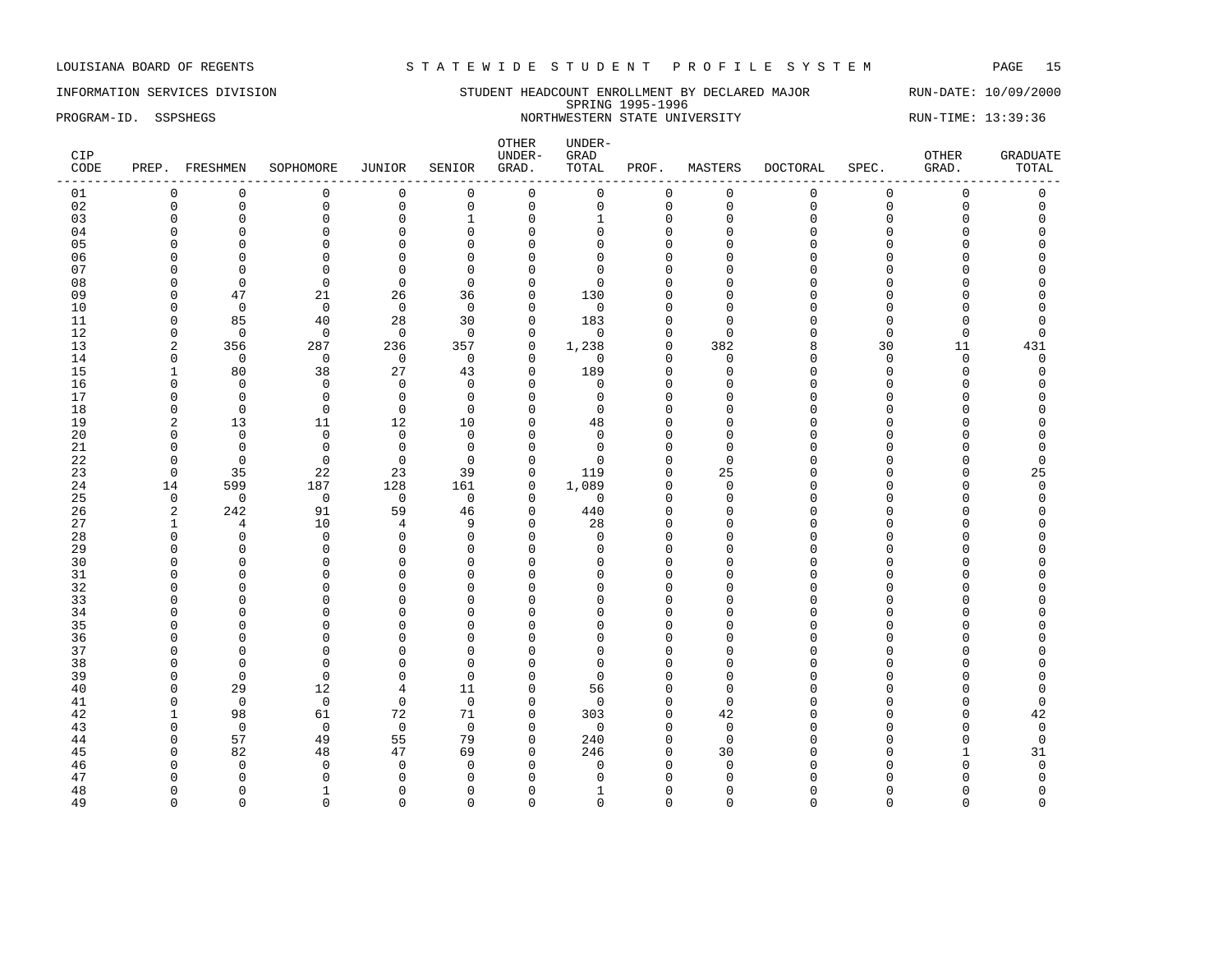LOUISIANA BOARD OF REGENTS — STATEWIDE STUDENT PROFILE SYSTEM

INFORMATION SERVICES DIVISION — STUDENT HEADCOUNT ENROLLMENT BY DECLARED MAJOR — RUN-DATE: 10/09/2000

SPRING 1995-1996

PROGRAM-ID. SSPSHEGS — NORTHWESTERN STATE UNIVERSITY — RUN-TIME: 13:39:36

| CIP CODE | PREP. | FRESHMEN | SOPHOMORE | JUNIOR | SENIOR | OTHER UNDER-GRAD. | UNDER-GRAD TOTAL | PROF. | MASTERS | DOCTORAL | SPEC. | OTHER GRAD. | GRADUATE TOTAL |
|---|---|---|---|---|---|---|---|---|---|---|---|---|---|
| 01 | 0 | 0 | 0 | 0 | 0 | 0 | 0 | 0 | 0 | 0 | 0 | 0 | 0 |
| 02 | 0 | 0 | 0 | 0 | 0 | 0 | 0 | 0 | 0 | 0 | 0 | 0 | 0 |
| 03 | 0 | 0 | 0 | 0 | 1 | 0 | 1 | 0 | 0 | 0 | 0 | 0 | 0 |
| 04 | 0 | 0 | 0 | 0 | 0 | 0 | 0 | 0 | 0 | 0 | 0 | 0 | 0 |
| 05 | 0 | 0 | 0 | 0 | 0 | 0 | 0 | 0 | 0 | 0 | 0 | 0 | 0 |
| 06 | 0 | 0 | 0 | 0 | 0 | 0 | 0 | 0 | 0 | 0 | 0 | 0 | 0 |
| 07 | 0 | 0 | 0 | 0 | 0 | 0 | 0 | 0 | 0 | 0 | 0 | 0 | 0 |
| 08 | 0 | 0 | 0 | 0 | 0 | 0 | 0 | 0 | 0 | 0 | 0 | 0 | 0 |
| 09 | 0 | 47 | 21 | 26 | 36 | 0 | 130 | 0 | 0 | 0 | 0 | 0 | 0 |
| 10 | 0 | 0 | 0 | 0 | 0 | 0 | 0 | 0 | 0 | 0 | 0 | 0 | 0 |
| 11 | 0 | 85 | 40 | 28 | 30 | 0 | 183 | 0 | 0 | 0 | 0 | 0 | 0 |
| 12 | 0 | 0 | 0 | 0 | 0 | 0 | 0 | 0 | 0 | 0 | 0 | 0 | 0 |
| 13 | 2 | 356 | 287 | 236 | 357 | 0 | 1,238 | 0 | 382 | 8 | 30 | 11 | 431 |
| 14 | 0 | 0 | 0 | 0 | 0 | 0 | 0 | 0 | 0 | 0 | 0 | 0 | 0 |
| 15 | 1 | 80 | 38 | 27 | 43 | 0 | 189 | 0 | 0 | 0 | 0 | 0 | 0 |
| 16 | 0 | 0 | 0 | 0 | 0 | 0 | 0 | 0 | 0 | 0 | 0 | 0 | 0 |
| 17 | 0 | 0 | 0 | 0 | 0 | 0 | 0 | 0 | 0 | 0 | 0 | 0 | 0 |
| 18 | 0 | 0 | 0 | 0 | 0 | 0 | 0 | 0 | 0 | 0 | 0 | 0 | 0 |
| 19 | 2 | 13 | 11 | 12 | 10 | 0 | 48 | 0 | 0 | 0 | 0 | 0 | 0 |
| 20 | 0 | 0 | 0 | 0 | 0 | 0 | 0 | 0 | 0 | 0 | 0 | 0 | 0 |
| 21 | 0 | 0 | 0 | 0 | 0 | 0 | 0 | 0 | 0 | 0 | 0 | 0 | 0 |
| 22 | 0 | 0 | 0 | 0 | 0 | 0 | 0 | 0 | 0 | 0 | 0 | 0 | 0 |
| 23 | 0 | 35 | 22 | 23 | 39 | 0 | 119 | 0 | 25 | 0 | 0 | 0 | 25 |
| 24 | 14 | 599 | 187 | 128 | 161 | 0 | 1,089 | 0 | 0 | 0 | 0 | 0 | 0 |
| 25 | 0 | 0 | 0 | 0 | 0 | 0 | 0 | 0 | 0 | 0 | 0 | 0 | 0 |
| 26 | 2 | 242 | 91 | 59 | 46 | 0 | 440 | 0 | 0 | 0 | 0 | 0 | 0 |
| 27 | 1 | 4 | 10 | 4 | 9 | 0 | 28 | 0 | 0 | 0 | 0 | 0 | 0 |
| 28 | 0 | 0 | 0 | 0 | 0 | 0 | 0 | 0 | 0 | 0 | 0 | 0 | 0 |
| 29 | 0 | 0 | 0 | 0 | 0 | 0 | 0 | 0 | 0 | 0 | 0 | 0 | 0 |
| 30 | 0 | 0 | 0 | 0 | 0 | 0 | 0 | 0 | 0 | 0 | 0 | 0 | 0 |
| 31 | 0 | 0 | 0 | 0 | 0 | 0 | 0 | 0 | 0 | 0 | 0 | 0 | 0 |
| 32 | 0 | 0 | 0 | 0 | 0 | 0 | 0 | 0 | 0 | 0 | 0 | 0 | 0 |
| 33 | 0 | 0 | 0 | 0 | 0 | 0 | 0 | 0 | 0 | 0 | 0 | 0 | 0 |
| 34 | 0 | 0 | 0 | 0 | 0 | 0 | 0 | 0 | 0 | 0 | 0 | 0 | 0 |
| 35 | 0 | 0 | 0 | 0 | 0 | 0 | 0 | 0 | 0 | 0 | 0 | 0 | 0 |
| 36 | 0 | 0 | 0 | 0 | 0 | 0 | 0 | 0 | 0 | 0 | 0 | 0 | 0 |
| 37 | 0 | 0 | 0 | 0 | 0 | 0 | 0 | 0 | 0 | 0 | 0 | 0 | 0 |
| 38 | 0 | 0 | 0 | 0 | 0 | 0 | 0 | 0 | 0 | 0 | 0 | 0 | 0 |
| 39 | 0 | 0 | 0 | 0 | 0 | 0 | 0 | 0 | 0 | 0 | 0 | 0 | 0 |
| 40 | 0 | 29 | 12 | 4 | 11 | 0 | 56 | 0 | 0 | 0 | 0 | 0 | 0 |
| 41 | 0 | 0 | 0 | 0 | 0 | 0 | 0 | 0 | 0 | 0 | 0 | 0 | 0 |
| 42 | 1 | 98 | 61 | 72 | 71 | 0 | 303 | 0 | 42 | 0 | 0 | 0 | 42 |
| 43 | 0 | 0 | 0 | 0 | 0 | 0 | 0 | 0 | 0 | 0 | 0 | 0 | 0 |
| 44 | 0 | 57 | 49 | 55 | 79 | 0 | 240 | 0 | 0 | 0 | 0 | 0 | 0 |
| 45 | 0 | 82 | 48 | 47 | 69 | 0 | 246 | 0 | 30 | 0 | 0 | 1 | 31 |
| 46 | 0 | 0 | 0 | 0 | 0 | 0 | 0 | 0 | 0 | 0 | 0 | 0 | 0 |
| 47 | 0 | 0 | 0 | 0 | 0 | 0 | 0 | 0 | 0 | 0 | 0 | 0 | 0 |
| 48 | 0 | 0 | 1 | 0 | 0 | 0 | 1 | 0 | 0 | 0 | 0 | 0 | 0 |
| 49 | 0 | 0 | 0 | 0 | 0 | 0 | 0 | 0 | 0 | 0 | 0 | 0 | 0 |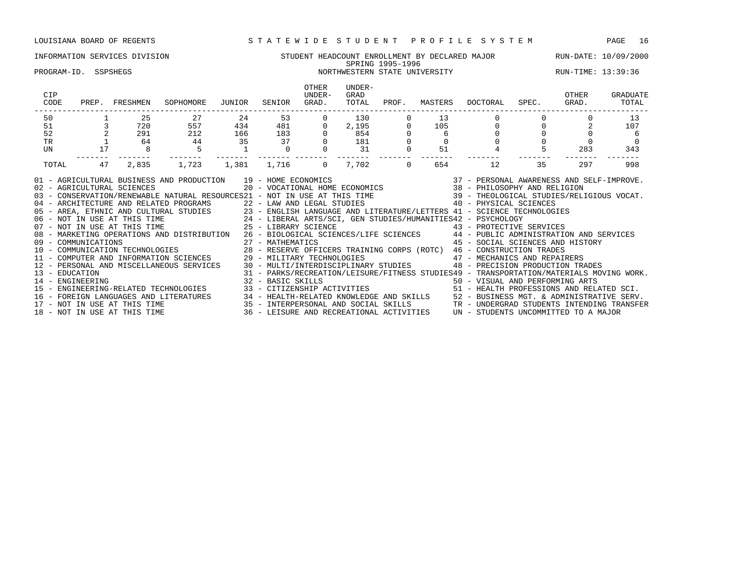LOUISIANA BOARD OF REGENTS — S T A T E W I D E   S T U D E N T   P R O F I L E   S Y S T E M

INFORMATION SERVICES DIVISION — STUDENT HEADCOUNT ENROLLMENT BY DECLARED MAJOR — RUN-DATE: 10/09/2000

SPRING 1995-1996

PROGRAM-ID. SSPSHEGS — NORTHWESTERN STATE UNIVERSITY — RUN-TIME: 13:39:36

| CIP CODE | PREP. | FRESHMEN | SOPHOMORE | JUNIOR | SENIOR | OTHER UNDER-GRAD. | UNDER-GRAD TOTAL | PROF. | MASTERS | DOCTORAL | SPEC. | OTHER GRAD. | GRADUATE TOTAL |
|---|---|---|---|---|---|---|---|---|---|---|---|---|---|
| 50 | 1 | 25 | 27 | 24 | 53 | 0 | 130 | 0 | 13 | 0 | 0 | 0 | 13 |
| 51 | 3 | 720 | 557 | 434 | 481 | 0 | 2,195 | 0 | 105 | 0 | 0 | 2 | 107 |
| 52 | 2 | 291 | 212 | 166 | 183 | 0 | 854 | 0 | 6 | 0 | 0 | 0 | 6 |
| TR | 1 | 64 | 44 | 35 | 37 | 0 | 181 | 0 | 0 | 0 | 0 | 0 | 0 |
| UN | 17 | 8 | 5 | 1 | 0 | 0 | 31 | 0 | 51 | 4 | 5 | 283 | 343 |
| TOTAL | 47 | 2,835 | 1,723 | 1,381 | 1,716 | 0 | 7,702 | 0 | 654 | 12 | 35 | 297 | 998 |

01 - AGRICULTURAL BUSINESS AND PRODUCTION
02 - AGRICULTURAL SCIENCES
03 - CONSERVATION/RENEWABLE NATURAL RESOURCES
04 - ARCHITECTURE AND RELATED PROGRAMS
05 - AREA, ETHNIC AND CULTURAL STUDIES
06 - NOT IN USE AT THIS TIME
07 - NOT IN USE AT THIS TIME
08 - MARKETING OPERATIONS AND DISTRIBUTION
09 - COMMUNICATIONS
10 - COMMUNICATION TECHNOLOGIES
11 - COMPUTER AND INFORMATION SCIENCES
12 - PERSONAL AND MISCELLANEOUS SERVICES
13 - EDUCATION
14 - ENGINEERING
15 - ENGINEERING-RELATED TECHNOLOGIES
16 - FOREIGN LANGUAGES AND LITERATURES
17 - NOT IN USE AT THIS TIME
18 - NOT IN USE AT THIS TIME
19 - HOME ECONOMICS
20 - VOCATIONAL HOME ECONOMICS
21 - NOT IN USE AT THIS TIME
22 - LAW AND LEGAL STUDIES
23 - ENGLISH LANGUAGE AND LITERATURE/LETTERS
24 - LIBERAL ARTS/SCI, GEN STUDIES/HUMANITIES
25 - LIBRARY SCIENCE
26 - BIOLOGICAL SCIENCES/LIFE SCIENCES
27 - MATHEMATICS
28 - RESERVE OFFICERS TRAINING CORPS (ROTC)
29 - MILITARY TECHNOLOGIES
30 - MULTI/INTERDISCIPLINARY STUDIES
31 - PARKS/RECREATION/LEISURE/FITNESS STUDIES
32 - BASIC SKILLS
33 - CITIZENSHIP ACTIVITIES
34 - HEALTH-RELATED KNOWLEDGE AND SKILLS
35 - INTERPERSONAL AND SOCIAL SKILLS
36 - LEISURE AND RECREATIONAL ACTIVITIES
37 - PERSONAL AWARENESS AND SELF-IMPROVE.
38 - PHILOSOPHY AND RELIGION
39 - THEOLOGICAL STUDIES/RELIGIOUS VOCAT.
40 - PHYSICAL SCIENCES
41 - SCIENCE TECHNOLOGIES
42 - PSYCHOLOGY
43 - PROTECTIVE SERVICES
44 - PUBLIC ADMINISTRATION AND SERVICES
45 - SOCIAL SCIENCES AND HISTORY
46 - CONSTRUCTION TRADES
47 - MECHANICS AND REPAIRERS
48 - PRECISION PRODUCTION TRADES
49 - TRANSPORTATION/MATERIALS MOVING WORK.
50 - VISUAL AND PERFORMING ARTS
51 - HEALTH PROFESSIONS AND RELATED SCI.
52 - BUSINESS MGT. & ADMINISTRATIVE SERV.
TR - UNDERGRAD STUDENTS INTENDING TRANSFER
UN - STUDENTS UNCOMMITTED TO A MAJOR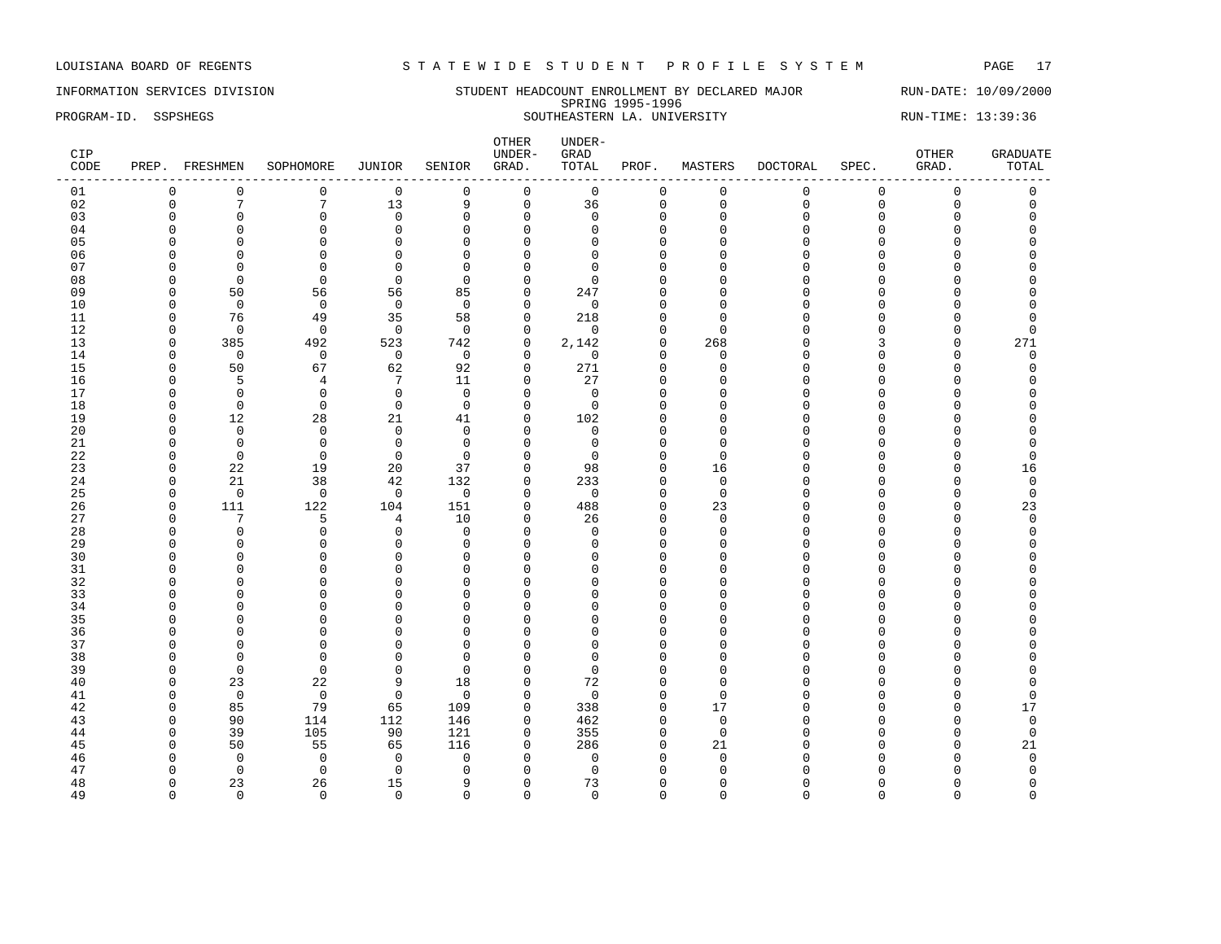LOUISIANA BOARD OF REGENTS — STATEWIDE STUDENT PROFILE SYSTEM

INFORMATION SERVICES DIVISION — STUDENT HEADCOUNT ENROLLMENT BY DECLARED MAJOR — RUN-DATE: 10/09/2000

SPRING 1995-1996

PROGRAM-ID. SSPSHEGS — SOUTHEASTERN LA. UNIVERSITY — RUN-TIME: 13:39:36

| CIP CODE | PREP. | FRESHMEN | SOPHOMORE | JUNIOR | SENIOR | OTHER UNDER-GRAD. | UNDER-GRAD TOTAL | PROF. | MASTERS | DOCTORAL | SPEC. | OTHER GRAD. | GRADUATE TOTAL |
|---|---|---|---|---|---|---|---|---|---|---|---|---|---|
| 01 | 0 | 0 | 0 | 0 | 0 | 0 | 0 | 0 | 0 | 0 | 0 | 0 | 0 |
| 02 | 0 | 7 | 7 | 13 | 9 | 0 | 36 | 0 | 0 | 0 | 0 | 0 | 0 |
| 03 | 0 | 0 | 0 | 0 | 0 | 0 | 0 | 0 | 0 | 0 | 0 | 0 | 0 |
| 04 | 0 | 0 | 0 | 0 | 0 | 0 | 0 | 0 | 0 | 0 | 0 | 0 | 0 |
| 05 | 0 | 0 | 0 | 0 | 0 | 0 | 0 | 0 | 0 | 0 | 0 | 0 | 0 |
| 06 | 0 | 0 | 0 | 0 | 0 | 0 | 0 | 0 | 0 | 0 | 0 | 0 | 0 |
| 07 | 0 | 0 | 0 | 0 | 0 | 0 | 0 | 0 | 0 | 0 | 0 | 0 | 0 |
| 08 | 0 | 0 | 0 | 0 | 0 | 0 | 0 | 0 | 0 | 0 | 0 | 0 | 0 |
| 09 | 0 | 50 | 56 | 56 | 85 | 0 | 247 | 0 | 0 | 0 | 0 | 0 | 0 |
| 10 | 0 | 0 | 0 | 0 | 0 | 0 | 0 | 0 | 0 | 0 | 0 | 0 | 0 |
| 11 | 0 | 76 | 49 | 35 | 58 | 0 | 218 | 0 | 0 | 0 | 0 | 0 | 0 |
| 12 | 0 | 0 | 0 | 0 | 0 | 0 | 0 | 0 | 0 | 0 | 0 | 0 | 0 |
| 13 | 0 | 385 | 492 | 523 | 742 | 0 | 2,142 | 0 | 268 | 0 | 3 | 0 | 271 |
| 14 | 0 | 0 | 0 | 0 | 0 | 0 | 0 | 0 | 0 | 0 | 0 | 0 | 0 |
| 15 | 0 | 50 | 67 | 62 | 92 | 0 | 271 | 0 | 0 | 0 | 0 | 0 | 0 |
| 16 | 0 | 5 | 4 | 7 | 11 | 0 | 27 | 0 | 0 | 0 | 0 | 0 | 0 |
| 17 | 0 | 0 | 0 | 0 | 0 | 0 | 0 | 0 | 0 | 0 | 0 | 0 | 0 |
| 18 | 0 | 0 | 0 | 0 | 0 | 0 | 0 | 0 | 0 | 0 | 0 | 0 | 0 |
| 19 | 0 | 12 | 28 | 21 | 41 | 0 | 102 | 0 | 0 | 0 | 0 | 0 | 0 |
| 20 | 0 | 0 | 0 | 0 | 0 | 0 | 0 | 0 | 0 | 0 | 0 | 0 | 0 |
| 21 | 0 | 0 | 0 | 0 | 0 | 0 | 0 | 0 | 0 | 0 | 0 | 0 | 0 |
| 22 | 0 | 0 | 0 | 0 | 0 | 0 | 0 | 0 | 0 | 0 | 0 | 0 | 0 |
| 23 | 0 | 22 | 19 | 20 | 37 | 0 | 98 | 0 | 16 | 0 | 0 | 0 | 16 |
| 24 | 0 | 21 | 38 | 42 | 132 | 0 | 233 | 0 | 0 | 0 | 0 | 0 | 0 |
| 25 | 0 | 0 | 0 | 0 | 0 | 0 | 0 | 0 | 0 | 0 | 0 | 0 | 0 |
| 26 | 0 | 111 | 122 | 104 | 151 | 0 | 488 | 0 | 23 | 0 | 0 | 0 | 23 |
| 27 | 0 | 7 | 5 | 4 | 10 | 0 | 26 | 0 | 0 | 0 | 0 | 0 | 0 |
| 28 | 0 | 0 | 0 | 0 | 0 | 0 | 0 | 0 | 0 | 0 | 0 | 0 | 0 |
| 29 | 0 | 0 | 0 | 0 | 0 | 0 | 0 | 0 | 0 | 0 | 0 | 0 | 0 |
| 30 | 0 | 0 | 0 | 0 | 0 | 0 | 0 | 0 | 0 | 0 | 0 | 0 | 0 |
| 31 | 0 | 0 | 0 | 0 | 0 | 0 | 0 | 0 | 0 | 0 | 0 | 0 | 0 |
| 32 | 0 | 0 | 0 | 0 | 0 | 0 | 0 | 0 | 0 | 0 | 0 | 0 | 0 |
| 33 | 0 | 0 | 0 | 0 | 0 | 0 | 0 | 0 | 0 | 0 | 0 | 0 | 0 |
| 34 | 0 | 0 | 0 | 0 | 0 | 0 | 0 | 0 | 0 | 0 | 0 | 0 | 0 |
| 35 | 0 | 0 | 0 | 0 | 0 | 0 | 0 | 0 | 0 | 0 | 0 | 0 | 0 |
| 36 | 0 | 0 | 0 | 0 | 0 | 0 | 0 | 0 | 0 | 0 | 0 | 0 | 0 |
| 37 | 0 | 0 | 0 | 0 | 0 | 0 | 0 | 0 | 0 | 0 | 0 | 0 | 0 |
| 38 | 0 | 0 | 0 | 0 | 0 | 0 | 0 | 0 | 0 | 0 | 0 | 0 | 0 |
| 39 | 0 | 0 | 0 | 0 | 0 | 0 | 0 | 0 | 0 | 0 | 0 | 0 | 0 |
| 40 | 0 | 23 | 22 | 9 | 18 | 0 | 72 | 0 | 0 | 0 | 0 | 0 | 0 |
| 41 | 0 | 0 | 0 | 0 | 0 | 0 | 0 | 0 | 0 | 0 | 0 | 0 | 0 |
| 42 | 0 | 85 | 79 | 65 | 109 | 0 | 338 | 0 | 17 | 0 | 0 | 0 | 17 |
| 43 | 0 | 90 | 114 | 112 | 146 | 0 | 462 | 0 | 0 | 0 | 0 | 0 | 0 |
| 44 | 0 | 39 | 105 | 90 | 121 | 0 | 355 | 0 | 0 | 0 | 0 | 0 | 0 |
| 45 | 0 | 50 | 55 | 65 | 116 | 0 | 286 | 0 | 21 | 0 | 0 | 0 | 21 |
| 46 | 0 | 0 | 0 | 0 | 0 | 0 | 0 | 0 | 0 | 0 | 0 | 0 | 0 |
| 47 | 0 | 0 | 0 | 0 | 0 | 0 | 0 | 0 | 0 | 0 | 0 | 0 | 0 |
| 48 | 0 | 23 | 26 | 15 | 9 | 0 | 73 | 0 | 0 | 0 | 0 | 0 | 0 |
| 49 | 0 | 0 | 0 | 0 | 0 | 0 | 0 | 0 | 0 | 0 | 0 | 0 | 0 |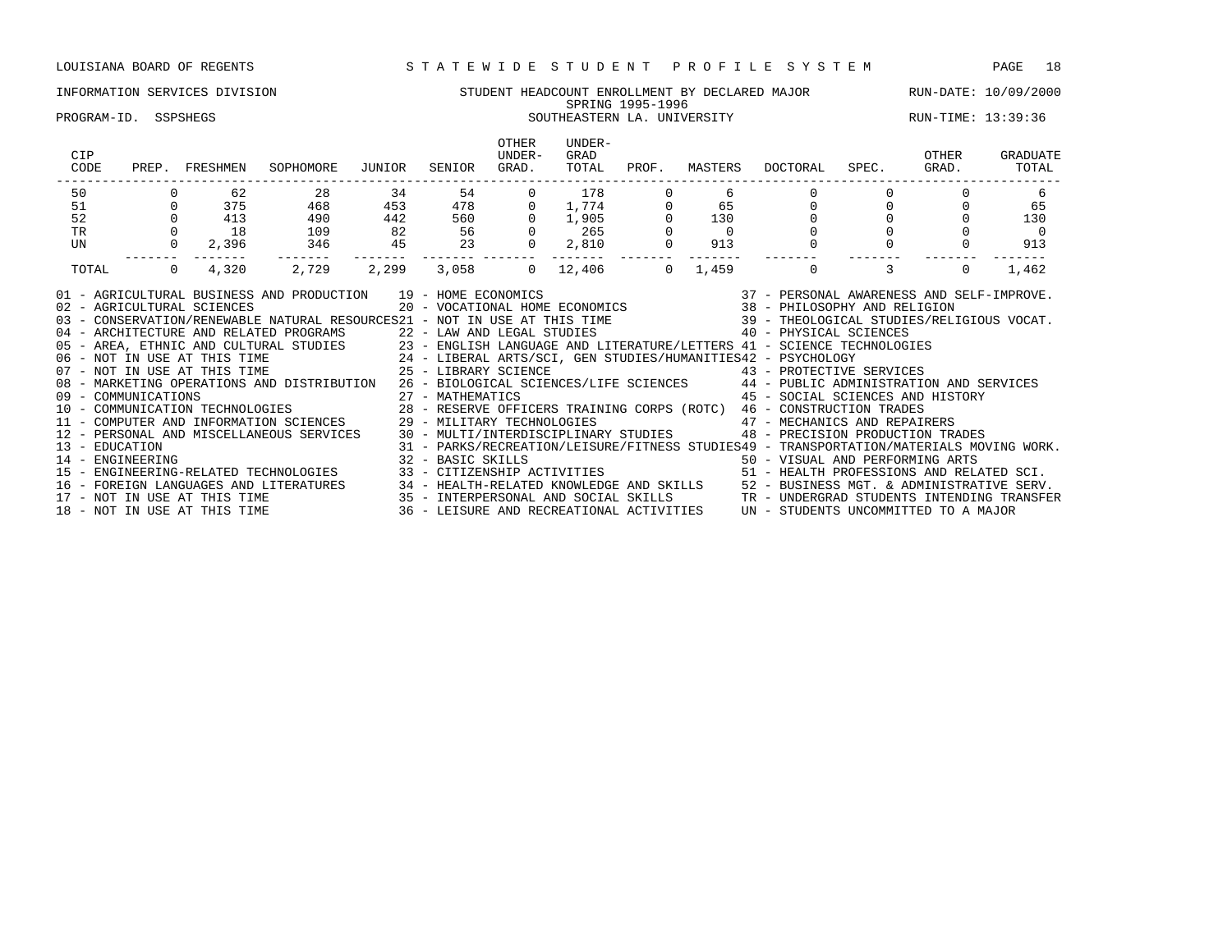LOUISIANA BOARD OF REGENTS — STATEWIDE STUDENT PROFILE SYSTEM

INFORMATION SERVICES DIVISION — STUDENT HEADCOUNT ENROLLMENT BY DECLARED MAJOR — RUN-DATE: 10/09/2000

SPRING 1995-1996

PROGRAM-ID. SSPSHEGS — SOUTHEASTERN LA. UNIVERSITY — RUN-TIME: 13:39:36

| CIP CODE | PREP. | FRESHMEN | SOPHOMORE | JUNIOR | SENIOR | OTHER UNDER-GRAD. | UNDER-GRAD TOTAL | PROF. | MASTERS | DOCTORAL | SPEC. | OTHER GRAD. | GRADUATE TOTAL |
|---|---|---|---|---|---|---|---|---|---|---|---|---|---|
| 50 | 0 | 62 | 28 | 34 | 54 | 0 | 178 | 0 | 6 | 0 | 0 | 0 | 6 |
| 51 | 0 | 375 | 468 | 453 | 478 | 0 | 1,774 | 0 | 65 | 0 | 0 | 0 | 65 |
| 52 | 0 | 413 | 490 | 442 | 560 | 0 | 1,905 | 0 | 130 | 0 | 0 | 0 | 130 |
| TR | 0 | 18 | 109 | 82 | 56 | 0 | 265 | 0 | 0 | 0 | 0 | 0 | 0 |
| UN | 0 | 2,396 | 346 | 45 | 23 | 0 | 2,810 | 0 | 913 | 0 | 0 | 0 | 913 |
| TOTAL | 0 | 4,320 | 2,729 | 2,299 | 3,058 | 0 | 12,406 | 0 | 1,459 | 0 | 3 | 0 | 1,462 |

01 - AGRICULTURAL BUSINESS AND PRODUCTION
02 - AGRICULTURAL SCIENCES
03 - CONSERVATION/RENEWABLE NATURAL RESOURCES
04 - ARCHITECTURE AND RELATED PROGRAMS
05 - AREA, ETHNIC AND CULTURAL STUDIES
06 - NOT IN USE AT THIS TIME
07 - NOT IN USE AT THIS TIME
08 - MARKETING OPERATIONS AND DISTRIBUTION
09 - COMMUNICATIONS
10 - COMMUNICATION TECHNOLOGIES
11 - COMPUTER AND INFORMATION SCIENCES
12 - PERSONAL AND MISCELLANEOUS SERVICES
13 - EDUCATION
14 - ENGINEERING
15 - ENGINEERING-RELATED TECHNOLOGIES
16 - FOREIGN LANGUAGES AND LITERATURES
17 - NOT IN USE AT THIS TIME
18 - NOT IN USE AT THIS TIME
19 - HOME ECONOMICS
20 - VOCATIONAL HOME ECONOMICS
21 - NOT IN USE AT THIS TIME
22 - LAW AND LEGAL STUDIES
23 - ENGLISH LANGUAGE AND LITERATURE/LETTERS
24 - LIBERAL ARTS/SCI, GEN STUDIES/HUMANITIES
25 - LIBRARY SCIENCE
26 - BIOLOGICAL SCIENCES/LIFE SCIENCES
27 - MATHEMATICS
28 - RESERVE OFFICERS TRAINING CORPS (ROTC)
29 - MILITARY TECHNOLOGIES
30 - MULTI/INTERDISCIPLINARY STUDIES
31 - PARKS/RECREATION/LEISURE/FITNESS STUDIES
32 - BASIC SKILLS
33 - CITIZENSHIP ACTIVITIES
34 - HEALTH-RELATED KNOWLEDGE AND SKILLS
35 - INTERPERSONAL AND SOCIAL SKILLS
36 - LEISURE AND RECREATIONAL ACTIVITIES
37 - PERSONAL AWARENESS AND SELF-IMPROVE.
38 - PHILOSOPHY AND RELIGION
39 - THEOLOGICAL STUDIES/RELIGIOUS VOCAT.
40 - PHYSICAL SCIENCES
41 - SCIENCE TECHNOLOGIES
42 - PSYCHOLOGY
43 - PROTECTIVE SERVICES
44 - PUBLIC ADMINISTRATION AND SERVICES
45 - SOCIAL SCIENCES AND HISTORY
46 - CONSTRUCTION TRADES
47 - MECHANICS AND REPAIRERS
48 - PRECISION PRODUCTION TRADES
49 - TRANSPORTATION/MATERIALS MOVING WORK.
50 - VISUAL AND PERFORMING ARTS
51 - HEALTH PROFESSIONS AND RELATED SCI.
52 - BUSINESS MGT. & ADMINISTRATIVE SERV.
TR - UNDERGRAD STUDENTS INTENDING TRANSFER
UN - STUDENTS UNCOMMITTED TO A MAJOR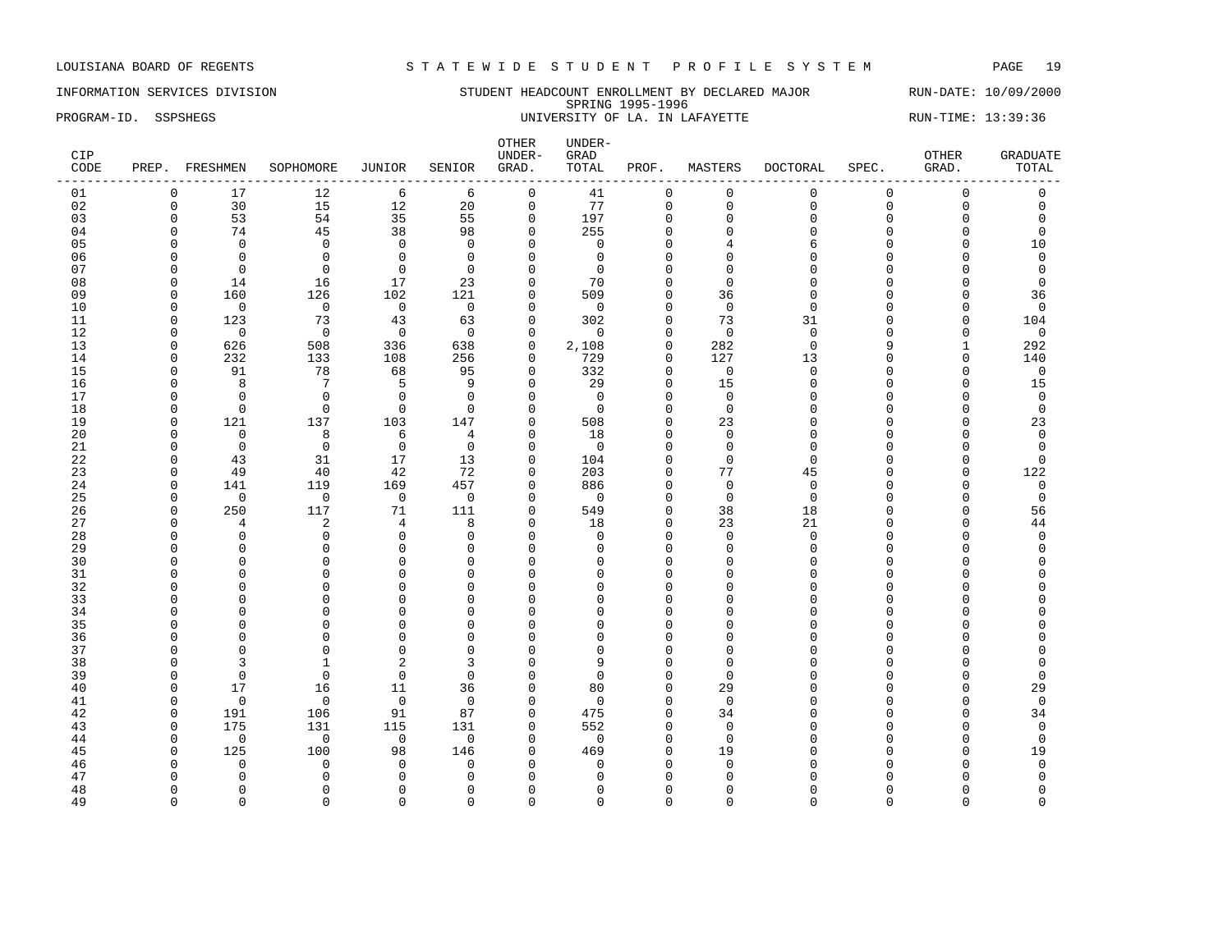LOUISIANA BOARD OF REGENTS — STATEWIDE STUDENT PROFILE SYSTEM

INFORMATION SERVICES DIVISION — STUDENT HEADCOUNT ENROLLMENT BY DECLARED MAJOR — RUN-DATE: 10/09/2000

SPRING 1995-1996

PROGRAM-ID. SSPSHEGS — UNIVERSITY OF LA. IN LAFAYETTE — RUN-TIME: 13:39:36

| CIP CODE | PREP. | FRESHMEN | SOPHOMORE | JUNIOR | SENIOR | OTHER UNDER-GRAD. | UNDER-GRAD TOTAL | PROF. | MASTERS | DOCTORAL | SPEC. | OTHER GRAD. | GRADUATE TOTAL |
|---|---|---|---|---|---|---|---|---|---|---|---|---|---|
| 01 | 0 | 17 | 12 | 6 | 6 | 0 | 41 | 0 | 0 | 0 | 0 | 0 | 0 |
| 02 | 0 | 30 | 15 | 12 | 20 | 0 | 77 | 0 | 0 | 0 | 0 | 0 | 0 |
| 03 | 0 | 53 | 54 | 35 | 55 | 0 | 197 | 0 | 0 | 0 | 0 | 0 | 0 |
| 04 | 0 | 74 | 45 | 38 | 98 | 0 | 255 | 0 | 0 | 0 | 0 | 0 | 0 |
| 05 | 0 | 0 | 0 | 0 | 0 | 0 | 0 | 0 | 4 | 6 | 0 | 0 | 10 |
| 06 | 0 | 0 | 0 | 0 | 0 | 0 | 0 | 0 | 0 | 0 | 0 | 0 | 0 |
| 07 | 0 | 0 | 0 | 0 | 0 | 0 | 0 | 0 | 0 | 0 | 0 | 0 | 0 |
| 08 | 0 | 14 | 16 | 17 | 23 | 0 | 70 | 0 | 0 | 0 | 0 | 0 | 0 |
| 09 | 0 | 160 | 126 | 102 | 121 | 0 | 509 | 0 | 36 | 0 | 0 | 0 | 36 |
| 10 | 0 | 0 | 0 | 0 | 0 | 0 | 0 | 0 | 0 | 0 | 0 | 0 | 0 |
| 11 | 0 | 123 | 73 | 43 | 63 | 0 | 302 | 0 | 73 | 31 | 0 | 0 | 104 |
| 12 | 0 | 0 | 0 | 0 | 0 | 0 | 0 | 0 | 0 | 0 | 0 | 0 | 0 |
| 13 | 0 | 626 | 508 | 336 | 638 | 0 | 2,108 | 0 | 282 | 0 | 9 | 1 | 292 |
| 14 | 0 | 232 | 133 | 108 | 256 | 0 | 729 | 0 | 127 | 13 | 0 | 0 | 140 |
| 15 | 0 | 91 | 78 | 68 | 95 | 0 | 332 | 0 | 0 | 0 | 0 | 0 | 0 |
| 16 | 0 | 8 | 7 | 5 | 9 | 0 | 29 | 0 | 15 | 0 | 0 | 0 | 15 |
| 17 | 0 | 0 | 0 | 0 | 0 | 0 | 0 | 0 | 0 | 0 | 0 | 0 | 0 |
| 18 | 0 | 0 | 0 | 0 | 0 | 0 | 0 | 0 | 0 | 0 | 0 | 0 | 0 |
| 19 | 0 | 121 | 137 | 103 | 147 | 0 | 508 | 0 | 23 | 0 | 0 | 0 | 23 |
| 20 | 0 | 0 | 8 | 6 | 4 | 0 | 18 | 0 | 0 | 0 | 0 | 0 | 0 |
| 21 | 0 | 0 | 0 | 0 | 0 | 0 | 0 | 0 | 0 | 0 | 0 | 0 | 0 |
| 22 | 0 | 43 | 31 | 17 | 13 | 0 | 104 | 0 | 0 | 0 | 0 | 0 | 0 |
| 23 | 0 | 49 | 40 | 42 | 72 | 0 | 203 | 0 | 77 | 45 | 0 | 0 | 122 |
| 24 | 0 | 141 | 119 | 169 | 457 | 0 | 886 | 0 | 0 | 0 | 0 | 0 | 0 |
| 25 | 0 | 0 | 0 | 0 | 0 | 0 | 0 | 0 | 0 | 0 | 0 | 0 | 0 |
| 26 | 0 | 250 | 117 | 71 | 111 | 0 | 549 | 0 | 38 | 18 | 0 | 0 | 56 |
| 27 | 0 | 4 | 2 | 4 | 8 | 0 | 18 | 0 | 23 | 21 | 0 | 0 | 44 |
| 28 | 0 | 0 | 0 | 0 | 0 | 0 | 0 | 0 | 0 | 0 | 0 | 0 | 0 |
| 29 | 0 | 0 | 0 | 0 | 0 | 0 | 0 | 0 | 0 | 0 | 0 | 0 | 0 |
| 30 | 0 | 0 | 0 | 0 | 0 | 0 | 0 | 0 | 0 | 0 | 0 | 0 | 0 |
| 31 | 0 | 0 | 0 | 0 | 0 | 0 | 0 | 0 | 0 | 0 | 0 | 0 | 0 |
| 32 | 0 | 0 | 0 | 0 | 0 | 0 | 0 | 0 | 0 | 0 | 0 | 0 | 0 |
| 33 | 0 | 0 | 0 | 0 | 0 | 0 | 0 | 0 | 0 | 0 | 0 | 0 | 0 |
| 34 | 0 | 0 | 0 | 0 | 0 | 0 | 0 | 0 | 0 | 0 | 0 | 0 | 0 |
| 35 | 0 | 0 | 0 | 0 | 0 | 0 | 0 | 0 | 0 | 0 | 0 | 0 | 0 |
| 36 | 0 | 0 | 0 | 0 | 0 | 0 | 0 | 0 | 0 | 0 | 0 | 0 | 0 |
| 37 | 0 | 0 | 0 | 0 | 0 | 0 | 0 | 0 | 0 | 0 | 0 | 0 | 0 |
| 38 | 0 | 3 | 1 | 2 | 3 | 0 | 9 | 0 | 0 | 0 | 0 | 0 | 0 |
| 39 | 0 | 0 | 0 | 0 | 0 | 0 | 0 | 0 | 0 | 0 | 0 | 0 | 0 |
| 40 | 0 | 17 | 16 | 11 | 36 | 0 | 80 | 0 | 29 | 0 | 0 | 0 | 29 |
| 41 | 0 | 0 | 0 | 0 | 0 | 0 | 0 | 0 | 0 | 0 | 0 | 0 | 0 |
| 42 | 0 | 191 | 106 | 91 | 87 | 0 | 475 | 0 | 34 | 0 | 0 | 0 | 34 |
| 43 | 0 | 175 | 131 | 115 | 131 | 0 | 552 | 0 | 0 | 0 | 0 | 0 | 0 |
| 44 | 0 | 0 | 0 | 0 | 0 | 0 | 0 | 0 | 0 | 0 | 0 | 0 | 0 |
| 45 | 0 | 125 | 100 | 98 | 146 | 0 | 469 | 0 | 19 | 0 | 0 | 0 | 19 |
| 46 | 0 | 0 | 0 | 0 | 0 | 0 | 0 | 0 | 0 | 0 | 0 | 0 | 0 |
| 47 | 0 | 0 | 0 | 0 | 0 | 0 | 0 | 0 | 0 | 0 | 0 | 0 | 0 |
| 48 | 0 | 0 | 0 | 0 | 0 | 0 | 0 | 0 | 0 | 0 | 0 | 0 | 0 |
| 49 | 0 | 0 | 0 | 0 | 0 | 0 | 0 | 0 | 0 | 0 | 0 | 0 | 0 |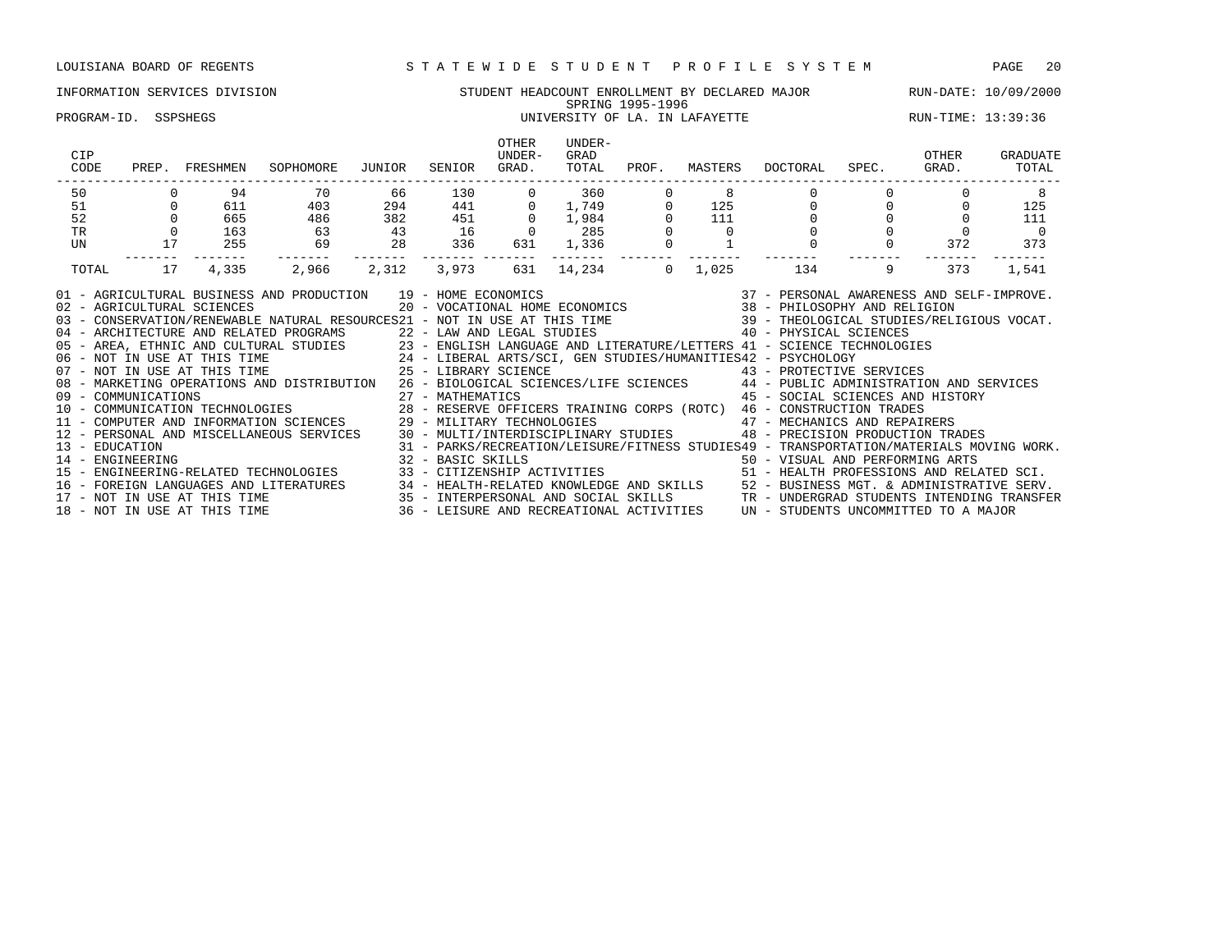LOUISIANA BOARD OF REGENTS — STATEWIDE STUDENT PROFILE SYSTEM

INFORMATION SERVICES DIVISION — STUDENT HEADCOUNT ENROLLMENT BY DECLARED MAJOR — RUN-DATE: 10/09/2000

SPRING 1995-1996

PROGRAM-ID. SSPSHEGS — UNIVERSITY OF LA. IN LAFAYETTE — RUN-TIME: 13:39:36

| CIP CODE | PREP. | FRESHMEN | SOPHOMORE | JUNIOR | SENIOR | OTHER UNDER-GRAD. | UNDER-GRAD TOTAL | PROF. | MASTERS | DOCTORAL | SPEC. | OTHER GRAD. | GRADUATE TOTAL |
|---|---|---|---|---|---|---|---|---|---|---|---|---|---|
| 50 | 0 | 94 | 70 | 66 | 130 | 0 | 360 | 0 | 8 | 0 | 0 | 0 | 8 |
| 51 | 0 | 611 | 403 | 294 | 441 | 0 | 1,749 | 0 | 125 | 0 | 0 | 0 | 125 |
| 52 | 0 | 665 | 486 | 382 | 451 | 0 | 1,984 | 0 | 111 | 0 | 0 | 0 | 111 |
| TR | 0 | 163 | 63 | 43 | 16 | 0 | 285 | 0 | 0 | 0 | 0 | 0 | 0 |
| UN | 17 | 255 | 69 | 28 | 336 | 631 | 1,336 | 0 | 1 | 0 | 0 | 372 | 373 |
| TOTAL | 17 | 4,335 | 2,966 | 2,312 | 3,973 | 631 | 14,234 | 0 | 1,025 | 134 | 9 | 373 | 1,541 |

01 - AGRICULTURAL BUSINESS AND PRODUCTION
02 - AGRICULTURAL SCIENCES
03 - CONSERVATION/RENEWABLE NATURAL RESOURCES
04 - ARCHITECTURE AND RELATED PROGRAMS
05 - AREA, ETHNIC AND CULTURAL STUDIES
06 - NOT IN USE AT THIS TIME
07 - NOT IN USE AT THIS TIME
08 - MARKETING OPERATIONS AND DISTRIBUTION
09 - COMMUNICATIONS
10 - COMMUNICATION TECHNOLOGIES
11 - COMPUTER AND INFORMATION SCIENCES
12 - PERSONAL AND MISCELLANEOUS SERVICES
13 - EDUCATION
14 - ENGINEERING
15 - ENGINEERING-RELATED TECHNOLOGIES
16 - FOREIGN LANGUAGES AND LITERATURES
17 - NOT IN USE AT THIS TIME
18 - NOT IN USE AT THIS TIME
19 - HOME ECONOMICS
20 - VOCATIONAL HOME ECONOMICS
21 - NOT IN USE AT THIS TIME
22 - LAW AND LEGAL STUDIES
23 - ENGLISH LANGUAGE AND LITERATURE/LETTERS
24 - LIBERAL ARTS/SCI, GEN STUDIES/HUMANITIES
25 - LIBRARY SCIENCE
26 - BIOLOGICAL SCIENCES/LIFE SCIENCES
27 - MATHEMATICS
28 - RESERVE OFFICERS TRAINING CORPS (ROTC)
29 - MILITARY TECHNOLOGIES
30 - MULTI/INTERDISCIPLINARY STUDIES
31 - PARKS/RECREATION/LEISURE/FITNESS STUDIES
32 - BASIC SKILLS
33 - CITIZENSHIP ACTIVITIES
34 - HEALTH-RELATED KNOWLEDGE AND SKILLS
35 - INTERPERSONAL AND SOCIAL SKILLS
36 - LEISURE AND RECREATIONAL ACTIVITIES
37 - PERSONAL AWARENESS AND SELF-IMPROVE.
38 - PHILOSOPHY AND RELIGION
39 - THEOLOGICAL STUDIES/RELIGIOUS VOCAT.
40 - PHYSICAL SCIENCES
41 - SCIENCE TECHNOLOGIES
42 - PSYCHOLOGY
43 - PROTECTIVE SERVICES
44 - PUBLIC ADMINISTRATION AND SERVICES
45 - SOCIAL SCIENCES AND HISTORY
46 - CONSTRUCTION TRADES
47 - MECHANICS AND REPAIRERS
48 - PRECISION PRODUCTION TRADES
49 - TRANSPORTATION/MATERIALS MOVING WORK.
50 - VISUAL AND PERFORMING ARTS
51 - HEALTH PROFESSIONS AND RELATED SCI.
52 - BUSINESS MGT. & ADMINISTRATIVE SERV.
TR - UNDERGRAD STUDENTS INTENDING TRANSFER
UN - STUDENTS UNCOMMITTED TO A MAJOR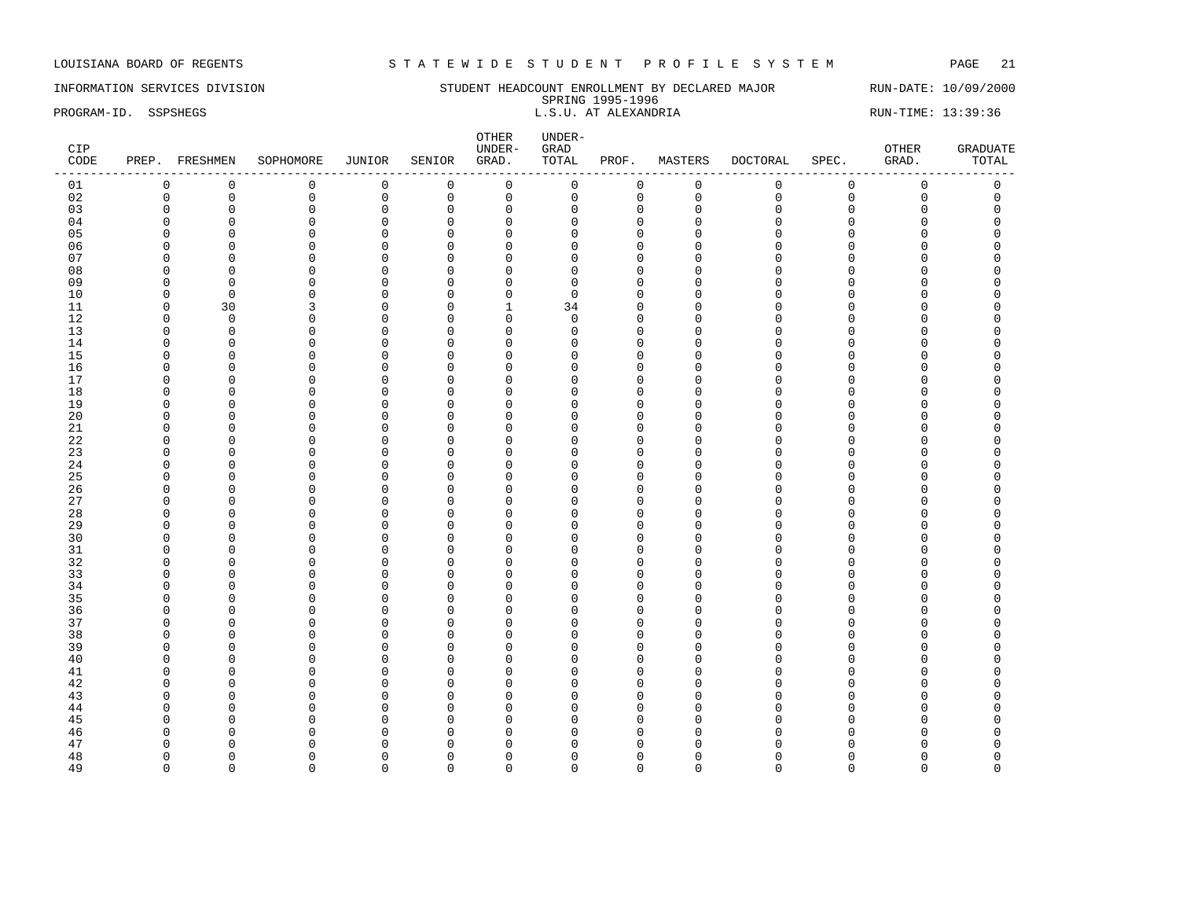LOUISIANA BOARD OF REGENTS — STATEWIDE STUDENT PROFILE SYSTEM

INFORMATION SERVICES DIVISION — STUDENT HEADCOUNT ENROLLMENT BY DECLARED MAJOR — RUN-DATE: 10/09/2000

SPRING 1995-1996

PROGRAM-ID. SSPSHEGS — L.S.U. AT ALEXANDRIA — RUN-TIME: 13:39:36

| CIP CODE | PREP. | FRESHMEN | SOPHOMORE | JUNIOR | SENIOR | OTHER UNDER-GRAD. | UNDER-GRAD TOTAL | PROF. | MASTERS | DOCTORAL | SPEC. | OTHER GRAD. | GRADUATE TOTAL |
|---|---|---|---|---|---|---|---|---|---|---|---|---|---|
| 01 | 0 | 0 | 0 | 0 | 0 | 0 | 0 | 0 | 0 | 0 | 0 | 0 | 0 |
| 02 | 0 | 0 | 0 | 0 | 0 | 0 | 0 | 0 | 0 | 0 | 0 | 0 | 0 |
| 03 | 0 | 0 | 0 | 0 | 0 | 0 | 0 | 0 | 0 | 0 | 0 | 0 | 0 |
| 04 | 0 | 0 | 0 | 0 | 0 | 0 | 0 | 0 | 0 | 0 | 0 | 0 | 0 |
| 05 | 0 | 0 | 0 | 0 | 0 | 0 | 0 | 0 | 0 | 0 | 0 | 0 | 0 |
| 06 | 0 | 0 | 0 | 0 | 0 | 0 | 0 | 0 | 0 | 0 | 0 | 0 | 0 |
| 07 | 0 | 0 | 0 | 0 | 0 | 0 | 0 | 0 | 0 | 0 | 0 | 0 | 0 |
| 08 | 0 | 0 | 0 | 0 | 0 | 0 | 0 | 0 | 0 | 0 | 0 | 0 | 0 |
| 09 | 0 | 0 | 0 | 0 | 0 | 0 | 0 | 0 | 0 | 0 | 0 | 0 | 0 |
| 10 | 0 | 0 | 0 | 0 | 0 | 0 | 0 | 0 | 0 | 0 | 0 | 0 | 0 |
| 11 | 0 | 30 | 3 | 0 | 0 | 1 | 34 | 0 | 0 | 0 | 0 | 0 | 0 |
| 12 | 0 | 0 | 0 | 0 | 0 | 0 | 0 | 0 | 0 | 0 | 0 | 0 | 0 |
| 13 | 0 | 0 | 0 | 0 | 0 | 0 | 0 | 0 | 0 | 0 | 0 | 0 | 0 |
| 14 | 0 | 0 | 0 | 0 | 0 | 0 | 0 | 0 | 0 | 0 | 0 | 0 | 0 |
| 15 | 0 | 0 | 0 | 0 | 0 | 0 | 0 | 0 | 0 | 0 | 0 | 0 | 0 |
| 16 | 0 | 0 | 0 | 0 | 0 | 0 | 0 | 0 | 0 | 0 | 0 | 0 | 0 |
| 17 | 0 | 0 | 0 | 0 | 0 | 0 | 0 | 0 | 0 | 0 | 0 | 0 | 0 |
| 18 | 0 | 0 | 0 | 0 | 0 | 0 | 0 | 0 | 0 | 0 | 0 | 0 | 0 |
| 19 | 0 | 0 | 0 | 0 | 0 | 0 | 0 | 0 | 0 | 0 | 0 | 0 | 0 |
| 20 | 0 | 0 | 0 | 0 | 0 | 0 | 0 | 0 | 0 | 0 | 0 | 0 | 0 |
| 21 | 0 | 0 | 0 | 0 | 0 | 0 | 0 | 0 | 0 | 0 | 0 | 0 | 0 |
| 22 | 0 | 0 | 0 | 0 | 0 | 0 | 0 | 0 | 0 | 0 | 0 | 0 | 0 |
| 23 | 0 | 0 | 0 | 0 | 0 | 0 | 0 | 0 | 0 | 0 | 0 | 0 | 0 |
| 24 | 0 | 0 | 0 | 0 | 0 | 0 | 0 | 0 | 0 | 0 | 0 | 0 | 0 |
| 25 | 0 | 0 | 0 | 0 | 0 | 0 | 0 | 0 | 0 | 0 | 0 | 0 | 0 |
| 26 | 0 | 0 | 0 | 0 | 0 | 0 | 0 | 0 | 0 | 0 | 0 | 0 | 0 |
| 27 | 0 | 0 | 0 | 0 | 0 | 0 | 0 | 0 | 0 | 0 | 0 | 0 | 0 |
| 28 | 0 | 0 | 0 | 0 | 0 | 0 | 0 | 0 | 0 | 0 | 0 | 0 | 0 |
| 29 | 0 | 0 | 0 | 0 | 0 | 0 | 0 | 0 | 0 | 0 | 0 | 0 | 0 |
| 30 | 0 | 0 | 0 | 0 | 0 | 0 | 0 | 0 | 0 | 0 | 0 | 0 | 0 |
| 31 | 0 | 0 | 0 | 0 | 0 | 0 | 0 | 0 | 0 | 0 | 0 | 0 | 0 |
| 32 | 0 | 0 | 0 | 0 | 0 | 0 | 0 | 0 | 0 | 0 | 0 | 0 | 0 |
| 33 | 0 | 0 | 0 | 0 | 0 | 0 | 0 | 0 | 0 | 0 | 0 | 0 | 0 |
| 34 | 0 | 0 | 0 | 0 | 0 | 0 | 0 | 0 | 0 | 0 | 0 | 0 | 0 |
| 35 | 0 | 0 | 0 | 0 | 0 | 0 | 0 | 0 | 0 | 0 | 0 | 0 | 0 |
| 36 | 0 | 0 | 0 | 0 | 0 | 0 | 0 | 0 | 0 | 0 | 0 | 0 | 0 |
| 37 | 0 | 0 | 0 | 0 | 0 | 0 | 0 | 0 | 0 | 0 | 0 | 0 | 0 |
| 38 | 0 | 0 | 0 | 0 | 0 | 0 | 0 | 0 | 0 | 0 | 0 | 0 | 0 |
| 39 | 0 | 0 | 0 | 0 | 0 | 0 | 0 | 0 | 0 | 0 | 0 | 0 | 0 |
| 40 | 0 | 0 | 0 | 0 | 0 | 0 | 0 | 0 | 0 | 0 | 0 | 0 | 0 |
| 41 | 0 | 0 | 0 | 0 | 0 | 0 | 0 | 0 | 0 | 0 | 0 | 0 | 0 |
| 42 | 0 | 0 | 0 | 0 | 0 | 0 | 0 | 0 | 0 | 0 | 0 | 0 | 0 |
| 43 | 0 | 0 | 0 | 0 | 0 | 0 | 0 | 0 | 0 | 0 | 0 | 0 | 0 |
| 44 | 0 | 0 | 0 | 0 | 0 | 0 | 0 | 0 | 0 | 0 | 0 | 0 | 0 |
| 45 | 0 | 0 | 0 | 0 | 0 | 0 | 0 | 0 | 0 | 0 | 0 | 0 | 0 |
| 46 | 0 | 0 | 0 | 0 | 0 | 0 | 0 | 0 | 0 | 0 | 0 | 0 | 0 |
| 47 | 0 | 0 | 0 | 0 | 0 | 0 | 0 | 0 | 0 | 0 | 0 | 0 | 0 |
| 48 | 0 | 0 | 0 | 0 | 0 | 0 | 0 | 0 | 0 | 0 | 0 | 0 | 0 |
| 49 | 0 | 0 | 0 | 0 | 0 | 0 | 0 | 0 | 0 | 0 | 0 | 0 | 0 |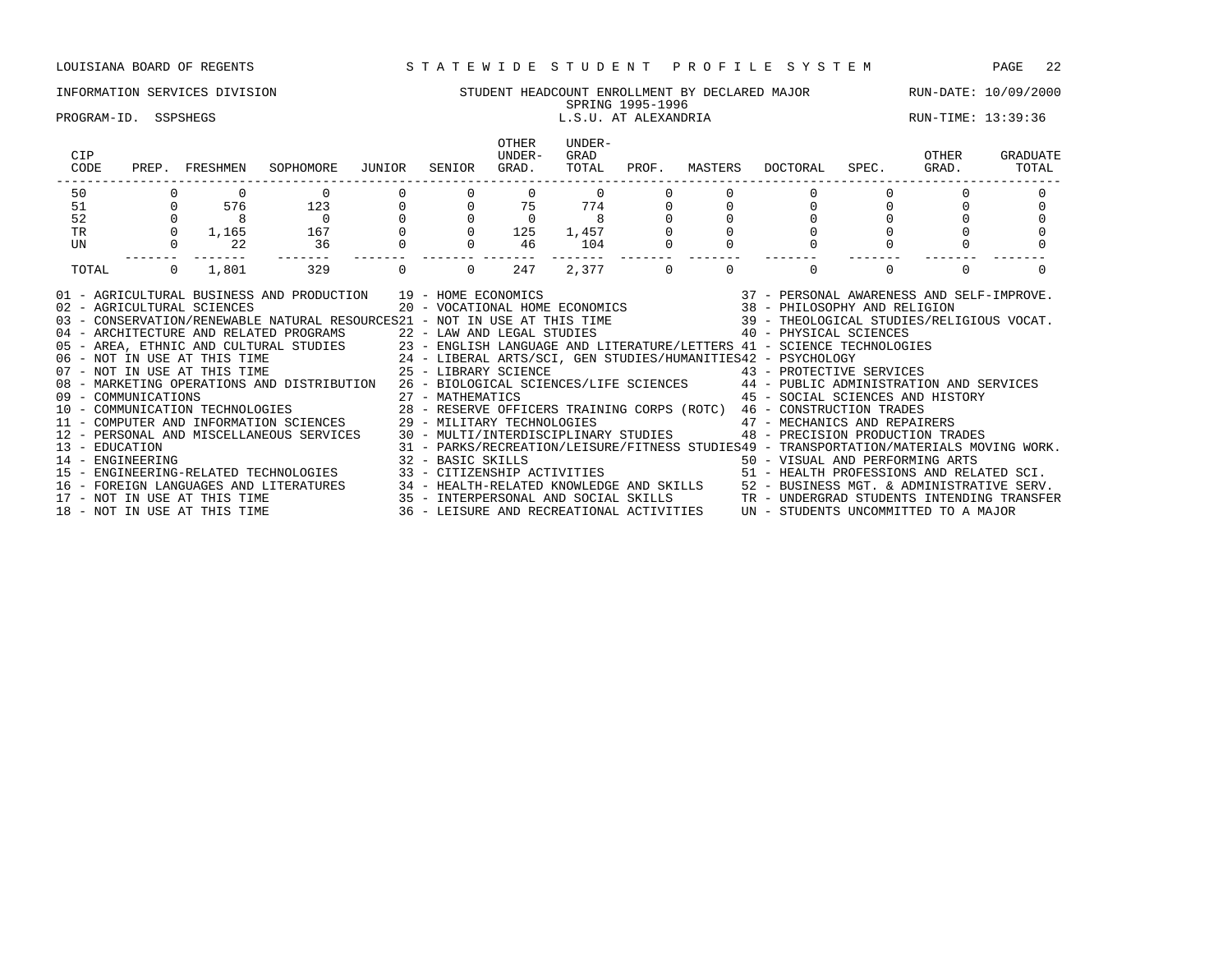LOUISIANA BOARD OF REGENTS — STATEWIDE STUDENT PROFILE SYSTEM

INFORMATION SERVICES DIVISION — STUDENT HEADCOUNT ENROLLMENT BY DECLARED MAJOR — RUN-DATE: 10/09/2000

SPRING 1995-1996

PROGRAM-ID. SSPSHEGS — L.S.U. AT ALEXANDRIA — RUN-TIME: 13:39:36

| CIP CODE | PREP. | FRESHMEN | SOPHOMORE | JUNIOR | SENIOR | OTHER UNDER-GRAD. | UNDER-GRAD TOTAL | PROF. | MASTERS | DOCTORAL | SPEC. | OTHER GRAD. | GRADUATE TOTAL |
|---|---|---|---|---|---|---|---|---|---|---|---|---|---|
| 50 | 0 | 0 | 0 | 0 | 0 | 0 | 0 | 0 | 0 | 0 | 0 | 0 | 0 |
| 51 | 0 | 576 | 123 | 0 | 0 | 75 | 774 | 0 | 0 | 0 | 0 | 0 | 0 |
| 52 | 0 | 8 | 0 | 0 | 0 | 0 | 8 | 0 | 0 | 0 | 0 | 0 | 0 |
| TR | 0 | 1,165 | 167 | 0 | 0 | 125 | 1,457 | 0 | 0 | 0 | 0 | 0 | 0 |
| UN | 0 | 22 | 36 | 0 | 0 | 46 | 104 | 0 | 0 | 0 | 0 | 0 | 0 |
| TOTAL | 0 | 1,801 | 329 | 0 | 0 | 247 | 2,377 | 0 | 0 | 0 | 0 | 0 | 0 |

01 - AGRICULTURAL BUSINESS AND PRODUCTION
02 - AGRICULTURAL SCIENCES
03 - CONSERVATION/RENEWABLE NATURAL RESOURCES
04 - ARCHITECTURE AND RELATED PROGRAMS
05 - AREA, ETHNIC AND CULTURAL STUDIES
06 - NOT IN USE AT THIS TIME
07 - NOT IN USE AT THIS TIME
08 - MARKETING OPERATIONS AND DISTRIBUTION
09 - COMMUNICATIONS
10 - COMMUNICATION TECHNOLOGIES
11 - COMPUTER AND INFORMATION SCIENCES
12 - PERSONAL AND MISCELLANEOUS SERVICES
13 - EDUCATION
14 - ENGINEERING
15 - ENGINEERING-RELATED TECHNOLOGIES
16 - FOREIGN LANGUAGES AND LITERATURES
17 - NOT IN USE AT THIS TIME
18 - NOT IN USE AT THIS TIME
19 - HOME ECONOMICS
20 - VOCATIONAL HOME ECONOMICS
21 - NOT IN USE AT THIS TIME
22 - LAW AND LEGAL STUDIES
23 - ENGLISH LANGUAGE AND LITERATURE/LETTERS
24 - LIBERAL ARTS/SCI, GEN STUDIES/HUMANITIES
25 - LIBRARY SCIENCE
26 - BIOLOGICAL SCIENCES/LIFE SCIENCES
27 - MATHEMATICS
28 - RESERVE OFFICERS TRAINING CORPS (ROTC)
29 - MILITARY TECHNOLOGIES
30 - MULTI/INTERDISCIPLINARY STUDIES
31 - PARKS/RECREATION/LEISURE/FITNESS STUDIES
32 - BASIC SKILLS
33 - CITIZENSHIP ACTIVITIES
34 - HEALTH-RELATED KNOWLEDGE AND SKILLS
35 - INTERPERSONAL AND SOCIAL SKILLS
36 - LEISURE AND RECREATIONAL ACTIVITIES
37 - PERSONAL AWARENESS AND SELF-IMPROVE.
38 - PHILOSOPHY AND RELIGION
39 - THEOLOGICAL STUDIES/RELIGIOUS VOCAT.
40 - PHYSICAL SCIENCES
41 - SCIENCE TECHNOLOGIES
42 - PSYCHOLOGY
43 - PROTECTIVE SERVICES
44 - PUBLIC ADMINISTRATION AND SERVICES
45 - SOCIAL SCIENCES AND HISTORY
46 - CONSTRUCTION TRADES
47 - MECHANICS AND REPAIRERS
48 - PRECISION PRODUCTION TRADES
49 - TRANSPORTATION/MATERIALS MOVING WORK.
50 - VISUAL AND PERFORMING ARTS
51 - HEALTH PROFESSIONS AND RELATED SCI.
52 - BUSINESS MGT. & ADMINISTRATIVE SERV.
TR - UNDERGRAD STUDENTS INTENDING TRANSFER
UN - STUDENTS UNCOMMITTED TO A MAJOR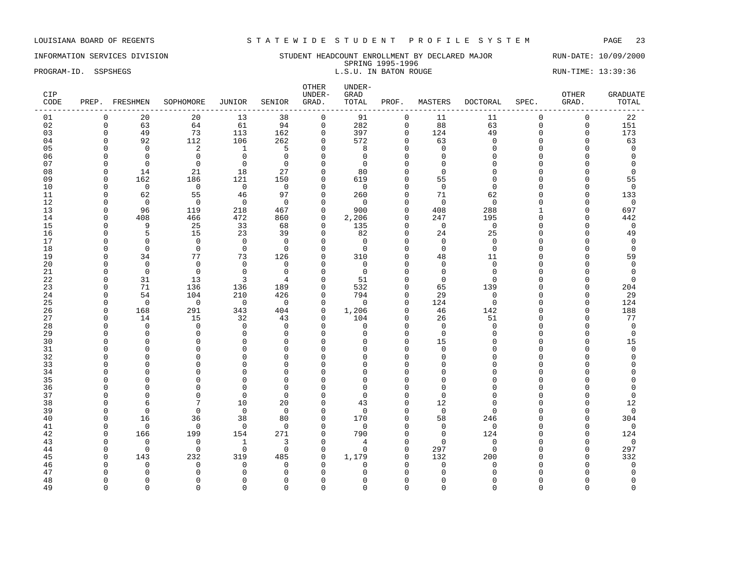LOUISIANA BOARD OF REGENTS — S T A T E W I D E   S T U D E N T   P R O F I L E   S Y S T E M

INFORMATION SERVICES DIVISION — STUDENT HEADCOUNT ENROLLMENT BY DECLARED MAJOR — RUN-DATE: 10/09/2000

SPRING 1995-1996

PROGRAM-ID. SSPSHEGS — L.S.U. IN BATON ROUGE — RUN-TIME: 13:39:36

| CIP CODE | PREP. | FRESHMEN | SOPHOMORE | JUNIOR | SENIOR | OTHER UNDER-GRAD. | UNDER-GRAD TOTAL | PROF. | MASTERS | DOCTORAL | SPEC. | OTHER GRAD. | GRADUATE TOTAL |
|---|---|---|---|---|---|---|---|---|---|---|---|---|---|
| 01 | 0 | 20 | 20 | 13 | 38 | 0 | 91 | 0 | 11 | 11 | 0 | 0 | 22 |
| 02 | 0 | 63 | 64 | 61 | 94 | 0 | 282 | 0 | 88 | 63 | 0 | 0 | 151 |
| 03 | 0 | 49 | 73 | 113 | 162 | 0 | 397 | 0 | 124 | 49 | 0 | 0 | 173 |
| 04 | 0 | 92 | 112 | 106 | 262 | 0 | 572 | 0 | 63 | 0 | 0 | 0 | 63 |
| 05 | 0 | 0 | 2 | 1 | 5 | 0 | 8 | 0 | 0 | 0 | 0 | 0 | 0 |
| 06 | 0 | 0 | 0 | 0 | 0 | 0 | 0 | 0 | 0 | 0 | 0 | 0 | 0 |
| 07 | 0 | 0 | 0 | 0 | 0 | 0 | 0 | 0 | 0 | 0 | 0 | 0 | 0 |
| 08 | 0 | 14 | 21 | 18 | 27 | 0 | 80 | 0 | 0 | 0 | 0 | 0 | 0 |
| 09 | 0 | 162 | 186 | 121 | 150 | 0 | 619 | 0 | 55 | 0 | 0 | 0 | 55 |
| 10 | 0 | 0 | 0 | 0 | 0 | 0 | 0 | 0 | 0 | 0 | 0 | 0 | 0 |
| 11 | 0 | 62 | 55 | 46 | 97 | 0 | 260 | 0 | 71 | 62 | 0 | 0 | 133 |
| 12 | 0 | 0 | 0 | 0 | 0 | 0 | 0 | 0 | 0 | 0 | 0 | 0 | 0 |
| 13 | 0 | 96 | 119 | 218 | 467 | 0 | 900 | 0 | 408 | 288 | 1 | 0 | 697 |
| 14 | 0 | 408 | 466 | 472 | 860 | 0 | 2,206 | 0 | 247 | 195 | 0 | 0 | 442 |
| 15 | 0 | 9 | 25 | 33 | 68 | 0 | 135 | 0 | 0 | 0 | 0 | 0 | 0 |
| 16 | 0 | 5 | 15 | 23 | 39 | 0 | 82 | 0 | 24 | 25 | 0 | 0 | 49 |
| 17 | 0 | 0 | 0 | 0 | 0 | 0 | 0 | 0 | 0 | 0 | 0 | 0 | 0 |
| 18 | 0 | 0 | 0 | 0 | 0 | 0 | 0 | 0 | 0 | 0 | 0 | 0 | 0 |
| 19 | 0 | 34 | 77 | 73 | 126 | 0 | 310 | 0 | 48 | 11 | 0 | 0 | 59 |
| 20 | 0 | 0 | 0 | 0 | 0 | 0 | 0 | 0 | 0 | 0 | 0 | 0 | 0 |
| 21 | 0 | 0 | 0 | 0 | 0 | 0 | 0 | 0 | 0 | 0 | 0 | 0 | 0 |
| 22 | 0 | 31 | 13 | 3 | 4 | 0 | 51 | 0 | 0 | 0 | 0 | 0 | 0 |
| 23 | 0 | 71 | 136 | 136 | 189 | 0 | 532 | 0 | 65 | 139 | 0 | 0 | 204 |
| 24 | 0 | 54 | 104 | 210 | 426 | 0 | 794 | 0 | 29 | 0 | 0 | 0 | 29 |
| 25 | 0 | 0 | 0 | 0 | 0 | 0 | 0 | 0 | 124 | 0 | 0 | 0 | 124 |
| 26 | 0 | 168 | 291 | 343 | 404 | 0 | 1,206 | 0 | 46 | 142 | 0 | 0 | 188 |
| 27 | 0 | 14 | 15 | 32 | 43 | 0 | 104 | 0 | 26 | 51 | 0 | 0 | 77 |
| 28 | 0 | 0 | 0 | 0 | 0 | 0 | 0 | 0 | 0 | 0 | 0 | 0 | 0 |
| 29 | 0 | 0 | 0 | 0 | 0 | 0 | 0 | 0 | 0 | 0 | 0 | 0 | 0 |
| 30 | 0 | 0 | 0 | 0 | 0 | 0 | 0 | 0 | 15 | 0 | 0 | 0 | 15 |
| 31 | 0 | 0 | 0 | 0 | 0 | 0 | 0 | 0 | 0 | 0 | 0 | 0 | 0 |
| 32 | 0 | 0 | 0 | 0 | 0 | 0 | 0 | 0 | 0 | 0 | 0 | 0 | 0 |
| 33 | 0 | 0 | 0 | 0 | 0 | 0 | 0 | 0 | 0 | 0 | 0 | 0 | 0 |
| 34 | 0 | 0 | 0 | 0 | 0 | 0 | 0 | 0 | 0 | 0 | 0 | 0 | 0 |
| 35 | 0 | 0 | 0 | 0 | 0 | 0 | 0 | 0 | 0 | 0 | 0 | 0 | 0 |
| 36 | 0 | 0 | 0 | 0 | 0 | 0 | 0 | 0 | 0 | 0 | 0 | 0 | 0 |
| 37 | 0 | 0 | 0 | 0 | 0 | 0 | 0 | 0 | 0 | 0 | 0 | 0 | 0 |
| 38 | 0 | 6 | 7 | 10 | 20 | 0 | 43 | 0 | 12 | 0 | 0 | 0 | 12 |
| 39 | 0 | 0 | 0 | 0 | 0 | 0 | 0 | 0 | 0 | 0 | 0 | 0 | 0 |
| 40 | 0 | 16 | 36 | 38 | 80 | 0 | 170 | 0 | 58 | 246 | 0 | 0 | 304 |
| 41 | 0 | 0 | 0 | 0 | 0 | 0 | 0 | 0 | 0 | 0 | 0 | 0 | 0 |
| 42 | 0 | 166 | 199 | 154 | 271 | 0 | 790 | 0 | 0 | 124 | 0 | 0 | 124 |
| 43 | 0 | 0 | 0 | 1 | 3 | 0 | 4 | 0 | 0 | 0 | 0 | 0 | 0 |
| 44 | 0 | 0 | 0 | 0 | 0 | 0 | 0 | 0 | 297 | 0 | 0 | 0 | 297 |
| 45 | 0 | 143 | 232 | 319 | 485 | 0 | 1,179 | 0 | 132 | 200 | 0 | 0 | 332 |
| 46 | 0 | 0 | 0 | 0 | 0 | 0 | 0 | 0 | 0 | 0 | 0 | 0 | 0 |
| 47 | 0 | 0 | 0 | 0 | 0 | 0 | 0 | 0 | 0 | 0 | 0 | 0 | 0 |
| 48 | 0 | 0 | 0 | 0 | 0 | 0 | 0 | 0 | 0 | 0 | 0 | 0 | 0 |
| 49 | 0 | 0 | 0 | 0 | 0 | 0 | 0 | 0 | 0 | 0 | 0 | 0 | 0 |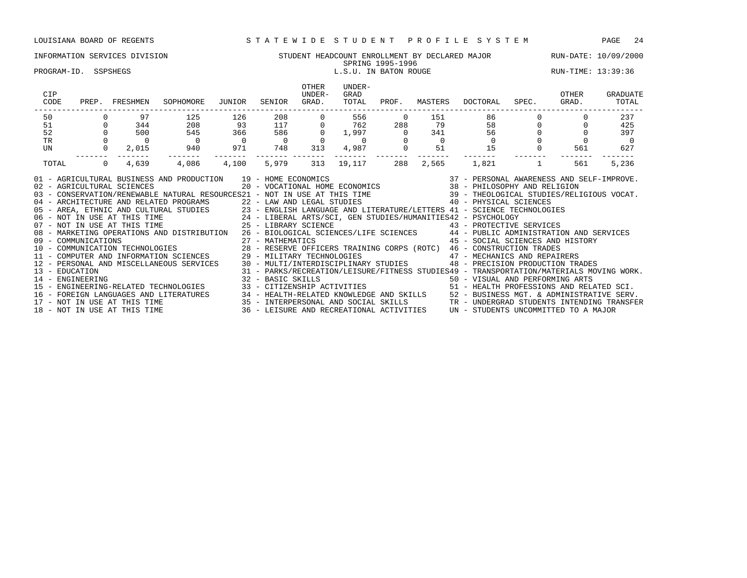LOUISIANA BOARD OF REGENTS — STATEWIDE STUDENT PROFILE SYSTEM

INFORMATION SERVICES DIVISION — STUDENT HEADCOUNT ENROLLMENT BY DECLARED MAJOR — RUN-DATE: 10/09/2000

SPRING 1995-1996

PROGRAM-ID. SSPSHEGS — L.S.U. IN BATON ROUGE — RUN-TIME: 13:39:36

| CIP CODE | PREP. | FRESHMEN | SOPHOMORE | JUNIOR | SENIOR | OTHER UNDER-GRAD. | UNDER-GRAD TOTAL | PROF. | MASTERS | DOCTORAL | SPEC. | OTHER GRAD. | GRADUATE TOTAL |
|---|---|---|---|---|---|---|---|---|---|---|---|---|---|
| 50 | 0 | 97 | 125 | 126 | 208 | 0 | 556 | 0 | 151 | 86 | 0 | 0 | 237 |
| 51 | 0 | 344 | 208 | 93 | 117 | 0 | 762 | 288 | 79 | 58 | 0 | 0 | 425 |
| 52 | 0 | 500 | 545 | 366 | 586 | 0 | 1,997 | 0 | 341 | 56 | 0 | 0 | 397 |
| TR | 0 | 0 | 0 | 0 | 0 | 0 | 0 | 0 | 0 | 0 | 0 | 0 | 0 |
| UN | 0 | 2,015 | 940 | 971 | 748 | 313 | 4,987 | 0 | 51 | 15 | 0 | 561 | 627 |
| TOTAL | 0 | 4,639 | 4,086 | 4,100 | 5,979 | 313 | 19,117 | 288 | 2,565 | 1,821 | 1 | 561 | 5,236 |

01 - AGRICULTURAL BUSINESS AND PRODUCTION
02 - AGRICULTURAL SCIENCES
03 - CONSERVATION/RENEWABLE NATURAL RESOURCES
04 - ARCHITECTURE AND RELATED PROGRAMS
05 - AREA, ETHNIC AND CULTURAL STUDIES
06 - NOT IN USE AT THIS TIME
07 - NOT IN USE AT THIS TIME
08 - MARKETING OPERATIONS AND DISTRIBUTION
09 - COMMUNICATIONS
10 - COMMUNICATION TECHNOLOGIES
11 - COMPUTER AND INFORMATION SCIENCES
12 - PERSONAL AND MISCELLANEOUS SERVICES
13 - EDUCATION
14 - ENGINEERING
15 - ENGINEERING-RELATED TECHNOLOGIES
16 - FOREIGN LANGUAGES AND LITERATURES
17 - NOT IN USE AT THIS TIME
18 - NOT IN USE AT THIS TIME
19 - HOME ECONOMICS
20 - VOCATIONAL HOME ECONOMICS
21 - NOT IN USE AT THIS TIME
22 - LAW AND LEGAL STUDIES
23 - ENGLISH LANGUAGE AND LITERATURE/LETTERS
24 - LIBERAL ARTS/SCI, GEN STUDIES/HUMANITIES
25 - LIBRARY SCIENCE
26 - BIOLOGICAL SCIENCES/LIFE SCIENCES
27 - MATHEMATICS
28 - RESERVE OFFICERS TRAINING CORPS (ROTC)
29 - MILITARY TECHNOLOGIES
30 - MULTI/INTERDISCIPLINARY STUDIES
31 - PARKS/RECREATION/LEISURE/FITNESS STUDIES
32 - BASIC SKILLS
33 - CITIZENSHIP ACTIVITIES
34 - HEALTH-RELATED KNOWLEDGE AND SKILLS
35 - INTERPERSONAL AND SOCIAL SKILLS
36 - LEISURE AND RECREATIONAL ACTIVITIES
37 - PERSONAL AWARENESS AND SELF-IMPROVE.
38 - PHILOSOPHY AND RELIGION
39 - THEOLOGICAL STUDIES/RELIGIOUS VOCAT.
40 - PHYSICAL SCIENCES
41 - SCIENCE TECHNOLOGIES
42 - PSYCHOLOGY
43 - PROTECTIVE SERVICES
44 - PUBLIC ADMINISTRATION AND SERVICES
45 - SOCIAL SCIENCES AND HISTORY
46 - CONSTRUCTION TRADES
47 - MECHANICS AND REPAIRERS
48 - PRECISION PRODUCTION TRADES
49 - TRANSPORTATION/MATERIALS MOVING WORK.
50 - VISUAL AND PERFORMING ARTS
51 - HEALTH PROFESSIONS AND RELATED SCI.
52 - BUSINESS MGT. & ADMINISTRATIVE SERV.
TR - UNDERGRAD STUDENTS INTENDING TRANSFER
UN - STUDENTS UNCOMMITTED TO A MAJOR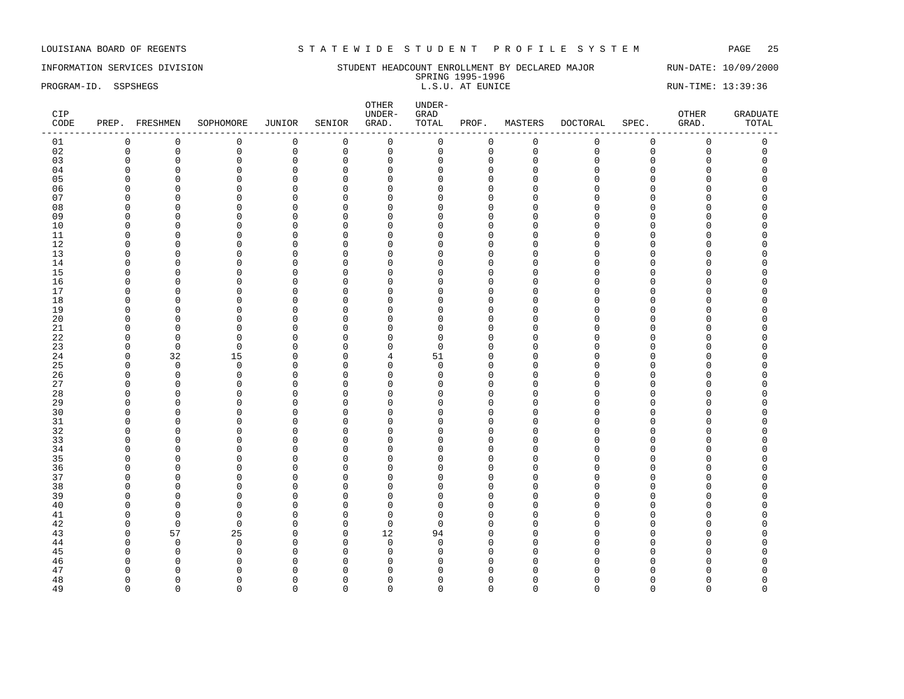LOUISIANA BOARD OF REGENTS — S T A T E W I D E   S T U D E N T   P R O F I L E   S Y S T E M

INFORMATION SERVICES DIVISION — STUDENT HEADCOUNT ENROLLMENT BY DECLARED MAJOR — RUN-DATE: 10/09/2000

SPRING 1995-1996

PROGRAM-ID. SSPSHEGS — L.S.U. AT EUNICE — RUN-TIME: 13:39:36

| CIP CODE | PREP. | FRESHMEN | SOPHOMORE | JUNIOR | SENIOR | OTHER UNDER-GRAD. | UNDER-GRAD TOTAL | PROF. | MASTERS | DOCTORAL | SPEC. | OTHER GRAD. | GRADUATE TOTAL |
|---|---|---|---|---|---|---|---|---|---|---|---|---|---|
| 01 | 0 | 0 | 0 | 0 | 0 | 0 | 0 | 0 | 0 | 0 | 0 | 0 | 0 |
| 02 | 0 | 0 | 0 | 0 | 0 | 0 | 0 | 0 | 0 | 0 | 0 | 0 | 0 |
| 03 | 0 | 0 | 0 | 0 | 0 | 0 | 0 | 0 | 0 | 0 | 0 | 0 | 0 |
| 04 | 0 | 0 | 0 | 0 | 0 | 0 | 0 | 0 | 0 | 0 | 0 | 0 | 0 |
| 05 | 0 | 0 | 0 | 0 | 0 | 0 | 0 | 0 | 0 | 0 | 0 | 0 | 0 |
| 06 | 0 | 0 | 0 | 0 | 0 | 0 | 0 | 0 | 0 | 0 | 0 | 0 | 0 |
| 07 | 0 | 0 | 0 | 0 | 0 | 0 | 0 | 0 | 0 | 0 | 0 | 0 | 0 |
| 08 | 0 | 0 | 0 | 0 | 0 | 0 | 0 | 0 | 0 | 0 | 0 | 0 | 0 |
| 09 | 0 | 0 | 0 | 0 | 0 | 0 | 0 | 0 | 0 | 0 | 0 | 0 | 0 |
| 10 | 0 | 0 | 0 | 0 | 0 | 0 | 0 | 0 | 0 | 0 | 0 | 0 | 0 |
| 11 | 0 | 0 | 0 | 0 | 0 | 0 | 0 | 0 | 0 | 0 | 0 | 0 | 0 |
| 12 | 0 | 0 | 0 | 0 | 0 | 0 | 0 | 0 | 0 | 0 | 0 | 0 | 0 |
| 13 | 0 | 0 | 0 | 0 | 0 | 0 | 0 | 0 | 0 | 0 | 0 | 0 | 0 |
| 14 | 0 | 0 | 0 | 0 | 0 | 0 | 0 | 0 | 0 | 0 | 0 | 0 | 0 |
| 15 | 0 | 0 | 0 | 0 | 0 | 0 | 0 | 0 | 0 | 0 | 0 | 0 | 0 |
| 16 | 0 | 0 | 0 | 0 | 0 | 0 | 0 | 0 | 0 | 0 | 0 | 0 | 0 |
| 17 | 0 | 0 | 0 | 0 | 0 | 0 | 0 | 0 | 0 | 0 | 0 | 0 | 0 |
| 18 | 0 | 0 | 0 | 0 | 0 | 0 | 0 | 0 | 0 | 0 | 0 | 0 | 0 |
| 19 | 0 | 0 | 0 | 0 | 0 | 0 | 0 | 0 | 0 | 0 | 0 | 0 | 0 |
| 20 | 0 | 0 | 0 | 0 | 0 | 0 | 0 | 0 | 0 | 0 | 0 | 0 | 0 |
| 21 | 0 | 0 | 0 | 0 | 0 | 0 | 0 | 0 | 0 | 0 | 0 | 0 | 0 |
| 22 | 0 | 0 | 0 | 0 | 0 | 0 | 0 | 0 | 0 | 0 | 0 | 0 | 0 |
| 23 | 0 | 0 | 0 | 0 | 0 | 0 | 0 | 0 | 0 | 0 | 0 | 0 | 0 |
| 24 | 0 | 32 | 15 | 0 | 0 | 4 | 51 | 0 | 0 | 0 | 0 | 0 | 0 |
| 25 | 0 | 0 | 0 | 0 | 0 | 0 | 0 | 0 | 0 | 0 | 0 | 0 | 0 |
| 26 | 0 | 0 | 0 | 0 | 0 | 0 | 0 | 0 | 0 | 0 | 0 | 0 | 0 |
| 27 | 0 | 0 | 0 | 0 | 0 | 0 | 0 | 0 | 0 | 0 | 0 | 0 | 0 |
| 28 | 0 | 0 | 0 | 0 | 0 | 0 | 0 | 0 | 0 | 0 | 0 | 0 | 0 |
| 29 | 0 | 0 | 0 | 0 | 0 | 0 | 0 | 0 | 0 | 0 | 0 | 0 | 0 |
| 30 | 0 | 0 | 0 | 0 | 0 | 0 | 0 | 0 | 0 | 0 | 0 | 0 | 0 |
| 31 | 0 | 0 | 0 | 0 | 0 | 0 | 0 | 0 | 0 | 0 | 0 | 0 | 0 |
| 32 | 0 | 0 | 0 | 0 | 0 | 0 | 0 | 0 | 0 | 0 | 0 | 0 | 0 |
| 33 | 0 | 0 | 0 | 0 | 0 | 0 | 0 | 0 | 0 | 0 | 0 | 0 | 0 |
| 34 | 0 | 0 | 0 | 0 | 0 | 0 | 0 | 0 | 0 | 0 | 0 | 0 | 0 |
| 35 | 0 | 0 | 0 | 0 | 0 | 0 | 0 | 0 | 0 | 0 | 0 | 0 | 0 |
| 36 | 0 | 0 | 0 | 0 | 0 | 0 | 0 | 0 | 0 | 0 | 0 | 0 | 0 |
| 37 | 0 | 0 | 0 | 0 | 0 | 0 | 0 | 0 | 0 | 0 | 0 | 0 | 0 |
| 38 | 0 | 0 | 0 | 0 | 0 | 0 | 0 | 0 | 0 | 0 | 0 | 0 | 0 |
| 39 | 0 | 0 | 0 | 0 | 0 | 0 | 0 | 0 | 0 | 0 | 0 | 0 | 0 |
| 40 | 0 | 0 | 0 | 0 | 0 | 0 | 0 | 0 | 0 | 0 | 0 | 0 | 0 |
| 41 | 0 | 0 | 0 | 0 | 0 | 0 | 0 | 0 | 0 | 0 | 0 | 0 | 0 |
| 42 | 0 | 0 | 0 | 0 | 0 | 0 | 0 | 0 | 0 | 0 | 0 | 0 | 0 |
| 43 | 0 | 57 | 25 | 0 | 0 | 12 | 94 | 0 | 0 | 0 | 0 | 0 | 0 |
| 44 | 0 | 0 | 0 | 0 | 0 | 0 | 0 | 0 | 0 | 0 | 0 | 0 | 0 |
| 45 | 0 | 0 | 0 | 0 | 0 | 0 | 0 | 0 | 0 | 0 | 0 | 0 | 0 |
| 46 | 0 | 0 | 0 | 0 | 0 | 0 | 0 | 0 | 0 | 0 | 0 | 0 | 0 |
| 47 | 0 | 0 | 0 | 0 | 0 | 0 | 0 | 0 | 0 | 0 | 0 | 0 | 0 |
| 48 | 0 | 0 | 0 | 0 | 0 | 0 | 0 | 0 | 0 | 0 | 0 | 0 | 0 |
| 49 | 0 | 0 | 0 | 0 | 0 | 0 | 0 | 0 | 0 | 0 | 0 | 0 | 0 |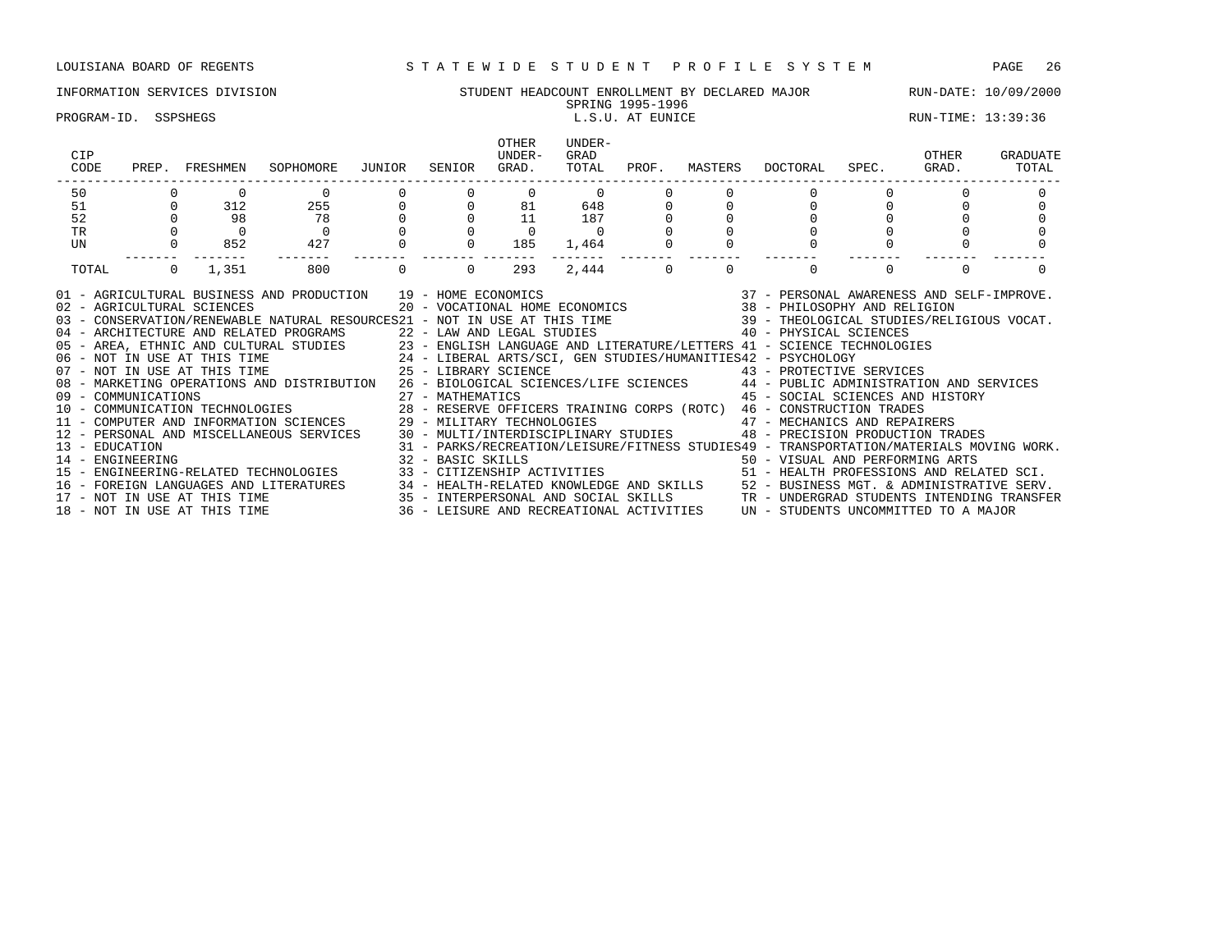LOUISIANA BOARD OF REGENTS — STATEWIDE STUDENT PROFILE SYSTEM

INFORMATION SERVICES DIVISION — STUDENT HEADCOUNT ENROLLMENT BY DECLARED MAJOR — RUN-DATE: 10/09/2000

SPRING 1995-1996

PROGRAM-ID. SSPSHEGS — L.S.U. AT EUNICE — RUN-TIME: 13:39:36

| CIP CODE | PREP. | FRESHMEN | SOPHOMORE | JUNIOR | SENIOR | OTHER UNDER-GRAD. | UNDER-GRAD TOTAL | PROF. | MASTERS | DOCTORAL | SPEC. | OTHER GRAD. | GRADUATE TOTAL |
|---|---|---|---|---|---|---|---|---|---|---|---|---|---|
| 50 | 0 | 0 | 0 | 0 | 0 | 0 | 0 | 0 | 0 | 0 | 0 | 0 | 0 |
| 51 | 0 | 312 | 255 | 0 | 0 | 81 | 648 | 0 | 0 | 0 | 0 | 0 | 0 |
| 52 | 0 | 98 | 78 | 0 | 0 | 11 | 187 | 0 | 0 | 0 | 0 | 0 | 0 |
| TR | 0 | 0 | 0 | 0 | 0 | 0 | 0 | 0 | 0 | 0 | 0 | 0 | 0 |
| UN | 0 | 852 | 427 | 0 | 0 | 185 | 1,464 | 0 | 0 | 0 | 0 | 0 | 0 |
| TOTAL | 0 | 1,351 | 800 | 0 | 0 | 293 | 2,444 | 0 | 0 | 0 | 0 | 0 | 0 |

01 - AGRICULTURAL BUSINESS AND PRODUCTION
02 - AGRICULTURAL SCIENCES
03 - CONSERVATION/RENEWABLE NATURAL RESOURCES
04 - ARCHITECTURE AND RELATED PROGRAMS
05 - AREA, ETHNIC AND CULTURAL STUDIES
06 - NOT IN USE AT THIS TIME
07 - NOT IN USE AT THIS TIME
08 - MARKETING OPERATIONS AND DISTRIBUTION
09 - COMMUNICATIONS
10 - COMMUNICATION TECHNOLOGIES
11 - COMPUTER AND INFORMATION SCIENCES
12 - PERSONAL AND MISCELLANEOUS SERVICES
13 - EDUCATION
14 - ENGINEERING
15 - ENGINEERING-RELATED TECHNOLOGIES
16 - FOREIGN LANGUAGES AND LITERATURES
17 - NOT IN USE AT THIS TIME
18 - NOT IN USE AT THIS TIME
19 - HOME ECONOMICS
20 - VOCATIONAL HOME ECONOMICS
21 - NOT IN USE AT THIS TIME
22 - LAW AND LEGAL STUDIES
23 - ENGLISH LANGUAGE AND LITERATURE/LETTERS
24 - LIBERAL ARTS/SCI, GEN STUDIES/HUMANITIES
25 - LIBRARY SCIENCE
26 - BIOLOGICAL SCIENCES/LIFE SCIENCES
27 - MATHEMATICS
28 - RESERVE OFFICERS TRAINING CORPS (ROTC)
29 - MILITARY TECHNOLOGIES
30 - MULTI/INTERDISCIPLINARY STUDIES
31 - PARKS/RECREATION/LEISURE/FITNESS STUDIES
32 - BASIC SKILLS
33 - CITIZENSHIP ACTIVITIES
34 - HEALTH-RELATED KNOWLEDGE AND SKILLS
35 - INTERPERSONAL AND SOCIAL SKILLS
36 - LEISURE AND RECREATIONAL ACTIVITIES
37 - PERSONAL AWARENESS AND SELF-IMPROVE.
38 - PHILOSOPHY AND RELIGION
39 - THEOLOGICAL STUDIES/RELIGIOUS VOCAT.
40 - PHYSICAL SCIENCES
41 - SCIENCE TECHNOLOGIES
42 - PSYCHOLOGY
43 - PROTECTIVE SERVICES
44 - PUBLIC ADMINISTRATION AND SERVICES
45 - SOCIAL SCIENCES AND HISTORY
46 - CONSTRUCTION TRADES
47 - MECHANICS AND REPAIRERS
48 - PRECISION PRODUCTION TRADES
49 - TRANSPORTATION/MATERIALS MOVING WORK.
50 - VISUAL AND PERFORMING ARTS
51 - HEALTH PROFESSIONS AND RELATED SCI.
52 - BUSINESS MGT. & ADMINISTRATIVE SERV.
TR - UNDERGRAD STUDENTS INTENDING TRANSFER
UN - STUDENTS UNCOMMITTED TO A MAJOR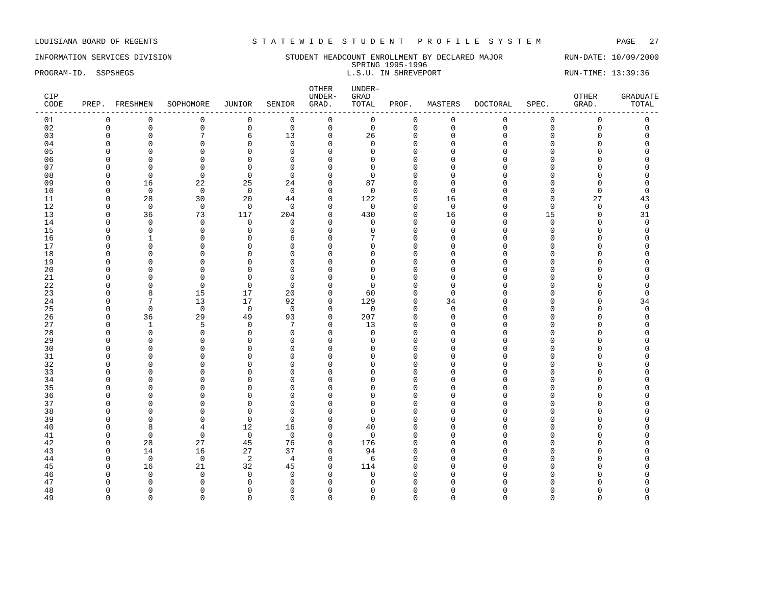LOUISIANA BOARD OF REGENTS — STATEWIDE STUDENT PROFILE SYSTEM

INFORMATION SERVICES DIVISION — STUDENT HEADCOUNT ENROLLMENT BY DECLARED MAJOR — RUN-DATE: 10/09/2000

SPRING 1995-1996

PROGRAM-ID. SSPSHEGS — L.S.U. IN SHREVEPORT — RUN-TIME: 13:39:36

| CIP CODE | PREP. | FRESHMEN | SOPHOMORE | JUNIOR | SENIOR | OTHER UNDER-GRAD. | UNDER-GRAD TOTAL | PROF. | MASTERS | DOCTORAL | SPEC. | OTHER GRAD. | GRADUATE TOTAL |
|---|---|---|---|---|---|---|---|---|---|---|---|---|---|
| 01 | 0 | 0 | 0 | 0 | 0 | 0 | 0 | 0 | 0 | 0 | 0 | 0 | 0 |
| 02 | 0 | 0 | 0 | 0 | 0 | 0 | 0 | 0 | 0 | 0 | 0 | 0 | 0 |
| 03 | 0 | 0 | 7 | 6 | 13 | 0 | 26 | 0 | 0 | 0 | 0 | 0 | 0 |
| 04 | 0 | 0 | 0 | 0 | 0 | 0 | 0 | 0 | 0 | 0 | 0 | 0 | 0 |
| 05 | 0 | 0 | 0 | 0 | 0 | 0 | 0 | 0 | 0 | 0 | 0 | 0 | 0 |
| 06 | 0 | 0 | 0 | 0 | 0 | 0 | 0 | 0 | 0 | 0 | 0 | 0 | 0 |
| 07 | 0 | 0 | 0 | 0 | 0 | 0 | 0 | 0 | 0 | 0 | 0 | 0 | 0 |
| 08 | 0 | 0 | 0 | 0 | 0 | 0 | 0 | 0 | 0 | 0 | 0 | 0 | 0 |
| 09 | 0 | 16 | 22 | 25 | 24 | 0 | 87 | 0 | 0 | 0 | 0 | 0 | 0 |
| 10 | 0 | 0 | 0 | 0 | 0 | 0 | 0 | 0 | 0 | 0 | 0 | 0 | 0 |
| 11 | 0 | 28 | 30 | 20 | 44 | 0 | 122 | 0 | 16 | 0 | 0 | 27 | 43 |
| 12 | 0 | 0 | 0 | 0 | 0 | 0 | 0 | 0 | 0 | 0 | 0 | 0 | 0 |
| 13 | 0 | 36 | 73 | 117 | 204 | 0 | 430 | 0 | 16 | 0 | 15 | 0 | 31 |
| 14 | 0 | 0 | 0 | 0 | 0 | 0 | 0 | 0 | 0 | 0 | 0 | 0 | 0 |
| 15 | 0 | 0 | 0 | 0 | 0 | 0 | 0 | 0 | 0 | 0 | 0 | 0 | 0 |
| 16 | 0 | 1 | 0 | 0 | 6 | 0 | 7 | 0 | 0 | 0 | 0 | 0 | 0 |
| 17 | 0 | 0 | 0 | 0 | 0 | 0 | 0 | 0 | 0 | 0 | 0 | 0 | 0 |
| 18 | 0 | 0 | 0 | 0 | 0 | 0 | 0 | 0 | 0 | 0 | 0 | 0 | 0 |
| 19 | 0 | 0 | 0 | 0 | 0 | 0 | 0 | 0 | 0 | 0 | 0 | 0 | 0 |
| 20 | 0 | 0 | 0 | 0 | 0 | 0 | 0 | 0 | 0 | 0 | 0 | 0 | 0 |
| 21 | 0 | 0 | 0 | 0 | 0 | 0 | 0 | 0 | 0 | 0 | 0 | 0 | 0 |
| 22 | 0 | 0 | 0 | 0 | 0 | 0 | 0 | 0 | 0 | 0 | 0 | 0 | 0 |
| 23 | 0 | 8 | 15 | 17 | 20 | 0 | 60 | 0 | 0 | 0 | 0 | 0 | 0 |
| 24 | 0 | 7 | 13 | 17 | 92 | 0 | 129 | 0 | 34 | 0 | 0 | 0 | 34 |
| 25 | 0 | 0 | 0 | 0 | 0 | 0 | 0 | 0 | 0 | 0 | 0 | 0 | 0 |
| 26 | 0 | 36 | 29 | 49 | 93 | 0 | 207 | 0 | 0 | 0 | 0 | 0 | 0 |
| 27 | 0 | 1 | 5 | 0 | 7 | 0 | 13 | 0 | 0 | 0 | 0 | 0 | 0 |
| 28 | 0 | 0 | 0 | 0 | 0 | 0 | 0 | 0 | 0 | 0 | 0 | 0 | 0 |
| 29 | 0 | 0 | 0 | 0 | 0 | 0 | 0 | 0 | 0 | 0 | 0 | 0 | 0 |
| 30 | 0 | 0 | 0 | 0 | 0 | 0 | 0 | 0 | 0 | 0 | 0 | 0 | 0 |
| 31 | 0 | 0 | 0 | 0 | 0 | 0 | 0 | 0 | 0 | 0 | 0 | 0 | 0 |
| 32 | 0 | 0 | 0 | 0 | 0 | 0 | 0 | 0 | 0 | 0 | 0 | 0 | 0 |
| 33 | 0 | 0 | 0 | 0 | 0 | 0 | 0 | 0 | 0 | 0 | 0 | 0 | 0 |
| 34 | 0 | 0 | 0 | 0 | 0 | 0 | 0 | 0 | 0 | 0 | 0 | 0 | 0 |
| 35 | 0 | 0 | 0 | 0 | 0 | 0 | 0 | 0 | 0 | 0 | 0 | 0 | 0 |
| 36 | 0 | 0 | 0 | 0 | 0 | 0 | 0 | 0 | 0 | 0 | 0 | 0 | 0 |
| 37 | 0 | 0 | 0 | 0 | 0 | 0 | 0 | 0 | 0 | 0 | 0 | 0 | 0 |
| 38 | 0 | 0 | 0 | 0 | 0 | 0 | 0 | 0 | 0 | 0 | 0 | 0 | 0 |
| 39 | 0 | 0 | 0 | 0 | 0 | 0 | 0 | 0 | 0 | 0 | 0 | 0 | 0 |
| 40 | 0 | 8 | 4 | 12 | 16 | 0 | 40 | 0 | 0 | 0 | 0 | 0 | 0 |
| 41 | 0 | 0 | 0 | 0 | 0 | 0 | 0 | 0 | 0 | 0 | 0 | 0 | 0 |
| 42 | 0 | 28 | 27 | 45 | 76 | 0 | 176 | 0 | 0 | 0 | 0 | 0 | 0 |
| 43 | 0 | 14 | 16 | 27 | 37 | 0 | 94 | 0 | 0 | 0 | 0 | 0 | 0 |
| 44 | 0 | 0 | 0 | 2 | 4 | 0 | 6 | 0 | 0 | 0 | 0 | 0 | 0 |
| 45 | 0 | 16 | 21 | 32 | 45 | 0 | 114 | 0 | 0 | 0 | 0 | 0 | 0 |
| 46 | 0 | 0 | 0 | 0 | 0 | 0 | 0 | 0 | 0 | 0 | 0 | 0 | 0 |
| 47 | 0 | 0 | 0 | 0 | 0 | 0 | 0 | 0 | 0 | 0 | 0 | 0 | 0 |
| 48 | 0 | 0 | 0 | 0 | 0 | 0 | 0 | 0 | 0 | 0 | 0 | 0 | 0 |
| 49 | 0 | 0 | 0 | 0 | 0 | 0 | 0 | 0 | 0 | 0 | 0 | 0 | 0 |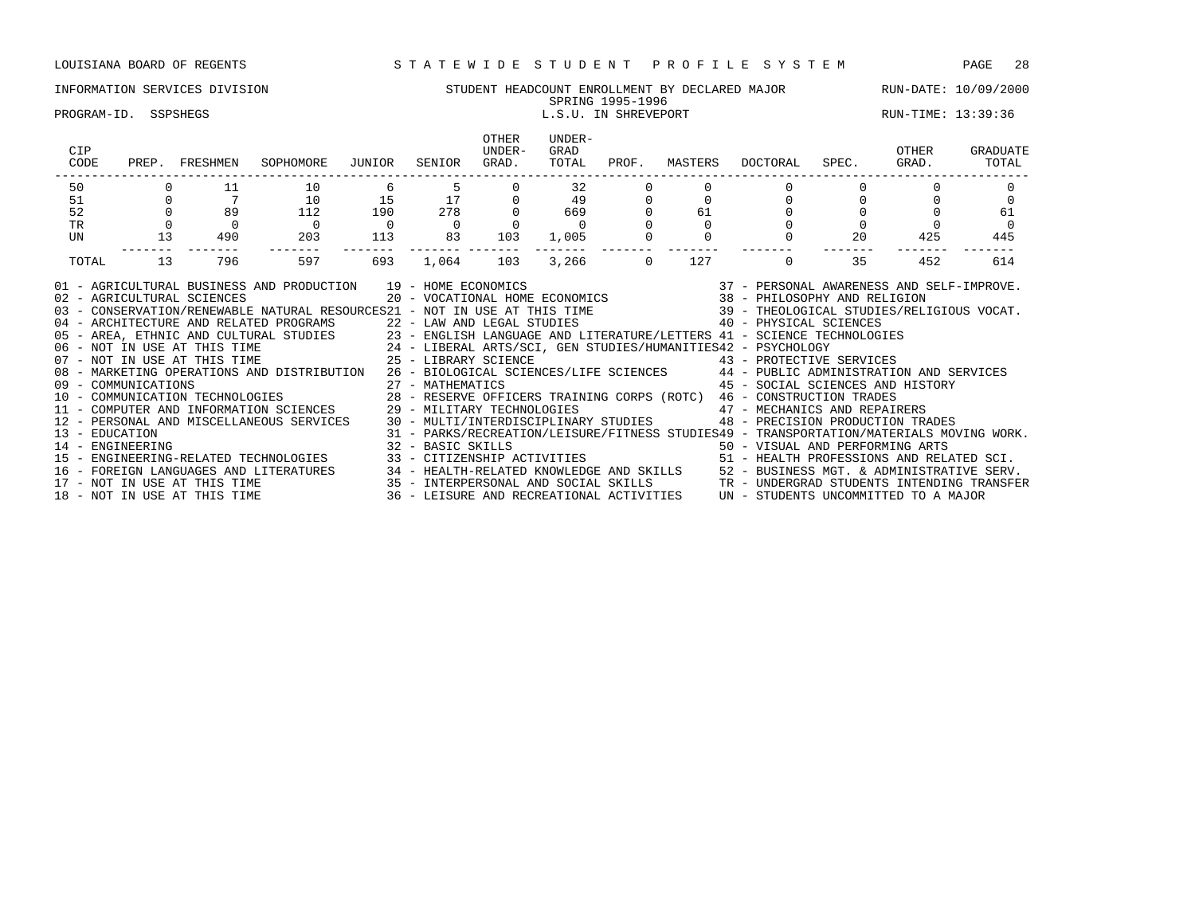LOUISIANA BOARD OF REGENTS — STATEWIDE STUDENT PROFILE SYSTEM

INFORMATION SERVICES DIVISION — STUDENT HEADCOUNT ENROLLMENT BY DECLARED MAJOR — RUN-DATE: 10/09/2000

SPRING 1995-1996

PROGRAM-ID. SSPSHEGS — L.S.U. IN SHREVEPORT — RUN-TIME: 13:39:36

| CIP CODE | PREP. | FRESHMEN | SOPHOMORE | JUNIOR | SENIOR | OTHER UNDER-GRAD. | UNDER-GRAD TOTAL | PROF. | MASTERS | DOCTORAL | SPEC. | OTHER GRAD. | GRADUATE TOTAL |
|---|---|---|---|---|---|---|---|---|---|---|---|---|---|
| 50 | 0 | 11 | 10 | 6 | 5 | 0 | 32 | 0 | 0 | 0 | 0 | 0 | 0 |
| 51 | 0 | 7 | 10 | 15 | 17 | 0 | 49 | 0 | 0 | 0 | 0 | 0 | 0 |
| 52 | 0 | 89 | 112 | 190 | 278 | 0 | 669 | 0 | 61 | 0 | 0 | 0 | 61 |
| TR | 0 | 0 | 0 | 0 | 0 | 0 | 0 | 0 | 0 | 0 | 0 | 0 | 0 |
| UN | 13 | 490 | 203 | 113 | 83 | 103 | 1,005 | 0 | 0 | 0 | 20 | 425 | 445 |
| TOTAL | 13 | 796 | 597 | 693 | 1,064 | 103 | 3,266 | 0 | 127 | 0 | 35 | 452 | 614 |

01 - AGRICULTURAL BUSINESS AND PRODUCTION
02 - AGRICULTURAL SCIENCES
03 - CONSERVATION/RENEWABLE NATURAL RESOURCES
04 - ARCHITECTURE AND RELATED PROGRAMS
05 - AREA, ETHNIC AND CULTURAL STUDIES
06 - NOT IN USE AT THIS TIME
07 - NOT IN USE AT THIS TIME
08 - MARKETING OPERATIONS AND DISTRIBUTION
09 - COMMUNICATIONS
10 - COMMUNICATION TECHNOLOGIES
11 - COMPUTER AND INFORMATION SCIENCES
12 - PERSONAL AND MISCELLANEOUS SERVICES
13 - EDUCATION
14 - ENGINEERING
15 - ENGINEERING-RELATED TECHNOLOGIES
16 - FOREIGN LANGUAGES AND LITERATURES
17 - NOT IN USE AT THIS TIME
18 - NOT IN USE AT THIS TIME
19 - HOME ECONOMICS
20 - VOCATIONAL HOME ECONOMICS
21 - NOT IN USE AT THIS TIME
22 - LAW AND LEGAL STUDIES
23 - ENGLISH LANGUAGE AND LITERATURE/LETTERS
24 - LIBERAL ARTS/SCI, GEN STUDIES/HUMANITIES
25 - LIBRARY SCIENCE
26 - BIOLOGICAL SCIENCES/LIFE SCIENCES
27 - MATHEMATICS
28 - RESERVE OFFICERS TRAINING CORPS (ROTC)
29 - MILITARY TECHNOLOGIES
30 - MULTI/INTERDISCIPLINARY STUDIES
31 - PARKS/RECREATION/LEISURE/FITNESS STUDIES
32 - BASIC SKILLS
33 - CITIZENSHIP ACTIVITIES
34 - HEALTH-RELATED KNOWLEDGE AND SKILLS
35 - INTERPERSONAL AND SOCIAL SKILLS
36 - LEISURE AND RECREATIONAL ACTIVITIES
37 - PERSONAL AWARENESS AND SELF-IMPROVE.
38 - PHILOSOPHY AND RELIGION
39 - THEOLOGICAL STUDIES/RELIGIOUS VOCAT.
40 - PHYSICAL SCIENCES
41 - SCIENCE TECHNOLOGIES
42 - PSYCHOLOGY
43 - PROTECTIVE SERVICES
44 - PUBLIC ADMINISTRATION AND SERVICES
45 - SOCIAL SCIENCES AND HISTORY
46 - CONSTRUCTION TRADES
47 - MECHANICS AND REPAIRERS
48 - PRECISION PRODUCTION TRADES
49 - TRANSPORTATION/MATERIALS MOVING WORK.
50 - VISUAL AND PERFORMING ARTS
51 - HEALTH PROFESSIONS AND RELATED SCI.
52 - BUSINESS MGT. & ADMINISTRATIVE SERV.
TR - UNDERGRAD STUDENTS INTENDING TRANSFER
UN - STUDENTS UNCOMMITTED TO A MAJOR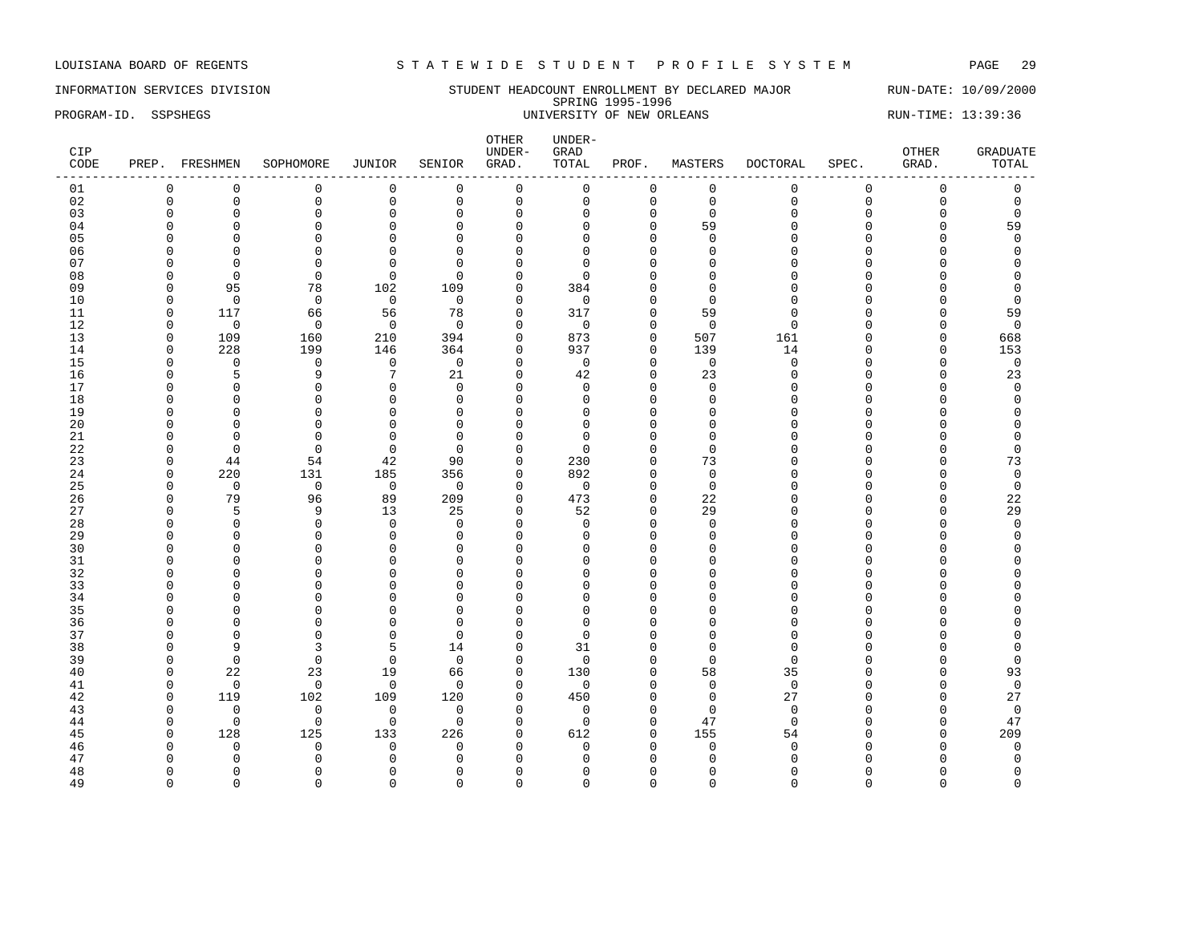LOUISIANA BOARD OF REGENTS — STATEWIDE STUDENT PROFILE SYSTEM

INFORMATION SERVICES DIVISION — STUDENT HEADCOUNT ENROLLMENT BY DECLARED MAJOR — RUN-DATE: 10/09/2000

SPRING 1995-1996

PROGRAM-ID. SSPSHEGS — UNIVERSITY OF NEW ORLEANS — RUN-TIME: 13:39:36

| CIP CODE | PREP. | FRESHMEN | SOPHOMORE | JUNIOR | SENIOR | OTHER UNDER-GRAD. | UNDER-GRAD TOTAL | PROF. | MASTERS | DOCTORAL | SPEC. | OTHER GRAD. | GRADUATE TOTAL |
|---|---|---|---|---|---|---|---|---|---|---|---|---|---|
| 01 | 0 | 0 | 0 | 0 | 0 | 0 | 0 | 0 | 0 | 0 | 0 | 0 | 0 |
| 02 | 0 | 0 | 0 | 0 | 0 | 0 | 0 | 0 | 0 | 0 | 0 | 0 | 0 |
| 03 | 0 | 0 | 0 | 0 | 0 | 0 | 0 | 0 | 0 | 0 | 0 | 0 | 0 |
| 04 | 0 | 0 | 0 | 0 | 0 | 0 | 0 | 0 | 59 | 0 | 0 | 0 | 59 |
| 05 | 0 | 0 | 0 | 0 | 0 | 0 | 0 | 0 | 0 | 0 | 0 | 0 | 0 |
| 06 | 0 | 0 | 0 | 0 | 0 | 0 | 0 | 0 | 0 | 0 | 0 | 0 | 0 |
| 07 | 0 | 0 | 0 | 0 | 0 | 0 | 0 | 0 | 0 | 0 | 0 | 0 | 0 |
| 08 | 0 | 0 | 0 | 0 | 0 | 0 | 0 | 0 | 0 | 0 | 0 | 0 | 0 |
| 09 | 0 | 95 | 78 | 102 | 109 | 0 | 384 | 0 | 0 | 0 | 0 | 0 | 0 |
| 10 | 0 | 0 | 0 | 0 | 0 | 0 | 0 | 0 | 0 | 0 | 0 | 0 | 0 |
| 11 | 0 | 117 | 66 | 56 | 78 | 0 | 317 | 0 | 59 | 0 | 0 | 0 | 59 |
| 12 | 0 | 0 | 0 | 0 | 0 | 0 | 0 | 0 | 0 | 0 | 0 | 0 | 0 |
| 13 | 0 | 109 | 160 | 210 | 394 | 0 | 873 | 0 | 507 | 161 | 0 | 0 | 668 |
| 14 | 0 | 228 | 199 | 146 | 364 | 0 | 937 | 0 | 139 | 14 | 0 | 0 | 153 |
| 15 | 0 | 0 | 0 | 0 | 0 | 0 | 0 | 0 | 0 | 0 | 0 | 0 | 0 |
| 16 | 0 | 5 | 9 | 7 | 21 | 0 | 42 | 0 | 23 | 0 | 0 | 0 | 23 |
| 17 | 0 | 0 | 0 | 0 | 0 | 0 | 0 | 0 | 0 | 0 | 0 | 0 | 0 |
| 18 | 0 | 0 | 0 | 0 | 0 | 0 | 0 | 0 | 0 | 0 | 0 | 0 | 0 |
| 19 | 0 | 0 | 0 | 0 | 0 | 0 | 0 | 0 | 0 | 0 | 0 | 0 | 0 |
| 20 | 0 | 0 | 0 | 0 | 0 | 0 | 0 | 0 | 0 | 0 | 0 | 0 | 0 |
| 21 | 0 | 0 | 0 | 0 | 0 | 0 | 0 | 0 | 0 | 0 | 0 | 0 | 0 |
| 22 | 0 | 0 | 0 | 0 | 0 | 0 | 0 | 0 | 0 | 0 | 0 | 0 | 0 |
| 23 | 0 | 44 | 54 | 42 | 90 | 0 | 230 | 0 | 73 | 0 | 0 | 0 | 73 |
| 24 | 0 | 220 | 131 | 185 | 356 | 0 | 892 | 0 | 0 | 0 | 0 | 0 | 0 |
| 25 | 0 | 0 | 0 | 0 | 0 | 0 | 0 | 0 | 0 | 0 | 0 | 0 | 0 |
| 26 | 0 | 79 | 96 | 89 | 209 | 0 | 473 | 0 | 22 | 0 | 0 | 0 | 22 |
| 27 | 0 | 5 | 9 | 13 | 25 | 0 | 52 | 0 | 29 | 0 | 0 | 0 | 29 |
| 28 | 0 | 0 | 0 | 0 | 0 | 0 | 0 | 0 | 0 | 0 | 0 | 0 | 0 |
| 29 | 0 | 0 | 0 | 0 | 0 | 0 | 0 | 0 | 0 | 0 | 0 | 0 | 0 |
| 30 | 0 | 0 | 0 | 0 | 0 | 0 | 0 | 0 | 0 | 0 | 0 | 0 | 0 |
| 31 | 0 | 0 | 0 | 0 | 0 | 0 | 0 | 0 | 0 | 0 | 0 | 0 | 0 |
| 32 | 0 | 0 | 0 | 0 | 0 | 0 | 0 | 0 | 0 | 0 | 0 | 0 | 0 |
| 33 | 0 | 0 | 0 | 0 | 0 | 0 | 0 | 0 | 0 | 0 | 0 | 0 | 0 |
| 34 | 0 | 0 | 0 | 0 | 0 | 0 | 0 | 0 | 0 | 0 | 0 | 0 | 0 |
| 35 | 0 | 0 | 0 | 0 | 0 | 0 | 0 | 0 | 0 | 0 | 0 | 0 | 0 |
| 36 | 0 | 0 | 0 | 0 | 0 | 0 | 0 | 0 | 0 | 0 | 0 | 0 | 0 |
| 37 | 0 | 0 | 0 | 0 | 0 | 0 | 0 | 0 | 0 | 0 | 0 | 0 | 0 |
| 38 | 0 | 9 | 3 | 5 | 14 | 0 | 31 | 0 | 0 | 0 | 0 | 0 | 0 |
| 39 | 0 | 0 | 0 | 0 | 0 | 0 | 0 | 0 | 0 | 0 | 0 | 0 | 0 |
| 40 | 0 | 22 | 23 | 19 | 66 | 0 | 130 | 0 | 58 | 35 | 0 | 0 | 93 |
| 41 | 0 | 0 | 0 | 0 | 0 | 0 | 0 | 0 | 0 | 0 | 0 | 0 | 0 |
| 42 | 0 | 119 | 102 | 109 | 120 | 0 | 450 | 0 | 0 | 27 | 0 | 0 | 27 |
| 43 | 0 | 0 | 0 | 0 | 0 | 0 | 0 | 0 | 0 | 0 | 0 | 0 | 0 |
| 44 | 0 | 0 | 0 | 0 | 0 | 0 | 0 | 0 | 47 | 0 | 0 | 0 | 47 |
| 45 | 0 | 128 | 125 | 133 | 226 | 0 | 612 | 0 | 155 | 54 | 0 | 0 | 209 |
| 46 | 0 | 0 | 0 | 0 | 0 | 0 | 0 | 0 | 0 | 0 | 0 | 0 | 0 |
| 47 | 0 | 0 | 0 | 0 | 0 | 0 | 0 | 0 | 0 | 0 | 0 | 0 | 0 |
| 48 | 0 | 0 | 0 | 0 | 0 | 0 | 0 | 0 | 0 | 0 | 0 | 0 | 0 |
| 49 | 0 | 0 | 0 | 0 | 0 | 0 | 0 | 0 | 0 | 0 | 0 | 0 | 0 |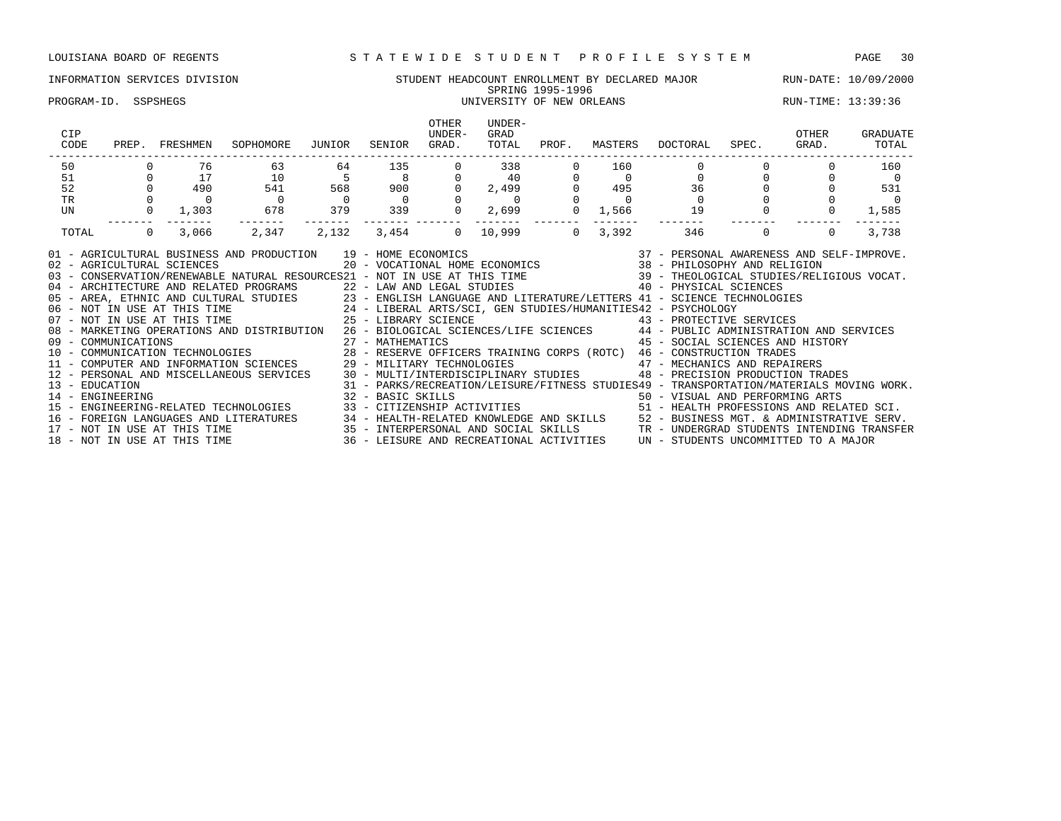LOUISIANA BOARD OF REGENTS — STATEWIDE STUDENT PROFILE SYSTEM

INFORMATION SERVICES DIVISION — STUDENT HEADCOUNT ENROLLMENT BY DECLARED MAJOR — RUN-DATE: 10/09/2000

SPRING 1995-1996

PROGRAM-ID. SSPSHEGS — UNIVERSITY OF NEW ORLEANS — RUN-TIME: 13:39:36

| CIP CODE | PREP. | FRESHMEN | SOPHOMORE | JUNIOR | SENIOR | OTHER UNDER-GRAD. | UNDER-GRAD TOTAL | PROF. | MASTERS | DOCTORAL | SPEC. | OTHER GRAD. | GRADUATE TOTAL |
|---|---|---|---|---|---|---|---|---|---|---|---|---|---|
| 50 | 0 | 76 | 63 | 64 | 135 | 0 | 338 | 0 | 160 | 0 | 0 | 0 | 160 |
| 51 | 0 | 17 | 10 | 5 | 8 | 0 | 40 | 0 | 0 | 0 | 0 | 0 | 0 |
| 52 | 0 | 490 | 541 | 568 | 900 | 0 | 2,499 | 0 | 495 | 36 | 0 | 0 | 531 |
| TR | 0 | 0 | 0 | 0 | 0 | 0 | 0 | 0 | 0 | 0 | 0 | 0 | 0 |
| UN | 0 | 1,303 | 678 | 379 | 339 | 0 | 2,699 | 0 | 1,566 | 19 | 0 | 0 | 1,585 |
| TOTAL | 0 | 3,066 | 2,347 | 2,132 | 3,454 | 0 | 10,999 | 0 | 3,392 | 346 | 0 | 0 | 3,738 |

01 - AGRICULTURAL BUSINESS AND PRODUCTION
02 - AGRICULTURAL SCIENCES
03 - CONSERVATION/RENEWABLE NATURAL RESOURCES
04 - ARCHITECTURE AND RELATED PROGRAMS
05 - AREA, ETHNIC AND CULTURAL STUDIES
06 - NOT IN USE AT THIS TIME
07 - NOT IN USE AT THIS TIME
08 - MARKETING OPERATIONS AND DISTRIBUTION
09 - COMMUNICATIONS
10 - COMMUNICATION TECHNOLOGIES
11 - COMPUTER AND INFORMATION SCIENCES
12 - PERSONAL AND MISCELLANEOUS SERVICES
13 - EDUCATION
14 - ENGINEERING
15 - ENGINEERING-RELATED TECHNOLOGIES
16 - FOREIGN LANGUAGES AND LITERATURES
17 - NOT IN USE AT THIS TIME
18 - NOT IN USE AT THIS TIME
19 - HOME ECONOMICS
20 - VOCATIONAL HOME ECONOMICS
21 - NOT IN USE AT THIS TIME
22 - LAW AND LEGAL STUDIES
23 - ENGLISH LANGUAGE AND LITERATURE/LETTERS
24 - LIBERAL ARTS/SCI, GEN STUDIES/HUMANITIES
25 - LIBRARY SCIENCE
26 - BIOLOGICAL SCIENCES/LIFE SCIENCES
27 - MATHEMATICS
28 - RESERVE OFFICERS TRAINING CORPS (ROTC)
29 - MILITARY TECHNOLOGIES
30 - MULTI/INTERDISCIPLINARY STUDIES
31 - PARKS/RECREATION/LEISURE/FITNESS STUDIES
32 - BASIC SKILLS
33 - CITIZENSHIP ACTIVITIES
34 - HEALTH-RELATED KNOWLEDGE AND SKILLS
35 - INTERPERSONAL AND SOCIAL SKILLS
36 - LEISURE AND RECREATIONAL ACTIVITIES
37 - PERSONAL AWARENESS AND SELF-IMPROVE.
38 - PHILOSOPHY AND RELIGION
39 - THEOLOGICAL STUDIES/RELIGIOUS VOCAT.
40 - PHYSICAL SCIENCES
41 - SCIENCE TECHNOLOGIES
42 - PSYCHOLOGY
43 - PROTECTIVE SERVICES
44 - PUBLIC ADMINISTRATION AND SERVICES
45 - SOCIAL SCIENCES AND HISTORY
46 - CONSTRUCTION TRADES
47 - MECHANICS AND REPAIRERS
48 - PRECISION PRODUCTION TRADES
49 - TRANSPORTATION/MATERIALS MOVING WORK.
50 - VISUAL AND PERFORMING ARTS
51 - HEALTH PROFESSIONS AND RELATED SCI.
52 - BUSINESS MGT. & ADMINISTRATIVE SERV.
TR - UNDERGRAD STUDENTS INTENDING TRANSFER
UN - STUDENTS UNCOMMITTED TO A MAJOR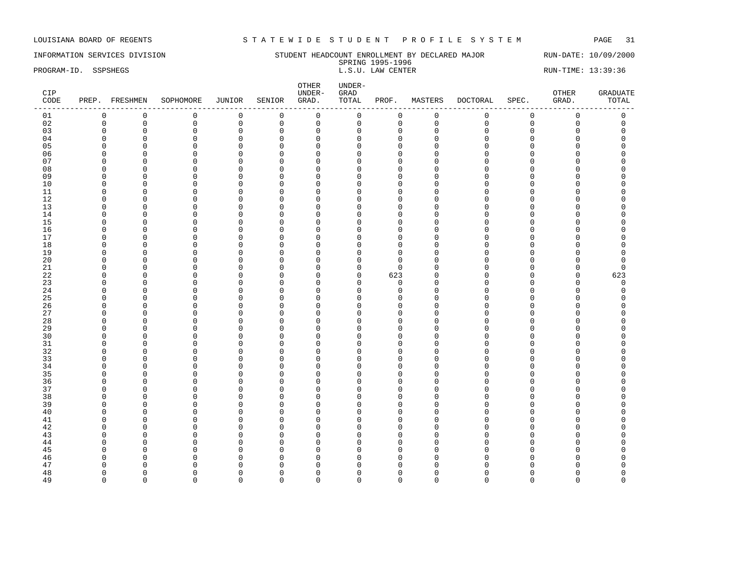LOUISIANA BOARD OF REGENTS — STATEWIDE STUDENT PROFILE SYSTEM

INFORMATION SERVICES DIVISION — STUDENT HEADCOUNT ENROLLMENT BY DECLARED MAJOR — RUN-DATE: 10/09/2000

SPRING 1995-1996

PROGRAM-ID. SSPSHEGS — L.S.U. LAW CENTER — RUN-TIME: 13:39:36

| CIP CODE | PREP. | FRESHMEN | SOPHOMORE | JUNIOR | SENIOR | OTHER UNDER-GRAD. | UNDER-GRAD TOTAL | PROF. | MASTERS | DOCTORAL | SPEC. | OTHER GRAD. | GRADUATE TOTAL |
|---|---|---|---|---|---|---|---|---|---|---|---|---|---|
| 01 | 0 | 0 | 0 | 0 | 0 | 0 | 0 | 0 | 0 | 0 | 0 | 0 | 0 |
| 02 | 0 | 0 | 0 | 0 | 0 | 0 | 0 | 0 | 0 | 0 | 0 | 0 | 0 |
| 03 | 0 | 0 | 0 | 0 | 0 | 0 | 0 | 0 | 0 | 0 | 0 | 0 | 0 |
| 04 | 0 | 0 | 0 | 0 | 0 | 0 | 0 | 0 | 0 | 0 | 0 | 0 | 0 |
| 05 | 0 | 0 | 0 | 0 | 0 | 0 | 0 | 0 | 0 | 0 | 0 | 0 | 0 |
| 06 | 0 | 0 | 0 | 0 | 0 | 0 | 0 | 0 | 0 | 0 | 0 | 0 | 0 |
| 07 | 0 | 0 | 0 | 0 | 0 | 0 | 0 | 0 | 0 | 0 | 0 | 0 | 0 |
| 08 | 0 | 0 | 0 | 0 | 0 | 0 | 0 | 0 | 0 | 0 | 0 | 0 | 0 |
| 09 | 0 | 0 | 0 | 0 | 0 | 0 | 0 | 0 | 0 | 0 | 0 | 0 | 0 |
| 10 | 0 | 0 | 0 | 0 | 0 | 0 | 0 | 0 | 0 | 0 | 0 | 0 | 0 |
| 11 | 0 | 0 | 0 | 0 | 0 | 0 | 0 | 0 | 0 | 0 | 0 | 0 | 0 |
| 12 | 0 | 0 | 0 | 0 | 0 | 0 | 0 | 0 | 0 | 0 | 0 | 0 | 0 |
| 13 | 0 | 0 | 0 | 0 | 0 | 0 | 0 | 0 | 0 | 0 | 0 | 0 | 0 |
| 14 | 0 | 0 | 0 | 0 | 0 | 0 | 0 | 0 | 0 | 0 | 0 | 0 | 0 |
| 15 | 0 | 0 | 0 | 0 | 0 | 0 | 0 | 0 | 0 | 0 | 0 | 0 | 0 |
| 16 | 0 | 0 | 0 | 0 | 0 | 0 | 0 | 0 | 0 | 0 | 0 | 0 | 0 |
| 17 | 0 | 0 | 0 | 0 | 0 | 0 | 0 | 0 | 0 | 0 | 0 | 0 | 0 |
| 18 | 0 | 0 | 0 | 0 | 0 | 0 | 0 | 0 | 0 | 0 | 0 | 0 | 0 |
| 19 | 0 | 0 | 0 | 0 | 0 | 0 | 0 | 0 | 0 | 0 | 0 | 0 | 0 |
| 20 | 0 | 0 | 0 | 0 | 0 | 0 | 0 | 0 | 0 | 0 | 0 | 0 | 0 |
| 21 | 0 | 0 | 0 | 0 | 0 | 0 | 0 | 0 | 0 | 0 | 0 | 0 | 0 |
| 22 | 0 | 0 | 0 | 0 | 0 | 0 | 0 | 623 | 0 | 0 | 0 | 0 | 623 |
| 23 | 0 | 0 | 0 | 0 | 0 | 0 | 0 | 0 | 0 | 0 | 0 | 0 | 0 |
| 24 | 0 | 0 | 0 | 0 | 0 | 0 | 0 | 0 | 0 | 0 | 0 | 0 | 0 |
| 25 | 0 | 0 | 0 | 0 | 0 | 0 | 0 | 0 | 0 | 0 | 0 | 0 | 0 |
| 26 | 0 | 0 | 0 | 0 | 0 | 0 | 0 | 0 | 0 | 0 | 0 | 0 | 0 |
| 27 | 0 | 0 | 0 | 0 | 0 | 0 | 0 | 0 | 0 | 0 | 0 | 0 | 0 |
| 28 | 0 | 0 | 0 | 0 | 0 | 0 | 0 | 0 | 0 | 0 | 0 | 0 | 0 |
| 29 | 0 | 0 | 0 | 0 | 0 | 0 | 0 | 0 | 0 | 0 | 0 | 0 | 0 |
| 30 | 0 | 0 | 0 | 0 | 0 | 0 | 0 | 0 | 0 | 0 | 0 | 0 | 0 |
| 31 | 0 | 0 | 0 | 0 | 0 | 0 | 0 | 0 | 0 | 0 | 0 | 0 | 0 |
| 32 | 0 | 0 | 0 | 0 | 0 | 0 | 0 | 0 | 0 | 0 | 0 | 0 | 0 |
| 33 | 0 | 0 | 0 | 0 | 0 | 0 | 0 | 0 | 0 | 0 | 0 | 0 | 0 |
| 34 | 0 | 0 | 0 | 0 | 0 | 0 | 0 | 0 | 0 | 0 | 0 | 0 | 0 |
| 35 | 0 | 0 | 0 | 0 | 0 | 0 | 0 | 0 | 0 | 0 | 0 | 0 | 0 |
| 36 | 0 | 0 | 0 | 0 | 0 | 0 | 0 | 0 | 0 | 0 | 0 | 0 | 0 |
| 37 | 0 | 0 | 0 | 0 | 0 | 0 | 0 | 0 | 0 | 0 | 0 | 0 | 0 |
| 38 | 0 | 0 | 0 | 0 | 0 | 0 | 0 | 0 | 0 | 0 | 0 | 0 | 0 |
| 39 | 0 | 0 | 0 | 0 | 0 | 0 | 0 | 0 | 0 | 0 | 0 | 0 | 0 |
| 40 | 0 | 0 | 0 | 0 | 0 | 0 | 0 | 0 | 0 | 0 | 0 | 0 | 0 |
| 41 | 0 | 0 | 0 | 0 | 0 | 0 | 0 | 0 | 0 | 0 | 0 | 0 | 0 |
| 42 | 0 | 0 | 0 | 0 | 0 | 0 | 0 | 0 | 0 | 0 | 0 | 0 | 0 |
| 43 | 0 | 0 | 0 | 0 | 0 | 0 | 0 | 0 | 0 | 0 | 0 | 0 | 0 |
| 44 | 0 | 0 | 0 | 0 | 0 | 0 | 0 | 0 | 0 | 0 | 0 | 0 | 0 |
| 45 | 0 | 0 | 0 | 0 | 0 | 0 | 0 | 0 | 0 | 0 | 0 | 0 | 0 |
| 46 | 0 | 0 | 0 | 0 | 0 | 0 | 0 | 0 | 0 | 0 | 0 | 0 | 0 |
| 47 | 0 | 0 | 0 | 0 | 0 | 0 | 0 | 0 | 0 | 0 | 0 | 0 | 0 |
| 48 | 0 | 0 | 0 | 0 | 0 | 0 | 0 | 0 | 0 | 0 | 0 | 0 | 0 |
| 49 | 0 | 0 | 0 | 0 | 0 | 0 | 0 | 0 | 0 | 0 | 0 | 0 | 0 |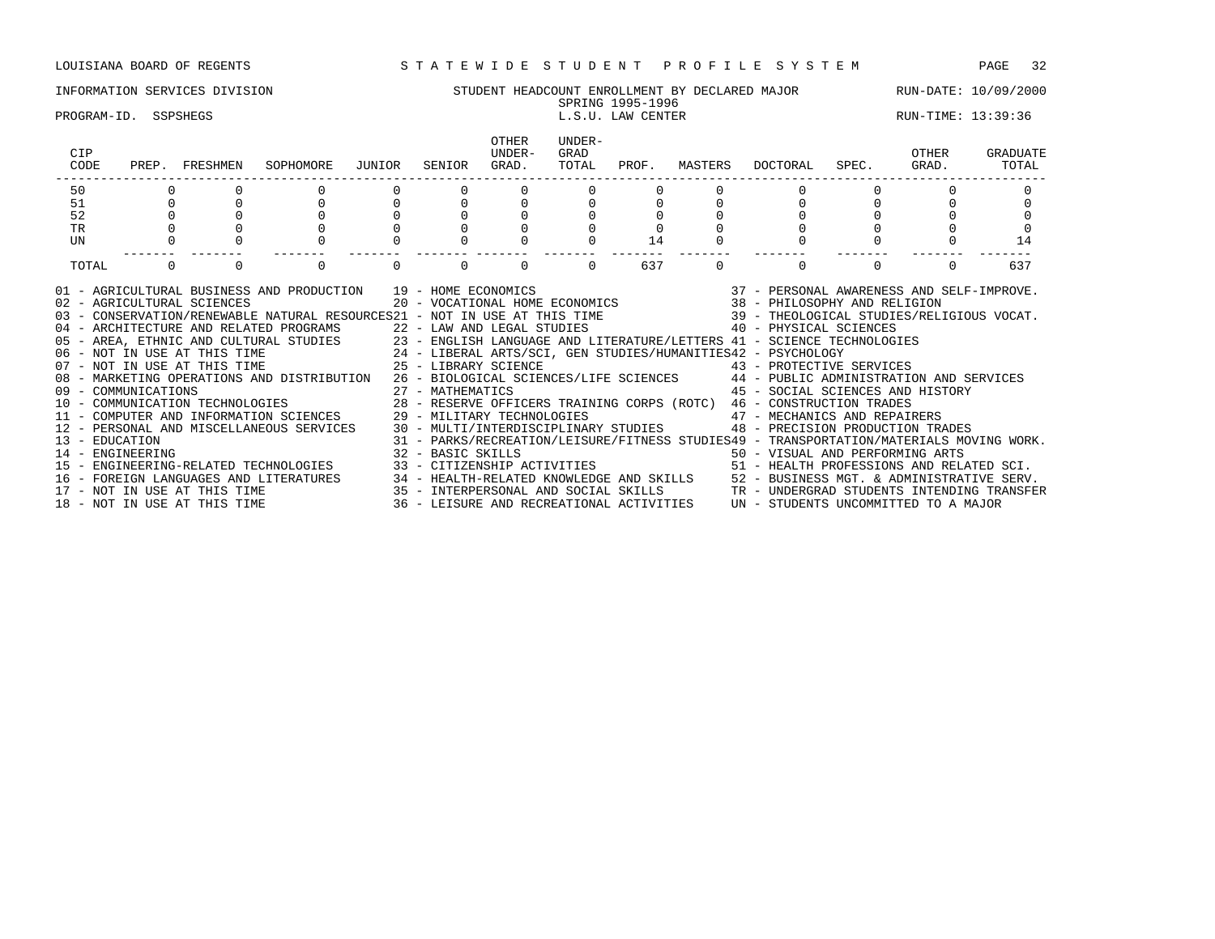LOUISIANA BOARD OF REGENTS — STATEWIDE STUDENT PROFILE SYSTEM

INFORMATION SERVICES DIVISION — STUDENT HEADCOUNT ENROLLMENT BY DECLARED MAJOR — RUN-DATE: 10/09/2000

SPRING 1995-1996

PROGRAM-ID. SSPSHEGS — L.S.U. LAW CENTER — RUN-TIME: 13:39:36

| CIP CODE | PREP. | FRESHMEN | SOPHOMORE | JUNIOR | SENIOR | OTHER UNDER-GRAD. | UNDER-GRAD TOTAL | PROF. | MASTERS | DOCTORAL | SPEC. | OTHER GRAD. | GRADUATE TOTAL |
|---|---|---|---|---|---|---|---|---|---|---|---|---|---|
| 50 | 0 | 0 | 0 | 0 | 0 | 0 | 0 | 0 | 0 | 0 | 0 | 0 | 0 |
| 51 | 0 | 0 | 0 | 0 | 0 | 0 | 0 | 0 | 0 | 0 | 0 | 0 | 0 |
| 52 | 0 | 0 | 0 | 0 | 0 | 0 | 0 | 0 | 0 | 0 | 0 | 0 | 0 |
| TR | 0 | 0 | 0 | 0 | 0 | 0 | 0 | 0 | 0 | 0 | 0 | 0 | 0 |
| UN | 0 | 0 | 0 | 0 | 0 | 0 | 0 | 14 | 0 | 0 | 0 | 0 | 14 |
| TOTAL | 0 | 0 | 0 | 0 | 0 | 0 | 0 | 637 | 0 | 0 | 0 | 0 | 637 |

01 - AGRICULTURAL BUSINESS AND PRODUCTION
02 - AGRICULTURAL SCIENCES
03 - CONSERVATION/RENEWABLE NATURAL RESOURCES
04 - ARCHITECTURE AND RELATED PROGRAMS
05 - AREA, ETHNIC AND CULTURAL STUDIES
06 - NOT IN USE AT THIS TIME
07 - NOT IN USE AT THIS TIME
08 - MARKETING OPERATIONS AND DISTRIBUTION
09 - COMMUNICATIONS
10 - COMMUNICATION TECHNOLOGIES
11 - COMPUTER AND INFORMATION SCIENCES
12 - PERSONAL AND MISCELLANEOUS SERVICES
13 - EDUCATION
14 - ENGINEERING
15 - ENGINEERING-RELATED TECHNOLOGIES
16 - FOREIGN LANGUAGES AND LITERATURES
17 - NOT IN USE AT THIS TIME
18 - NOT IN USE AT THIS TIME
19 - HOME ECONOMICS
20 - VOCATIONAL HOME ECONOMICS
21 - NOT IN USE AT THIS TIME
22 - LAW AND LEGAL STUDIES
23 - ENGLISH LANGUAGE AND LITERATURE/LETTERS
24 - LIBERAL ARTS/SCI, GEN STUDIES/HUMANITIES
25 - LIBRARY SCIENCE
26 - BIOLOGICAL SCIENCES/LIFE SCIENCES
27 - MATHEMATICS
28 - RESERVE OFFICERS TRAINING CORPS (ROTC)
29 - MILITARY TECHNOLOGIES
30 - MULTI/INTERDISCIPLINARY STUDIES
31 - PARKS/RECREATION/LEISURE/FITNESS STUDIES
32 - BASIC SKILLS
33 - CITIZENSHIP ACTIVITIES
34 - HEALTH-RELATED KNOWLEDGE AND SKILLS
35 - INTERPERSONAL AND SOCIAL SKILLS
36 - LEISURE AND RECREATIONAL ACTIVITIES
37 - PERSONAL AWARENESS AND SELF-IMPROVE.
38 - PHILOSOPHY AND RELIGION
39 - THEOLOGICAL STUDIES/RELIGIOUS VOCAT.
40 - PHYSICAL SCIENCES
41 - SCIENCE TECHNOLOGIES
42 - PSYCHOLOGY
43 - PROTECTIVE SERVICES
44 - PUBLIC ADMINISTRATION AND SERVICES
45 - SOCIAL SCIENCES AND HISTORY
46 - CONSTRUCTION TRADES
47 - MECHANICS AND REPAIRERS
48 - PRECISION PRODUCTION TRADES
49 - TRANSPORTATION/MATERIALS MOVING WORK.
50 - VISUAL AND PERFORMING ARTS
51 - HEALTH PROFESSIONS AND RELATED SCI.
52 - BUSINESS MGT. & ADMINISTRATIVE SERV.
TR - UNDERGRAD STUDENTS INTENDING TRANSFER
UN - STUDENTS UNCOMMITTED TO A MAJOR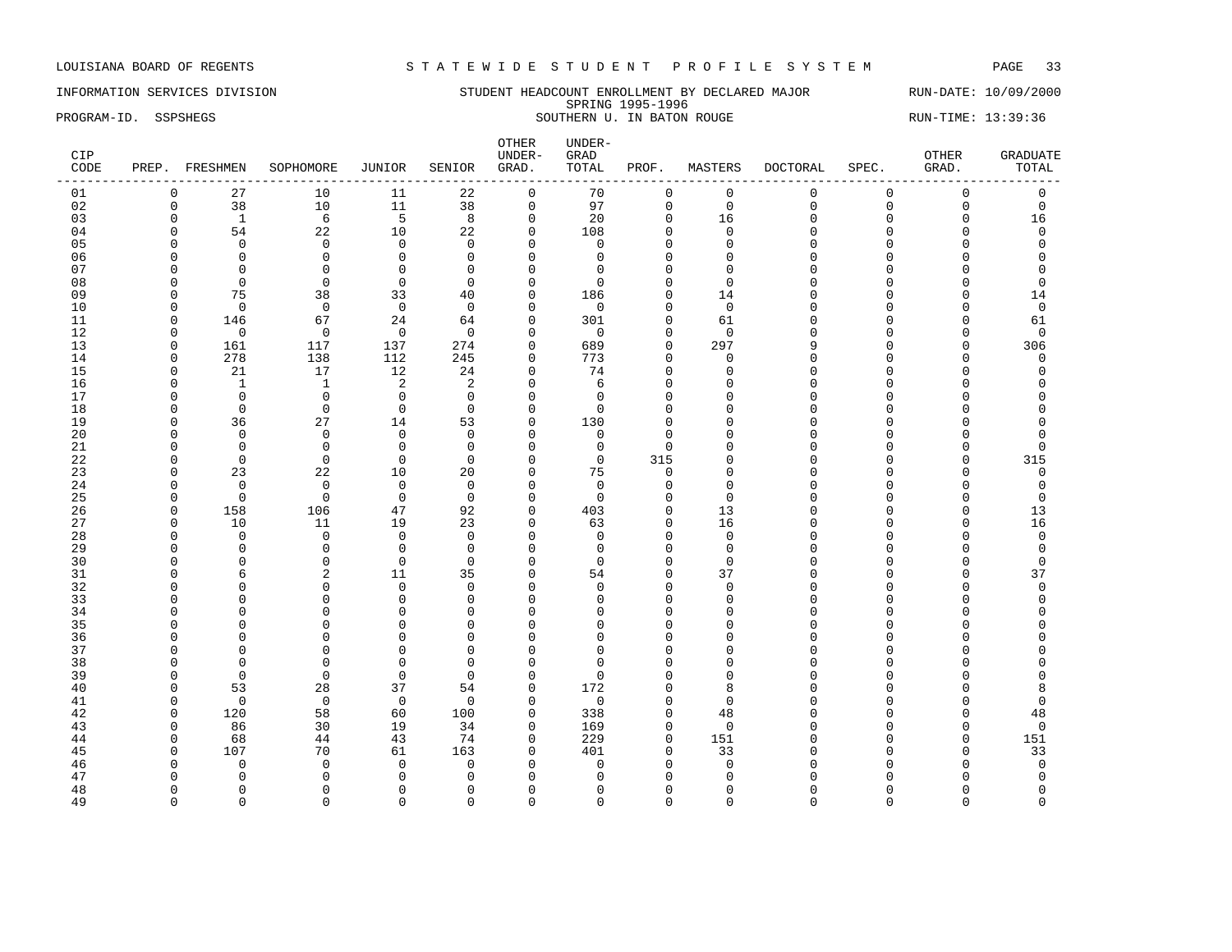LOUISIANA BOARD OF REGENTS — STATEWIDE STUDENT PROFILE SYSTEM

INFORMATION SERVICES DIVISION — STUDENT HEADCOUNT ENROLLMENT BY DECLARED MAJOR — RUN-DATE: 10/09/2000

SPRING 1995-1996

PROGRAM-ID. SSPSHEGS — SOUTHERN U. IN BATON ROUGE — RUN-TIME: 13:39:36

| CIP CODE | PREP. | FRESHMEN | SOPHOMORE | JUNIOR | SENIOR | OTHER UNDER-GRAD. | UNDER-GRAD TOTAL | PROF. | MASTERS | DOCTORAL | SPEC. | OTHER GRAD. | GRADUATE TOTAL |
|---|---|---|---|---|---|---|---|---|---|---|---|---|---|
| 01 | 0 | 27 | 10 | 11 | 22 | 0 | 70 | 0 | 0 | 0 | 0 | 0 | 0 |
| 02 | 0 | 38 | 10 | 11 | 38 | 0 | 97 | 0 | 0 | 0 | 0 | 0 | 0 |
| 03 | 0 | 1 | 6 | 5 | 8 | 0 | 20 | 0 | 16 | 0 | 0 | 0 | 16 |
| 04 | 0 | 54 | 22 | 10 | 22 | 0 | 108 | 0 | 0 | 0 | 0 | 0 | 0 |
| 05 | 0 | 0 | 0 | 0 | 0 | 0 | 0 | 0 | 0 | 0 | 0 | 0 | 0 |
| 06 | 0 | 0 | 0 | 0 | 0 | 0 | 0 | 0 | 0 | 0 | 0 | 0 | 0 |
| 07 | 0 | 0 | 0 | 0 | 0 | 0 | 0 | 0 | 0 | 0 | 0 | 0 | 0 |
| 08 | 0 | 0 | 0 | 0 | 0 | 0 | 0 | 0 | 0 | 0 | 0 | 0 | 0 |
| 09 | 0 | 75 | 38 | 33 | 40 | 0 | 186 | 0 | 14 | 0 | 0 | 0 | 14 |
| 10 | 0 | 0 | 0 | 0 | 0 | 0 | 0 | 0 | 0 | 0 | 0 | 0 | 0 |
| 11 | 0 | 146 | 67 | 24 | 64 | 0 | 301 | 0 | 61 | 0 | 0 | 0 | 61 |
| 12 | 0 | 0 | 0 | 0 | 0 | 0 | 0 | 0 | 0 | 0 | 0 | 0 | 0 |
| 13 | 0 | 161 | 117 | 137 | 274 | 0 | 689 | 0 | 297 | 9 | 0 | 0 | 306 |
| 14 | 0 | 278 | 138 | 112 | 245 | 0 | 773 | 0 | 0 | 0 | 0 | 0 | 0 |
| 15 | 0 | 21 | 17 | 12 | 24 | 0 | 74 | 0 | 0 | 0 | 0 | 0 | 0 |
| 16 | 0 | 1 | 1 | 2 | 2 | 0 | 6 | 0 | 0 | 0 | 0 | 0 | 0 |
| 17 | 0 | 0 | 0 | 0 | 0 | 0 | 0 | 0 | 0 | 0 | 0 | 0 | 0 |
| 18 | 0 | 0 | 0 | 0 | 0 | 0 | 0 | 0 | 0 | 0 | 0 | 0 | 0 |
| 19 | 0 | 36 | 27 | 14 | 53 | 0 | 130 | 0 | 0 | 0 | 0 | 0 | 0 |
| 20 | 0 | 0 | 0 | 0 | 0 | 0 | 0 | 0 | 0 | 0 | 0 | 0 | 0 |
| 21 | 0 | 0 | 0 | 0 | 0 | 0 | 0 | 0 | 0 | 0 | 0 | 0 | 0 |
| 22 | 0 | 0 | 0 | 0 | 0 | 0 | 0 | 315 | 0 | 0 | 0 | 0 | 315 |
| 23 | 0 | 23 | 22 | 10 | 20 | 0 | 75 | 0 | 0 | 0 | 0 | 0 | 0 |
| 24 | 0 | 0 | 0 | 0 | 0 | 0 | 0 | 0 | 0 | 0 | 0 | 0 | 0 |
| 25 | 0 | 0 | 0 | 0 | 0 | 0 | 0 | 0 | 0 | 0 | 0 | 0 | 0 |
| 26 | 0 | 158 | 106 | 47 | 92 | 0 | 403 | 0 | 13 | 0 | 0 | 0 | 13 |
| 27 | 0 | 10 | 11 | 19 | 23 | 0 | 63 | 0 | 16 | 0 | 0 | 0 | 16 |
| 28 | 0 | 0 | 0 | 0 | 0 | 0 | 0 | 0 | 0 | 0 | 0 | 0 | 0 |
| 29 | 0 | 0 | 0 | 0 | 0 | 0 | 0 | 0 | 0 | 0 | 0 | 0 | 0 |
| 30 | 0 | 0 | 0 | 0 | 0 | 0 | 0 | 0 | 0 | 0 | 0 | 0 | 0 |
| 31 | 0 | 6 | 2 | 11 | 35 | 0 | 54 | 0 | 37 | 0 | 0 | 0 | 37 |
| 32 | 0 | 0 | 0 | 0 | 0 | 0 | 0 | 0 | 0 | 0 | 0 | 0 | 0 |
| 33 | 0 | 0 | 0 | 0 | 0 | 0 | 0 | 0 | 0 | 0 | 0 | 0 | 0 |
| 34 | 0 | 0 | 0 | 0 | 0 | 0 | 0 | 0 | 0 | 0 | 0 | 0 | 0 |
| 35 | 0 | 0 | 0 | 0 | 0 | 0 | 0 | 0 | 0 | 0 | 0 | 0 | 0 |
| 36 | 0 | 0 | 0 | 0 | 0 | 0 | 0 | 0 | 0 | 0 | 0 | 0 | 0 |
| 37 | 0 | 0 | 0 | 0 | 0 | 0 | 0 | 0 | 0 | 0 | 0 | 0 | 0 |
| 38 | 0 | 0 | 0 | 0 | 0 | 0 | 0 | 0 | 0 | 0 | 0 | 0 | 0 |
| 39 | 0 | 0 | 0 | 0 | 0 | 0 | 0 | 0 | 0 | 0 | 0 | 0 | 0 |
| 40 | 0 | 53 | 28 | 37 | 54 | 0 | 172 | 0 | 8 | 0 | 0 | 0 | 8 |
| 41 | 0 | 0 | 0 | 0 | 0 | 0 | 0 | 0 | 0 | 0 | 0 | 0 | 0 |
| 42 | 0 | 120 | 58 | 60 | 100 | 0 | 338 | 0 | 48 | 0 | 0 | 0 | 48 |
| 43 | 0 | 86 | 30 | 19 | 34 | 0 | 169 | 0 | 0 | 0 | 0 | 0 | 0 |
| 44 | 0 | 68 | 44 | 43 | 74 | 0 | 229 | 0 | 151 | 0 | 0 | 0 | 151 |
| 45 | 0 | 107 | 70 | 61 | 163 | 0 | 401 | 0 | 33 | 0 | 0 | 0 | 33 |
| 46 | 0 | 0 | 0 | 0 | 0 | 0 | 0 | 0 | 0 | 0 | 0 | 0 | 0 |
| 47 | 0 | 0 | 0 | 0 | 0 | 0 | 0 | 0 | 0 | 0 | 0 | 0 | 0 |
| 48 | 0 | 0 | 0 | 0 | 0 | 0 | 0 | 0 | 0 | 0 | 0 | 0 | 0 |
| 49 | 0 | 0 | 0 | 0 | 0 | 0 | 0 | 0 | 0 | 0 | 0 | 0 | 0 |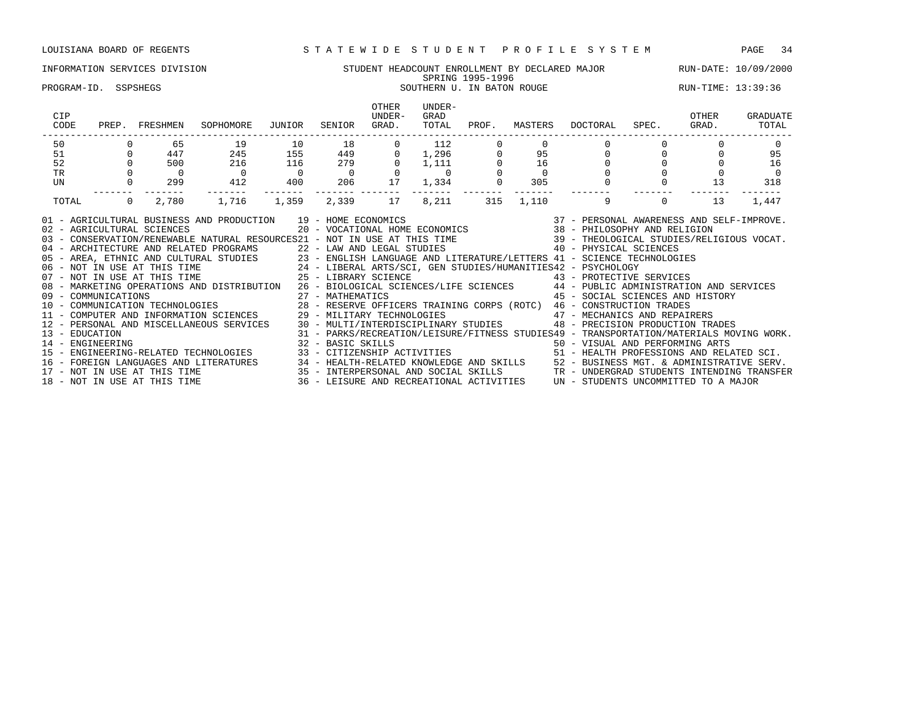LOUISIANA BOARD OF REGENTS — STATEWIDE STUDENT PROFILE SYSTEM

INFORMATION SERVICES DIVISION — STUDENT HEADCOUNT ENROLLMENT BY DECLARED MAJOR — RUN-DATE: 10/09/2000

SPRING 1995-1996

PROGRAM-ID. SSPSHEGS — SOUTHERN U. IN BATON ROUGE — RUN-TIME: 13:39:36

| CIP CODE | PREP. | FRESHMEN | SOPHOMORE | JUNIOR | SENIOR | OTHER UNDER- GRAD. | UNDER- GRAD TOTAL | PROF. | MASTERS | DOCTORAL | SPEC. | OTHER GRAD. | GRADUATE TOTAL |
|---|---|---|---|---|---|---|---|---|---|---|---|---|---|
| 50 | 0 | 65 | 19 | 10 | 18 | 0 | 112 | 0 | 0 | 0 | 0 | 0 | 0 |
| 51 | 0 | 447 | 245 | 155 | 449 | 0 | 1,296 | 0 | 95 | 0 | 0 | 0 | 95 |
| 52 | 0 | 500 | 216 | 116 | 279 | 0 | 1,111 | 0 | 16 | 0 | 0 | 0 | 16 |
| TR | 0 | 0 | 0 | 0 | 0 | 0 | 0 | 0 | 0 | 0 | 0 | 0 | 0 |
| UN | 0 | 299 | 412 | 400 | 206 | 17 | 1,334 | 0 | 305 | 0 | 0 | 13 | 318 |
| TOTAL | 0 | 2,780 | 1,716 | 1,359 | 2,339 | 17 | 8,211 | 315 | 1,110 | 9 | 0 | 13 | 1,447 |

01 - AGRICULTURAL BUSINESS AND PRODUCTION
02 - AGRICULTURAL SCIENCES
03 - CONSERVATION/RENEWABLE NATURAL RESOURCES
04 - ARCHITECTURE AND RELATED PROGRAMS
05 - AREA, ETHNIC AND CULTURAL STUDIES
06 - NOT IN USE AT THIS TIME
07 - NOT IN USE AT THIS TIME
08 - MARKETING OPERATIONS AND DISTRIBUTION
09 - COMMUNICATIONS
10 - COMMUNICATION TECHNOLOGIES
11 - COMPUTER AND INFORMATION SCIENCES
12 - PERSONAL AND MISCELLANEOUS SERVICES
13 - EDUCATION
14 - ENGINEERING
15 - ENGINEERING-RELATED TECHNOLOGIES
16 - FOREIGN LANGUAGES AND LITERATURES
17 - NOT IN USE AT THIS TIME
18 - NOT IN USE AT THIS TIME
19 - HOME ECONOMICS
20 - VOCATIONAL HOME ECONOMICS
21 - NOT IN USE AT THIS TIME
22 - LAW AND LEGAL STUDIES
23 - ENGLISH LANGUAGE AND LITERATURE/LETTERS
24 - LIBERAL ARTS/SCI, GEN STUDIES/HUMANITIES
25 - LIBRARY SCIENCE
26 - BIOLOGICAL SCIENCES/LIFE SCIENCES
27 - MATHEMATICS
28 - RESERVE OFFICERS TRAINING CORPS (ROTC)
29 - MILITARY TECHNOLOGIES
30 - MULTI/INTERDISCIPLINARY STUDIES
31 - PARKS/RECREATION/LEISURE/FITNESS STUDIES
32 - BASIC SKILLS
33 - CITIZENSHIP ACTIVITIES
34 - HEALTH-RELATED KNOWLEDGE AND SKILLS
35 - INTERPERSONAL AND SOCIAL SKILLS
36 - LEISURE AND RECREATIONAL ACTIVITIES
37 - PERSONAL AWARENESS AND SELF-IMPROVE.
38 - PHILOSOPHY AND RELIGION
39 - THEOLOGICAL STUDIES/RELIGIOUS VOCAT.
40 - PHYSICAL SCIENCES
41 - SCIENCE TECHNOLOGIES
42 - PSYCHOLOGY
43 - PROTECTIVE SERVICES
44 - PUBLIC ADMINISTRATION AND SERVICES
45 - SOCIAL SCIENCES AND HISTORY
46 - CONSTRUCTION TRADES
47 - MECHANICS AND REPAIRERS
48 - PRECISION PRODUCTION TRADES
49 - TRANSPORTATION/MATERIALS MOVING WORK.
50 - VISUAL AND PERFORMING ARTS
51 - HEALTH PROFESSIONS AND RELATED SCI.
52 - BUSINESS MGT. & ADMINISTRATIVE SERV.
TR - UNDERGRAD STUDENTS INTENDING TRANSFER
UN - STUDENTS UNCOMMITTED TO A MAJOR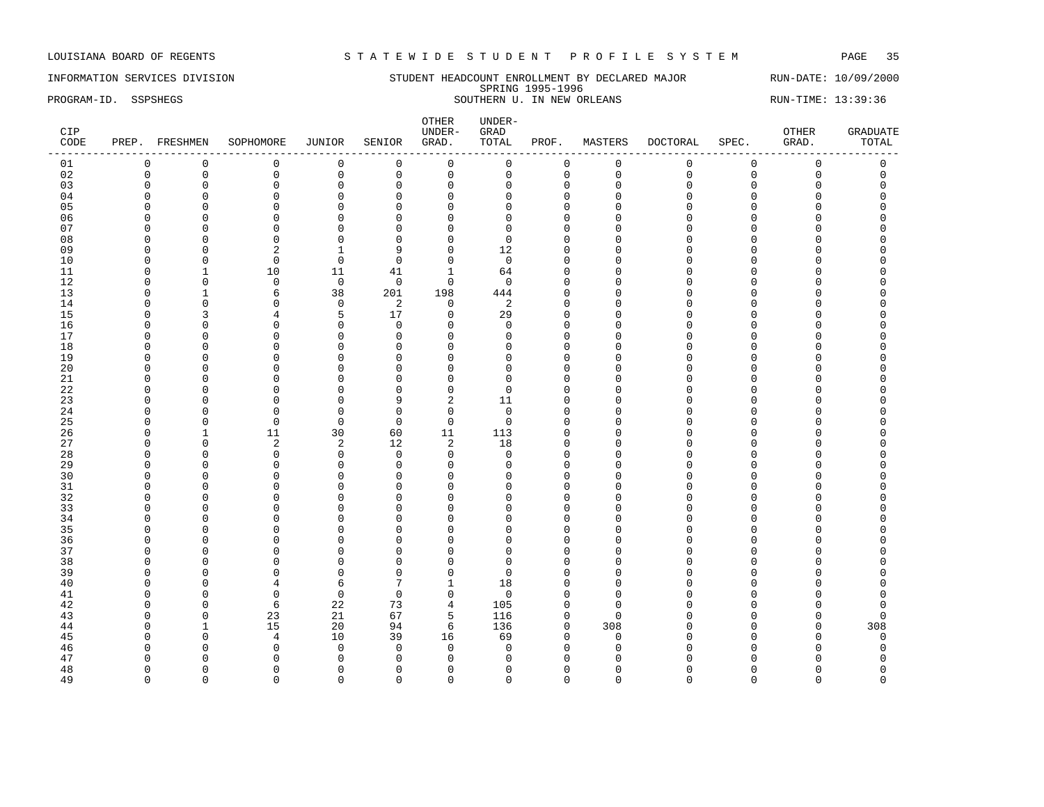LOUISIANA BOARD OF REGENTS — STATEWIDE STUDENT PROFILE SYSTEM

INFORMATION SERVICES DIVISION — STUDENT HEADCOUNT ENROLLMENT BY DECLARED MAJOR — RUN-DATE: 10/09/2000

SPRING 1995-1996

PROGRAM-ID. SSPSHEGS — SOUTHERN U. IN NEW ORLEANS — RUN-TIME: 13:39:36

| CIP CODE | PREP. | FRESHMEN | SOPHOMORE | JUNIOR | SENIOR | OTHER UNDER-GRAD. | UNDER-GRAD TOTAL | PROF. | MASTERS | DOCTORAL | SPEC. | OTHER GRAD. | GRADUATE TOTAL |
|---|---|---|---|---|---|---|---|---|---|---|---|---|---|
| 01 | 0 | 0 | 0 | 0 | 0 | 0 | 0 | 0 | 0 | 0 | 0 | 0 | 0 |
| 02 | 0 | 0 | 0 | 0 | 0 | 0 | 0 | 0 | 0 | 0 | 0 | 0 | 0 |
| 03 | 0 | 0 | 0 | 0 | 0 | 0 | 0 | 0 | 0 | 0 | 0 | 0 | 0 |
| 04 | 0 | 0 | 0 | 0 | 0 | 0 | 0 | 0 | 0 | 0 | 0 | 0 | 0 |
| 05 | 0 | 0 | 0 | 0 | 0 | 0 | 0 | 0 | 0 | 0 | 0 | 0 | 0 |
| 06 | 0 | 0 | 0 | 0 | 0 | 0 | 0 | 0 | 0 | 0 | 0 | 0 | 0 |
| 07 | 0 | 0 | 0 | 0 | 0 | 0 | 0 | 0 | 0 | 0 | 0 | 0 | 0 |
| 08 | 0 | 0 | 0 | 0 | 0 | 0 | 0 | 0 | 0 | 0 | 0 | 0 | 0 |
| 09 | 0 | 0 | 2 | 1 | 9 | 0 | 12 | 0 | 0 | 0 | 0 | 0 | 0 |
| 10 | 0 | 0 | 0 | 0 | 0 | 0 | 0 | 0 | 0 | 0 | 0 | 0 | 0 |
| 11 | 0 | 1 | 10 | 11 | 41 | 1 | 64 | 0 | 0 | 0 | 0 | 0 | 0 |
| 12 | 0 | 0 | 0 | 0 | 0 | 0 | 0 | 0 | 0 | 0 | 0 | 0 | 0 |
| 13 | 0 | 1 | 6 | 38 | 201 | 198 | 444 | 0 | 0 | 0 | 0 | 0 | 0 |
| 14 | 0 | 0 | 0 | 0 | 2 | 0 | 2 | 0 | 0 | 0 | 0 | 0 | 0 |
| 15 | 0 | 3 | 4 | 5 | 17 | 0 | 29 | 0 | 0 | 0 | 0 | 0 | 0 |
| 16 | 0 | 0 | 0 | 0 | 0 | 0 | 0 | 0 | 0 | 0 | 0 | 0 | 0 |
| 17 | 0 | 0 | 0 | 0 | 0 | 0 | 0 | 0 | 0 | 0 | 0 | 0 | 0 |
| 18 | 0 | 0 | 0 | 0 | 0 | 0 | 0 | 0 | 0 | 0 | 0 | 0 | 0 |
| 19 | 0 | 0 | 0 | 0 | 0 | 0 | 0 | 0 | 0 | 0 | 0 | 0 | 0 |
| 20 | 0 | 0 | 0 | 0 | 0 | 0 | 0 | 0 | 0 | 0 | 0 | 0 | 0 |
| 21 | 0 | 0 | 0 | 0 | 0 | 0 | 0 | 0 | 0 | 0 | 0 | 0 | 0 |
| 22 | 0 | 0 | 0 | 0 | 0 | 0 | 0 | 0 | 0 | 0 | 0 | 0 | 0 |
| 23 | 0 | 0 | 0 | 0 | 9 | 2 | 11 | 0 | 0 | 0 | 0 | 0 | 0 |
| 24 | 0 | 0 | 0 | 0 | 0 | 0 | 0 | 0 | 0 | 0 | 0 | 0 | 0 |
| 25 | 0 | 0 | 0 | 0 | 0 | 0 | 0 | 0 | 0 | 0 | 0 | 0 | 0 |
| 26 | 0 | 1 | 11 | 30 | 60 | 11 | 113 | 0 | 0 | 0 | 0 | 0 | 0 |
| 27 | 0 | 0 | 2 | 2 | 12 | 2 | 18 | 0 | 0 | 0 | 0 | 0 | 0 |
| 28 | 0 | 0 | 0 | 0 | 0 | 0 | 0 | 0 | 0 | 0 | 0 | 0 | 0 |
| 29 | 0 | 0 | 0 | 0 | 0 | 0 | 0 | 0 | 0 | 0 | 0 | 0 | 0 |
| 30 | 0 | 0 | 0 | 0 | 0 | 0 | 0 | 0 | 0 | 0 | 0 | 0 | 0 |
| 31 | 0 | 0 | 0 | 0 | 0 | 0 | 0 | 0 | 0 | 0 | 0 | 0 | 0 |
| 32 | 0 | 0 | 0 | 0 | 0 | 0 | 0 | 0 | 0 | 0 | 0 | 0 | 0 |
| 33 | 0 | 0 | 0 | 0 | 0 | 0 | 0 | 0 | 0 | 0 | 0 | 0 | 0 |
| 34 | 0 | 0 | 0 | 0 | 0 | 0 | 0 | 0 | 0 | 0 | 0 | 0 | 0 |
| 35 | 0 | 0 | 0 | 0 | 0 | 0 | 0 | 0 | 0 | 0 | 0 | 0 | 0 |
| 36 | 0 | 0 | 0 | 0 | 0 | 0 | 0 | 0 | 0 | 0 | 0 | 0 | 0 |
| 37 | 0 | 0 | 0 | 0 | 0 | 0 | 0 | 0 | 0 | 0 | 0 | 0 | 0 |
| 38 | 0 | 0 | 0 | 0 | 0 | 0 | 0 | 0 | 0 | 0 | 0 | 0 | 0 |
| 39 | 0 | 0 | 0 | 0 | 0 | 0 | 0 | 0 | 0 | 0 | 0 | 0 | 0 |
| 40 | 0 | 0 | 4 | 6 | 7 | 1 | 18 | 0 | 0 | 0 | 0 | 0 | 0 |
| 41 | 0 | 0 | 0 | 0 | 0 | 0 | 0 | 0 | 0 | 0 | 0 | 0 | 0 |
| 42 | 0 | 0 | 6 | 22 | 73 | 4 | 105 | 0 | 0 | 0 | 0 | 0 | 0 |
| 43 | 0 | 0 | 23 | 21 | 67 | 5 | 116 | 0 | 0 | 0 | 0 | 0 | 0 |
| 44 | 0 | 1 | 15 | 20 | 94 | 6 | 136 | 0 | 308 | 0 | 0 | 0 | 308 |
| 45 | 0 | 0 | 4 | 10 | 39 | 16 | 69 | 0 | 0 | 0 | 0 | 0 | 0 |
| 46 | 0 | 0 | 0 | 0 | 0 | 0 | 0 | 0 | 0 | 0 | 0 | 0 | 0 |
| 47 | 0 | 0 | 0 | 0 | 0 | 0 | 0 | 0 | 0 | 0 | 0 | 0 | 0 |
| 48 | 0 | 0 | 0 | 0 | 0 | 0 | 0 | 0 | 0 | 0 | 0 | 0 | 0 |
| 49 | 0 | 0 | 0 | 0 | 0 | 0 | 0 | 0 | 0 | 0 | 0 | 0 | 0 |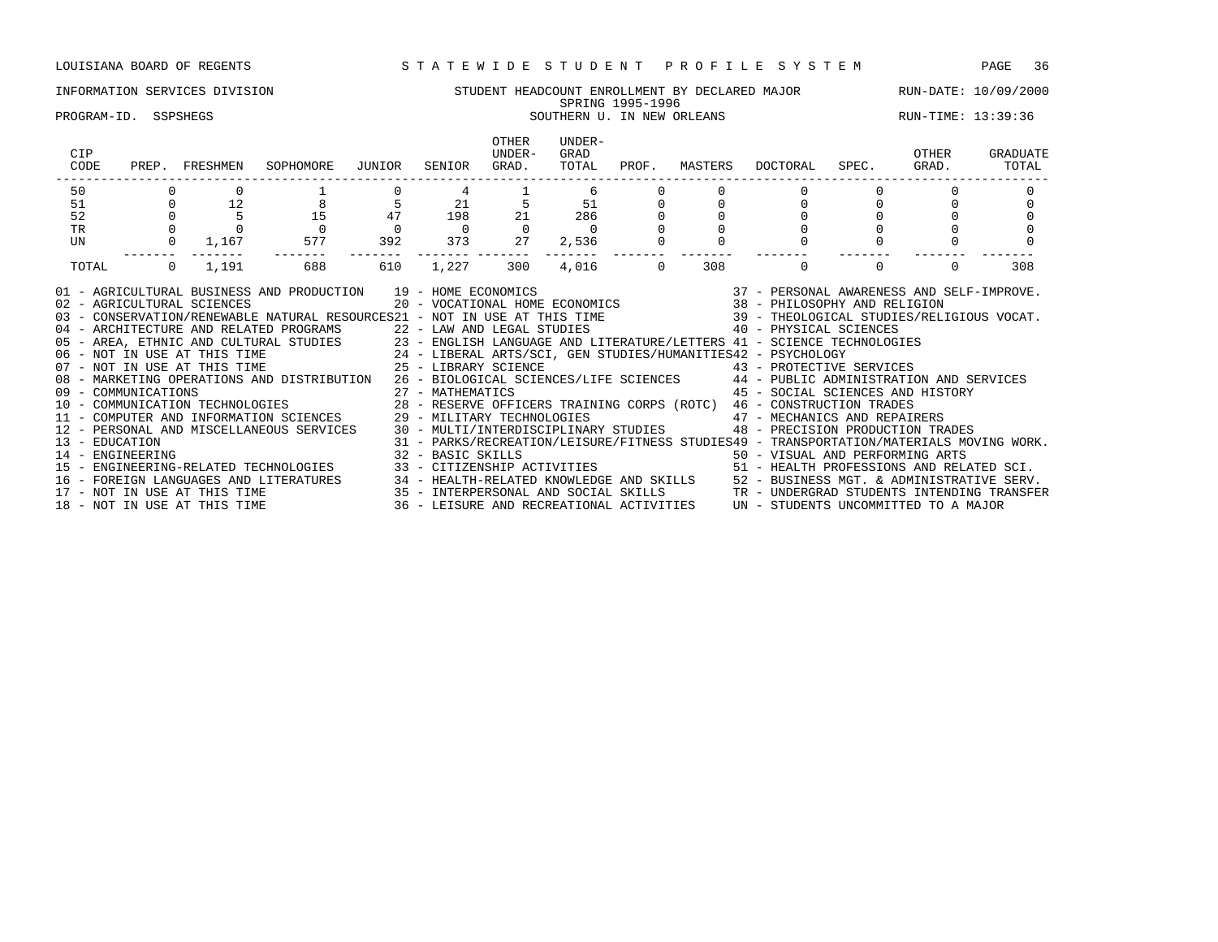LOUISIANA BOARD OF REGENTS — STATEWIDE STUDENT PROFILE SYSTEM

INFORMATION SERVICES DIVISION — STUDENT HEADCOUNT ENROLLMENT BY DECLARED MAJOR — RUN-DATE: 10/09/2000

SPRING 1995-1996

PROGRAM-ID. SSPSHEGS — SOUTHERN U. IN NEW ORLEANS — RUN-TIME: 13:39:36

| CIP CODE | PREP. | FRESHMEN | SOPHOMORE | JUNIOR | SENIOR | OTHER UNDER-GRAD. | UNDER-GRAD TOTAL | PROF. | MASTERS | DOCTORAL | SPEC. | OTHER GRAD. | GRADUATE TOTAL |
|---|---|---|---|---|---|---|---|---|---|---|---|---|---|
| 50 | 0 | 0 | 1 | 0 | 4 | 1 | 6 | 0 | 0 | 0 | 0 | 0 | 0 |
| 51 | 0 | 12 | 8 | 5 | 21 | 5 | 51 | 0 | 0 | 0 | 0 | 0 | 0 |
| 52 | 0 | 5 | 15 | 47 | 198 | 21 | 286 | 0 | 0 | 0 | 0 | 0 | 0 |
| TR | 0 | 0 | 0 | 0 | 0 | 0 | 0 | 0 | 0 | 0 | 0 | 0 | 0 |
| UN | 0 | 1,167 | 577 | 392 | 373 | 27 | 2,536 | 0 | 0 | 0 | 0 | 0 | 0 |
| TOTAL | 0 | 1,191 | 688 | 610 | 1,227 | 300 | 4,016 | 0 | 308 | 0 | 0 | 0 | 308 |

01 - AGRICULTURAL BUSINESS AND PRODUCTION
02 - AGRICULTURAL SCIENCES
03 - CONSERVATION/RENEWABLE NATURAL RESOURCES
04 - ARCHITECTURE AND RELATED PROGRAMS
05 - AREA, ETHNIC AND CULTURAL STUDIES
06 - NOT IN USE AT THIS TIME
07 - NOT IN USE AT THIS TIME
08 - MARKETING OPERATIONS AND DISTRIBUTION
09 - COMMUNICATIONS
10 - COMMUNICATION TECHNOLOGIES
11 - COMPUTER AND INFORMATION SCIENCES
12 - PERSONAL AND MISCELLANEOUS SERVICES
13 - EDUCATION
14 - ENGINEERING
15 - ENGINEERING-RELATED TECHNOLOGIES
16 - FOREIGN LANGUAGES AND LITERATURES
17 - NOT IN USE AT THIS TIME
18 - NOT IN USE AT THIS TIME
19 - HOME ECONOMICS
20 - VOCATIONAL HOME ECONOMICS
21 - NOT IN USE AT THIS TIME
22 - LAW AND LEGAL STUDIES
23 - ENGLISH LANGUAGE AND LITERATURE/LETTERS
24 - LIBERAL ARTS/SCI, GEN STUDIES/HUMANITIES
25 - LIBRARY SCIENCE
26 - BIOLOGICAL SCIENCES/LIFE SCIENCES
27 - MATHEMATICS
28 - RESERVE OFFICERS TRAINING CORPS (ROTC)
29 - MILITARY TECHNOLOGIES
30 - MULTI/INTERDISCIPLINARY STUDIES
31 - PARKS/RECREATION/LEISURE/FITNESS STUDIES
32 - BASIC SKILLS
33 - CITIZENSHIP ACTIVITIES
34 - HEALTH-RELATED KNOWLEDGE AND SKILLS
35 - INTERPERSONAL AND SOCIAL SKILLS
36 - LEISURE AND RECREATIONAL ACTIVITIES
37 - PERSONAL AWARENESS AND SELF-IMPROVE.
38 - PHILOSOPHY AND RELIGION
39 - THEOLOGICAL STUDIES/RELIGIOUS VOCAT.
40 - PHYSICAL SCIENCES
41 - SCIENCE TECHNOLOGIES
42 - PSYCHOLOGY
43 - PROTECTIVE SERVICES
44 - PUBLIC ADMINISTRATION AND SERVICES
45 - SOCIAL SCIENCES AND HISTORY
46 - CONSTRUCTION TRADES
47 - MECHANICS AND REPAIRERS
48 - PRECISION PRODUCTION TRADES
49 - TRANSPORTATION/MATERIALS MOVING WORK.
50 - VISUAL AND PERFORMING ARTS
51 - HEALTH PROFESSIONS AND RELATED SCI.
52 - BUSINESS MGT. & ADMINISTRATIVE SERV.
TR - UNDERGRAD STUDENTS INTENDING TRANSFER
UN - STUDENTS UNCOMMITTED TO A MAJOR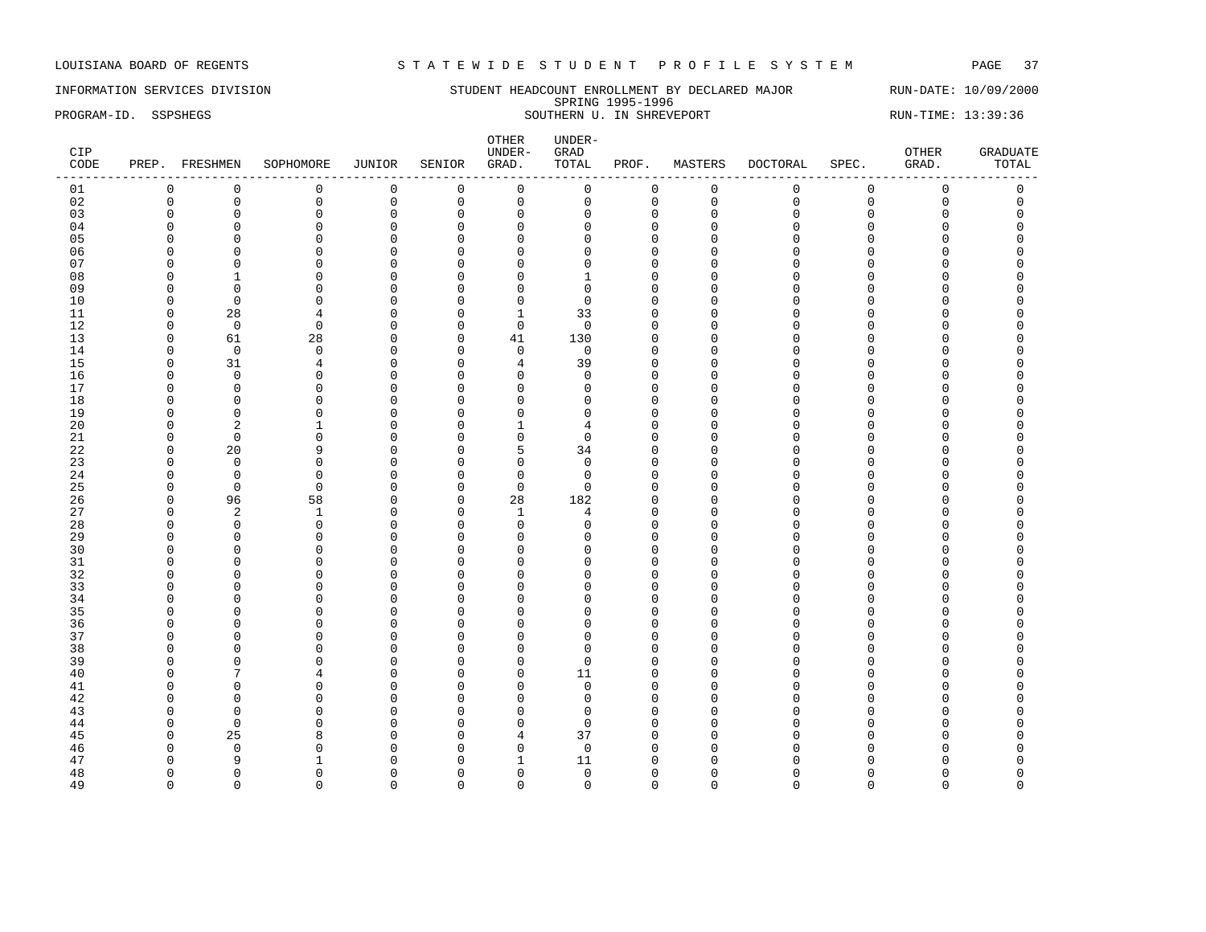LOUISIANA BOARD OF REGENTS — STATEWIDE STUDENT PROFILE SYSTEM

INFORMATION SERVICES DIVISION — STUDENT HEADCOUNT ENROLLMENT BY DECLARED MAJOR — RUN-DATE: 10/09/2000

SPRING 1995-1996

PROGRAM-ID. SSPSHEGS — SOUTHERN U. IN SHREVEPORT — RUN-TIME: 13:39:36

| CIP CODE | PREP. | FRESHMEN | SOPHOMORE | JUNIOR | SENIOR | OTHER UNDER-GRAD. | UNDER-GRAD TOTAL | PROF. | MASTERS | DOCTORAL | SPEC. | OTHER GRAD. | GRADUATE TOTAL |
|---|---|---|---|---|---|---|---|---|---|---|---|---|---|
| 01 | 0 | 0 | 0 | 0 | 0 | 0 | 0 | 0 | 0 | 0 | 0 | 0 | 0 |
| 02 | 0 | 0 | 0 | 0 | 0 | 0 | 0 | 0 | 0 | 0 | 0 | 0 | 0 |
| 03 | 0 | 0 | 0 | 0 | 0 | 0 | 0 | 0 | 0 | 0 | 0 | 0 | 0 |
| 04 | 0 | 0 | 0 | 0 | 0 | 0 | 0 | 0 | 0 | 0 | 0 | 0 | 0 |
| 05 | 0 | 0 | 0 | 0 | 0 | 0 | 0 | 0 | 0 | 0 | 0 | 0 | 0 |
| 06 | 0 | 0 | 0 | 0 | 0 | 0 | 0 | 0 | 0 | 0 | 0 | 0 | 0 |
| 07 | 0 | 0 | 0 | 0 | 0 | 0 | 0 | 0 | 0 | 0 | 0 | 0 | 0 |
| 08 | 0 | 1 | 0 | 0 | 0 | 0 | 1 | 0 | 0 | 0 | 0 | 0 | 0 |
| 09 | 0 | 0 | 0 | 0 | 0 | 0 | 0 | 0 | 0 | 0 | 0 | 0 | 0 |
| 10 | 0 | 0 | 0 | 0 | 0 | 0 | 0 | 0 | 0 | 0 | 0 | 0 | 0 |
| 11 | 0 | 28 | 4 | 0 | 0 | 1 | 33 | 0 | 0 | 0 | 0 | 0 | 0 |
| 12 | 0 | 0 | 0 | 0 | 0 | 0 | 0 | 0 | 0 | 0 | 0 | 0 | 0 |
| 13 | 0 | 61 | 28 | 0 | 0 | 41 | 130 | 0 | 0 | 0 | 0 | 0 | 0 |
| 14 | 0 | 0 | 0 | 0 | 0 | 0 | 0 | 0 | 0 | 0 | 0 | 0 | 0 |
| 15 | 0 | 31 | 4 | 0 | 0 | 4 | 39 | 0 | 0 | 0 | 0 | 0 | 0 |
| 16 | 0 | 0 | 0 | 0 | 0 | 0 | 0 | 0 | 0 | 0 | 0 | 0 | 0 |
| 17 | 0 | 0 | 0 | 0 | 0 | 0 | 0 | 0 | 0 | 0 | 0 | 0 | 0 |
| 18 | 0 | 0 | 0 | 0 | 0 | 0 | 0 | 0 | 0 | 0 | 0 | 0 | 0 |
| 19 | 0 | 0 | 0 | 0 | 0 | 0 | 0 | 0 | 0 | 0 | 0 | 0 | 0 |
| 20 | 0 | 2 | 1 | 0 | 0 | 1 | 4 | 0 | 0 | 0 | 0 | 0 | 0 |
| 21 | 0 | 0 | 0 | 0 | 0 | 0 | 0 | 0 | 0 | 0 | 0 | 0 | 0 |
| 22 | 0 | 20 | 9 | 0 | 0 | 5 | 34 | 0 | 0 | 0 | 0 | 0 | 0 |
| 23 | 0 | 0 | 0 | 0 | 0 | 0 | 0 | 0 | 0 | 0 | 0 | 0 | 0 |
| 24 | 0 | 0 | 0 | 0 | 0 | 0 | 0 | 0 | 0 | 0 | 0 | 0 | 0 |
| 25 | 0 | 0 | 0 | 0 | 0 | 0 | 0 | 0 | 0 | 0 | 0 | 0 | 0 |
| 26 | 0 | 96 | 58 | 0 | 0 | 28 | 182 | 0 | 0 | 0 | 0 | 0 | 0 |
| 27 | 0 | 2 | 1 | 0 | 0 | 1 | 4 | 0 | 0 | 0 | 0 | 0 | 0 |
| 28 | 0 | 0 | 0 | 0 | 0 | 0 | 0 | 0 | 0 | 0 | 0 | 0 | 0 |
| 29 | 0 | 0 | 0 | 0 | 0 | 0 | 0 | 0 | 0 | 0 | 0 | 0 | 0 |
| 30 | 0 | 0 | 0 | 0 | 0 | 0 | 0 | 0 | 0 | 0 | 0 | 0 | 0 |
| 31 | 0 | 0 | 0 | 0 | 0 | 0 | 0 | 0 | 0 | 0 | 0 | 0 | 0 |
| 32 | 0 | 0 | 0 | 0 | 0 | 0 | 0 | 0 | 0 | 0 | 0 | 0 | 0 |
| 33 | 0 | 0 | 0 | 0 | 0 | 0 | 0 | 0 | 0 | 0 | 0 | 0 | 0 |
| 34 | 0 | 0 | 0 | 0 | 0 | 0 | 0 | 0 | 0 | 0 | 0 | 0 | 0 |
| 35 | 0 | 0 | 0 | 0 | 0 | 0 | 0 | 0 | 0 | 0 | 0 | 0 | 0 |
| 36 | 0 | 0 | 0 | 0 | 0 | 0 | 0 | 0 | 0 | 0 | 0 | 0 | 0 |
| 37 | 0 | 0 | 0 | 0 | 0 | 0 | 0 | 0 | 0 | 0 | 0 | 0 | 0 |
| 38 | 0 | 0 | 0 | 0 | 0 | 0 | 0 | 0 | 0 | 0 | 0 | 0 | 0 |
| 39 | 0 | 0 | 0 | 0 | 0 | 0 | 0 | 0 | 0 | 0 | 0 | 0 | 0 |
| 40 | 0 | 7 | 4 | 0 | 0 | 0 | 11 | 0 | 0 | 0 | 0 | 0 | 0 |
| 41 | 0 | 0 | 0 | 0 | 0 | 0 | 0 | 0 | 0 | 0 | 0 | 0 | 0 |
| 42 | 0 | 0 | 0 | 0 | 0 | 0 | 0 | 0 | 0 | 0 | 0 | 0 | 0 |
| 43 | 0 | 0 | 0 | 0 | 0 | 0 | 0 | 0 | 0 | 0 | 0 | 0 | 0 |
| 44 | 0 | 0 | 0 | 0 | 0 | 0 | 0 | 0 | 0 | 0 | 0 | 0 | 0 |
| 45 | 0 | 25 | 8 | 0 | 0 | 4 | 37 | 0 | 0 | 0 | 0 | 0 | 0 |
| 46 | 0 | 0 | 0 | 0 | 0 | 0 | 0 | 0 | 0 | 0 | 0 | 0 | 0 |
| 47 | 0 | 9 | 1 | 0 | 0 | 1 | 11 | 0 | 0 | 0 | 0 | 0 | 0 |
| 48 | 0 | 0 | 0 | 0 | 0 | 0 | 0 | 0 | 0 | 0 | 0 | 0 | 0 |
| 49 | 0 | 0 | 0 | 0 | 0 | 0 | 0 | 0 | 0 | 0 | 0 | 0 | 0 |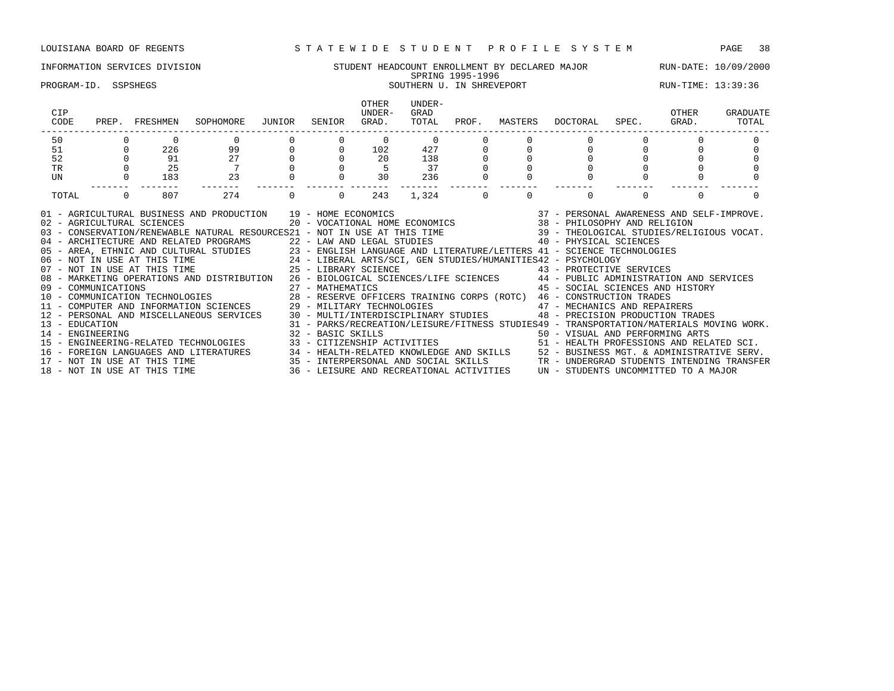LOUISIANA BOARD OF REGENTS — STATEWIDE STUDENT PROFILE SYSTEM

INFORMATION SERVICES DIVISION — STUDENT HEADCOUNT ENROLLMENT BY DECLARED MAJOR — RUN-DATE: 10/09/2000

SPRING 1995-1996

PROGRAM-ID. SSPSHEGS — SOUTHERN U. IN SHREVEPORT — RUN-TIME: 13:39:36

| CIP CODE | PREP. | FRESHMEN | SOPHOMORE | JUNIOR | SENIOR | OTHER UNDER-GRAD. | UNDER-GRAD TOTAL | PROF. | MASTERS | DOCTORAL | SPEC. | OTHER GRAD. | GRADUATE TOTAL |
|---|---|---|---|---|---|---|---|---|---|---|---|---|---|
| 50 | 0 | 0 | 0 | 0 | 0 | 0 | 0 | 0 | 0 | 0 | 0 | 0 | 0 |
| 51 | 0 | 226 | 99 | 0 | 0 | 102 | 427 | 0 | 0 | 0 | 0 | 0 | 0 |
| 52 | 0 | 91 | 27 | 0 | 0 | 20 | 138 | 0 | 0 | 0 | 0 | 0 | 0 |
| TR | 0 | 25 | 7 | 0 | 0 | 5 | 37 | 0 | 0 | 0 | 0 | 0 | 0 |
| UN | 0 | 183 | 23 | 0 | 0 | 30 | 236 | 0 | 0 | 0 | 0 | 0 | 0 |
| TOTAL | 0 | 807 | 274 | 0 | 0 | 243 | 1,324 | 0 | 0 | 0 | 0 | 0 | 0 |

01 - AGRICULTURAL BUSINESS AND PRODUCTION
02 - AGRICULTURAL SCIENCES
03 - CONSERVATION/RENEWABLE NATURAL RESOURCES
04 - ARCHITECTURE AND RELATED PROGRAMS
05 - AREA, ETHNIC AND CULTURAL STUDIES
06 - NOT IN USE AT THIS TIME
07 - NOT IN USE AT THIS TIME
08 - MARKETING OPERATIONS AND DISTRIBUTION
09 - COMMUNICATIONS
10 - COMMUNICATION TECHNOLOGIES
11 - COMPUTER AND INFORMATION SCIENCES
12 - PERSONAL AND MISCELLANEOUS SERVICES
13 - EDUCATION
14 - ENGINEERING
15 - ENGINEERING-RELATED TECHNOLOGIES
16 - FOREIGN LANGUAGES AND LITERATURES
17 - NOT IN USE AT THIS TIME
18 - NOT IN USE AT THIS TIME
19 - HOME ECONOMICS
20 - VOCATIONAL HOME ECONOMICS
21 - NOT IN USE AT THIS TIME
22 - LAW AND LEGAL STUDIES
23 - ENGLISH LANGUAGE AND LITERATURE/LETTERS
24 - LIBERAL ARTS/SCI, GEN STUDIES/HUMANITIES
25 - LIBRARY SCIENCE
26 - BIOLOGICAL SCIENCES/LIFE SCIENCES
27 - MATHEMATICS
28 - RESERVE OFFICERS TRAINING CORPS (ROTC)
29 - MILITARY TECHNOLOGIES
30 - MULTI/INTERDISCIPLINARY STUDIES
31 - PARKS/RECREATION/LEISURE/FITNESS STUDIES
32 - BASIC SKILLS
33 - CITIZENSHIP ACTIVITIES
34 - HEALTH-RELATED KNOWLEDGE AND SKILLS
35 - INTERPERSONAL AND SOCIAL SKILLS
36 - LEISURE AND RECREATIONAL ACTIVITIES
37 - PERSONAL AWARENESS AND SELF-IMPROVE.
38 - PHILOSOPHY AND RELIGION
39 - THEOLOGICAL STUDIES/RELIGIOUS VOCAT.
40 - PHYSICAL SCIENCES
41 - SCIENCE TECHNOLOGIES
42 - PSYCHOLOGY
43 - PROTECTIVE SERVICES
44 - PUBLIC ADMINISTRATION AND SERVICES
45 - SOCIAL SCIENCES AND HISTORY
46 - CONSTRUCTION TRADES
47 - MECHANICS AND REPAIRERS
48 - PRECISION PRODUCTION TRADES
49 - TRANSPORTATION/MATERIALS MOVING WORK.
50 - VISUAL AND PERFORMING ARTS
51 - HEALTH PROFESSIONS AND RELATED SCI.
52 - BUSINESS MGT. & ADMINISTRATIVE SERV.
TR - UNDERGRAD STUDENTS INTENDING TRANSFER
UN - STUDENTS UNCOMMITTED TO A MAJOR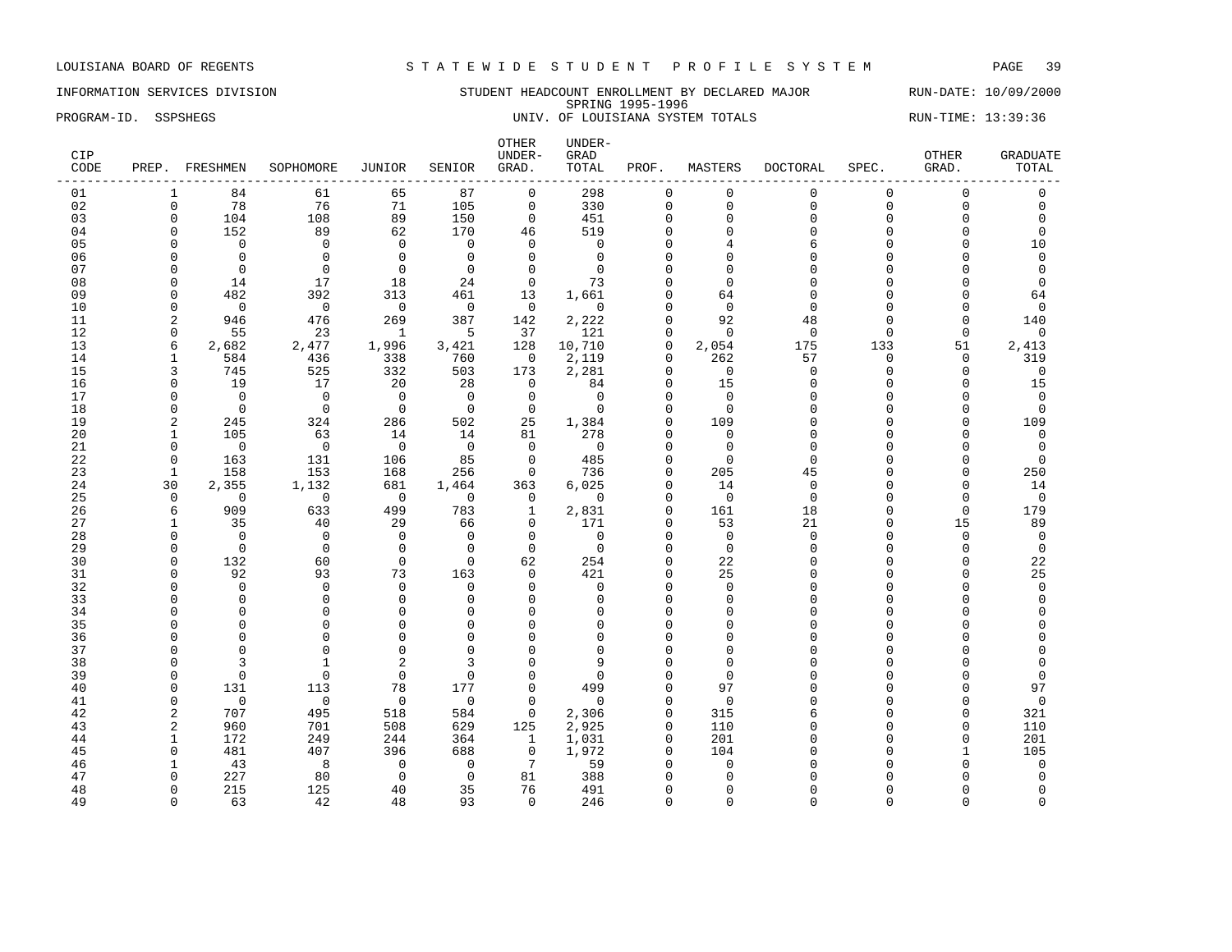LOUISIANA BOARD OF REGENTS — STATEWIDE STUDENT PROFILE SYSTEM

INFORMATION SERVICES DIVISION — STUDENT HEADCOUNT ENROLLMENT BY DECLARED MAJOR — RUN-DATE: 10/09/2000

SPRING 1995-1996

PROGRAM-ID. SSPSHEGS — UNIV. OF LOUISIANA SYSTEM TOTALS — RUN-TIME: 13:39:36

| CIP CODE | PREP. | FRESHMEN | SOPHOMORE | JUNIOR | SENIOR | OTHER UNDER-GRAD. | UNDER-GRAD TOTAL | PROF. | MASTERS | DOCTORAL | SPEC. | OTHER GRAD. | GRADUATE TOTAL |
|---|---|---|---|---|---|---|---|---|---|---|---|---|---|
| 01 | 1 | 84 | 61 | 65 | 87 | 0 | 298 | 0 | 0 | 0 | 0 | 0 | 0 |
| 02 | 0 | 78 | 76 | 71 | 105 | 0 | 330 | 0 | 0 | 0 | 0 | 0 | 0 |
| 03 | 0 | 104 | 108 | 89 | 150 | 0 | 451 | 0 | 0 | 0 | 0 | 0 | 0 |
| 04 | 0 | 152 | 89 | 62 | 170 | 46 | 519 | 0 | 0 | 0 | 0 | 0 | 0 |
| 05 | 0 | 0 | 0 | 0 | 0 | 0 | 0 | 0 | 4 | 6 | 0 | 0 | 10 |
| 06 | 0 | 0 | 0 | 0 | 0 | 0 | 0 | 0 | 0 | 0 | 0 | 0 | 0 |
| 07 | 0 | 0 | 0 | 0 | 0 | 0 | 0 | 0 | 0 | 0 | 0 | 0 | 0 |
| 08 | 0 | 14 | 17 | 18 | 24 | 0 | 73 | 0 | 0 | 0 | 0 | 0 | 0 |
| 09 | 0 | 482 | 392 | 313 | 461 | 13 | 1,661 | 0 | 64 | 0 | 0 | 0 | 64 |
| 10 | 0 | 0 | 0 | 0 | 0 | 0 | 0 | 0 | 0 | 0 | 0 | 0 | 0 |
| 11 | 2 | 946 | 476 | 269 | 387 | 142 | 2,222 | 0 | 92 | 48 | 0 | 0 | 140 |
| 12 | 0 | 55 | 23 | 1 | 5 | 37 | 121 | 0 | 0 | 0 | 0 | 0 | 0 |
| 13 | 6 | 2,682 | 2,477 | 1,996 | 3,421 | 128 | 10,710 | 0 | 2,054 | 175 | 133 | 51 | 2,413 |
| 14 | 1 | 584 | 436 | 338 | 760 | 0 | 2,119 | 0 | 262 | 57 | 0 | 0 | 319 |
| 15 | 3 | 745 | 525 | 332 | 503 | 173 | 2,281 | 0 | 0 | 0 | 0 | 0 | 0 |
| 16 | 0 | 19 | 17 | 20 | 28 | 0 | 84 | 0 | 15 | 0 | 0 | 0 | 15 |
| 17 | 0 | 0 | 0 | 0 | 0 | 0 | 0 | 0 | 0 | 0 | 0 | 0 | 0 |
| 18 | 0 | 0 | 0 | 0 | 0 | 0 | 0 | 0 | 0 | 0 | 0 | 0 | 0 |
| 19 | 2 | 245 | 324 | 286 | 502 | 25 | 1,384 | 0 | 109 | 0 | 0 | 0 | 109 |
| 20 | 1 | 105 | 63 | 14 | 14 | 81 | 278 | 0 | 0 | 0 | 0 | 0 | 0 |
| 21 | 0 | 0 | 0 | 0 | 0 | 0 | 0 | 0 | 0 | 0 | 0 | 0 | 0 |
| 22 | 0 | 163 | 131 | 106 | 85 | 0 | 485 | 0 | 0 | 0 | 0 | 0 | 0 |
| 23 | 1 | 158 | 153 | 168 | 256 | 0 | 736 | 0 | 205 | 45 | 0 | 0 | 250 |
| 24 | 30 | 2,355 | 1,132 | 681 | 1,464 | 363 | 6,025 | 0 | 14 | 0 | 0 | 0 | 14 |
| 25 | 0 | 0 | 0 | 0 | 0 | 0 | 0 | 0 | 0 | 0 | 0 | 0 | 0 |
| 26 | 6 | 909 | 633 | 499 | 783 | 1 | 2,831 | 0 | 161 | 18 | 0 | 0 | 179 |
| 27 | 1 | 35 | 40 | 29 | 66 | 0 | 171 | 0 | 53 | 21 | 0 | 15 | 89 |
| 28 | 0 | 0 | 0 | 0 | 0 | 0 | 0 | 0 | 0 | 0 | 0 | 0 | 0 |
| 29 | 0 | 0 | 0 | 0 | 0 | 0 | 0 | 0 | 0 | 0 | 0 | 0 | 0 |
| 30 | 0 | 132 | 60 | 0 | 0 | 62 | 254 | 0 | 22 | 0 | 0 | 0 | 22 |
| 31 | 0 | 92 | 93 | 73 | 163 | 0 | 421 | 0 | 25 | 0 | 0 | 0 | 25 |
| 32 | 0 | 0 | 0 | 0 | 0 | 0 | 0 | 0 | 0 | 0 | 0 | 0 | 0 |
| 33 | 0 | 0 | 0 | 0 | 0 | 0 | 0 | 0 | 0 | 0 | 0 | 0 | 0 |
| 34 | 0 | 0 | 0 | 0 | 0 | 0 | 0 | 0 | 0 | 0 | 0 | 0 | 0 |
| 35 | 0 | 0 | 0 | 0 | 0 | 0 | 0 | 0 | 0 | 0 | 0 | 0 | 0 |
| 36 | 0 | 0 | 0 | 0 | 0 | 0 | 0 | 0 | 0 | 0 | 0 | 0 | 0 |
| 37 | 0 | 0 | 0 | 0 | 0 | 0 | 0 | 0 | 0 | 0 | 0 | 0 | 0 |
| 38 | 0 | 3 | 1 | 2 | 3 | 0 | 9 | 0 | 0 | 0 | 0 | 0 | 0 |
| 39 | 0 | 0 | 0 | 0 | 0 | 0 | 0 | 0 | 0 | 0 | 0 | 0 | 0 |
| 40 | 0 | 131 | 113 | 78 | 177 | 0 | 499 | 0 | 97 | 0 | 0 | 0 | 97 |
| 41 | 0 | 0 | 0 | 0 | 0 | 0 | 0 | 0 | 0 | 0 | 0 | 0 | 0 |
| 42 | 2 | 707 | 495 | 518 | 584 | 0 | 2,306 | 0 | 315 | 6 | 0 | 0 | 321 |
| 43 | 2 | 960 | 701 | 508 | 629 | 125 | 2,925 | 0 | 110 | 0 | 0 | 0 | 110 |
| 44 | 1 | 172 | 249 | 244 | 364 | 1 | 1,031 | 0 | 201 | 0 | 0 | 0 | 201 |
| 45 | 0 | 481 | 407 | 396 | 688 | 0 | 1,972 | 0 | 104 | 0 | 0 | 1 | 105 |
| 46 | 1 | 43 | 8 | 0 | 0 | 7 | 59 | 0 | 0 | 0 | 0 | 0 | 0 |
| 47 | 0 | 227 | 80 | 0 | 0 | 81 | 388 | 0 | 0 | 0 | 0 | 0 | 0 |
| 48 | 0 | 215 | 125 | 40 | 35 | 76 | 491 | 0 | 0 | 0 | 0 | 0 | 0 |
| 49 | 0 | 63 | 42 | 48 | 93 | 0 | 246 | 0 | 0 | 0 | 0 | 0 | 0 |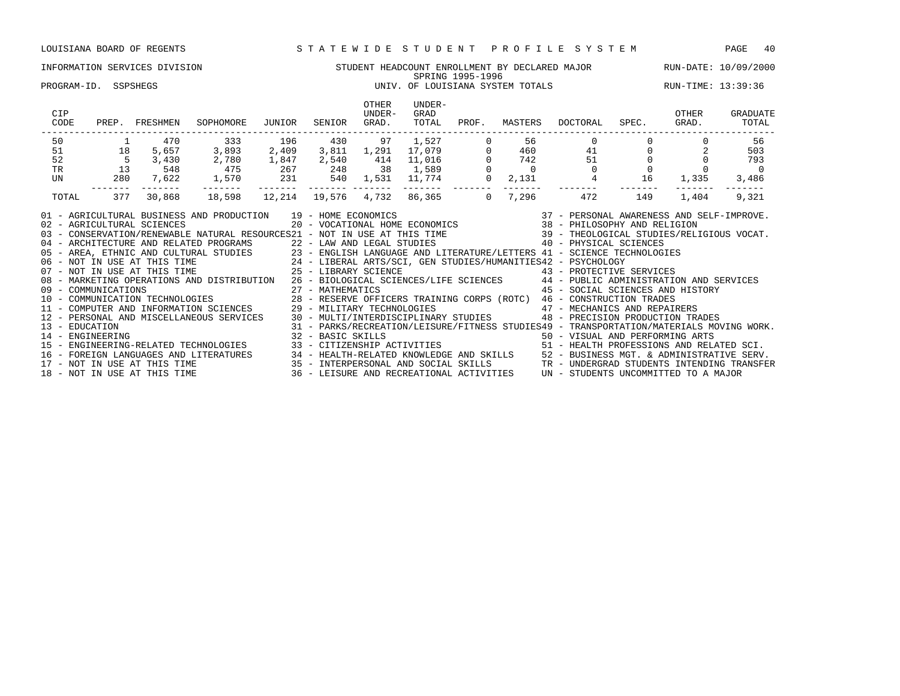LOUISIANA BOARD OF REGENTS — STATEWIDE STUDENT PROFILE SYSTEM

INFORMATION SERVICES DIVISION — STUDENT HEADCOUNT ENROLLMENT BY DECLARED MAJOR — RUN-DATE: 10/09/2000

SPRING 1995-1996

PROGRAM-ID. SSPSHEGS — UNIV. OF LOUISIANA SYSTEM TOTALS — RUN-TIME: 13:39:36

| CIP CODE | PREP. | FRESHMEN | SOPHOMORE | JUNIOR | SENIOR | OTHER UNDER-GRAD. | UNDER-GRAD TOTAL | PROF. | MASTERS | DOCTORAL | SPEC. | OTHER GRAD. | GRADUATE TOTAL |
|---|---|---|---|---|---|---|---|---|---|---|---|---|---|
| 50 | 1 | 470 | 333 | 196 | 430 | 97 | 1,527 | 0 | 56 | 0 | 0 | 0 | 56 |
| 51 | 18 | 5,657 | 3,893 | 2,409 | 3,811 | 1,291 | 17,079 | 0 | 460 | 41 | 0 | 2 | 503 |
| 52 | 5 | 3,430 | 2,780 | 1,847 | 2,540 | 414 | 11,016 | 0 | 742 | 51 | 0 | 0 | 793 |
| TR | 13 | 548 | 475 | 267 | 248 | 38 | 1,589 | 0 | 0 | 0 | 0 | 0 | 0 |
| UN | 280 | 7,622 | 1,570 | 231 | 540 | 1,531 | 11,774 | 0 | 2,131 | 4 | 16 | 1,335 | 3,486 |
| TOTAL | 377 | 30,868 | 18,598 | 12,214 | 19,576 | 4,732 | 86,365 | 0 | 7,296 | 472 | 149 | 1,404 | 9,321 |

01 - AGRICULTURAL BUSINESS AND PRODUCTION
02 - AGRICULTURAL SCIENCES
03 - CONSERVATION/RENEWABLE NATURAL RESOURCES
04 - ARCHITECTURE AND RELATED PROGRAMS
05 - AREA, ETHNIC AND CULTURAL STUDIES
06 - NOT IN USE AT THIS TIME
07 - NOT IN USE AT THIS TIME
08 - MARKETING OPERATIONS AND DISTRIBUTION
09 - COMMUNICATIONS
10 - COMMUNICATION TECHNOLOGIES
11 - COMPUTER AND INFORMATION SCIENCES
12 - PERSONAL AND MISCELLANEOUS SERVICES
13 - EDUCATION
14 - ENGINEERING
15 - ENGINEERING-RELATED TECHNOLOGIES
16 - FOREIGN LANGUAGES AND LITERATURES
17 - NOT IN USE AT THIS TIME
18 - NOT IN USE AT THIS TIME
19 - HOME ECONOMICS
20 - VOCATIONAL HOME ECONOMICS
21 - NOT IN USE AT THIS TIME
22 - LAW AND LEGAL STUDIES
23 - ENGLISH LANGUAGE AND LITERATURE/LETTERS
24 - LIBERAL ARTS/SCI, GEN STUDIES/HUMANITIES
25 - LIBRARY SCIENCE
26 - BIOLOGICAL SCIENCES/LIFE SCIENCES
27 - MATHEMATICS
28 - RESERVE OFFICERS TRAINING CORPS (ROTC)
29 - MILITARY TECHNOLOGIES
30 - MULTI/INTERDISCIPLINARY STUDIES
31 - PARKS/RECREATION/LEISURE/FITNESS STUDIES
32 - BASIC SKILLS
33 - CITIZENSHIP ACTIVITIES
34 - HEALTH-RELATED KNOWLEDGE AND SKILLS
35 - INTERPERSONAL AND SOCIAL SKILLS
36 - LEISURE AND RECREATIONAL ACTIVITIES
37 - PERSONAL AWARENESS AND SELF-IMPROVE.
38 - PHILOSOPHY AND RELIGION
39 - THEOLOGICAL STUDIES/RELIGIOUS VOCAT.
40 - PHYSICAL SCIENCES
41 - SCIENCE TECHNOLOGIES
42 - PSYCHOLOGY
43 - PROTECTIVE SERVICES
44 - PUBLIC ADMINISTRATION AND SERVICES
45 - SOCIAL SCIENCES AND HISTORY
46 - CONSTRUCTION TRADES
47 - MECHANICS AND REPAIRERS
48 - PRECISION PRODUCTION TRADES
49 - TRANSPORTATION/MATERIALS MOVING WORK.
50 - VISUAL AND PERFORMING ARTS
51 - HEALTH PROFESSIONS AND RELATED SCI.
52 - BUSINESS MGT. & ADMINISTRATIVE SERV.
TR - UNDERGRAD STUDENTS INTENDING TRANSFER
UN - STUDENTS UNCOMMITTED TO A MAJOR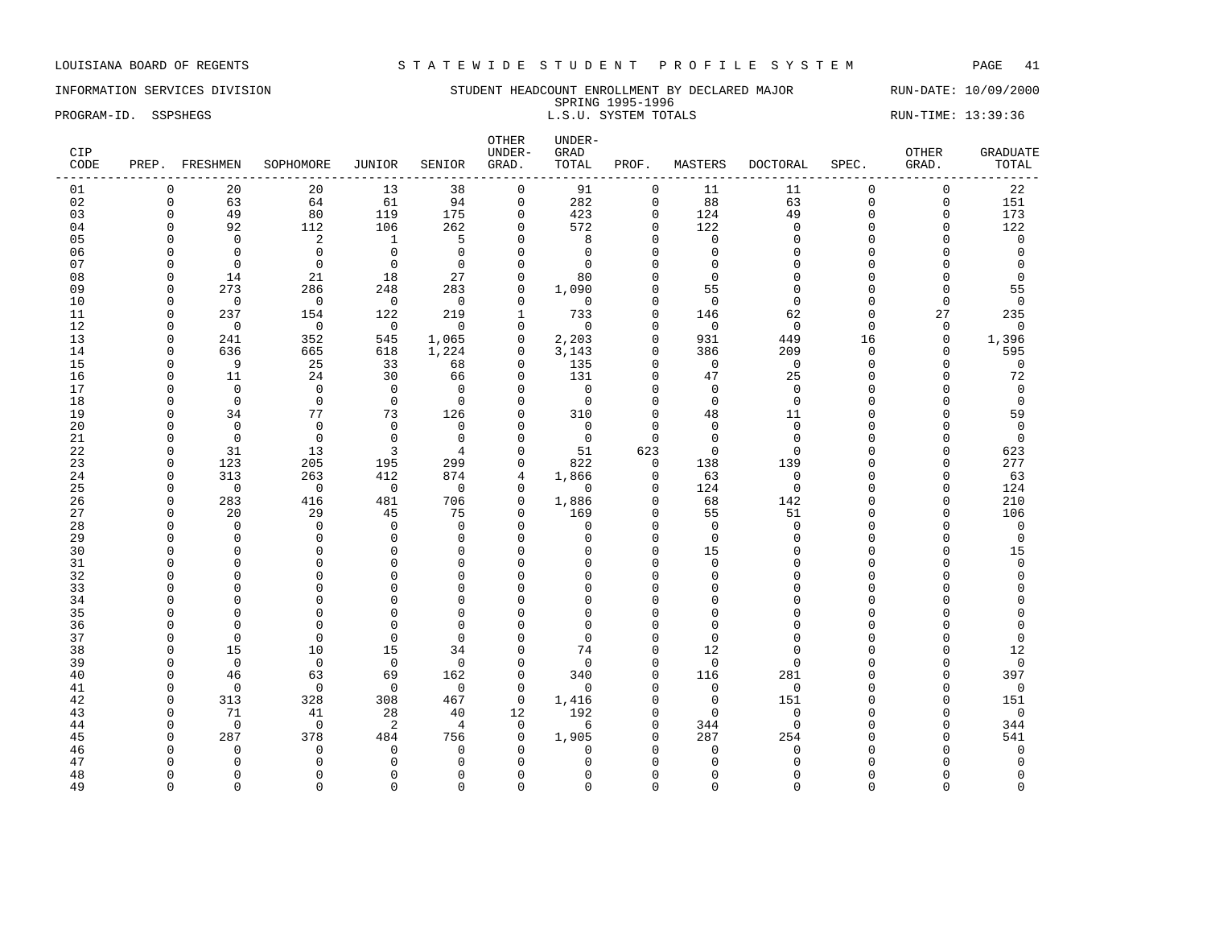LOUISIANA BOARD OF REGENTS — STATEWIDE STUDENT PROFILE SYSTEM

INFORMATION SERVICES DIVISION — STUDENT HEADCOUNT ENROLLMENT BY DECLARED MAJOR — RUN-DATE: 10/09/2000

SPRING 1995-1996

PROGRAM-ID. SSPSHEGS — L.S.U. SYSTEM TOTALS — RUN-TIME: 13:39:36

| CIP CODE | PREP. | FRESHMEN | SOPHOMORE | JUNIOR | SENIOR | OTHER UNDER-GRAD. | UNDER-GRAD TOTAL | PROF. | MASTERS | DOCTORAL | SPEC. | OTHER GRAD. | GRADUATE TOTAL |
|---|---|---|---|---|---|---|---|---|---|---|---|---|---|
| 01 | 0 | 20 | 20 | 13 | 38 | 0 | 91 | 0 | 11 | 11 | 0 | 0 | 22 |
| 02 | 0 | 63 | 64 | 61 | 94 | 0 | 282 | 0 | 88 | 63 | 0 | 0 | 151 |
| 03 | 0 | 49 | 80 | 119 | 175 | 0 | 423 | 0 | 124 | 49 | 0 | 0 | 173 |
| 04 | 0 | 92 | 112 | 106 | 262 | 0 | 572 | 0 | 122 | 0 | 0 | 0 | 122 |
| 05 | 0 | 0 | 2 | 1 | 5 | 0 | 8 | 0 | 0 | 0 | 0 | 0 | 0 |
| 06 | 0 | 0 | 0 | 0 | 0 | 0 | 0 | 0 | 0 | 0 | 0 | 0 | 0 |
| 07 | 0 | 0 | 0 | 0 | 0 | 0 | 0 | 0 | 0 | 0 | 0 | 0 | 0 |
| 08 | 0 | 14 | 21 | 18 | 27 | 0 | 80 | 0 | 0 | 0 | 0 | 0 | 0 |
| 09 | 0 | 273 | 286 | 248 | 283 | 0 | 1,090 | 0 | 55 | 0 | 0 | 0 | 55 |
| 10 | 0 | 0 | 0 | 0 | 0 | 0 | 0 | 0 | 0 | 0 | 0 | 0 | 0 |
| 11 | 0 | 237 | 154 | 122 | 219 | 1 | 733 | 0 | 146 | 62 | 0 | 27 | 235 |
| 12 | 0 | 0 | 0 | 0 | 0 | 0 | 0 | 0 | 0 | 0 | 0 | 0 | 0 |
| 13 | 0 | 241 | 352 | 545 | 1,065 | 0 | 2,203 | 0 | 931 | 449 | 16 | 0 | 1,396 |
| 14 | 0 | 636 | 665 | 618 | 1,224 | 0 | 3,143 | 0 | 386 | 209 | 0 | 0 | 595 |
| 15 | 0 | 9 | 25 | 33 | 68 | 0 | 135 | 0 | 0 | 0 | 0 | 0 | 0 |
| 16 | 0 | 11 | 24 | 30 | 66 | 0 | 131 | 0 | 47 | 25 | 0 | 0 | 72 |
| 17 | 0 | 0 | 0 | 0 | 0 | 0 | 0 | 0 | 0 | 0 | 0 | 0 | 0 |
| 18 | 0 | 0 | 0 | 0 | 0 | 0 | 0 | 0 | 0 | 0 | 0 | 0 | 0 |
| 19 | 0 | 34 | 77 | 73 | 126 | 0 | 310 | 0 | 48 | 11 | 0 | 0 | 59 |
| 20 | 0 | 0 | 0 | 0 | 0 | 0 | 0 | 0 | 0 | 0 | 0 | 0 | 0 |
| 21 | 0 | 0 | 0 | 0 | 0 | 0 | 0 | 0 | 0 | 0 | 0 | 0 | 0 |
| 22 | 0 | 31 | 13 | 3 | 4 | 0 | 51 | 623 | 0 | 0 | 0 | 0 | 623 |
| 23 | 0 | 123 | 205 | 195 | 299 | 0 | 822 | 0 | 138 | 139 | 0 | 0 | 277 |
| 24 | 0 | 313 | 263 | 412 | 874 | 4 | 1,866 | 0 | 63 | 0 | 0 | 0 | 63 |
| 25 | 0 | 0 | 0 | 0 | 0 | 0 | 0 | 0 | 124 | 0 | 0 | 0 | 124 |
| 26 | 0 | 283 | 416 | 481 | 706 | 0 | 1,886 | 0 | 68 | 142 | 0 | 0 | 210 |
| 27 | 0 | 20 | 29 | 45 | 75 | 0 | 169 | 0 | 55 | 51 | 0 | 0 | 106 |
| 28 | 0 | 0 | 0 | 0 | 0 | 0 | 0 | 0 | 0 | 0 | 0 | 0 | 0 |
| 29 | 0 | 0 | 0 | 0 | 0 | 0 | 0 | 0 | 0 | 0 | 0 | 0 | 0 |
| 30 | 0 | 0 | 0 | 0 | 0 | 0 | 0 | 0 | 15 | 0 | 0 | 0 | 15 |
| 31 | 0 | 0 | 0 | 0 | 0 | 0 | 0 | 0 | 0 | 0 | 0 | 0 | 0 |
| 32 | 0 | 0 | 0 | 0 | 0 | 0 | 0 | 0 | 0 | 0 | 0 | 0 | 0 |
| 33 | 0 | 0 | 0 | 0 | 0 | 0 | 0 | 0 | 0 | 0 | 0 | 0 | 0 |
| 34 | 0 | 0 | 0 | 0 | 0 | 0 | 0 | 0 | 0 | 0 | 0 | 0 | 0 |
| 35 | 0 | 0 | 0 | 0 | 0 | 0 | 0 | 0 | 0 | 0 | 0 | 0 | 0 |
| 36 | 0 | 0 | 0 | 0 | 0 | 0 | 0 | 0 | 0 | 0 | 0 | 0 | 0 |
| 37 | 0 | 0 | 0 | 0 | 0 | 0 | 0 | 0 | 0 | 0 | 0 | 0 | 0 |
| 38 | 0 | 15 | 10 | 15 | 34 | 0 | 74 | 0 | 12 | 0 | 0 | 0 | 12 |
| 39 | 0 | 0 | 0 | 0 | 0 | 0 | 0 | 0 | 0 | 0 | 0 | 0 | 0 |
| 40 | 0 | 46 | 63 | 69 | 162 | 0 | 340 | 0 | 116 | 281 | 0 | 0 | 397 |
| 41 | 0 | 0 | 0 | 0 | 0 | 0 | 0 | 0 | 0 | 0 | 0 | 0 | 0 |
| 42 | 0 | 313 | 328 | 308 | 467 | 0 | 1,416 | 0 | 0 | 151 | 0 | 0 | 151 |
| 43 | 0 | 71 | 41 | 28 | 40 | 12 | 192 | 0 | 0 | 0 | 0 | 0 | 0 |
| 44 | 0 | 0 | 0 | 2 | 4 | 0 | 6 | 0 | 344 | 0 | 0 | 0 | 344 |
| 45 | 0 | 287 | 378 | 484 | 756 | 0 | 1,905 | 0 | 287 | 254 | 0 | 0 | 541 |
| 46 | 0 | 0 | 0 | 0 | 0 | 0 | 0 | 0 | 0 | 0 | 0 | 0 | 0 |
| 47 | 0 | 0 | 0 | 0 | 0 | 0 | 0 | 0 | 0 | 0 | 0 | 0 | 0 |
| 48 | 0 | 0 | 0 | 0 | 0 | 0 | 0 | 0 | 0 | 0 | 0 | 0 | 0 |
| 49 | 0 | 0 | 0 | 0 | 0 | 0 | 0 | 0 | 0 | 0 | 0 | 0 | 0 |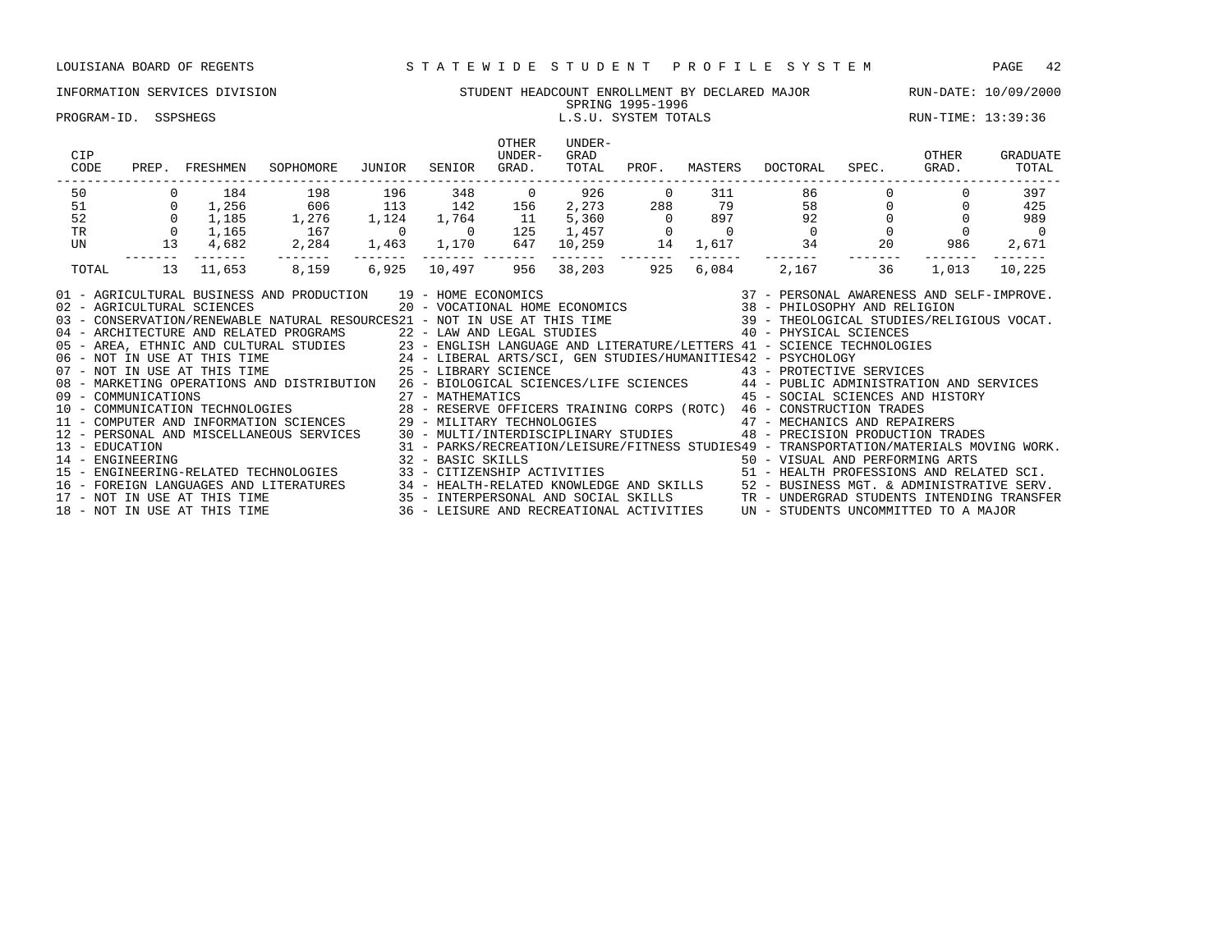LOUISIANA BOARD OF REGENTS — STATEWIDE STUDENT PROFILE SYSTEM

INFORMATION SERVICES DIVISION — STUDENT HEADCOUNT ENROLLMENT BY DECLARED MAJOR — RUN-DATE: 10/09/2000

SPRING 1995-1996

PROGRAM-ID. SSPSHEGS — L.S.U. SYSTEM TOTALS — RUN-TIME: 13:39:36

| CIP CODE | PREP. | FRESHMEN | SOPHOMORE | JUNIOR | SENIOR | OTHER UNDER-GRAD. | UNDER-GRAD TOTAL | PROF. | MASTERS | DOCTORAL | SPEC. | OTHER GRAD. | GRADUATE TOTAL |
|---|---|---|---|---|---|---|---|---|---|---|---|---|---|
| 50 | 0 | 184 | 198 | 196 | 348 | 0 | 926 | 0 | 311 | 86 | 0 | 0 | 397 |
| 51 | 0 | 1,256 | 606 | 113 | 142 | 156 | 2,273 | 288 | 79 | 58 | 0 | 0 | 425 |
| 52 | 0 | 1,185 | 1,276 | 1,124 | 1,764 | 11 | 5,360 | 0 | 897 | 92 | 0 | 0 | 989 |
| TR | 0 | 1,165 | 167 | 0 | 0 | 125 | 1,457 | 0 | 0 | 0 | 0 | 0 | 0 |
| UN | 13 | 4,682 | 2,284 | 1,463 | 1,170 | 647 | 10,259 | 14 | 1,617 | 34 | 20 | 986 | 2,671 |
| TOTAL | 13 | 11,653 | 8,159 | 6,925 | 10,497 | 956 | 38,203 | 925 | 6,084 | 2,167 | 36 | 1,013 | 10,225 |

01 - AGRICULTURAL BUSINESS AND PRODUCTION
02 - AGRICULTURAL SCIENCES
03 - CONSERVATION/RENEWABLE NATURAL RESOURCES
04 - ARCHITECTURE AND RELATED PROGRAMS
05 - AREA, ETHNIC AND CULTURAL STUDIES
06 - NOT IN USE AT THIS TIME
07 - NOT IN USE AT THIS TIME
08 - MARKETING OPERATIONS AND DISTRIBUTION
09 - COMMUNICATIONS
10 - COMMUNICATION TECHNOLOGIES
11 - COMPUTER AND INFORMATION SCIENCES
12 - PERSONAL AND MISCELLANEOUS SERVICES
13 - EDUCATION
14 - ENGINEERING
15 - ENGINEERING-RELATED TECHNOLOGIES
16 - FOREIGN LANGUAGES AND LITERATURES
17 - NOT IN USE AT THIS TIME
18 - NOT IN USE AT THIS TIME
19 - HOME ECONOMICS
20 - VOCATIONAL HOME ECONOMICS
21 - NOT IN USE AT THIS TIME
22 - LAW AND LEGAL STUDIES
23 - ENGLISH LANGUAGE AND LITERATURE/LETTERS
24 - LIBERAL ARTS/SCI, GEN STUDIES/HUMANITIES
25 - LIBRARY SCIENCE
26 - BIOLOGICAL SCIENCES/LIFE SCIENCES
27 - MATHEMATICS
28 - RESERVE OFFICERS TRAINING CORPS (ROTC)
29 - MILITARY TECHNOLOGIES
30 - MULTI/INTERDISCIPLINARY STUDIES
31 - PARKS/RECREATION/LEISURE/FITNESS STUDIES
32 - BASIC SKILLS
33 - CITIZENSHIP ACTIVITIES
34 - HEALTH-RELATED KNOWLEDGE AND SKILLS
35 - INTERPERSONAL AND SOCIAL SKILLS
36 - LEISURE AND RECREATIONAL ACTIVITIES
37 - PERSONAL AWARENESS AND SELF-IMPROVE.
38 - PHILOSOPHY AND RELIGION
39 - THEOLOGICAL STUDIES/RELIGIOUS VOCAT.
40 - PHYSICAL SCIENCES
41 - SCIENCE TECHNOLOGIES
42 - PSYCHOLOGY
43 - PROTECTIVE SERVICES
44 - PUBLIC ADMINISTRATION AND SERVICES
45 - SOCIAL SCIENCES AND HISTORY
46 - CONSTRUCTION TRADES
47 - MECHANICS AND REPAIRERS
48 - PRECISION PRODUCTION TRADES
49 - TRANSPORTATION/MATERIALS MOVING WORK.
50 - VISUAL AND PERFORMING ARTS
51 - HEALTH PROFESSIONS AND RELATED SCI.
52 - BUSINESS MGT. & ADMINISTRATIVE SERV.
TR - UNDERGRAD STUDENTS INTENDING TRANSFER
UN - STUDENTS UNCOMMITTED TO A MAJOR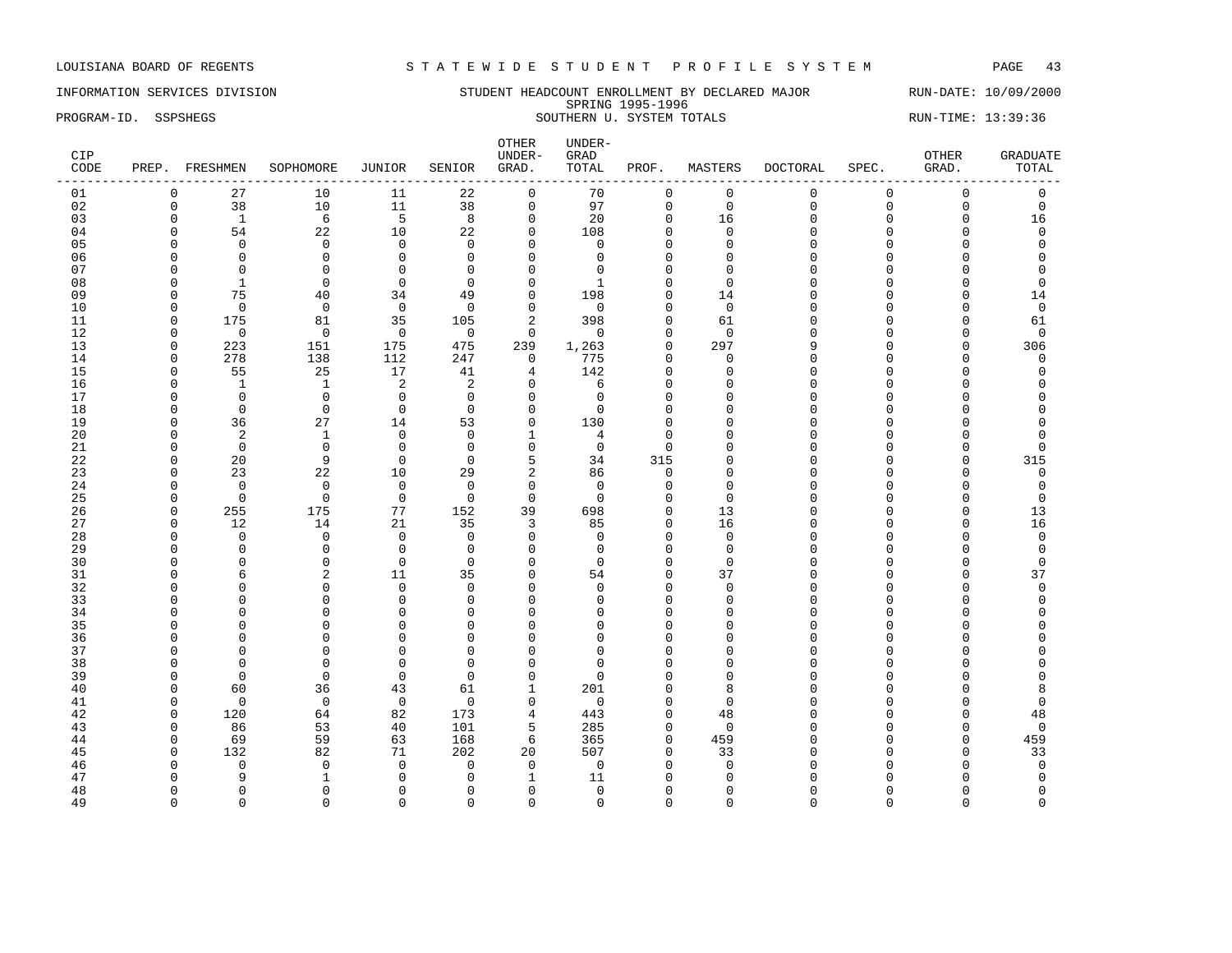LOUISIANA BOARD OF REGENTS — STATEWIDE STUDENT PROFILE SYSTEM

INFORMATION SERVICES DIVISION — STUDENT HEADCOUNT ENROLLMENT BY DECLARED MAJOR — RUN-DATE: 10/09/2000

SPRING 1995-1996

PROGRAM-ID. SSPSHEGS — SOUTHERN U. SYSTEM TOTALS — RUN-TIME: 13:39:36

| CIP CODE | PREP. | FRESHMEN | SOPHOMORE | JUNIOR | SENIOR | OTHER UNDER-GRAD. | UNDER-GRAD TOTAL | PROF. | MASTERS | DOCTORAL | SPEC. | OTHER GRAD. | GRADUATE TOTAL |
|---|---|---|---|---|---|---|---|---|---|---|---|---|---|
| 01 | 0 | 27 | 10 | 11 | 22 | 0 | 70 | 0 | 0 | 0 | 0 | 0 | 0 |
| 02 | 0 | 38 | 10 | 11 | 38 | 0 | 97 | 0 | 0 | 0 | 0 | 0 | 0 |
| 03 | 0 | 1 | 6 | 5 | 8 | 0 | 20 | 0 | 16 | 0 | 0 | 0 | 16 |
| 04 | 0 | 54 | 22 | 10 | 22 | 0 | 108 | 0 | 0 | 0 | 0 | 0 | 0 |
| 05 | 0 | 0 | 0 | 0 | 0 | 0 | 0 | 0 | 0 | 0 | 0 | 0 | 0 |
| 06 | 0 | 0 | 0 | 0 | 0 | 0 | 0 | 0 | 0 | 0 | 0 | 0 | 0 |
| 07 | 0 | 0 | 0 | 0 | 0 | 0 | 0 | 0 | 0 | 0 | 0 | 0 | 0 |
| 08 | 0 | 1 | 0 | 0 | 0 | 0 | 1 | 0 | 0 | 0 | 0 | 0 | 0 |
| 09 | 0 | 75 | 40 | 34 | 49 | 0 | 198 | 0 | 14 | 0 | 0 | 0 | 14 |
| 10 | 0 | 0 | 0 | 0 | 0 | 0 | 0 | 0 | 0 | 0 | 0 | 0 | 0 |
| 11 | 0 | 175 | 81 | 35 | 105 | 2 | 398 | 0 | 61 | 0 | 0 | 0 | 61 |
| 12 | 0 | 0 | 0 | 0 | 0 | 0 | 0 | 0 | 0 | 0 | 0 | 0 | 0 |
| 13 | 0 | 223 | 151 | 175 | 475 | 239 | 1,263 | 0 | 297 | 9 | 0 | 0 | 306 |
| 14 | 0 | 278 | 138 | 112 | 247 | 0 | 775 | 0 | 0 | 0 | 0 | 0 | 0 |
| 15 | 0 | 55 | 25 | 17 | 41 | 4 | 142 | 0 | 0 | 0 | 0 | 0 | 0 |
| 16 | 0 | 1 | 1 | 2 | 2 | 0 | 6 | 0 | 0 | 0 | 0 | 0 | 0 |
| 17 | 0 | 0 | 0 | 0 | 0 | 0 | 0 | 0 | 0 | 0 | 0 | 0 | 0 |
| 18 | 0 | 0 | 0 | 0 | 0 | 0 | 0 | 0 | 0 | 0 | 0 | 0 | 0 |
| 19 | 0 | 36 | 27 | 14 | 53 | 0 | 130 | 0 | 0 | 0 | 0 | 0 | 0 |
| 20 | 0 | 2 | 1 | 0 | 0 | 1 | 4 | 0 | 0 | 0 | 0 | 0 | 0 |
| 21 | 0 | 0 | 0 | 0 | 0 | 0 | 0 | 0 | 0 | 0 | 0 | 0 | 0 |
| 22 | 0 | 20 | 9 | 0 | 0 | 5 | 34 | 315 | 0 | 0 | 0 | 0 | 315 |
| 23 | 0 | 23 | 22 | 10 | 29 | 2 | 86 | 0 | 0 | 0 | 0 | 0 | 0 |
| 24 | 0 | 0 | 0 | 0 | 0 | 0 | 0 | 0 | 0 | 0 | 0 | 0 | 0 |
| 25 | 0 | 0 | 0 | 0 | 0 | 0 | 0 | 0 | 0 | 0 | 0 | 0 | 0 |
| 26 | 0 | 255 | 175 | 77 | 152 | 39 | 698 | 0 | 13 | 0 | 0 | 0 | 13 |
| 27 | 0 | 12 | 14 | 21 | 35 | 3 | 85 | 0 | 16 | 0 | 0 | 0 | 16 |
| 28 | 0 | 0 | 0 | 0 | 0 | 0 | 0 | 0 | 0 | 0 | 0 | 0 | 0 |
| 29 | 0 | 0 | 0 | 0 | 0 | 0 | 0 | 0 | 0 | 0 | 0 | 0 | 0 |
| 30 | 0 | 0 | 0 | 0 | 0 | 0 | 0 | 0 | 0 | 0 | 0 | 0 | 0 |
| 31 | 0 | 6 | 2 | 11 | 35 | 0 | 54 | 0 | 37 | 0 | 0 | 0 | 37 |
| 32 | 0 | 0 | 0 | 0 | 0 | 0 | 0 | 0 | 0 | 0 | 0 | 0 | 0 |
| 33 | 0 | 0 | 0 | 0 | 0 | 0 | 0 | 0 | 0 | 0 | 0 | 0 | 0 |
| 34 | 0 | 0 | 0 | 0 | 0 | 0 | 0 | 0 | 0 | 0 | 0 | 0 | 0 |
| 35 | 0 | 0 | 0 | 0 | 0 | 0 | 0 | 0 | 0 | 0 | 0 | 0 | 0 |
| 36 | 0 | 0 | 0 | 0 | 0 | 0 | 0 | 0 | 0 | 0 | 0 | 0 | 0 |
| 37 | 0 | 0 | 0 | 0 | 0 | 0 | 0 | 0 | 0 | 0 | 0 | 0 | 0 |
| 38 | 0 | 0 | 0 | 0 | 0 | 0 | 0 | 0 | 0 | 0 | 0 | 0 | 0 |
| 39 | 0 | 0 | 0 | 0 | 0 | 0 | 0 | 0 | 0 | 0 | 0 | 0 | 0 |
| 40 | 0 | 60 | 36 | 43 | 61 | 1 | 201 | 0 | 8 | 0 | 0 | 0 | 8 |
| 41 | 0 | 0 | 0 | 0 | 0 | 0 | 0 | 0 | 0 | 0 | 0 | 0 | 0 |
| 42 | 0 | 120 | 64 | 82 | 173 | 4 | 443 | 0 | 48 | 0 | 0 | 0 | 48 |
| 43 | 0 | 86 | 53 | 40 | 101 | 5 | 285 | 0 | 0 | 0 | 0 | 0 | 0 |
| 44 | 0 | 69 | 59 | 63 | 168 | 6 | 365 | 0 | 459 | 0 | 0 | 0 | 459 |
| 45 | 0 | 132 | 82 | 71 | 202 | 20 | 507 | 0 | 33 | 0 | 0 | 0 | 33 |
| 46 | 0 | 0 | 0 | 0 | 0 | 0 | 0 | 0 | 0 | 0 | 0 | 0 | 0 |
| 47 | 0 | 9 | 1 | 0 | 0 | 1 | 11 | 0 | 0 | 0 | 0 | 0 | 0 |
| 48 | 0 | 0 | 0 | 0 | 0 | 0 | 0 | 0 | 0 | 0 | 0 | 0 | 0 |
| 49 | 0 | 0 | 0 | 0 | 0 | 0 | 0 | 0 | 0 | 0 | 0 | 0 | 0 |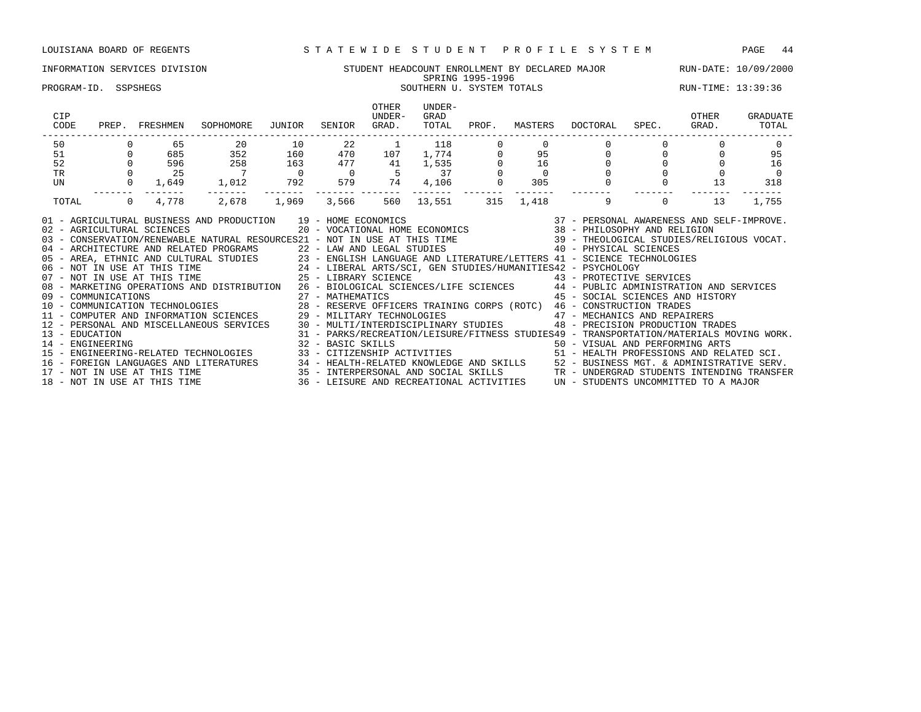LOUISIANA BOARD OF REGENTS — STATEWIDE STUDENT PROFILE SYSTEM

INFORMATION SERVICES DIVISION — STUDENT HEADCOUNT ENROLLMENT BY DECLARED MAJOR — RUN-DATE: 10/09/2000

SPRING 1995-1996

PROGRAM-ID. SSPSHEGS — SOUTHERN U. SYSTEM TOTALS — RUN-TIME: 13:39:36

| CIP CODE | PREP. | FRESHMEN | SOPHOMORE | JUNIOR | SENIOR | OTHER UNDER-GRAD. | UNDER-GRAD TOTAL | PROF. | MASTERS | DOCTORAL | SPEC. | OTHER GRAD. | GRADUATE TOTAL |
|---|---|---|---|---|---|---|---|---|---|---|---|---|---|
| 50 | 0 | 65 | 20 | 10 | 22 | 1 | 118 | 0 | 0 | 0 | 0 | 0 | 0 |
| 51 | 0 | 685 | 352 | 160 | 470 | 107 | 1,774 | 0 | 95 | 0 | 0 | 0 | 95 |
| 52 | 0 | 596 | 258 | 163 | 477 | 41 | 1,535 | 0 | 16 | 0 | 0 | 0 | 16 |
| TR | 0 | 25 | 7 | 0 | 0 | 5 | 37 | 0 | 0 | 0 | 0 | 0 | 0 |
| UN | 0 | 1,649 | 1,012 | 792 | 579 | 74 | 4,106 | 0 | 305 | 0 | 0 | 13 | 318 |
| TOTAL | 0 | 4,778 | 2,678 | 1,969 | 3,566 | 560 | 13,551 | 315 | 1,418 | 9 | 0 | 13 | 1,755 |

01 - AGRICULTURAL BUSINESS AND PRODUCTION
02 - AGRICULTURAL SCIENCES
03 - CONSERVATION/RENEWABLE NATURAL RESOURCES
04 - ARCHITECTURE AND RELATED PROGRAMS
05 - AREA, ETHNIC AND CULTURAL STUDIES
06 - NOT IN USE AT THIS TIME
07 - NOT IN USE AT THIS TIME
08 - MARKETING OPERATIONS AND DISTRIBUTION
09 - COMMUNICATIONS
10 - COMMUNICATION TECHNOLOGIES
11 - COMPUTER AND INFORMATION SCIENCES
12 - PERSONAL AND MISCELLANEOUS SERVICES
13 - EDUCATION
14 - ENGINEERING
15 - ENGINEERING-RELATED TECHNOLOGIES
16 - FOREIGN LANGUAGES AND LITERATURES
17 - NOT IN USE AT THIS TIME
18 - NOT IN USE AT THIS TIME
19 - HOME ECONOMICS
20 - VOCATIONAL HOME ECONOMICS
21 - NOT IN USE AT THIS TIME
22 - LAW AND LEGAL STUDIES
23 - ENGLISH LANGUAGE AND LITERATURE/LETTERS
24 - LIBERAL ARTS/SCI, GEN STUDIES/HUMANITIES
25 - LIBRARY SCIENCE
26 - BIOLOGICAL SCIENCES/LIFE SCIENCES
27 - MATHEMATICS
28 - RESERVE OFFICERS TRAINING CORPS (ROTC)
29 - MILITARY TECHNOLOGIES
30 - MULTI/INTERDISCIPLINARY STUDIES
31 - PARKS/RECREATION/LEISURE/FITNESS STUDIES
32 - BASIC SKILLS
33 - CITIZENSHIP ACTIVITIES
34 - HEALTH-RELATED KNOWLEDGE AND SKILLS
35 - INTERPERSONAL AND SOCIAL SKILLS
36 - LEISURE AND RECREATIONAL ACTIVITIES
37 - PERSONAL AWARENESS AND SELF-IMPROVE.
38 - PHILOSOPHY AND RELIGION
39 - THEOLOGICAL STUDIES/RELIGIOUS VOCAT.
40 - PHYSICAL SCIENCES
41 - SCIENCE TECHNOLOGIES
42 - PSYCHOLOGY
43 - PROTECTIVE SERVICES
44 - PUBLIC ADMINISTRATION AND SERVICES
45 - SOCIAL SCIENCES AND HISTORY
46 - CONSTRUCTION TRADES
47 - MECHANICS AND REPAIRERS
48 - PRECISION PRODUCTION TRADES
49 - TRANSPORTATION/MATERIALS MOVING WORK.
50 - VISUAL AND PERFORMING ARTS
51 - HEALTH PROFESSIONS AND RELATED SCI.
52 - BUSINESS MGT. & ADMINISTRATIVE SERV.
TR - UNDERGRAD STUDENTS INTENDING TRANSFER
UN - STUDENTS UNCOMMITTED TO A MAJOR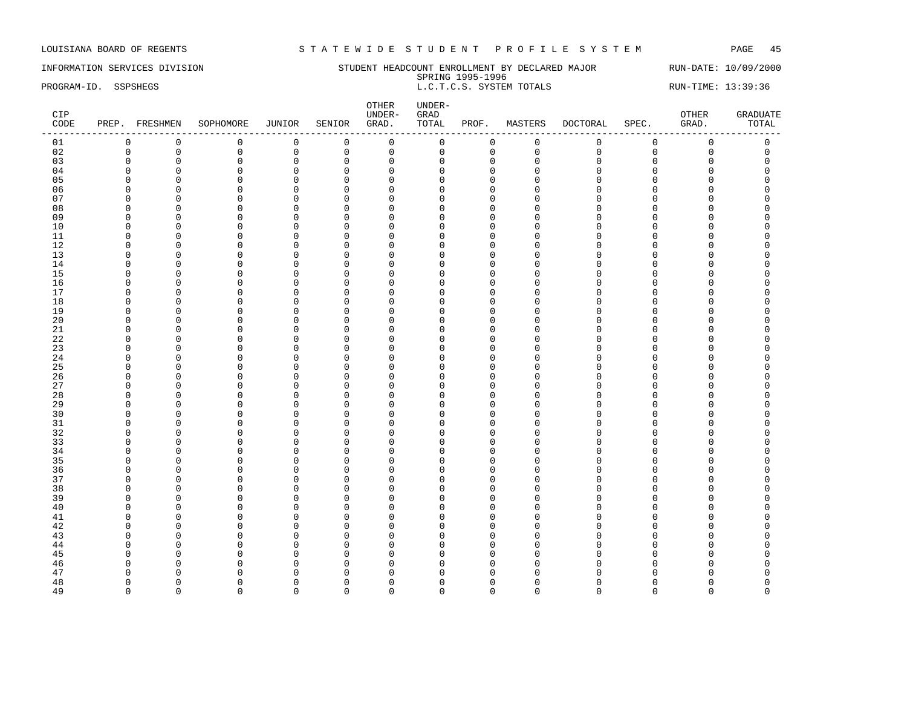LOUISIANA BOARD OF REGENTS — STATEWIDE STUDENT PROFILE SYSTEM

INFORMATION SERVICES DIVISION — STUDENT HEADCOUNT ENROLLMENT BY DECLARED MAJOR — RUN-DATE: 10/09/2000

SPRING 1995-1996

PROGRAM-ID. SSPSHEGS — L.C.T.C.S. SYSTEM TOTALS — RUN-TIME: 13:39:36

| CIP CODE | PREP. | FRESHMEN | SOPHOMORE | JUNIOR | SENIOR | OTHER UNDER-GRAD. | UNDER-GRAD TOTAL | PROF. | MASTERS | DOCTORAL | SPEC. | OTHER GRAD. | GRADUATE TOTAL |
|---|---|---|---|---|---|---|---|---|---|---|---|---|---|
| 01 | 0 | 0 | 0 | 0 | 0 | 0 | 0 | 0 | 0 | 0 | 0 | 0 | 0 |
| 02 | 0 | 0 | 0 | 0 | 0 | 0 | 0 | 0 | 0 | 0 | 0 | 0 | 0 |
| 03 | 0 | 0 | 0 | 0 | 0 | 0 | 0 | 0 | 0 | 0 | 0 | 0 | 0 |
| 04 | 0 | 0 | 0 | 0 | 0 | 0 | 0 | 0 | 0 | 0 | 0 | 0 | 0 |
| 05 | 0 | 0 | 0 | 0 | 0 | 0 | 0 | 0 | 0 | 0 | 0 | 0 | 0 |
| 06 | 0 | 0 | 0 | 0 | 0 | 0 | 0 | 0 | 0 | 0 | 0 | 0 | 0 |
| 07 | 0 | 0 | 0 | 0 | 0 | 0 | 0 | 0 | 0 | 0 | 0 | 0 | 0 |
| 08 | 0 | 0 | 0 | 0 | 0 | 0 | 0 | 0 | 0 | 0 | 0 | 0 | 0 |
| 09 | 0 | 0 | 0 | 0 | 0 | 0 | 0 | 0 | 0 | 0 | 0 | 0 | 0 |
| 10 | 0 | 0 | 0 | 0 | 0 | 0 | 0 | 0 | 0 | 0 | 0 | 0 | 0 |
| 11 | 0 | 0 | 0 | 0 | 0 | 0 | 0 | 0 | 0 | 0 | 0 | 0 | 0 |
| 12 | 0 | 0 | 0 | 0 | 0 | 0 | 0 | 0 | 0 | 0 | 0 | 0 | 0 |
| 13 | 0 | 0 | 0 | 0 | 0 | 0 | 0 | 0 | 0 | 0 | 0 | 0 | 0 |
| 14 | 0 | 0 | 0 | 0 | 0 | 0 | 0 | 0 | 0 | 0 | 0 | 0 | 0 |
| 15 | 0 | 0 | 0 | 0 | 0 | 0 | 0 | 0 | 0 | 0 | 0 | 0 | 0 |
| 16 | 0 | 0 | 0 | 0 | 0 | 0 | 0 | 0 | 0 | 0 | 0 | 0 | 0 |
| 17 | 0 | 0 | 0 | 0 | 0 | 0 | 0 | 0 | 0 | 0 | 0 | 0 | 0 |
| 18 | 0 | 0 | 0 | 0 | 0 | 0 | 0 | 0 | 0 | 0 | 0 | 0 | 0 |
| 19 | 0 | 0 | 0 | 0 | 0 | 0 | 0 | 0 | 0 | 0 | 0 | 0 | 0 |
| 20 | 0 | 0 | 0 | 0 | 0 | 0 | 0 | 0 | 0 | 0 | 0 | 0 | 0 |
| 21 | 0 | 0 | 0 | 0 | 0 | 0 | 0 | 0 | 0 | 0 | 0 | 0 | 0 |
| 22 | 0 | 0 | 0 | 0 | 0 | 0 | 0 | 0 | 0 | 0 | 0 | 0 | 0 |
| 23 | 0 | 0 | 0 | 0 | 0 | 0 | 0 | 0 | 0 | 0 | 0 | 0 | 0 |
| 24 | 0 | 0 | 0 | 0 | 0 | 0 | 0 | 0 | 0 | 0 | 0 | 0 | 0 |
| 25 | 0 | 0 | 0 | 0 | 0 | 0 | 0 | 0 | 0 | 0 | 0 | 0 | 0 |
| 26 | 0 | 0 | 0 | 0 | 0 | 0 | 0 | 0 | 0 | 0 | 0 | 0 | 0 |
| 27 | 0 | 0 | 0 | 0 | 0 | 0 | 0 | 0 | 0 | 0 | 0 | 0 | 0 |
| 28 | 0 | 0 | 0 | 0 | 0 | 0 | 0 | 0 | 0 | 0 | 0 | 0 | 0 |
| 29 | 0 | 0 | 0 | 0 | 0 | 0 | 0 | 0 | 0 | 0 | 0 | 0 | 0 |
| 30 | 0 | 0 | 0 | 0 | 0 | 0 | 0 | 0 | 0 | 0 | 0 | 0 | 0 |
| 31 | 0 | 0 | 0 | 0 | 0 | 0 | 0 | 0 | 0 | 0 | 0 | 0 | 0 |
| 32 | 0 | 0 | 0 | 0 | 0 | 0 | 0 | 0 | 0 | 0 | 0 | 0 | 0 |
| 33 | 0 | 0 | 0 | 0 | 0 | 0 | 0 | 0 | 0 | 0 | 0 | 0 | 0 |
| 34 | 0 | 0 | 0 | 0 | 0 | 0 | 0 | 0 | 0 | 0 | 0 | 0 | 0 |
| 35 | 0 | 0 | 0 | 0 | 0 | 0 | 0 | 0 | 0 | 0 | 0 | 0 | 0 |
| 36 | 0 | 0 | 0 | 0 | 0 | 0 | 0 | 0 | 0 | 0 | 0 | 0 | 0 |
| 37 | 0 | 0 | 0 | 0 | 0 | 0 | 0 | 0 | 0 | 0 | 0 | 0 | 0 |
| 38 | 0 | 0 | 0 | 0 | 0 | 0 | 0 | 0 | 0 | 0 | 0 | 0 | 0 |
| 39 | 0 | 0 | 0 | 0 | 0 | 0 | 0 | 0 | 0 | 0 | 0 | 0 | 0 |
| 40 | 0 | 0 | 0 | 0 | 0 | 0 | 0 | 0 | 0 | 0 | 0 | 0 | 0 |
| 41 | 0 | 0 | 0 | 0 | 0 | 0 | 0 | 0 | 0 | 0 | 0 | 0 | 0 |
| 42 | 0 | 0 | 0 | 0 | 0 | 0 | 0 | 0 | 0 | 0 | 0 | 0 | 0 |
| 43 | 0 | 0 | 0 | 0 | 0 | 0 | 0 | 0 | 0 | 0 | 0 | 0 | 0 |
| 44 | 0 | 0 | 0 | 0 | 0 | 0 | 0 | 0 | 0 | 0 | 0 | 0 | 0 |
| 45 | 0 | 0 | 0 | 0 | 0 | 0 | 0 | 0 | 0 | 0 | 0 | 0 | 0 |
| 46 | 0 | 0 | 0 | 0 | 0 | 0 | 0 | 0 | 0 | 0 | 0 | 0 | 0 |
| 47 | 0 | 0 | 0 | 0 | 0 | 0 | 0 | 0 | 0 | 0 | 0 | 0 | 0 |
| 48 | 0 | 0 | 0 | 0 | 0 | 0 | 0 | 0 | 0 | 0 | 0 | 0 | 0 |
| 49 | 0 | 0 | 0 | 0 | 0 | 0 | 0 | 0 | 0 | 0 | 0 | 0 | 0 |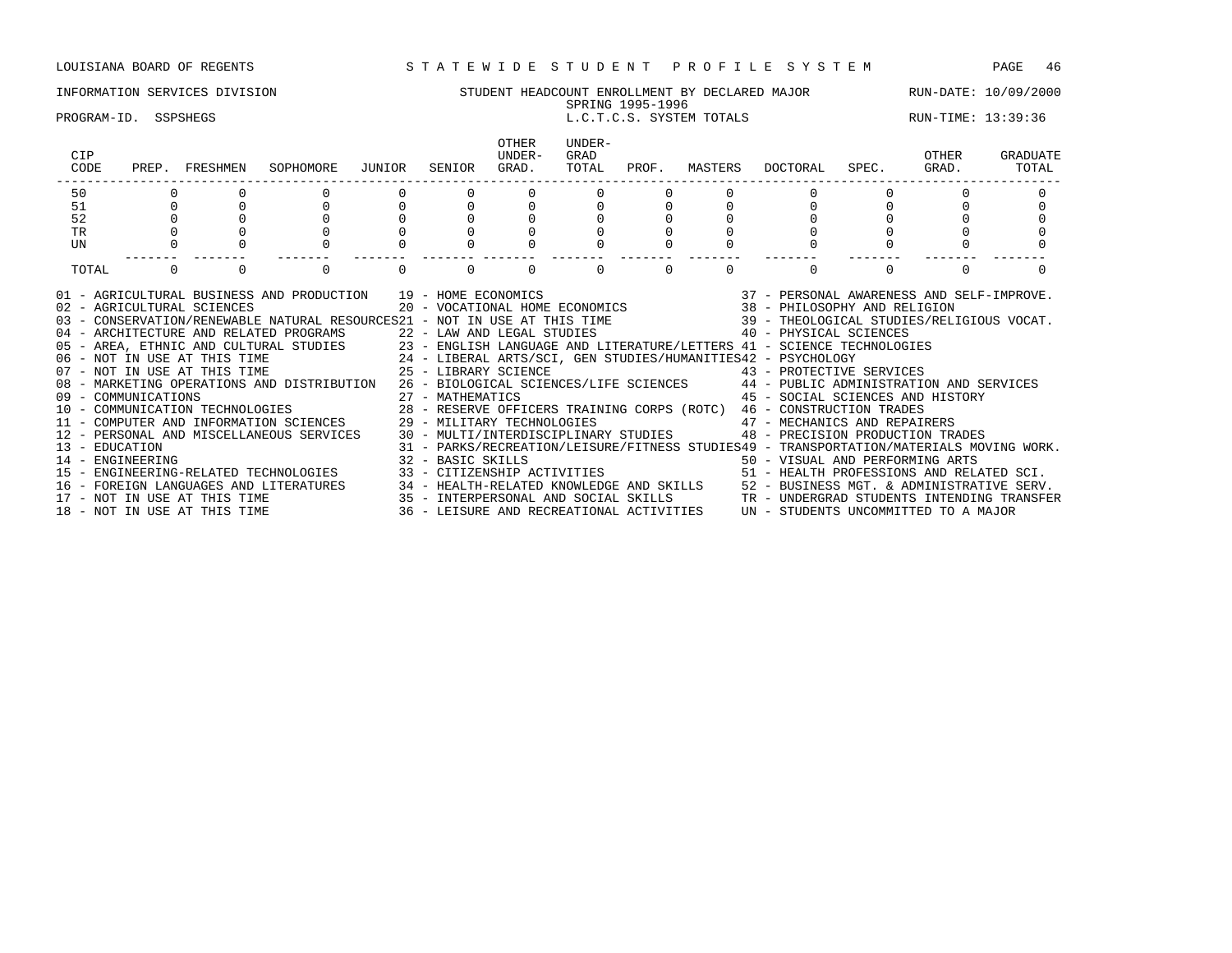LOUISIANA BOARD OF REGENTS — S T A T E W I D E   S T U D E N T   P R O F I L E   S Y S T E M

INFORMATION SERVICES DIVISION — STUDENT HEADCOUNT ENROLLMENT BY DECLARED MAJOR — RUN-DATE: 10/09/2000

SPRING 1995-1996

PROGRAM-ID. SSPSHEGS — L.C.T.C.S. SYSTEM TOTALS — RUN-TIME: 13:39:36

| CIP CODE | PREP. | FRESHMEN | SOPHOMORE | JUNIOR | SENIOR | OTHER UNDER-GRAD. | UNDER-GRAD TOTAL | PROF. | MASTERS | DOCTORAL | SPEC. | OTHER GRAD. | GRADUATE TOTAL |
|---|---|---|---|---|---|---|---|---|---|---|---|---|---|
| 50 | 0 | 0 | 0 | 0 | 0 | 0 | 0 | 0 | 0 | 0 | 0 | 0 | 0 |
| 51 | 0 | 0 | 0 | 0 | 0 | 0 | 0 | 0 | 0 | 0 | 0 | 0 | 0 |
| 52 | 0 | 0 | 0 | 0 | 0 | 0 | 0 | 0 | 0 | 0 | 0 | 0 | 0 |
| TR | 0 | 0 | 0 | 0 | 0 | 0 | 0 | 0 | 0 | 0 | 0 | 0 | 0 |
| UN | 0 | 0 | 0 | 0 | 0 | 0 | 0 | 0 | 0 | 0 | 0 | 0 | 0 |
| TOTAL | 0 | 0 | 0 | 0 | 0 | 0 | 0 | 0 | 0 | 0 | 0 | 0 | 0 |

01 - AGRICULTURAL BUSINESS AND PRODUCTION
02 - AGRICULTURAL SCIENCES
03 - CONSERVATION/RENEWABLE NATURAL RESOURCES
04 - ARCHITECTURE AND RELATED PROGRAMS
05 - AREA, ETHNIC AND CULTURAL STUDIES
06 - NOT IN USE AT THIS TIME
07 - NOT IN USE AT THIS TIME
08 - MARKETING OPERATIONS AND DISTRIBUTION
09 - COMMUNICATIONS
10 - COMMUNICATION TECHNOLOGIES
11 - COMPUTER AND INFORMATION SCIENCES
12 - PERSONAL AND MISCELLANEOUS SERVICES
13 - EDUCATION
14 - ENGINEERING
15 - ENGINEERING-RELATED TECHNOLOGIES
16 - FOREIGN LANGUAGES AND LITERATURES
17 - NOT IN USE AT THIS TIME
18 - NOT IN USE AT THIS TIME
19 - HOME ECONOMICS
20 - VOCATIONAL HOME ECONOMICS
21 - NOT IN USE AT THIS TIME
22 - LAW AND LEGAL STUDIES
23 - ENGLISH LANGUAGE AND LITERATURE/LETTERS
24 - LIBERAL ARTS/SCI, GEN STUDIES/HUMANITIES
25 - LIBRARY SCIENCE
26 - BIOLOGICAL SCIENCES/LIFE SCIENCES
27 - MATHEMATICS
28 - RESERVE OFFICERS TRAINING CORPS (ROTC)
29 - MILITARY TECHNOLOGIES
30 - MULTI/INTERDISCIPLINARY STUDIES
31 - PARKS/RECREATION/LEISURE/FITNESS STUDIES
32 - BASIC SKILLS
33 - CITIZENSHIP ACTIVITIES
34 - HEALTH-RELATED KNOWLEDGE AND SKILLS
35 - INTERPERSONAL AND SOCIAL SKILLS
36 - LEISURE AND RECREATIONAL ACTIVITIES
37 - PERSONAL AWARENESS AND SELF-IMPROVE.
38 - PHILOSOPHY AND RELIGION
39 - THEOLOGICAL STUDIES/RELIGIOUS VOCAT.
40 - PHYSICAL SCIENCES
41 - SCIENCE TECHNOLOGIES
42 - PSYCHOLOGY
43 - PROTECTIVE SERVICES
44 - PUBLIC ADMINISTRATION AND SERVICES
45 - SOCIAL SCIENCES AND HISTORY
46 - CONSTRUCTION TRADES
47 - MECHANICS AND REPAIRERS
48 - PRECISION PRODUCTION TRADES
49 - TRANSPORTATION/MATERIALS MOVING WORK.
50 - VISUAL AND PERFORMING ARTS
51 - HEALTH PROFESSIONS AND RELATED SCI.
52 - BUSINESS MGT. & ADMINISTRATIVE SERV.
TR - UNDERGRAD STUDENTS INTENDING TRANSFER
UN - STUDENTS UNCOMMITTED TO A MAJOR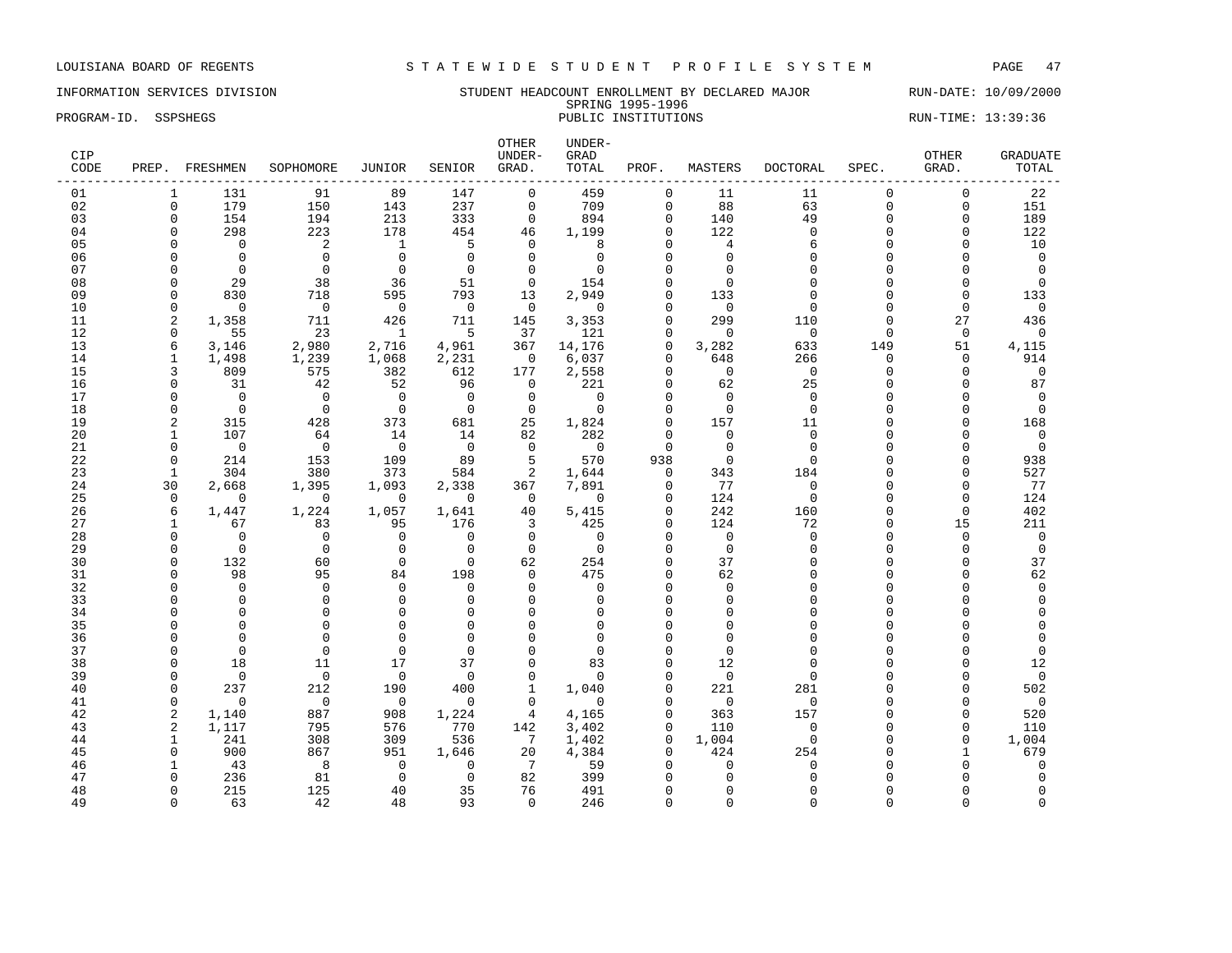LOUISIANA BOARD OF REGENTS — STATEWIDE STUDENT PROFILE SYSTEM

INFORMATION SERVICES DIVISION — STUDENT HEADCOUNT ENROLLMENT BY DECLARED MAJOR — RUN-DATE: 10/09/2000

SPRING 1995-1996

PROGRAM-ID. SSPSHEGS — PUBLIC INSTITUTIONS — RUN-TIME: 13:39:36

| CIP CODE | PREP. | FRESHMEN | SOPHOMORE | JUNIOR | SENIOR | OTHER UNDER-GRAD. | UNDER-GRAD TOTAL | PROF. | MASTERS | DOCTORAL | SPEC. | OTHER GRAD. | GRADUATE TOTAL |
|---|---|---|---|---|---|---|---|---|---|---|---|---|---|
| 01 | 1 | 131 | 91 | 89 | 147 | 0 | 459 | 0 | 11 | 11 | 0 | 0 | 22 |
| 02 | 0 | 179 | 150 | 143 | 237 | 0 | 709 | 0 | 88 | 63 | 0 | 0 | 151 |
| 03 | 0 | 154 | 194 | 213 | 333 | 0 | 894 | 0 | 140 | 49 | 0 | 0 | 189 |
| 04 | 0 | 298 | 223 | 178 | 454 | 46 | 1,199 | 0 | 122 | 0 | 0 | 0 | 122 |
| 05 | 0 | 0 | 2 | 1 | 5 | 0 | 8 | 0 | 4 | 6 | 0 | 0 | 10 |
| 06 | 0 | 0 | 0 | 0 | 0 | 0 | 0 | 0 | 0 | 0 | 0 | 0 | 0 |
| 07 | 0 | 0 | 0 | 0 | 0 | 0 | 0 | 0 | 0 | 0 | 0 | 0 | 0 |
| 08 | 0 | 29 | 38 | 36 | 51 | 0 | 154 | 0 | 0 | 0 | 0 | 0 | 0 |
| 09 | 0 | 830 | 718 | 595 | 793 | 13 | 2,949 | 0 | 133 | 0 | 0 | 0 | 133 |
| 10 | 0 | 0 | 0 | 0 | 0 | 0 | 0 | 0 | 0 | 0 | 0 | 0 | 0 |
| 11 | 2 | 1,358 | 711 | 426 | 711 | 145 | 3,353 | 0 | 299 | 110 | 0 | 27 | 436 |
| 12 | 0 | 55 | 23 | 1 | 5 | 37 | 121 | 0 | 0 | 0 | 0 | 0 | 0 |
| 13 | 6 | 3,146 | 2,980 | 2,716 | 4,961 | 367 | 14,176 | 0 | 3,282 | 633 | 149 | 51 | 4,115 |
| 14 | 1 | 1,498 | 1,239 | 1,068 | 2,231 | 0 | 6,037 | 0 | 648 | 266 | 0 | 0 | 914 |
| 15 | 3 | 809 | 575 | 382 | 612 | 177 | 2,558 | 0 | 0 | 0 | 0 | 0 | 0 |
| 16 | 0 | 31 | 42 | 52 | 96 | 0 | 221 | 0 | 62 | 25 | 0 | 0 | 87 |
| 17 | 0 | 0 | 0 | 0 | 0 | 0 | 0 | 0 | 0 | 0 | 0 | 0 | 0 |
| 18 | 0 | 0 | 0 | 0 | 0 | 0 | 0 | 0 | 0 | 0 | 0 | 0 | 0 |
| 19 | 2 | 315 | 428 | 373 | 681 | 25 | 1,824 | 0 | 157 | 11 | 0 | 0 | 168 |
| 20 | 1 | 107 | 64 | 14 | 14 | 82 | 282 | 0 | 0 | 0 | 0 | 0 | 0 |
| 21 | 0 | 0 | 0 | 0 | 0 | 0 | 0 | 0 | 0 | 0 | 0 | 0 | 0 |
| 22 | 0 | 214 | 153 | 109 | 89 | 5 | 570 | 938 | 0 | 0 | 0 | 0 | 938 |
| 23 | 1 | 304 | 380 | 373 | 584 | 2 | 1,644 | 0 | 343 | 184 | 0 | 0 | 527 |
| 24 | 30 | 2,668 | 1,395 | 1,093 | 2,338 | 367 | 7,891 | 0 | 77 | 0 | 0 | 0 | 77 |
| 25 | 0 | 0 | 0 | 0 | 0 | 0 | 0 | 0 | 124 | 0 | 0 | 0 | 124 |
| 26 | 6 | 1,447 | 1,224 | 1,057 | 1,641 | 40 | 5,415 | 0 | 242 | 160 | 0 | 0 | 402 |
| 27 | 1 | 67 | 83 | 95 | 176 | 3 | 425 | 0 | 124 | 72 | 0 | 15 | 211 |
| 28 | 0 | 0 | 0 | 0 | 0 | 0 | 0 | 0 | 0 | 0 | 0 | 0 | 0 |
| 29 | 0 | 0 | 0 | 0 | 0 | 0 | 0 | 0 | 0 | 0 | 0 | 0 | 0 |
| 30 | 0 | 132 | 60 | 0 | 0 | 62 | 254 | 0 | 37 | 0 | 0 | 0 | 37 |
| 31 | 0 | 98 | 95 | 84 | 198 | 0 | 475 | 0 | 62 | 0 | 0 | 0 | 62 |
| 32 | 0 | 0 | 0 | 0 | 0 | 0 | 0 | 0 | 0 | 0 | 0 | 0 | 0 |
| 33 | 0 | 0 | 0 | 0 | 0 | 0 | 0 | 0 | 0 | 0 | 0 | 0 | 0 |
| 34 | 0 | 0 | 0 | 0 | 0 | 0 | 0 | 0 | 0 | 0 | 0 | 0 | 0 |
| 35 | 0 | 0 | 0 | 0 | 0 | 0 | 0 | 0 | 0 | 0 | 0 | 0 | 0 |
| 36 | 0 | 0 | 0 | 0 | 0 | 0 | 0 | 0 | 0 | 0 | 0 | 0 | 0 |
| 37 | 0 | 0 | 0 | 0 | 0 | 0 | 0 | 0 | 0 | 0 | 0 | 0 | 0 |
| 38 | 0 | 18 | 11 | 17 | 37 | 0 | 83 | 0 | 12 | 0 | 0 | 0 | 12 |
| 39 | 0 | 0 | 0 | 0 | 0 | 0 | 0 | 0 | 0 | 0 | 0 | 0 | 0 |
| 40 | 0 | 237 | 212 | 190 | 400 | 1 | 1,040 | 0 | 221 | 281 | 0 | 0 | 502 |
| 41 | 0 | 0 | 0 | 0 | 0 | 0 | 0 | 0 | 0 | 0 | 0 | 0 | 0 |
| 42 | 2 | 1,140 | 887 | 908 | 1,224 | 4 | 4,165 | 0 | 363 | 157 | 0 | 0 | 520 |
| 43 | 2 | 1,117 | 795 | 576 | 770 | 142 | 3,402 | 0 | 110 | 0 | 0 | 0 | 110 |
| 44 | 1 | 241 | 308 | 309 | 536 | 7 | 1,402 | 0 | 1,004 | 0 | 0 | 0 | 1,004 |
| 45 | 0 | 900 | 867 | 951 | 1,646 | 20 | 4,384 | 0 | 424 | 254 | 0 | 1 | 679 |
| 46 | 1 | 43 | 8 | 0 | 0 | 7 | 59 | 0 | 0 | 0 | 0 | 0 | 0 |
| 47 | 0 | 236 | 81 | 0 | 0 | 82 | 399 | 0 | 0 | 0 | 0 | 0 | 0 |
| 48 | 0 | 215 | 125 | 40 | 35 | 76 | 491 | 0 | 0 | 0 | 0 | 0 | 0 |
| 49 | 0 | 63 | 42 | 48 | 93 | 0 | 246 | 0 | 0 | 0 | 0 | 0 | 0 |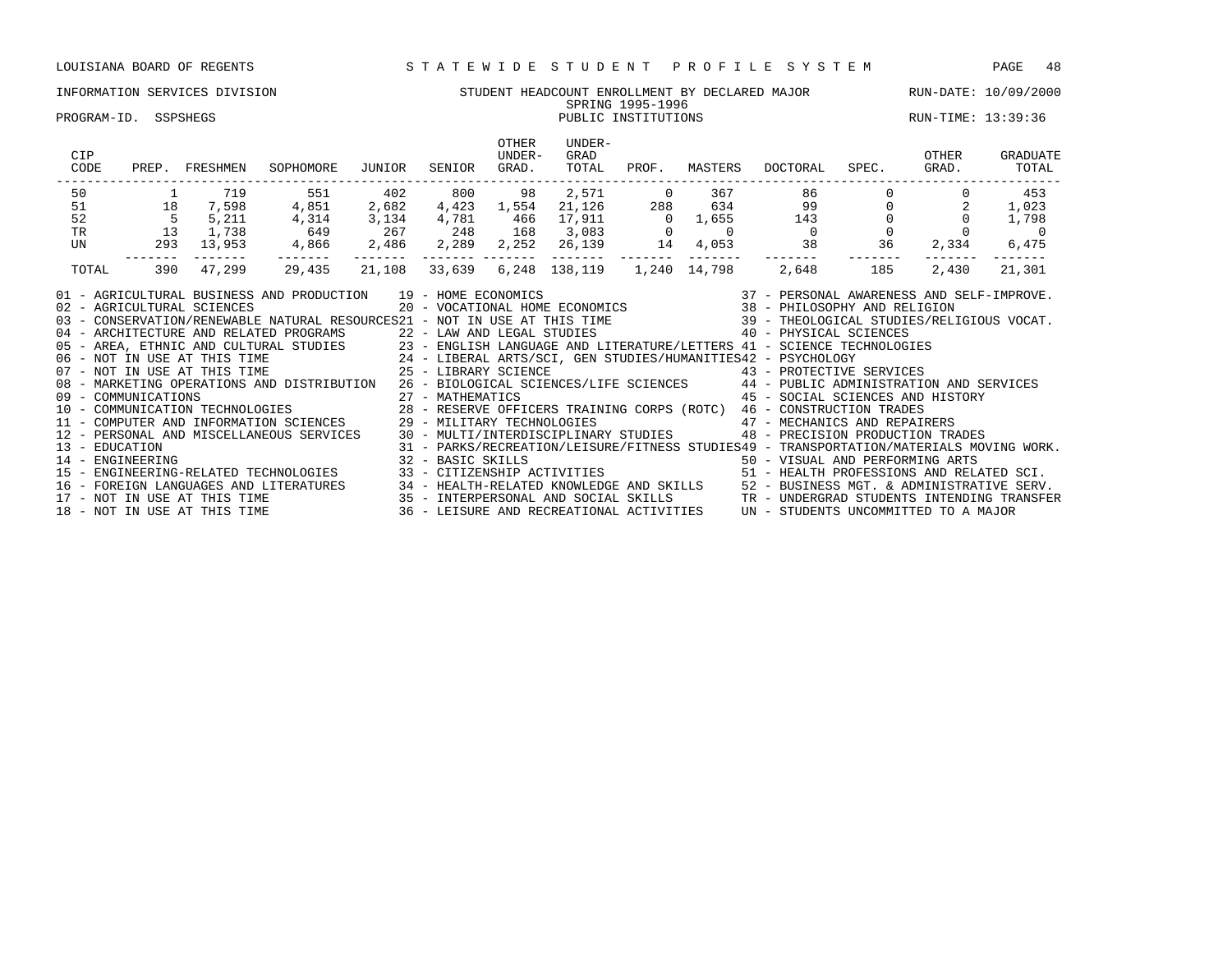LOUISIANA BOARD OF REGENTS — STATEWIDE STUDENT PROFILE SYSTEM

INFORMATION SERVICES DIVISION — STUDENT HEADCOUNT ENROLLMENT BY DECLARED MAJOR — RUN-DATE: 10/09/2000

SPRING 1995-1996

PROGRAM-ID. SSPSHEGS — PUBLIC INSTITUTIONS — RUN-TIME: 13:39:36

| CIP CODE | PREP. | FRESHMEN | SOPHOMORE | JUNIOR | SENIOR | OTHER UNDER-GRAD. | UNDER-GRAD TOTAL | PROF. | MASTERS | DOCTORAL | SPEC. | OTHER GRAD. | GRADUATE TOTAL |
|---|---|---|---|---|---|---|---|---|---|---|---|---|---|
| 50 | 1 | 719 | 551 | 402 | 800 | 98 | 2,571 | 0 | 367 | 86 | 0 | 0 | 453 |
| 51 | 18 | 7,598 | 4,851 | 2,682 | 4,423 | 1,554 | 21,126 | 288 | 634 | 99 | 0 | 2 | 1,023 |
| 52 | 5 | 5,211 | 4,314 | 3,134 | 4,781 | 466 | 17,911 | 0 | 1,655 | 143 | 0 | 0 | 1,798 |
| TR | 13 | 1,738 | 649 | 267 | 248 | 168 | 3,083 | 0 | 0 | 0 | 0 | 0 | 0 |
| UN | 293 | 13,953 | 4,866 | 2,486 | 2,289 | 2,252 | 26,139 | 14 | 4,053 | 38 | 36 | 2,334 | 6,475 |
| TOTAL | 390 | 47,299 | 29,435 | 21,108 | 33,639 | 6,248 | 138,119 | 1,240 | 14,798 | 2,648 | 185 | 2,430 | 21,301 |

01 - AGRICULTURAL BUSINESS AND PRODUCTION
02 - AGRICULTURAL SCIENCES
03 - CONSERVATION/RENEWABLE NATURAL RESOURCES
04 - ARCHITECTURE AND RELATED PROGRAMS
05 - AREA, ETHNIC AND CULTURAL STUDIES
06 - NOT IN USE AT THIS TIME
07 - NOT IN USE AT THIS TIME
08 - MARKETING OPERATIONS AND DISTRIBUTION
09 - COMMUNICATIONS
10 - COMMUNICATION TECHNOLOGIES
11 - COMPUTER AND INFORMATION SCIENCES
12 - PERSONAL AND MISCELLANEOUS SERVICES
13 - EDUCATION
14 - ENGINEERING
15 - ENGINEERING-RELATED TECHNOLOGIES
16 - FOREIGN LANGUAGES AND LITERATURES
17 - NOT IN USE AT THIS TIME
18 - NOT IN USE AT THIS TIME
19 - HOME ECONOMICS
20 - VOCATIONAL HOME ECONOMICS
21 - NOT IN USE AT THIS TIME
22 - LAW AND LEGAL STUDIES
23 - ENGLISH LANGUAGE AND LITERATURE/LETTERS
24 - LIBERAL ARTS/SCI, GEN STUDIES/HUMANITIES
25 - LIBRARY SCIENCE
26 - BIOLOGICAL SCIENCES/LIFE SCIENCES
27 - MATHEMATICS
28 - RESERVE OFFICERS TRAINING CORPS (ROTC)
29 - MILITARY TECHNOLOGIES
30 - MULTI/INTERDISCIPLINARY STUDIES
31 - PARKS/RECREATION/LEISURE/FITNESS STUDIES
32 - BASIC SKILLS
33 - CITIZENSHIP ACTIVITIES
34 - HEALTH-RELATED KNOWLEDGE AND SKILLS
35 - INTERPERSONAL AND SOCIAL SKILLS
36 - LEISURE AND RECREATIONAL ACTIVITIES
37 - PERSONAL AWARENESS AND SELF-IMPROVE.
38 - PHILOSOPHY AND RELIGION
39 - THEOLOGICAL STUDIES/RELIGIOUS VOCAT.
40 - PHYSICAL SCIENCES
41 - SCIENCE TECHNOLOGIES
42 - PSYCHOLOGY
43 - PROTECTIVE SERVICES
44 - PUBLIC ADMINISTRATION AND SERVICES
45 - SOCIAL SCIENCES AND HISTORY
46 - CONSTRUCTION TRADES
47 - MECHANICS AND REPAIRERS
48 - PRECISION PRODUCTION TRADES
49 - TRANSPORTATION/MATERIALS MOVING WORK.
50 - VISUAL AND PERFORMING ARTS
51 - HEALTH PROFESSIONS AND RELATED SCI.
52 - BUSINESS MGT. & ADMINISTRATIVE SERV.
TR - UNDERGRAD STUDENTS INTENDING TRANSFER
UN - STUDENTS UNCOMMITTED TO A MAJOR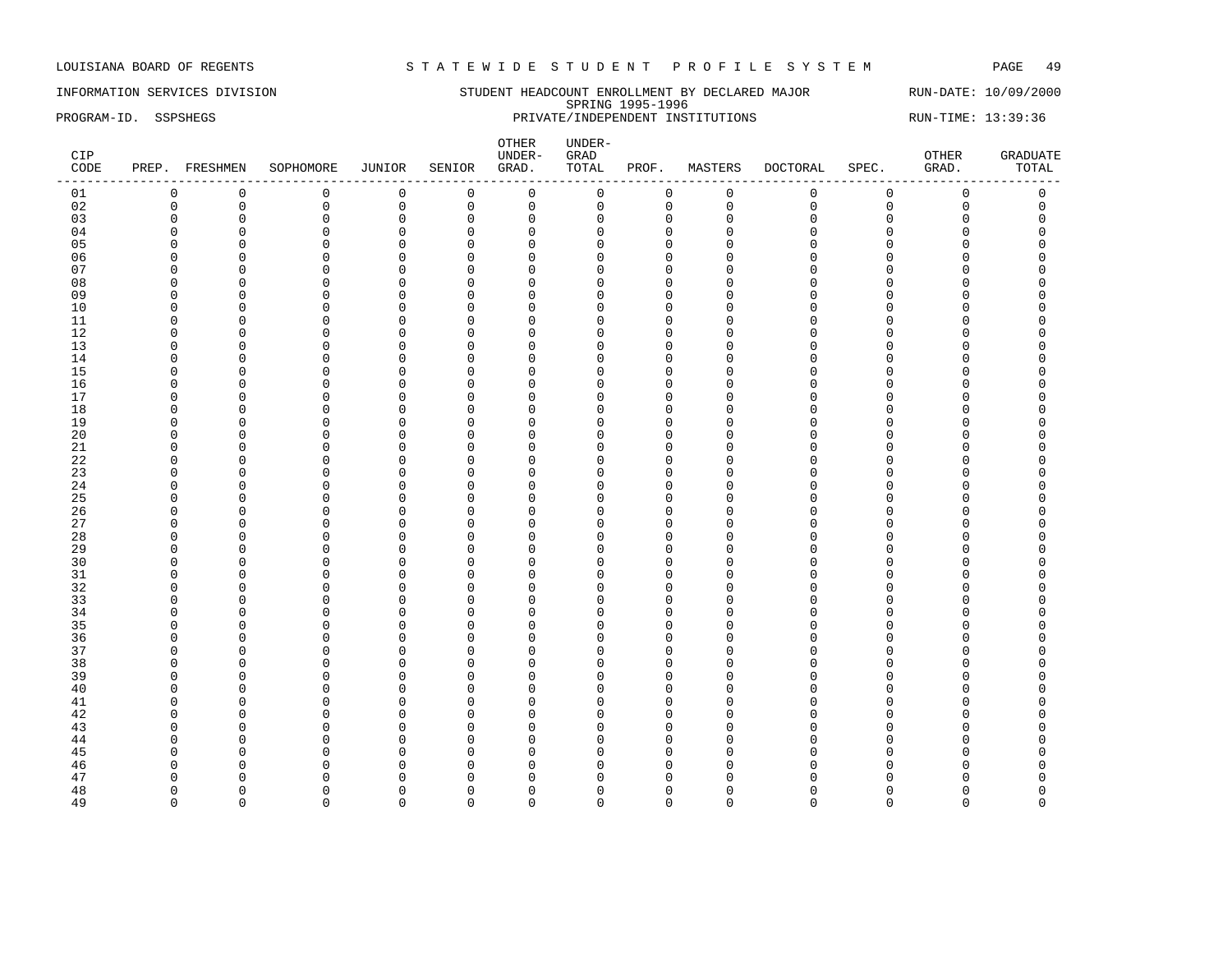LOUISIANA BOARD OF REGENTS — STATEWIDE STUDENT PROFILE SYSTEM

INFORMATION SERVICES DIVISION — STUDENT HEADCOUNT ENROLLMENT BY DECLARED MAJOR — RUN-DATE: 10/09/2000

SPRING 1995-1996

PROGRAM-ID. SSPSHEGS — PRIVATE/INDEPENDENT INSTITUTIONS — RUN-TIME: 13:39:36

| CIP CODE | PREP. | FRESHMEN | SOPHOMORE | JUNIOR | SENIOR | OTHER UNDER-GRAD. | UNDER-GRAD TOTAL | PROF. | MASTERS | DOCTORAL | SPEC. | OTHER GRAD. | GRADUATE TOTAL |
|---|---|---|---|---|---|---|---|---|---|---|---|---|---|
| 01 | 0 | 0 | 0 | 0 | 0 | 0 | 0 | 0 | 0 | 0 | 0 | 0 | 0 |
| 02 | 0 | 0 | 0 | 0 | 0 | 0 | 0 | 0 | 0 | 0 | 0 | 0 | 0 |
| 03 | 0 | 0 | 0 | 0 | 0 | 0 | 0 | 0 | 0 | 0 | 0 | 0 | 0 |
| 04 | 0 | 0 | 0 | 0 | 0 | 0 | 0 | 0 | 0 | 0 | 0 | 0 | 0 |
| 05 | 0 | 0 | 0 | 0 | 0 | 0 | 0 | 0 | 0 | 0 | 0 | 0 | 0 |
| 06 | 0 | 0 | 0 | 0 | 0 | 0 | 0 | 0 | 0 | 0 | 0 | 0 | 0 |
| 07 | 0 | 0 | 0 | 0 | 0 | 0 | 0 | 0 | 0 | 0 | 0 | 0 | 0 |
| 08 | 0 | 0 | 0 | 0 | 0 | 0 | 0 | 0 | 0 | 0 | 0 | 0 | 0 |
| 09 | 0 | 0 | 0 | 0 | 0 | 0 | 0 | 0 | 0 | 0 | 0 | 0 | 0 |
| 10 | 0 | 0 | 0 | 0 | 0 | 0 | 0 | 0 | 0 | 0 | 0 | 0 | 0 |
| 11 | 0 | 0 | 0 | 0 | 0 | 0 | 0 | 0 | 0 | 0 | 0 | 0 | 0 |
| 12 | 0 | 0 | 0 | 0 | 0 | 0 | 0 | 0 | 0 | 0 | 0 | 0 | 0 |
| 13 | 0 | 0 | 0 | 0 | 0 | 0 | 0 | 0 | 0 | 0 | 0 | 0 | 0 |
| 14 | 0 | 0 | 0 | 0 | 0 | 0 | 0 | 0 | 0 | 0 | 0 | 0 | 0 |
| 15 | 0 | 0 | 0 | 0 | 0 | 0 | 0 | 0 | 0 | 0 | 0 | 0 | 0 |
| 16 | 0 | 0 | 0 | 0 | 0 | 0 | 0 | 0 | 0 | 0 | 0 | 0 | 0 |
| 17 | 0 | 0 | 0 | 0 | 0 | 0 | 0 | 0 | 0 | 0 | 0 | 0 | 0 |
| 18 | 0 | 0 | 0 | 0 | 0 | 0 | 0 | 0 | 0 | 0 | 0 | 0 | 0 |
| 19 | 0 | 0 | 0 | 0 | 0 | 0 | 0 | 0 | 0 | 0 | 0 | 0 | 0 |
| 20 | 0 | 0 | 0 | 0 | 0 | 0 | 0 | 0 | 0 | 0 | 0 | 0 | 0 |
| 21 | 0 | 0 | 0 | 0 | 0 | 0 | 0 | 0 | 0 | 0 | 0 | 0 | 0 |
| 22 | 0 | 0 | 0 | 0 | 0 | 0 | 0 | 0 | 0 | 0 | 0 | 0 | 0 |
| 23 | 0 | 0 | 0 | 0 | 0 | 0 | 0 | 0 | 0 | 0 | 0 | 0 | 0 |
| 24 | 0 | 0 | 0 | 0 | 0 | 0 | 0 | 0 | 0 | 0 | 0 | 0 | 0 |
| 25 | 0 | 0 | 0 | 0 | 0 | 0 | 0 | 0 | 0 | 0 | 0 | 0 | 0 |
| 26 | 0 | 0 | 0 | 0 | 0 | 0 | 0 | 0 | 0 | 0 | 0 | 0 | 0 |
| 27 | 0 | 0 | 0 | 0 | 0 | 0 | 0 | 0 | 0 | 0 | 0 | 0 | 0 |
| 28 | 0 | 0 | 0 | 0 | 0 | 0 | 0 | 0 | 0 | 0 | 0 | 0 | 0 |
| 29 | 0 | 0 | 0 | 0 | 0 | 0 | 0 | 0 | 0 | 0 | 0 | 0 | 0 |
| 30 | 0 | 0 | 0 | 0 | 0 | 0 | 0 | 0 | 0 | 0 | 0 | 0 | 0 |
| 31 | 0 | 0 | 0 | 0 | 0 | 0 | 0 | 0 | 0 | 0 | 0 | 0 | 0 |
| 32 | 0 | 0 | 0 | 0 | 0 | 0 | 0 | 0 | 0 | 0 | 0 | 0 | 0 |
| 33 | 0 | 0 | 0 | 0 | 0 | 0 | 0 | 0 | 0 | 0 | 0 | 0 | 0 |
| 34 | 0 | 0 | 0 | 0 | 0 | 0 | 0 | 0 | 0 | 0 | 0 | 0 | 0 |
| 35 | 0 | 0 | 0 | 0 | 0 | 0 | 0 | 0 | 0 | 0 | 0 | 0 | 0 |
| 36 | 0 | 0 | 0 | 0 | 0 | 0 | 0 | 0 | 0 | 0 | 0 | 0 | 0 |
| 37 | 0 | 0 | 0 | 0 | 0 | 0 | 0 | 0 | 0 | 0 | 0 | 0 | 0 |
| 38 | 0 | 0 | 0 | 0 | 0 | 0 | 0 | 0 | 0 | 0 | 0 | 0 | 0 |
| 39 | 0 | 0 | 0 | 0 | 0 | 0 | 0 | 0 | 0 | 0 | 0 | 0 | 0 |
| 40 | 0 | 0 | 0 | 0 | 0 | 0 | 0 | 0 | 0 | 0 | 0 | 0 | 0 |
| 41 | 0 | 0 | 0 | 0 | 0 | 0 | 0 | 0 | 0 | 0 | 0 | 0 | 0 |
| 42 | 0 | 0 | 0 | 0 | 0 | 0 | 0 | 0 | 0 | 0 | 0 | 0 | 0 |
| 43 | 0 | 0 | 0 | 0 | 0 | 0 | 0 | 0 | 0 | 0 | 0 | 0 | 0 |
| 44 | 0 | 0 | 0 | 0 | 0 | 0 | 0 | 0 | 0 | 0 | 0 | 0 | 0 |
| 45 | 0 | 0 | 0 | 0 | 0 | 0 | 0 | 0 | 0 | 0 | 0 | 0 | 0 |
| 46 | 0 | 0 | 0 | 0 | 0 | 0 | 0 | 0 | 0 | 0 | 0 | 0 | 0 |
| 47 | 0 | 0 | 0 | 0 | 0 | 0 | 0 | 0 | 0 | 0 | 0 | 0 | 0 |
| 48 | 0 | 0 | 0 | 0 | 0 | 0 | 0 | 0 | 0 | 0 | 0 | 0 | 0 |
| 49 | 0 | 0 | 0 | 0 | 0 | 0 | 0 | 0 | 0 | 0 | 0 | 0 | 0 |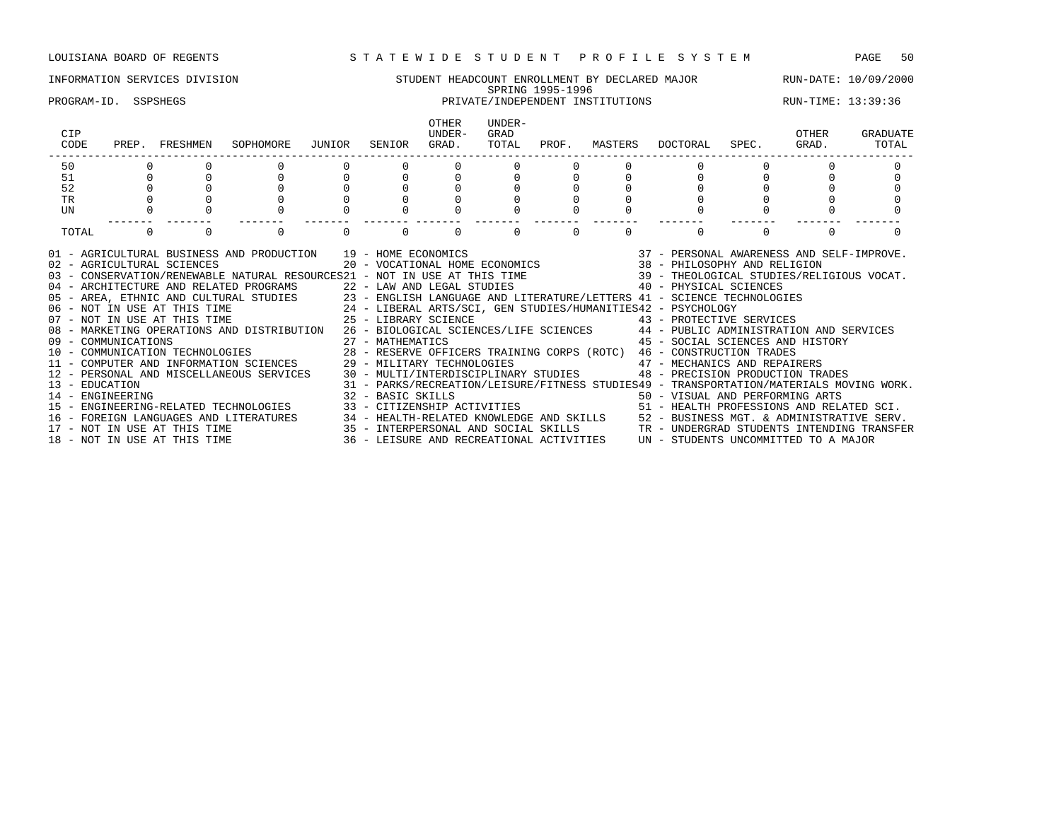LOUISIANA BOARD OF REGENTS — STATEWIDE STUDENT PROFILE SYSTEM

INFORMATION SERVICES DIVISION — STUDENT HEADCOUNT ENROLLMENT BY DECLARED MAJOR — RUN-DATE: 10/09/2000

SPRING 1995-1996

PROGRAM-ID. SSPSHEGS — PRIVATE/INDEPENDENT INSTITUTIONS — RUN-TIME: 13:39:36

| CIP CODE | PREP. | FRESHMEN | SOPHOMORE | JUNIOR | SENIOR | OTHER UNDER-GRAD. | UNDER-GRAD TOTAL | PROF. | MASTERS | DOCTORAL | SPEC. | OTHER GRAD. | GRADUATE TOTAL |
|---|---|---|---|---|---|---|---|---|---|---|---|---|---|
| 50 | 0 | 0 | 0 | 0 | 0 | 0 | 0 | 0 | 0 | 0 | 0 | 0 | 0 |
| 51 | 0 | 0 | 0 | 0 | 0 | 0 | 0 | 0 | 0 | 0 | 0 | 0 | 0 |
| 52 | 0 | 0 | 0 | 0 | 0 | 0 | 0 | 0 | 0 | 0 | 0 | 0 | 0 |
| TR | 0 | 0 | 0 | 0 | 0 | 0 | 0 | 0 | 0 | 0 | 0 | 0 | 0 |
| UN | 0 | 0 | 0 | 0 | 0 | 0 | 0 | 0 | 0 | 0 | 0 | 0 | 0 |
| TOTAL | 0 | 0 | 0 | 0 | 0 | 0 | 0 | 0 | 0 | 0 | 0 | 0 | 0 |

01 - AGRICULTURAL BUSINESS AND PRODUCTION
02 - AGRICULTURAL SCIENCES
03 - CONSERVATION/RENEWABLE NATURAL RESOURCES
04 - ARCHITECTURE AND RELATED PROGRAMS
05 - AREA, ETHNIC AND CULTURAL STUDIES
06 - NOT IN USE AT THIS TIME
07 - NOT IN USE AT THIS TIME
08 - MARKETING OPERATIONS AND DISTRIBUTION
09 - COMMUNICATIONS
10 - COMMUNICATION TECHNOLOGIES
11 - COMPUTER AND INFORMATION SCIENCES
12 - PERSONAL AND MISCELLANEOUS SERVICES
13 - EDUCATION
14 - ENGINEERING
15 - ENGINEERING-RELATED TECHNOLOGIES
16 - FOREIGN LANGUAGES AND LITERATURES
17 - NOT IN USE AT THIS TIME
18 - NOT IN USE AT THIS TIME
19 - HOME ECONOMICS
20 - VOCATIONAL HOME ECONOMICS
21 - NOT IN USE AT THIS TIME
22 - LAW AND LEGAL STUDIES
23 - ENGLISH LANGUAGE AND LITERATURE/LETTERS
24 - LIBERAL ARTS/SCI, GEN STUDIES/HUMANITIES
25 - LIBRARY SCIENCE
26 - BIOLOGICAL SCIENCES/LIFE SCIENCES
27 - MATHEMATICS
28 - RESERVE OFFICERS TRAINING CORPS (ROTC)
29 - MILITARY TECHNOLOGIES
30 - MULTI/INTERDISCIPLINARY STUDIES
31 - PARKS/RECREATION/LEISURE/FITNESS STUDIES
32 - BASIC SKILLS
33 - CITIZENSHIP ACTIVITIES
34 - HEALTH-RELATED KNOWLEDGE AND SKILLS
35 - INTERPERSONAL AND SOCIAL SKILLS
36 - LEISURE AND RECREATIONAL ACTIVITIES
37 - PERSONAL AWARENESS AND SELF-IMPROVE.
38 - PHILOSOPHY AND RELIGION
39 - THEOLOGICAL STUDIES/RELIGIOUS VOCAT.
40 - PHYSICAL SCIENCES
41 - SCIENCE TECHNOLOGIES
42 - PSYCHOLOGY
43 - PROTECTIVE SERVICES
44 - PUBLIC ADMINISTRATION AND SERVICES
45 - SOCIAL SCIENCES AND HISTORY
46 - CONSTRUCTION TRADES
47 - MECHANICS AND REPAIRERS
48 - PRECISION PRODUCTION TRADES
49 - TRANSPORTATION/MATERIALS MOVING WORK.
50 - VISUAL AND PERFORMING ARTS
51 - HEALTH PROFESSIONS AND RELATED SCI.
52 - BUSINESS MGT. & ADMINISTRATIVE SERV.
TR - UNDERGRAD STUDENTS INTENDING TRANSFER
UN - STUDENTS UNCOMMITTED TO A MAJOR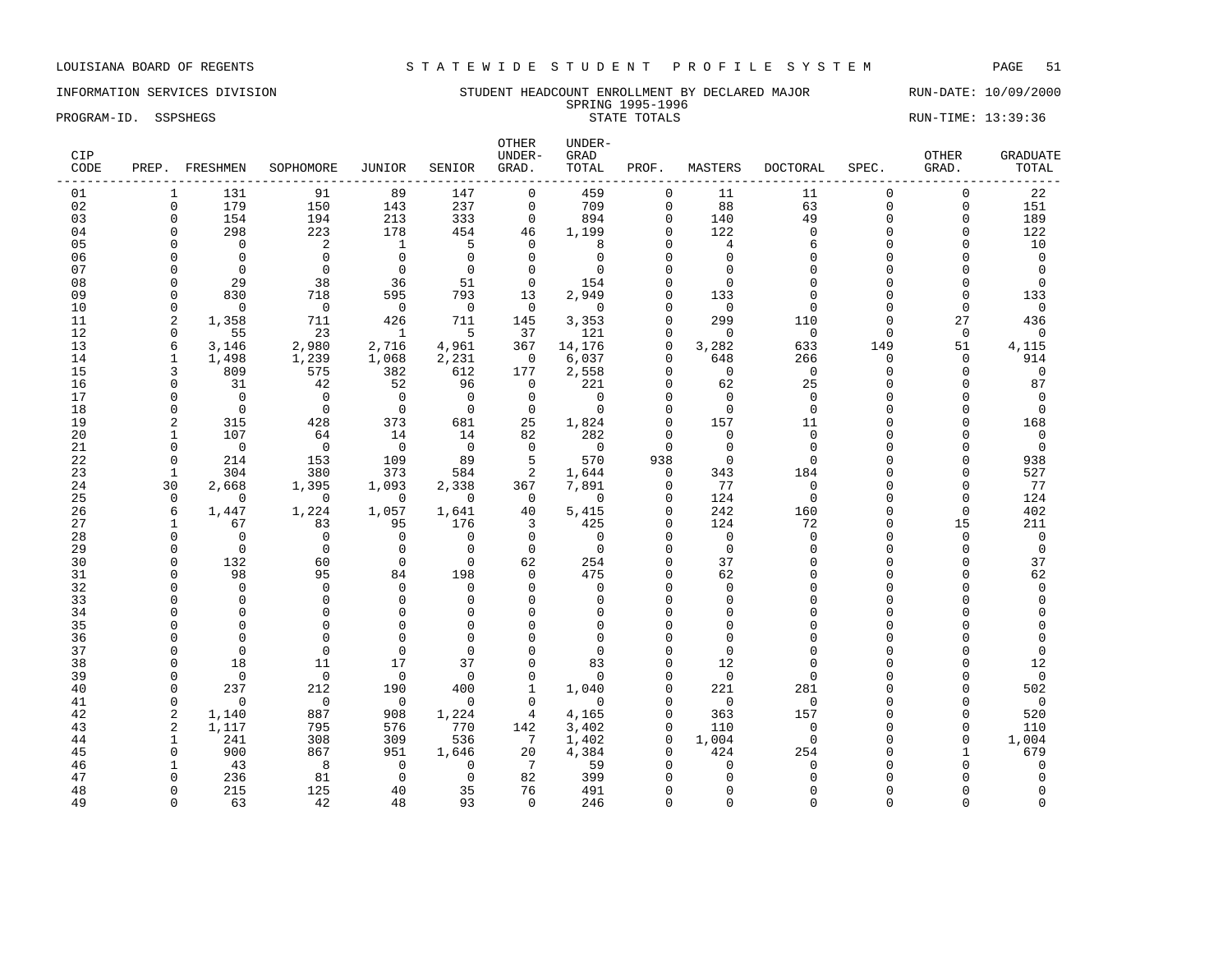LOUISIANA BOARD OF REGENTS — STATEWIDE STUDENT PROFILE SYSTEM

INFORMATION SERVICES DIVISION — STUDENT HEADCOUNT ENROLLMENT BY DECLARED MAJOR — RUN-DATE: 10/09/2000

SPRING 1995-1996

PROGRAM-ID. SSPSHEGS — STATE TOTALS — RUN-TIME: 13:39:36

| CIP CODE | PREP. | FRESHMEN | SOPHOMORE | JUNIOR | SENIOR | OTHER UNDER-GRAD. | UNDER-GRAD TOTAL | PROF. | MASTERS | DOCTORAL | SPEC. | OTHER GRAD. | GRADUATE TOTAL |
|---|---|---|---|---|---|---|---|---|---|---|---|---|---|
| 01 | 1 | 131 | 91 | 89 | 147 | 0 | 459 | 0 | 11 | 11 | 0 | 0 | 22 |
| 02 | 0 | 179 | 150 | 143 | 237 | 0 | 709 | 0 | 88 | 63 | 0 | 0 | 151 |
| 03 | 0 | 154 | 194 | 213 | 333 | 0 | 894 | 0 | 140 | 49 | 0 | 0 | 189 |
| 04 | 0 | 298 | 223 | 178 | 454 | 46 | 1,199 | 0 | 122 | 0 | 0 | 0 | 122 |
| 05 | 0 | 0 | 2 | 1 | 5 | 0 | 8 | 0 | 4 | 6 | 0 | 0 | 10 |
| 06 | 0 | 0 | 0 | 0 | 0 | 0 | 0 | 0 | 0 | 0 | 0 | 0 | 0 |
| 07 | 0 | 0 | 0 | 0 | 0 | 0 | 0 | 0 | 0 | 0 | 0 | 0 | 0 |
| 08 | 0 | 29 | 38 | 36 | 51 | 0 | 154 | 0 | 0 | 0 | 0 | 0 | 0 |
| 09 | 0 | 830 | 718 | 595 | 793 | 13 | 2,949 | 0 | 133 | 0 | 0 | 0 | 133 |
| 10 | 0 | 0 | 0 | 0 | 0 | 0 | 0 | 0 | 0 | 0 | 0 | 0 | 0 |
| 11 | 2 | 1,358 | 711 | 426 | 711 | 145 | 3,353 | 0 | 299 | 110 | 0 | 27 | 436 |
| 12 | 0 | 55 | 23 | 1 | 5 | 37 | 121 | 0 | 0 | 0 | 0 | 0 | 0 |
| 13 | 6 | 3,146 | 2,980 | 2,716 | 4,961 | 367 | 14,176 | 0 | 3,282 | 633 | 149 | 51 | 4,115 |
| 14 | 1 | 1,498 | 1,239 | 1,068 | 2,231 | 0 | 6,037 | 0 | 648 | 266 | 0 | 0 | 914 |
| 15 | 3 | 809 | 575 | 382 | 612 | 177 | 2,558 | 0 | 0 | 0 | 0 | 0 | 0 |
| 16 | 0 | 31 | 42 | 52 | 96 | 0 | 221 | 0 | 62 | 25 | 0 | 0 | 87 |
| 17 | 0 | 0 | 0 | 0 | 0 | 0 | 0 | 0 | 0 | 0 | 0 | 0 | 0 |
| 18 | 0 | 0 | 0 | 0 | 0 | 0 | 0 | 0 | 0 | 0 | 0 | 0 | 0 |
| 19 | 2 | 315 | 428 | 373 | 681 | 25 | 1,824 | 0 | 157 | 11 | 0 | 0 | 168 |
| 20 | 1 | 107 | 64 | 14 | 14 | 82 | 282 | 0 | 0 | 0 | 0 | 0 | 0 |
| 21 | 0 | 0 | 0 | 0 | 0 | 0 | 0 | 0 | 0 | 0 | 0 | 0 | 0 |
| 22 | 0 | 214 | 153 | 109 | 89 | 5 | 570 | 938 | 0 | 0 | 0 | 0 | 938 |
| 23 | 1 | 304 | 380 | 373 | 584 | 2 | 1,644 | 0 | 343 | 184 | 0 | 0 | 527 |
| 24 | 30 | 2,668 | 1,395 | 1,093 | 2,338 | 367 | 7,891 | 0 | 77 | 0 | 0 | 0 | 77 |
| 25 | 0 | 0 | 0 | 0 | 0 | 0 | 0 | 0 | 124 | 0 | 0 | 0 | 124 |
| 26 | 6 | 1,447 | 1,224 | 1,057 | 1,641 | 40 | 5,415 | 0 | 242 | 160 | 0 | 0 | 402 |
| 27 | 1 | 67 | 83 | 95 | 176 | 3 | 425 | 0 | 124 | 72 | 0 | 15 | 211 |
| 28 | 0 | 0 | 0 | 0 | 0 | 0 | 0 | 0 | 0 | 0 | 0 | 0 | 0 |
| 29 | 0 | 0 | 0 | 0 | 0 | 0 | 0 | 0 | 0 | 0 | 0 | 0 | 0 |
| 30 | 0 | 132 | 60 | 0 | 0 | 62 | 254 | 0 | 37 | 0 | 0 | 0 | 37 |
| 31 | 0 | 98 | 95 | 84 | 198 | 0 | 475 | 0 | 62 | 0 | 0 | 0 | 62 |
| 32 | 0 | 0 | 0 | 0 | 0 | 0 | 0 | 0 | 0 | 0 | 0 | 0 | 0 |
| 33 | 0 | 0 | 0 | 0 | 0 | 0 | 0 | 0 | 0 | 0 | 0 | 0 | 0 |
| 34 | 0 | 0 | 0 | 0 | 0 | 0 | 0 | 0 | 0 | 0 | 0 | 0 | 0 |
| 35 | 0 | 0 | 0 | 0 | 0 | 0 | 0 | 0 | 0 | 0 | 0 | 0 | 0 |
| 36 | 0 | 0 | 0 | 0 | 0 | 0 | 0 | 0 | 0 | 0 | 0 | 0 | 0 |
| 37 | 0 | 0 | 0 | 0 | 0 | 0 | 0 | 0 | 0 | 0 | 0 | 0 | 0 |
| 38 | 0 | 18 | 11 | 17 | 37 | 0 | 83 | 0 | 12 | 0 | 0 | 0 | 12 |
| 39 | 0 | 0 | 0 | 0 | 0 | 0 | 0 | 0 | 0 | 0 | 0 | 0 | 0 |
| 40 | 0 | 237 | 212 | 190 | 400 | 1 | 1,040 | 0 | 221 | 281 | 0 | 0 | 502 |
| 41 | 0 | 0 | 0 | 0 | 0 | 0 | 0 | 0 | 0 | 0 | 0 | 0 | 0 |
| 42 | 2 | 1,140 | 887 | 908 | 1,224 | 4 | 4,165 | 0 | 363 | 157 | 0 | 0 | 520 |
| 43 | 2 | 1,117 | 795 | 576 | 770 | 142 | 3,402 | 0 | 110 | 0 | 0 | 0 | 110 |
| 44 | 1 | 241 | 308 | 309 | 536 | 7 | 1,402 | 0 | 1,004 | 0 | 0 | 0 | 1,004 |
| 45 | 0 | 900 | 867 | 951 | 1,646 | 20 | 4,384 | 0 | 424 | 254 | 0 | 1 | 679 |
| 46 | 1 | 43 | 8 | 0 | 0 | 7 | 59 | 0 | 0 | 0 | 0 | 0 | 0 |
| 47 | 0 | 236 | 81 | 0 | 0 | 82 | 399 | 0 | 0 | 0 | 0 | 0 | 0 |
| 48 | 0 | 215 | 125 | 40 | 35 | 76 | 491 | 0 | 0 | 0 | 0 | 0 | 0 |
| 49 | 0 | 63 | 42 | 48 | 93 | 0 | 246 | 0 | 0 | 0 | 0 | 0 | 0 |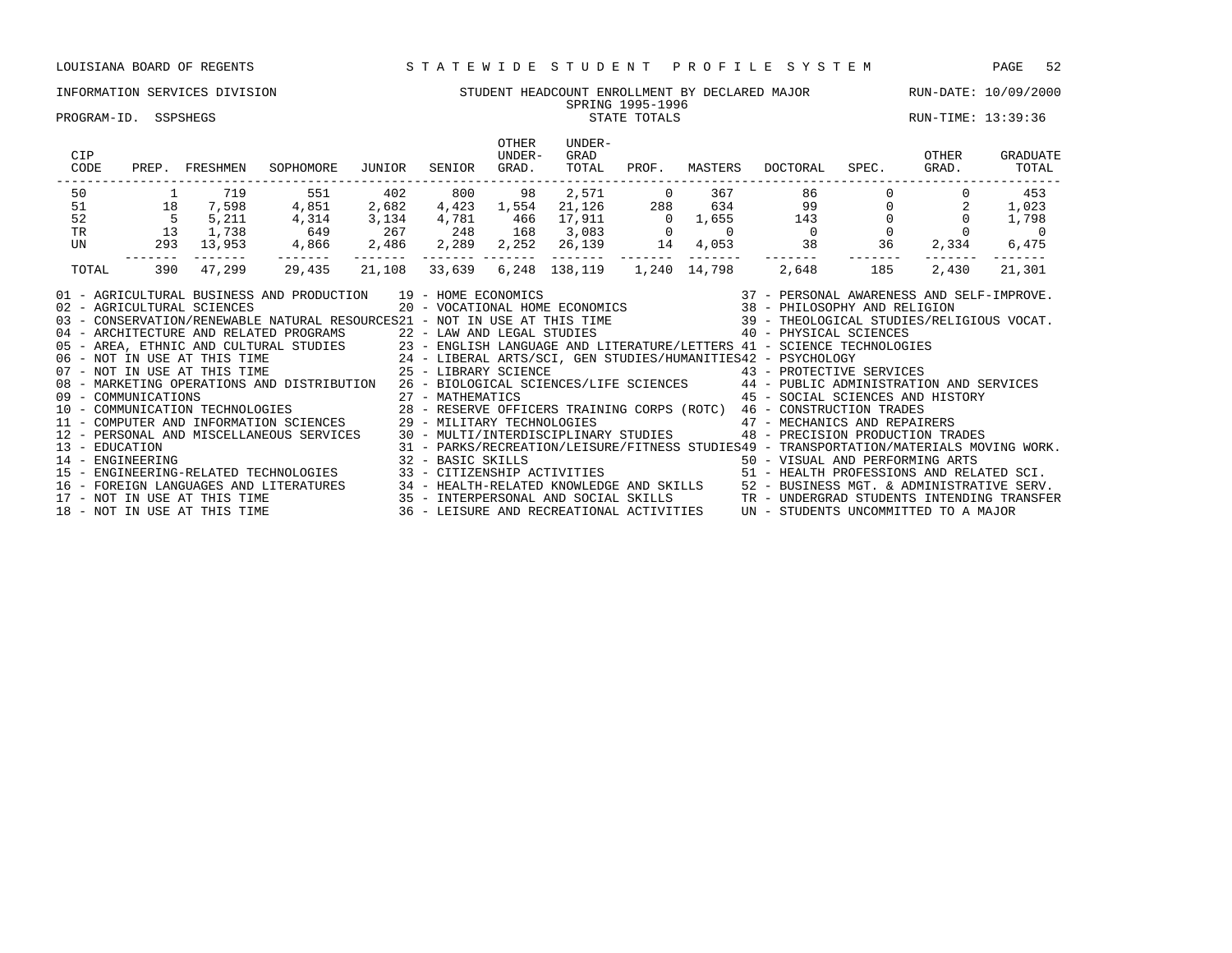LOUISIANA BOARD OF REGENTS — STATEWIDE STUDENT PROFILE SYSTEM

INFORMATION SERVICES DIVISION — STUDENT HEADCOUNT ENROLLMENT BY DECLARED MAJOR — RUN-DATE: 10/09/2000

SPRING 1995-1996

PROGRAM-ID. SSPSHEGS — STATE TOTALS — RUN-TIME: 13:39:36

| CIP CODE | PREP. | FRESHMEN | SOPHOMORE | JUNIOR | SENIOR | OTHER UNDER-GRAD. | UNDER-GRAD TOTAL | PROF. | MASTERS | DOCTORAL | SPEC. | OTHER GRAD. | GRADUATE TOTAL |
|---|---|---|---|---|---|---|---|---|---|---|---|---|---|
| 50 | 1 | 719 | 551 | 402 | 800 | 98 | 2,571 | 0 | 367 | 86 | 0 | 0 | 453 |
| 51 | 18 | 7,598 | 4,851 | 2,682 | 4,423 | 1,554 | 21,126 | 288 | 634 | 99 | 0 | 2 | 1,023 |
| 52 | 5 | 5,211 | 4,314 | 3,134 | 4,781 | 466 | 17,911 | 0 | 1,655 | 143 | 0 | 0 | 1,798 |
| TR | 13 | 1,738 | 649 | 267 | 248 | 168 | 3,083 | 0 | 0 | 0 | 0 | 0 | 0 |
| UN | 293 | 13,953 | 4,866 | 2,486 | 2,289 | 2,252 | 26,139 | 14 | 4,053 | 38 | 36 | 2,334 | 6,475 |
| TOTAL | 390 | 47,299 | 29,435 | 21,108 | 33,639 | 6,248 | 138,119 | 1,240 | 14,798 | 2,648 | 185 | 2,430 | 21,301 |

01 - AGRICULTURAL BUSINESS AND PRODUCTION
02 - AGRICULTURAL SCIENCES
03 - CONSERVATION/RENEWABLE NATURAL RESOURCES
04 - ARCHITECTURE AND RELATED PROGRAMS
05 - AREA, ETHNIC AND CULTURAL STUDIES
06 - NOT IN USE AT THIS TIME
07 - NOT IN USE AT THIS TIME
08 - MARKETING OPERATIONS AND DISTRIBUTION
09 - COMMUNICATIONS
10 - COMMUNICATION TECHNOLOGIES
11 - COMPUTER AND INFORMATION SCIENCES
12 - PERSONAL AND MISCELLANEOUS SERVICES
13 - EDUCATION
14 - ENGINEERING
15 - ENGINEERING-RELATED TECHNOLOGIES
16 - FOREIGN LANGUAGES AND LITERATURES
17 - NOT IN USE AT THIS TIME
18 - NOT IN USE AT THIS TIME
19 - HOME ECONOMICS
20 - VOCATIONAL HOME ECONOMICS
21 - NOT IN USE AT THIS TIME
22 - LAW AND LEGAL STUDIES
23 - ENGLISH LANGUAGE AND LITERATURE/LETTERS
24 - LIBERAL ARTS/SCI, GEN STUDIES/HUMANITIES
25 - LIBRARY SCIENCE
26 - BIOLOGICAL SCIENCES/LIFE SCIENCES
27 - MATHEMATICS
28 - RESERVE OFFICERS TRAINING CORPS (ROTC)
29 - MILITARY TECHNOLOGIES
30 - MULTI/INTERDISCIPLINARY STUDIES
31 - PARKS/RECREATION/LEISURE/FITNESS STUDIES
32 - BASIC SKILLS
33 - CITIZENSHIP ACTIVITIES
34 - HEALTH-RELATED KNOWLEDGE AND SKILLS
35 - INTERPERSONAL AND SOCIAL SKILLS
36 - LEISURE AND RECREATIONAL ACTIVITIES
37 - PERSONAL AWARENESS AND SELF-IMPROVE.
38 - PHILOSOPHY AND RELIGION
39 - THEOLOGICAL STUDIES/RELIGIOUS VOCAT.
40 - PHYSICAL SCIENCES
41 - SCIENCE TECHNOLOGIES
42 - PSYCHOLOGY
43 - PROTECTIVE SERVICES
44 - PUBLIC ADMINISTRATION AND SERVICES
45 - SOCIAL SCIENCES AND HISTORY
46 - CONSTRUCTION TRADES
47 - MECHANICS AND REPAIRERS
48 - PRECISION PRODUCTION TRADES
49 - TRANSPORTATION/MATERIALS MOVING WORK.
50 - VISUAL AND PERFORMING ARTS
51 - HEALTH PROFESSIONS AND RELATED SCI.
52 - BUSINESS MGT. & ADMINISTRATIVE SERV.
TR - UNDERGRAD STUDENTS INTENDING TRANSFER
UN - STUDENTS UNCOMMITTED TO A MAJOR